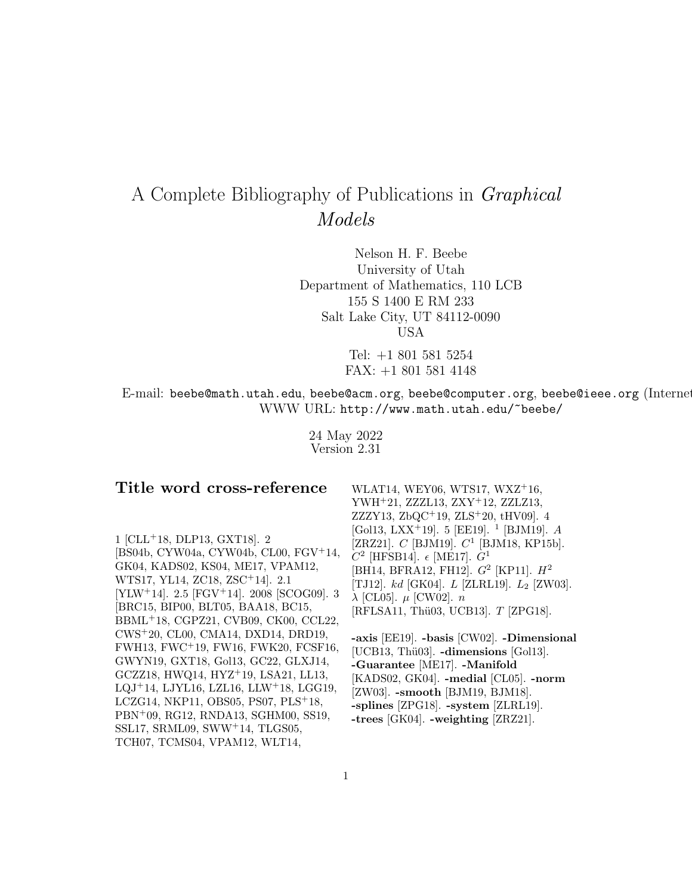# A Complete Bibliography of Publications in *Graphical Models*

Nelson H. F. Beebe
University of Utah
Department of Mathematics, 110 LCB
155 S 1400 E RM 233
Salt Lake City, UT 84112-0090
USA

Tel: +1 801 581 5254
FAX: +1 801 581 4148

E-mail: beebe@math.utah.edu, beebe@acm.org, beebe@computer.org, beebe@ieee.org (Internet)
WWW URL: http://www.math.utah.edu/~beebe/

24 May 2022
Version 2.31

## Title word cross-reference

1 [CLL+18, DLP13, GXT18]. 2 [BS04b, CYW04a, CYW04b, CL00, FGV+14, GK04, KADS02, KS04, ME17, VPAM12, WTS17, YL14, ZC18, ZSC+14]. 2.1 [YLW+14]. 2.5 [FGV+14]. 2008 [SCOG09]. 3 [BRC15, BIP00, BLT05, BAA18, BC15, BBML+18, CGPZ21, CVB09, CK00, CCL22, CWS+20, CL00, CMA14, DXD14, DRD19, FWH13, FWC+19, FW16, FWK20, FCSF16, GWYN19, GXT18, Gol13, GC22, GLXJ14, GCZZ18, HWQ14, HYZ+19, LSA21, LL13, LQJ+14, LJYL16, LZL16, LLW+18, LGG19, LCZG14, NKP11, OBS05, PS07, PLS+18, PBN+09, RG12, RNDA13, SGHM00, SS19, SSL17, SRML09, SWW+14, TLGS05, TCH07, TCMS04, VPAM12, WLT14, WLAT14, WEY06, WTS17, WXZ+16, YWH+21, ZZZL13, ZXY+12, ZZLZ13, ZZZY13, ZbQC+19, ZLS+20, tHV09]. 4 [Gol13, LXX+19]. 5 [EE19]. $^1$ [BJM19]. $A$ [ZRZ21]. $C$ [BJM19]. $C^1$ [BJM18, KP15b]. $C^2$ [HFSB14]. $\epsilon$ [ME17]. $G^1$ [BH14, BFRA12, FH12]. $G^2$ [KP11]. $H^2$ [TJ12]. $kd$ [GK04]. $L$ [ZLRL19]. $L_2$ [ZW03]. $\lambda$ [CL05]. $\mu$ [CW02]. $n$ [RFLSA11, Thü03, UCB13]. $T$ [ZPG18].

**-axis** [EE19]. **-basis** [CW02]. **-Dimensional** [UCB13, Thü03]. **-dimensions** [Gol13]. **-Guarantee** [ME17]. **-Manifold** [KADS02, GK04]. **-medial** [CL05]. **-norm** [ZW03]. **-smooth** [BJM19, BJM18]. **-splines** [ZPG18]. **-system** [ZLRL19]. **-trees** [GK04]. **-weighting** [ZRZ21].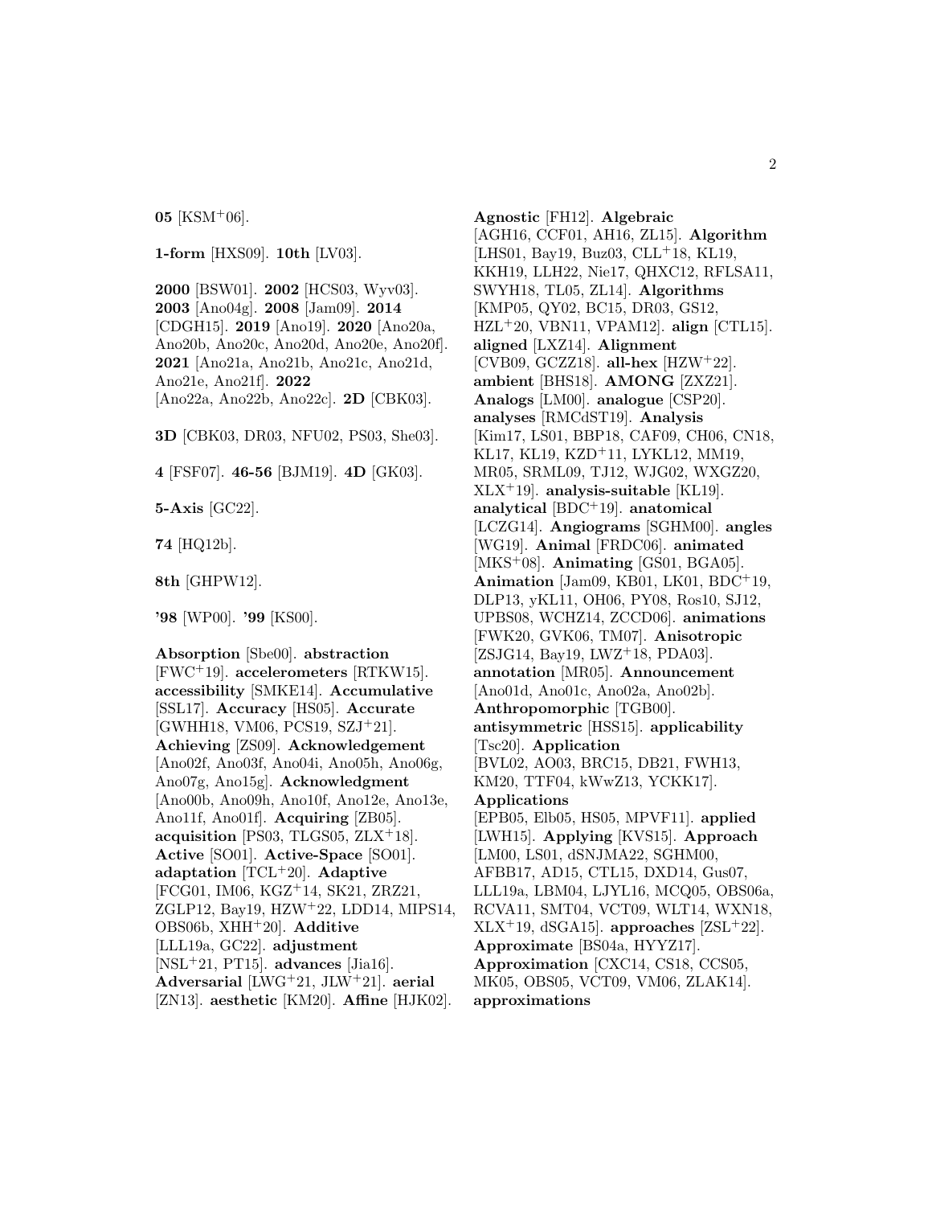**05** [KSM[+]06].

**1-form** [HXS09]. **10th** [LV03].

**2000** [BSW01]. **2002** [HCS03, Wyv03]. **2003** [Ano04g]. **2008** [Jam09]. **2014** [CDGH15]. **2019** [Ano19]. **2020** [Ano20a, Ano20b, Ano20c, Ano20d, Ano20e, Ano20f]. **2021** [Ano21a, Ano21b, Ano21c, Ano21d, Ano21e, Ano21f]. **2022** [Ano22a, Ano22b, Ano22c]. **2D** [CBK03].

**3D** [CBK03, DR03, NFU02, PS03, She03].

**4** [FSF07]. **46-56** [BJM19]. **4D** [GK03].

**5-Axis** [GC22].

**74** [HQ12b].

**8th** [GHPW12].

**'98** [WP00]. **'99** [KS00].

**Absorption** [Sbe00]. **abstraction** [FWC[+]19]. **accelerometers** [RTKW15]. **accessibility** [SMKE14]. **Accumulative** [SSL17]. **Accuracy** [HS05]. **Accurate** [GWHH18, VM06, PCS19, SZJ[+]21]. **Achieving** [ZS09]. **Acknowledgement** [Ano02f, Ano03f, Ano04i, Ano05h, Ano06g, Ano07g, Ano15g]. **Acknowledgment** [Ano00b, Ano09h, Ano10f, Ano12e, Ano13e, Ano11f, Ano01f]. **Acquiring** [ZB05]. **acquisition** [PS03, TLGS05, ZLX[+]18]. **Active** [SO01]. **Active-Space** [SO01]. **adaptation** [TCL[+]20]. **Adaptive** [FCG01, IM06, KGZ[+]14, SK21, ZRZ21, ZGLP12, Bay19, HZW[+]22, LDD14, MIPS14, OBS06b, XHH[+]20]. **Additive** [LLL19a, GC22]. **adjustment** [NSL[+]21, PT15]. **advances** [Jia16]. **Adversarial** [LWG[+]21, JLW[+]21]. **aerial** [ZN13]. **aesthetic** [KM20]. **Affine** [HJK02].

**Agnostic** [FH12]. **Algebraic** [AGH16, CCF01, AH16, ZL15]. **Algorithm** [LHS01, Bay19, Buz03, CLL[+]18, KL19, KKH19, LLH22, Nie17, QHXC12, RFLSA11, SWYH18, TL05, ZL14]. **Algorithms** [KMP05, QY02, BC15, DR03, GS12, HZL[+]20, VBN11, VPAM12]. **align** [CTL15]. **aligned** [LXZ14]. **Alignment** [CVB09, GCZZ18]. **all-hex** [HZW[+]22]. **ambient** [BHS18]. **AMONG** [ZXZ21]. **Analogs** [LM00]. **analogue** [CSP20]. **analyses** [RMCdST19]. **Analysis** [Kim17, LS01, BBP18, CAF09, CH06, CN18, KL17, KL19, KZD[+]11, LYKL12, MM19, MR05, SRML09, TJ12, WJG02, WXGZ20, XLX[+]19]. **analysis-suitable** [KL19]. **analytical** [BDC[+]19]. **anatomical** [LCZG14]. **Angiograms** [SGHM00]. **angles** [WG19]. **Animal** [FRDC06]. **animated** [MKS[+]08]. **Animating** [GS01, BGA05]. **Animation** [Jam09, KB01, LK01, BDC[+]19, DLP13, yKL11, OH06, PY08, Ros10, SJ12, UPBS08, WCHZ14, ZCCD06]. **animations** [FWK20, GVK06, TM07]. **Anisotropic** [ZSJG14, Bay19, LWZ[+]18, PDA03]. **annotation** [MR05]. **Announcement** [Ano01d, Ano01c, Ano02a, Ano02b]. **Anthropomorphic** [TGB00]. **antisymmetric** [HSS15]. **applicability** [Tsc20]. **Application** [BVL02, AO03, BRC15, DB21, FWH13, KM20, TTF04, kWwZ13, YCKK17]. **Applications** [EPB05, Elb05, HS05, MPVF11]. **applied** [LWH15]. **Applying** [KVS15]. **Approach** [LM00, LS01, dSNJMA22, SGHM00, AFBB17, AD15, CTL15, DXD14, Gus07, LLL19a, LBM04, LJYL16, MCQ05, OBS06a, RCVA11, SMT04, VCT09, WLT14, WXN18, XLX[+]19, dSGA15]. **approaches** [ZSL[+]22]. **Approximate** [BS04a, HYYZ17]. **Approximation** [CXC14, CS18, CCS05, MK05, OBS05, VCT09, VM06, ZLAK14]. **approximations**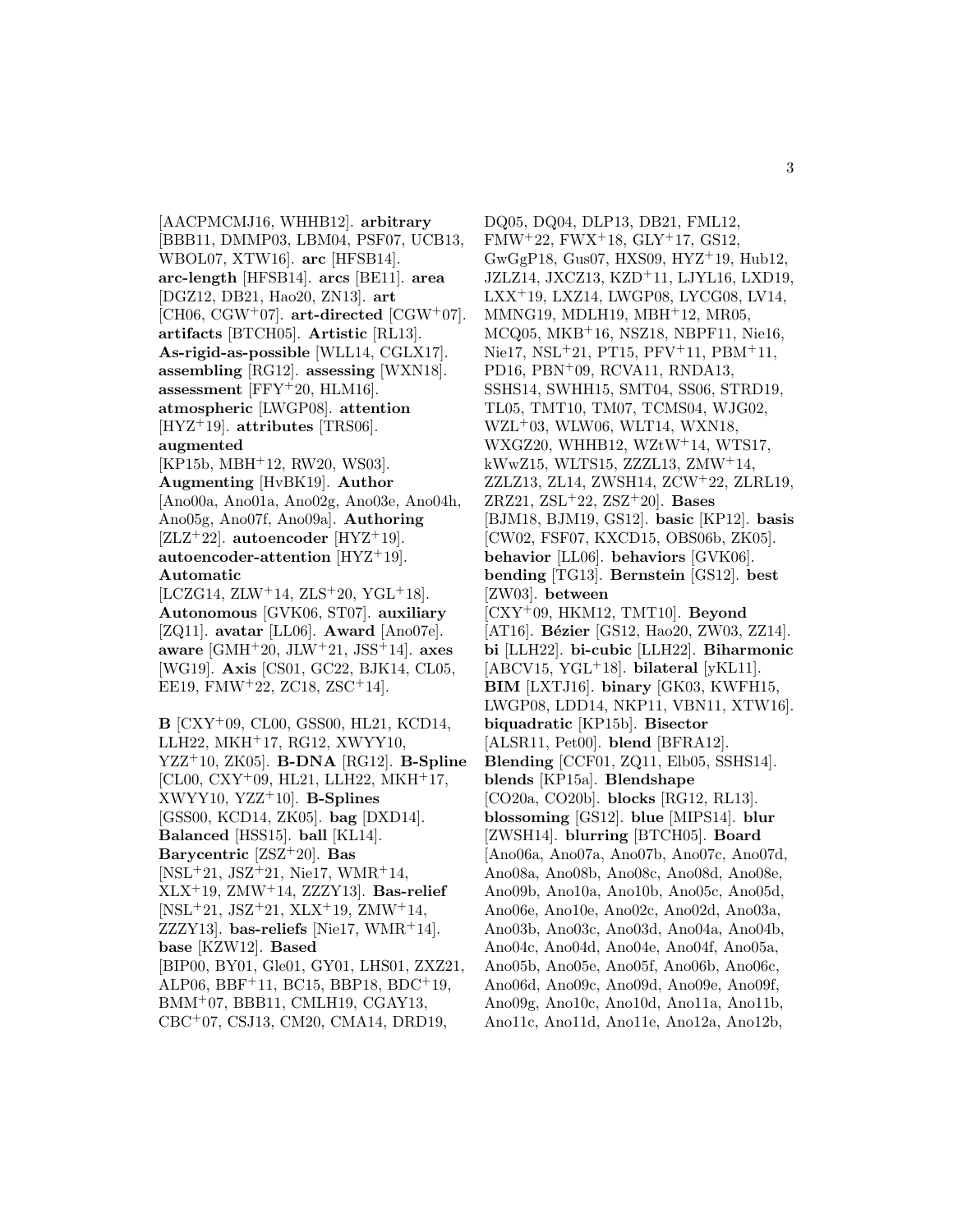[AACPMCMJ16, WHHB12]. **arbitrary** [BBB11, DMMP03, LBM04, PSF07, UCB13, WBOL07, XTW16]. **arc** [HFSB14]. **arc-length** [HFSB14]. **arcs** [BE11]. **area** [DGZ12, DB21, Hao20, ZN13]. **art** [CH06, CGW[+]07]. **art-directed** [CGW[+]07]. **artifacts** [BTCH05]. **Artistic** [RL13]. **As-rigid-as-possible** [WLL14, CGLX17]. **assembling** [RG12]. **assessing** [WXN18]. **assessment** [FFY[+]20, HLM16]. **atmospheric** [LWGP08]. **attention** [HYZ[+]19]. **attributes** [TRS06]. **augmented** [KP15b, MBH[+]12, RW20, WS03]. **Augmenting** [HvBK19]. **Author** [Ano00a, Ano01a, Ano02g, Ano03e, Ano04h, Ano05g, Ano07f, Ano09a]. **Authoring** [ZLZ[+]22]. **autoencoder** [HYZ[+]19]. **autoencoder-attention** [HYZ[+]19]. **Automatic** [LCZG14, ZLW[+]14, ZLS[+]20, YGL[+]18]. **Autonomous** [GVK06, ST07]. **auxiliary** [ZQ11]. **avatar** [LL06]. **Award** [Ano07e]. **aware** [GMH[+]20, JLW[+]21, JSS[+]14]. **axes** [WG19]. **Axis** [CS01, GC22, BJK14, CL05, EE19, FMW[+]22, ZC18, ZSC[+]14].

**B** [CXY[+]09, CL00, GSS00, HL21, KCD14, LLH22, MKH[+]17, RG12, XWYY10, YZZ[+]10, ZK05]. **B-DNA** [RG12]. **B-Spline** [CL00, CXY[+]09, HL21, LLH22, MKH[+]17, XWYY10, YZZ[+]10]. **B-Splines** [GSS00, KCD14, ZK05]. **bag** [DXD14]. **Balanced** [HSS15]. **ball** [KL14]. **Barycentric** [ZSZ[+]20]. **Bas** [NSL[+]21, JSZ[+]21, Nie17, WMR[+]14, XLX[+]19, ZMW[+]14, ZZZY13]. **Bas-relief** [NSL[+]21, JSZ[+]21, XLX[+]19, ZMW[+]14, ZZZY13]. **bas-reliefs** [Nie17, WMR[+]14]. **base** [KZW12]. **Based** [BIP00, BY01, Gle01, GY01, LHS01, ZXZ21, ALP06, BBF[+]11, BC15, BBP18, BDC[+]19, BMM[+]07, BBB11, CMLH19, CGAY13, CBC[+]07, CSJ13, CM20, CMA14, DRD19, DQ05, DQ04, DLP13, DB21, FML12, FMW[+]22, FWX[+]18, GLY[+]17, GS12, GwGgP18, Gus07, HXS09, HYZ[+]19, Hub12, JZLZ14, JXCZ13, KZD[+]11, LJYL16, LXD19, LXX[+]19, LXZ14, LWGP08, LYCG08, LV14, MMNG19, MDLH19, MBH[+]12, MR05, MCQ05, MKB[+]16, NSZ18, NBPF11, Nie16, Nie17, NSL[+]21, PT15, PFV[+]11, PBM[+]11, PD16, PBN[+]09, RCVA11, RNDA13, SSHS14, SWHH15, SMT04, SS06, STRD19, TL05, TMT10, TM07, TCMS04, WJG02, WZL[+]03, WLW06, WLT14, WXN18, WXGZ20, WHHB12, WZtW[+]14, WTS17, kWwZ15, WLTS15, ZZZL13, ZMW[+]14, ZZLZ13, ZL14, ZWSH14, ZCW[+]22, ZLRL19, ZRZ21, ZSL[+]22, ZSZ[+]20]. **Bases** [BJM18, BJM19, GS12]. **basic** [KP12]. **basis** [CW02, FSF07, KXCD15, OBS06b, ZK05]. **behavior** [LL06]. **behaviors** [GVK06]. **bending** [TG13]. **Bernstein** [GS12]. **best** [ZW03]. **between** [CXY[+]09, HKM12, TMT10]. **Beyond** [AT16]. **Bézier** [GS12, Hao20, ZW03, ZZ14]. **bi** [LLH22]. **bi-cubic** [LLH22]. **Biharmonic** [ABCV15, YGL[+]18]. **bilateral** [yKL11]. **BIM** [LXTJ16]. **binary** [GK03, KWFH15, LWGP08, LDD14, NKP11, VBN11, XTW16]. **biquadratic** [KP15b]. **Bisector** [ALSR11, Pet00]. **blend** [BFRA12]. **Blending** [CCF01, ZQ11, Elb05, SSHS14]. **blends** [KP15a]. **Blendshape** [CO20a, CO20b]. **blocks** [RG12, RL13]. **blossoming** [GS12]. **blue** [MIPS14]. **blur** [ZWSH14]. **blurring** [BTCH05]. **Board** [Ano06a, Ano07a, Ano07b, Ano07c, Ano07d, Ano08a, Ano08b, Ano08c, Ano08d, Ano08e, Ano09b, Ano10a, Ano10b, Ano05c, Ano05d, Ano06e, Ano10e, Ano02c, Ano02d, Ano03a, Ano03b, Ano03c, Ano03d, Ano04a, Ano04b, Ano04c, Ano04d, Ano04e, Ano04f, Ano05a, Ano05b, Ano05e, Ano05f, Ano06b, Ano06c, Ano06d, Ano09c, Ano09d, Ano09e, Ano09f, Ano09g, Ano10c, Ano10d, Ano11a, Ano11b, Ano11c, Ano11d, Ano11e, Ano12a, Ano12b,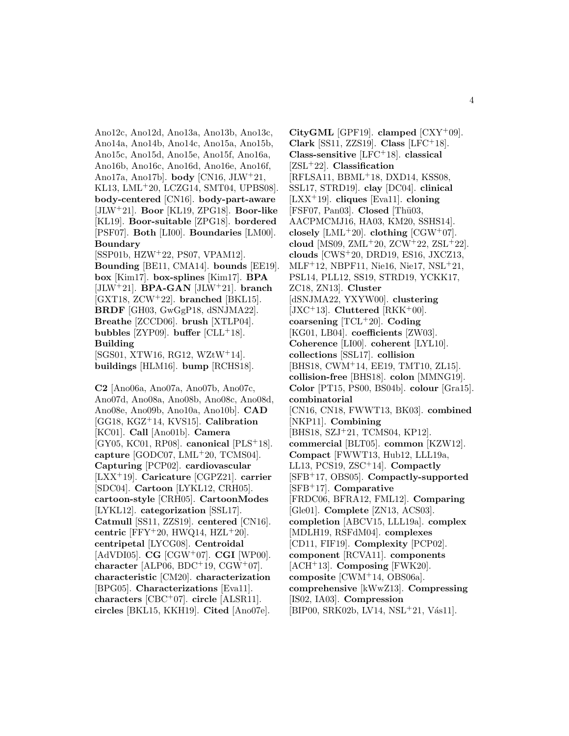Ano12c, Ano12d, Ano13a, Ano13b, Ano13c, Ano14a, Ano14b, Ano14c, Ano15a, Ano15b, Ano15c, Ano15d, Ano15e, Ano15f, Ano16a, Ano16b, Ano16c, Ano16d, Ano16e, Ano16f, Ano17a, Ano17b]. **body** [CN16, JLW+21, KL13, LML+20, LCZG14, SMT04, UPBS08]. **body-centered** [CN16]. **body-part-aware** [JLW+21]. **Boor** [KL19, ZPG18]. **Boor-like** [KL19]. **Boor-suitable** [ZPG18]. **bordered** [PSF07]. **Both** [LI00]. **Boundaries** [LM00]. **Boundary** [SSP01b, HZW+22, PS07, VPAM12]. **Bounding** [BE11, CMA14]. **bounds** [EE19]. **box** [Kim17]. **box-splines** [Kim17]. **BPA** [JLW+21]. **BPA-GAN** [JLW+21]. **branch** [GXT18, ZCW+22]. **branched** [BKL15]. **BRDF** [GH03, GwGgP18, dSNJMA22]. **Breathe** [ZCCD06]. **brush** [XTLP04]. **bubbles** [ZYP09]. **buffer** [CLL+18]. **Building** [SGS01, XTW16, RG12, WZtW+14]. **buildings** [HLM16]. **bump** [RCHS18].

**C2** [Ano06a, Ano07a, Ano07b, Ano07c, Ano07d, Ano08a, Ano08b, Ano08c, Ano08d, Ano08e, Ano09b, Ano10a, Ano10b]. **CAD** [GG18, KGZ+14, KVS15]. **Calibration** [KC01]. **Call** [Ano01b]. **Camera** [GY05, KC01, RP08]. **canonical** [PLS+18]. **capture** [GODC07, LML+20, TCMS04]. **Capturing** [PCP02]. **cardiovascular** [LXX+19]. **Caricature** [CGPZ21]. **carrier** [SDC04]. **Cartoon** [LYKL12, CRH05]. **cartoon-style** [CRH05]. **CartoonModes** [LYKL12]. **categorization** [SSL17]. **Catmull** [SS11, ZZS19]. **centered** [CN16]. **centric** [FFY+20, HWQ14, HZL+20]. **centripetal** [LYCG08]. **Centroidal** [AdVDI05]. **CG** [CGW+07]. **CGI** [WP00]. **character** [ALP06, BDC+19, CGW+07]. **characteristic** [CM20]. **characterization** [BPG05]. **Characterizations** [Eva11]. **characters** [CBC+07]. **circle** [ALSR11]. **circles** [BKL15, KKH19]. **Cited** [Ano07e].

**CityGML** [GPF19]. **clamped** [CXY+09]. **Clark** [SS11, ZZS19]. **Class** [LFC+18]. **Class-sensitive** [LFC+18]. **classical** [ZSL+22]. **Classification** [RFLSA11, BBML+18, DXD14, KSS08, SSL17, STRD19]. **clay** [DC04]. **clinical** [LXX+19]. **cliques** [Eva11]. **cloning** [FSF07, Pan03]. **Closed** [Thü03, AACPMCMJ16, HA03, KM20, SSHS14]. **closely** [LML+20]. **clothing** [CGW+07]. **cloud** [MS09, ZML+20, ZCW+22, ZSL+22]. **clouds** [CWS+20, DRD19, ES16, JXCZ13, MLF+12, NBPF11, Nie16, Nie17, NSL+21, PSL14, PLL12, SS19, STRD19, YCKK17, ZC18, ZN13]. **Cluster** [dSNJMA22, YXYW00]. **clustering** [JXC+13]. **Cluttered** [RKK+00]. **coarsening** [TCL+20]. **Coding** [KG01, LB04]. **coefficients** [ZW03]. **Coherence** [LI00]. **coherent** [LYL10]. **collections** [SSL17]. **collision** [BHS18, CWM+14, EE19, TMT10, ZL15]. **collision-free** [BHS18]. **colon** [MMNG19]. **Color** [PT15, PS00, BS04b]. **colour** [Gra15]. **combinatorial** [CN16, CN18, FWWT13, BK03]. **combined** [NKP11]. **Combining** [BHS18, SZJ+21, TCMS04, KP12]. **commercial** [BLT05]. **common** [KZW12]. **Compact** [FWWT13, Hub12, LLL19a, LL13, PCS19, ZSC+14]. **Compactly** [SFB+17, OBS05]. **Compactly-supported** [SFB+17]. **Comparative** [FRDC06, BFRA12, FML12]. **Comparing** [Gle01]. **Complete** [ZN13, ACS03]. **completion** [ABCV15, LLL19a]. **complex** [MDLH19, RSFdM04]. **complexes** [CD11, FIF19]. **Complexity** [PCP02]. **component** [RCVA11]. **components** [ACH+13]. **Composing** [FWK20]. **composite** [CWM+14, OBS06a]. **comprehensive** [kWwZ13]. **Compressing** [IS02, IA03]. **Compression** [BIP00, SRK02b, LV14, NSL+21, Vás11].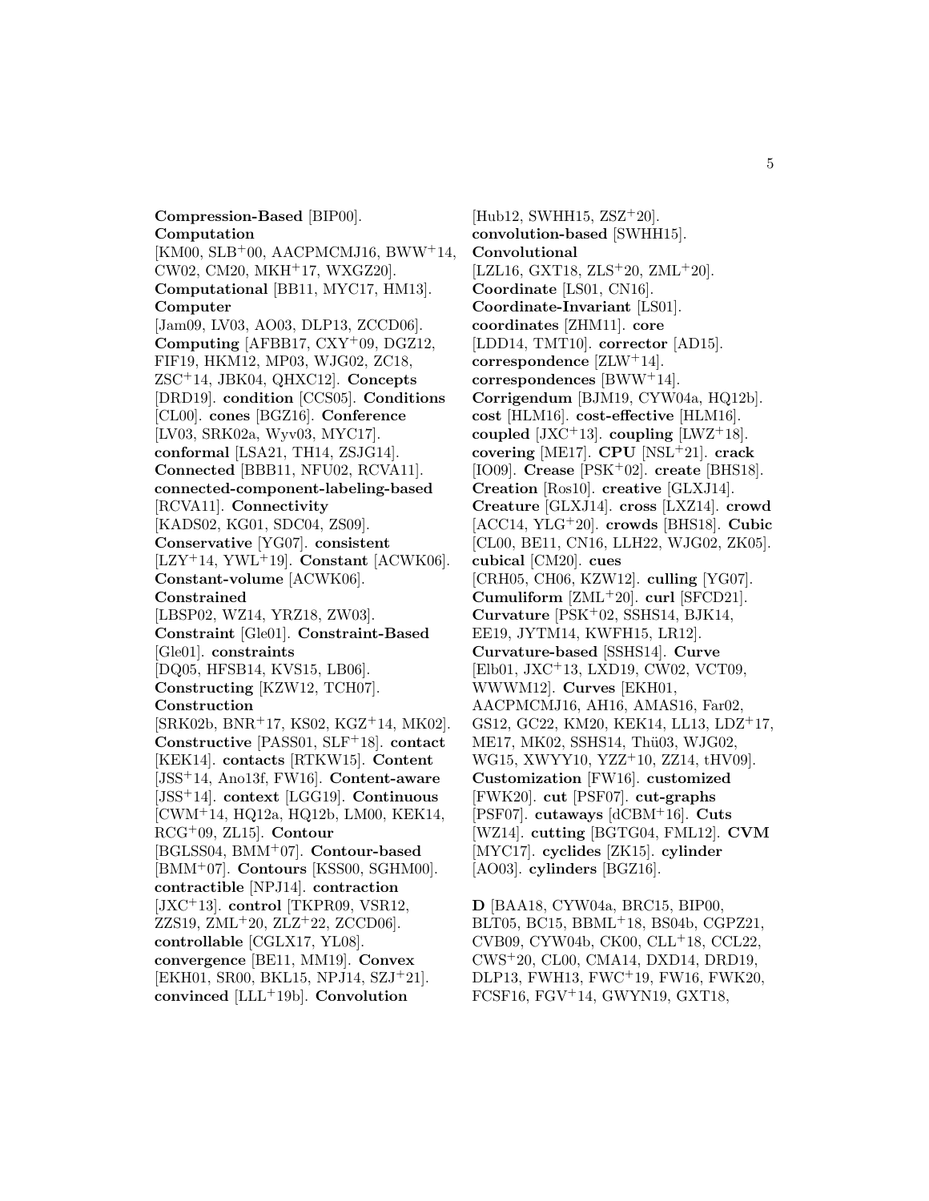**Compression-Based** [BIP00]. **Computation** [KM00, SLB+00, AACPMCMJ16, BWW+14, CW02, CM20, MKH+17, WXGZ20]. **Computational** [BB11, MYC17, HM13]. **Computer** [Jam09, LV03, AO03, DLP13, ZCCD06]. **Computing** [AFBB17, CXY+09, DGZ12, FIF19, HKM12, MP03, WJG02, ZC18, ZSC+14, JBK04, QHXC12]. **Concepts** [DRD19]. **condition** [CCS05]. **Conditions** [CL00]. **cones** [BGZ16]. **Conference** [LV03, SRK02a, Wyv03, MYC17]. **conformal** [LSA21, TH14, ZSJG14]. **Connected** [BBB11, NFU02, RCVA11]. **connected-component-labeling-based** [RCVA11]. **Connectivity** [KADS02, KG01, SDC04, ZS09]. **Conservative** [YG07]. **consistent** [LZY+14, YWL+19]. **Constant** [ACWK06]. **Constant-volume** [ACWK06]. **Constrained** [LBSP02, WZ14, YRZ18, ZW03]. **Constraint** [Gle01]. **Constraint-Based** [Gle01]. **constraints** [DQ05, HFSB14, KVS15, LB06]. **Constructing** [KZW12, TCH07]. **Construction** [SRK02b, BNR+17, KS02, KGZ+14, MK02]. **Constructive** [PASS01, SLF+18]. **contact** [KEK14]. **contacts** [RTKW15]. **Content** [JSS+14, Ano13f, FW16]. **Content-aware** [JSS+14]. **context** [LGG19]. **Continuous** [CWM+14, HQ12a, HQ12b, LM00, KEK14, RCG+09, ZL15]. **Contour** [BGLSS04, BMM+07]. **Contour-based** [BMM+07]. **Contours** [KSS00, SGHM00]. **contractible** [NPJ14]. **contraction** [JXC+13]. **control** [TKPR09, VSR12, ZZS19, ZML+20, ZLZ+22, ZCCD06]. **controllable** [CGLX17, YL08]. **convergence** [BE11, MM19]. **Convex** [EKH01, SR00, BKL15, NPJ14, SZJ+21]. **convinced** [LLL+19b]. **Convolution** [Hub12, SWHH15, ZSZ+20]. **convolution-based** [SWHH15]. **Convolutional** [LZL16, GXT18, ZLS+20, ZML+20]. **Coordinate** [LS01, CN16]. **Coordinate-Invariant** [LS01]. **coordinates** [ZHM11]. **core** [LDD14, TMT10]. **corrector** [AD15]. **correspondence** [ZLW+14]. **correspondences** [BWW+14]. **Corrigendum** [BJM19, CYW04a, HQ12b]. **cost** [HLM16]. **cost-effective** [HLM16]. **coupled** [JXC+13]. **coupling** [LWZ+18]. **covering** [ME17]. **CPU** [NSL+21]. **crack** [IO09]. **Crease** [PSK+02]. **create** [BHS18]. **Creation** [Ros10]. **creative** [GLXJ14]. **Creature** [GLXJ14]. **cross** [LXZ14]. **crowd** [ACC14, YLG+20]. **crowds** [BHS18]. **Cubic** [CL00, BE11, CN16, LLH22, WJG02, ZK05]. **cubical** [CM20]. **cues** [CRH05, CH06, KZW12]. **culling** [YG07]. **Cumuliform** [ZML+20]. **curl** [SFCD21]. **Curvature** [PSK+02, SSHS14, BJK14, EE19, JYTM14, KWFH15, LR12]. **Curvature-based** [SSHS14]. **Curve** [Elb01, JXC+13, LXD19, CW02, VCT09, WWWM12]. **Curves** [EKH01, AACPMCMJ16, AH16, AMAS16, Far02, GS12, GC22, KM20, KEK14, LL13, LDZ+17, ME17, MK02, SSHS14, Thü03, WJG02, WG15, XWYY10, YZZ+10, ZZ14, tHV09]. **Customization** [FW16]. **customized** [FWK20]. **cut** [PSF07]. **cut-graphs** [PSF07]. **cutaways** [dCBM+16]. **Cuts** [WZ14]. **cutting** [BGTG04, FML12]. **CVM** [MYC17]. **cyclides** [ZK15]. **cylinder** [AO03]. **cylinders** [BGZ16].

**D** [BAA18, CYW04a, BRC15, BIP00, BLT05, BC15, BBML+18, BS04b, CGPZ21, CVB09, CYW04b, CK00, CLL+18, CCL22, CWS+20, CL00, CMA14, DXD14, DRD19, DLP13, FWH13, FWC+19, FW16, FWK20, FCSF16, FGV+14, GWYN19, GXT18,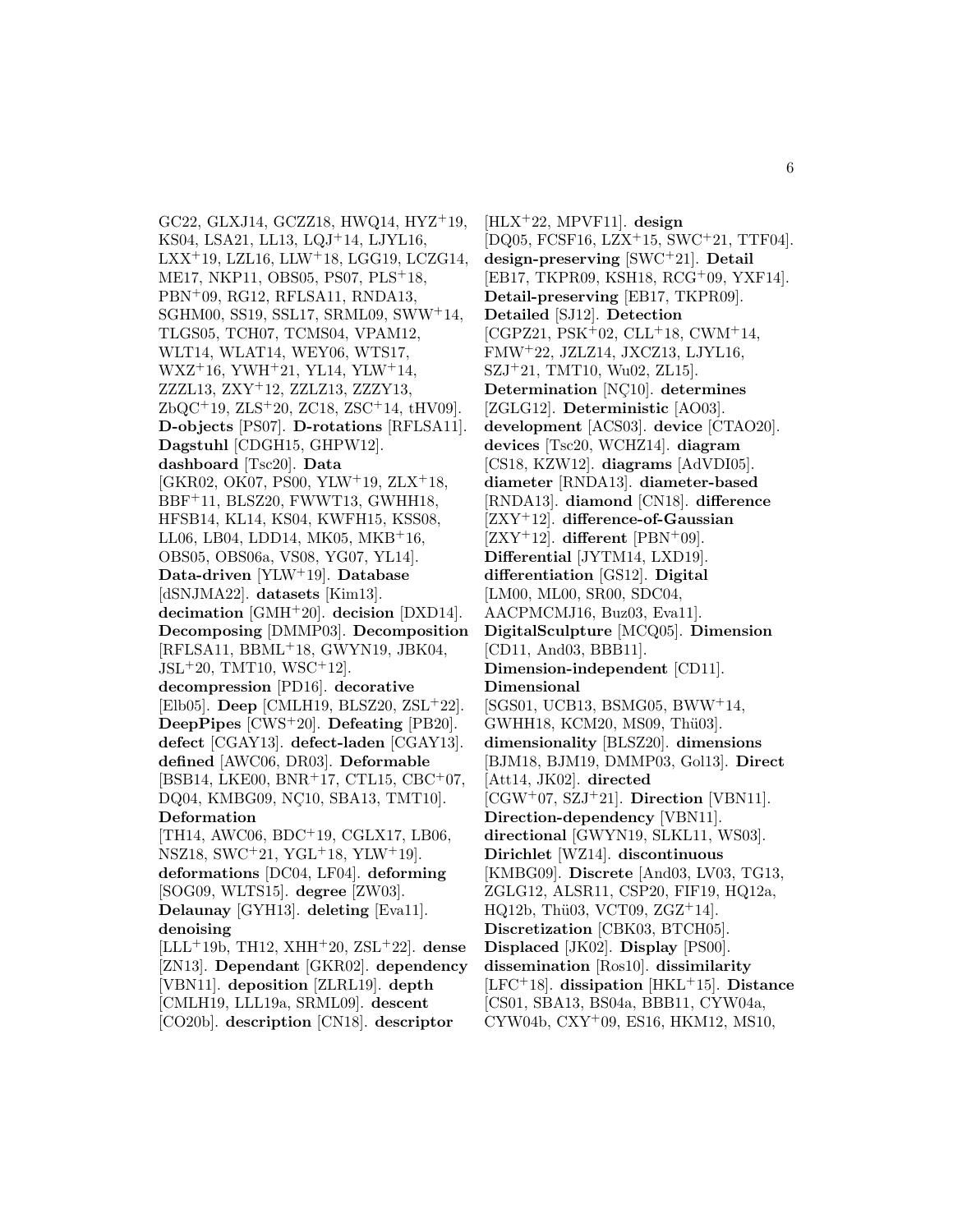GC22, GLXJ14, GCZZ18, HWQ14, HYZ+19, KS04, LSA21, LL13, LQJ+14, LJYL16, LXX+19, LZL16, LLW+18, LGG19, LCZG14, ME17, NKP11, OBS05, PS07, PLS+18, PBN+09, RG12, RFLSA11, RNDA13, SGHM00, SS19, SSL17, SRML09, SWW+14, TLGS05, TCH07, TCMS04, VPAM12, WLT14, WLAT14, WEY06, WTS17, WXZ+16, YWH+21, YL14, YLW+14, ZZZL13, ZXY+12, ZZLZ13, ZZZY13, ZbQC+19, ZLS+20, ZC18, ZSC+14, tHV09]. **D-objects** [PS07]. **D-rotations** [RFLSA11]. **Dagstuhl** [CDGH15, GHPW12]. **dashboard** [Tsc20]. **Data** [GKR02, OK07, PS00, YLW+19, ZLX+18, BBF+11, BLSZ20, FWWT13, GWHH18, HFSB14, KL14, KS04, KWFH15, KSS08, LL06, LB04, LDD14, MK05, MKB+16, OBS05, OBS06a, VS08, YG07, YL14]. **Data-driven** [YLW+19]. **Database** [dSNJMA22]. **datasets** [Kim13]. **decimation** [GMH+20]. **decision** [DXD14]. **Decomposing** [DMMP03]. **Decomposition** [RFLSA11, BBML+18, GWYN19, JBK04, JSL+20, TMT10, WSC+12]. **decompression** [PD16]. **decorative** [Elb05]. **Deep** [CMLH19, BLSZ20, ZSL+22]. **DeepPipes** [CWS+20]. **Defeating** [PB20]. **defect** [CGAY13]. **defect-laden** [CGAY13]. **defined** [AWC06, DR03]. **Deformable** [BSB14, LKE00, BNR+17, CTL15, CBC+07, DQ04, KMBG09, NÇ10, SBA13, TMT10]. **Deformation** [TH14, AWC06, BDC+19, CGLX17, LB06, NSZ18, SWC+21, YGL+18, YLW+19]. **deformations** [DC04, LF04]. **deforming** [SOG09, WLTS15]. **degree** [ZW03]. **Delaunay** [GYH13]. **deleting** [Eva11]. **denoising** [LLL+19b, TH12, XHH+20, ZSL+22]. **dense** [ZN13]. **Dependant** [GKR02]. **dependency** [VBN11]. **deposition** [ZLRL19]. **depth** [CMLH19, LLL19a, SRML09]. **descent** [CO20b]. **description** [CN18]. **descriptor** [HLX+22, MPVF11]. **design** [DQ05, FCSF16, LZX+15, SWC+21, TTF04]. **design-preserving** [SWC+21]. **Detail** [EB17, TKPR09, KSH18, RCG+09, YXF14]. **Detail-preserving** [EB17, TKPR09]. **Detailed** [SJ12]. **Detection** [CGPZ21, PSK+02, CLL+18, CWM+14, FMW+22, JZLZ14, JXCZ13, LJYL16, SZJ+21, TMT10, Wu02, ZL15]. **Determination** [NÇ10]. **determines** [ZGLG12]. **Deterministic** [AO03]. **development** [ACS03]. **device** [CTAO20]. **devices** [Tsc20, WCHZ14]. **diagram** [CS18, KZW12]. **diagrams** [AdVDI05]. **diameter** [RNDA13]. **diameter-based** [RNDA13]. **diamond** [CN18]. **difference** [ZXY+12]. **difference-of-Gaussian** [ZXY+12]. **different** [PBN+09]. **Differential** [JYTM14, LXD19]. **differentiation** [GS12]. **Digital** [LM00, ML00, SR00, SDC04, AACPMCMJ16, Buz03, Eva11]. **DigitalSculpture** [MCQ05]. **Dimension** [CD11, And03, BBB11]. **Dimension-independent** [CD11]. **Dimensional** [SGS01, UCB13, BSMG05, BWW+14, GWHH18, KCM20, MS09, Thü03]. **dimensionality** [BLSZ20]. **dimensions** [BJM18, BJM19, DMMP03, Gol13]. **Direct** [Att14, JK02]. **directed** [CGW+07, SZJ+21]. **Direction** [VBN11]. **Direction-dependency** [VBN11]. **directional** [GWYN19, SLKL11, WS03]. **Dirichlet** [WZ14]. **discontinuous** [KMBG09]. **Discrete** [And03, LV03, TG13, ZGLG12, ALSR11, CSP20, FIF19, HQ12a, HQ12b, Thü03, VCT09, ZGZ+14]. **Discretization** [CBK03, BTCH05]. **Displaced** [JK02]. **Display** [PS00]. **dissemination** [Ros10]. **dissimilarity** [LFC+18]. **dissipation** [HKL+15]. **Distance** [CS01, SBA13, BS04a, BBB11, CYW04a, CYW04b, CXY+09, ES16, HKM12, MS10,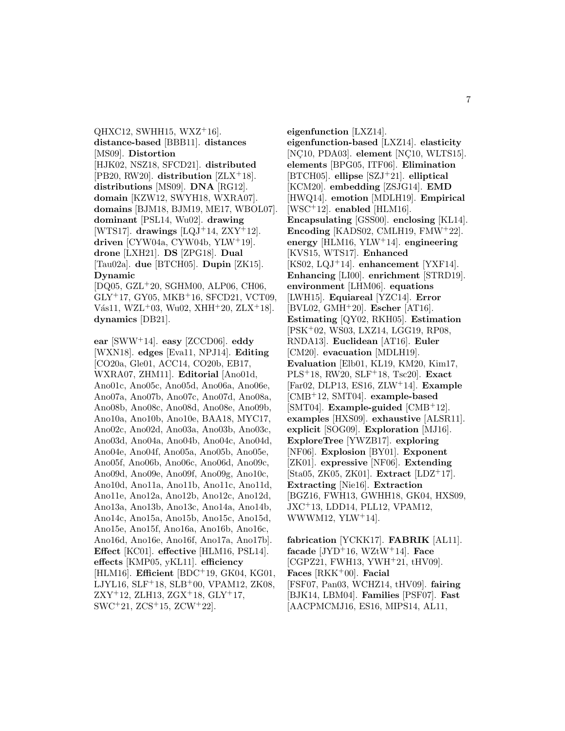QHXC12, SWHH15, WXZ+16]. **distance-based** [BBB11]. **distances** [MS09]. **Distortion** [HJK02, NSZ18, SFCD21]. **distributed** [PB20, RW20]. **distribution** [ZLX+18]. **distributions** [MS09]. **DNA** [RG12]. **domain** [KZW12, SWYH18, WXRA07]. **domains** [BJM18, BJM19, ME17, WBOL07]. **dominant** [PSL14, Wu02]. **drawing** [WTS17]. **drawings** [LQJ+14, ZXY+12]. **driven** [CYW04a, CYW04b, YLW+19]. **drone** [LXH21]. **DS** [ZPG18]. **Dual** [Tau02a]. **due** [BTCH05]. **Dupin** [ZK15]. **Dynamic** [DQ05, GZL+20, SGHM00, ALP06, CH06, GLY+17, GY05, MKB+16, SFCD21, VCT09, Vás11, WZL+03, Wu02, XHH+20, ZLX+18]. **dynamics** [DB21].

**ear** [SWW+14]. **easy** [ZCCD06]. **eddy** [WXN18]. **edges** [Eva11, NPJ14]. **Editing** [CO20a, Gle01, ACC14, CO20b, EB17, WXRA07, ZHM11]. **Editorial** [Ano01d, Ano01c, Ano05c, Ano05d, Ano06a, Ano06e, Ano07a, Ano07b, Ano07c, Ano07d, Ano08a, Ano08b, Ano08c, Ano08d, Ano08e, Ano09b, Ano10a, Ano10b, Ano10e, BAA18, MYC17, Ano02c, Ano02d, Ano03a, Ano03b, Ano03c, Ano03d, Ano04a, Ano04b, Ano04c, Ano04d, Ano04e, Ano04f, Ano05a, Ano05b, Ano05e, Ano05f, Ano06b, Ano06c, Ano06d, Ano09c, Ano09d, Ano09e, Ano09f, Ano09g, Ano10c, Ano10d, Ano11a, Ano11b, Ano11c, Ano11d, Ano11e, Ano12a, Ano12b, Ano12c, Ano12d, Ano13a, Ano13b, Ano13c, Ano14a, Ano14b, Ano14c, Ano15a, Ano15b, Ano15c, Ano15d, Ano15e, Ano15f, Ano16a, Ano16b, Ano16c, Ano16d, Ano16e, Ano16f, Ano17a, Ano17b]. **Effect** [KC01]. **effective** [HLM16, PSL14]. **effects** [KMP05, yKL11]. **efficiency** [HLM16]. **Efficient** [BDC+19, GK04, KG01, LJYL16, SLF+18, SLB+00, VPAM12, ZK08, ZXY+12, ZLH13, ZGX+18, GLY+17, SWC+21, ZCS+15, ZCW+22].

**eigenfunction** [LXZ14]. **eigenfunction-based** [LXZ14]. **elasticity** [NÇ10, PDA03]. **element** [NÇ10, WLTS15]. **elements** [BPG05, ITF06]. **Elimination** [BTCH05]. **ellipse** [SZJ+21]. **elliptical** [KCM20]. **embedding** [ZSJG14]. **EMD** [HWQ14]. **emotion** [MDLH19]. **Empirical** [WSC+12]. **enabled** [HLM16]. **Encapsulating** [GSS00]. **enclosing** [KL14]. **Encoding** [KADS02, CMLH19, FMW+22]. **energy** [HLM16, YLW+14]. **engineering** [KVS15, WTS17]. **Enhanced** [KS02, LQJ+14]. **enhancement** [YXF14]. **Enhancing** [LI00]. **enrichment** [STRD19]. **environment** [LHM06]. **equations** [LWH15]. **Equiareal** [YZC14]. **Error** [BVL02, GMH+20]. **Escher** [AT16]. **Estimating** [QY02, RKH05]. **Estimation** [PSK+02, WS03, LXZ14, LGG19, RP08, RNDA13]. **Euclidean** [AT16]. **Euler** [CM20]. **evacuation** [MDLH19]. **Evaluation** [Elb01, KL19, KM20, Kim17, PLS+18, RW20, SLF+18, Tsc20]. **Exact** [Far02, DLP13, ES16, ZLW+14]. **Example** [CMB+12, SMT04]. **example-based** [SMT04]. **Example-guided** [CMB+12]. **examples** [HXS09]. **exhaustive** [ALSR11]. **explicit** [SOG09]. **Exploration** [MJ16]. **ExploreTree** [YWZB17]. **exploring** [NF06]. **Explosion** [BY01]. **Exponent** [ZK01]. **expressive** [NF06]. **Extending** [Sta05, ZK05, ZK01]. **Extract** [LDZ+17]. **Extracting** [Nie16]. **Extraction** [BGZ16, FWH13, GWHH18, GK04, HXS09, JXC+13, LDD14, PLL12, VPAM12, WWWM12, YLW+14].

**fabrication** [YCKK17]. **FABRIK** [AL11]. **facade** [JYD+16, WZtW+14]. **Face** [CGPZ21, FWH13, YWH+21, tHV09]. **Faces** [RKK+00]. **Facial** [FSF07, Pan03, WCHZ14, tHV09]. **fairing** [BJK14, LBM04]. **Families** [PSF07]. **Fast** [AACPMCMJ16, ES16, MIPS14, AL11,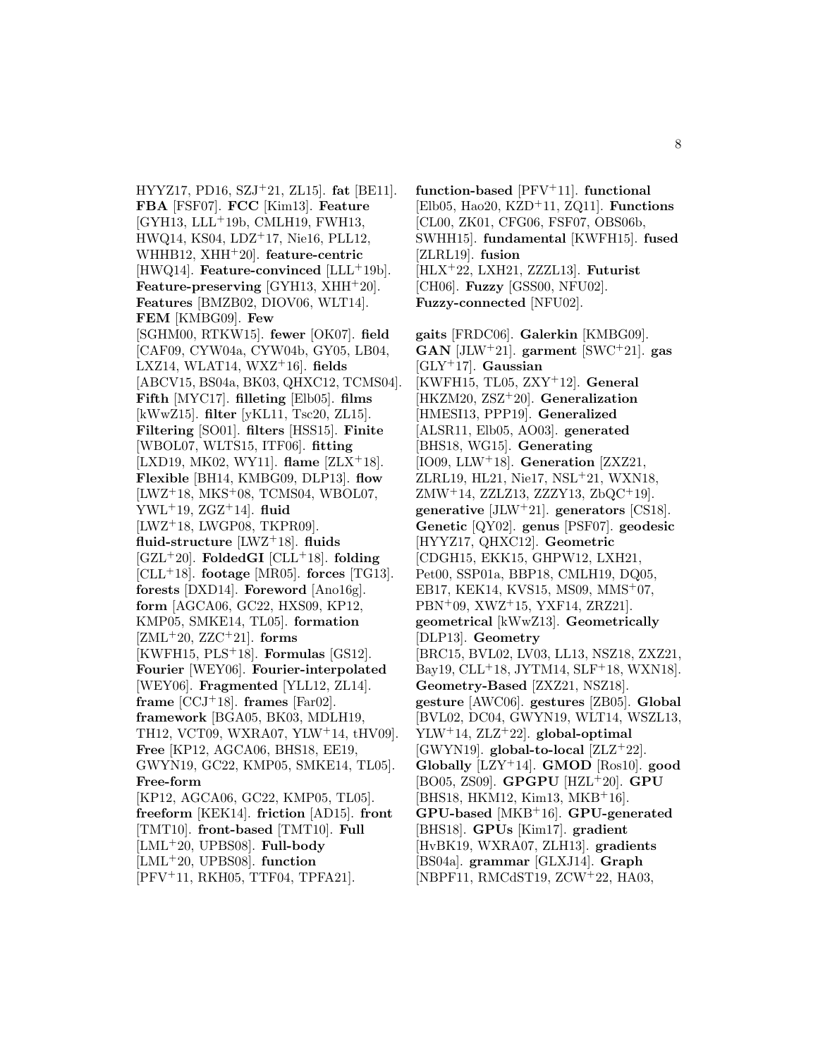HYYZ17, PD16, SZJ+21, ZL15]. **fat** [BE11]. **FBA** [FSF07]. **FCC** [Kim13]. **Feature** [GYH13, LLL+19b, CMLH19, FWH13, HWQ14, KS04, LDZ+17, Nie16, PLL12, WHHB12, XHH+20]. **feature-centric** [HWQ14]. **Feature-convinced** [LLL+19b]. **Feature-preserving** [GYH13, XHH+20]. **Features** [BMZB02, DIOV06, WLT14]. **FEM** [KMBG09]. **Few** [SGHM00, RTKW15]. **fewer** [OK07]. **field** [CAF09, CYW04a, CYW04b, GY05, LB04, LXZ14, WLAT14, WXZ+16]. **fields** [ABCV15, BS04a, BK03, QHXC12, TCMS04]. **Fifth** [MYC17]. **filleting** [Elb05]. **films** [kWwZ15]. **filter** [yKL11, Tsc20, ZL15]. **Filtering** [SO01]. **filters** [HSS15]. **Finite** [WBOL07, WLTS15, ITF06]. **fitting** [LXD19, MK02, WY11]. **flame** [ZLX+18]. **Flexible** [BH14, KMBG09, DLP13]. **flow** [LWZ+18, MKS+08, TCMS04, WBOL07, YWL+19, ZGZ+14]. **fluid** [LWZ+18, LWGP08, TKPR09]. **fluid-structure** [LWZ+18]. **fluids** [GZL+20]. **FoldedGI** [CLL+18]. **folding** [CLL+18]. **footage** [MR05]. **forces** [TG13]. **forests** [DXD14]. **Foreword** [Ano16g]. **form** [AGCA06, GC22, HXS09, KP12, KMP05, SMKE14, TL05]. **formation** [ZML+20, ZZC+21]. **forms** [KWFH15, PLS+18]. **Formulas** [GS12]. **Fourier** [WEY06]. **Fourier-interpolated** [WEY06]. **Fragmented** [YLL12, ZL14]. **frame** [CCJ+18]. **frames** [Far02]. **framework** [BGA05, BK03, MDLH19, TH12, VCT09, WXRA07, YLW+14, tHV09]. **Free** [KP12, AGCA06, BHS18, EE19, GWYN19, GC22, KMP05, SMKE14, TL05]. **Free-form** [KP12, AGCA06, GC22, KMP05, TL05]. **freeform** [KEK14]. **friction** [AD15]. **front** [TMT10]. **front-based** [TMT10]. **Full** [LML+20, UPBS08]. **Full-body** [LML+20, UPBS08]. **function** [PFV+11, RKH05, TTF04, TPFA21]. **function-based** [PFV+11]. **functional** [Elb05, Hao20, KZD+11, ZQ11]. **Functions** [CL00, ZK01, CFG06, FSF07, OBS06b, SWHH15]. **fundamental** [KWFH15]. **fused** [ZLRL19]. **fusion** [HLX+22, LXH21, ZZZL13]. **Futurist** [CH06]. **Fuzzy** [GSS00, NFU02]. **Fuzzy-connected** [NFU02].

**gaits** [FRDC06]. **Galerkin** [KMBG09]. **GAN** [JLW+21]. **garment** [SWC+21]. **gas** [GLY+17]. **Gaussian** [KWFH15, TL05, ZXY+12]. **General** [HKZM20, ZSZ+20]. **Generalization** [HMESI13, PPP19]. **Generalized** [ALSR11, Elb05, AO03]. **generated** [BHS18, WG15]. **Generating** [IO09, LLW+18]. **Generation** [ZXZ21, ZLRL19, HL21, Nie17, NSL+21, WXN18, ZMW+14, ZZLZ13, ZZZY13, ZbQC+19]. **generative** [JLW+21]. **generators** [CS18]. **Genetic** [QY02]. **genus** [PSF07]. **geodesic** [HYYZ17, QHXC12]. **Geometric** [CDGH15, EKK15, GHPW12, LXH21, Pet00, SSP01a, BBP18, CMLH19, DQ05, EB17, KEK14, KVS15, MS09, MMS+07, PBN+09, XWZ+15, YXF14, ZRZ21]. **geometrical** [kWwZ13]. **Geometrically** [DLP13]. **Geometry** [BRC15, BVL02, LV03, LL13, NSZ18, ZXZ21, Bay19, CLL+18, JYTM14, SLF+18, WXN18]. **Geometry-Based** [ZXZ21, NSZ18]. **gesture** [AWC06]. **gestures** [ZB05]. **Global** [BVL02, DC04, GWYN19, WLT14, WSZL13, YLW+14, ZLZ+22]. **global-optimal** [GWYN19]. **global-to-local** [ZLZ+22]. **Globally** [LZY+14]. **GMOD** [Ros10]. **good** [BO05, ZS09]. **GPGPU** [HZL+20]. **GPU** [BHS18, HKM12, Kim13, MKB+16]. **GPU-based** [MKB+16]. **GPU-generated** [BHS18]. **GPUs** [Kim17]. **gradient** [HvBK19, WXRA07, ZLH13]. **gradients** [BS04a]. **grammar** [GLXJ14]. **Graph** [NBPF11, RMCdST19, ZCW+22, HA03,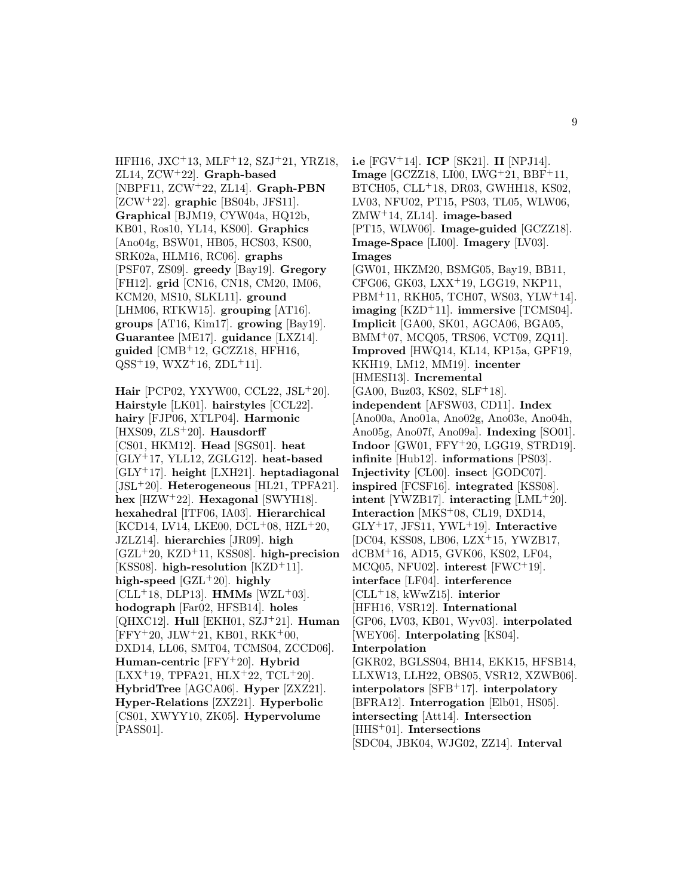HFH16, JXC+13, MLF+12, SZJ+21, YRZ18, ZL14, ZCW+22]. **Graph-based** [NBPF11, ZCW+22, ZL14]. **Graph-PBN** [ZCW+22]. **graphic** [BS04b, JFS11]. **Graphical** [BJM19, CYW04a, HQ12b, KB01, Ros10, YL14, KS00]. **Graphics** [Ano04g, BSW01, HB05, HCS03, KS00, SRK02a, HLM16, RC06]. **graphs** [PSF07, ZS09]. **greedy** [Bay19]. **Gregory** [FH12]. **grid** [CN16, CN18, CM20, IM06, KCM20, MS10, SLKL11]. **ground** [LHM06, RTKW15]. **grouping** [AT16]. **groups** [AT16, Kim17]. **growing** [Bay19]. **Guarantee** [ME17]. **guidance** [LXZ14]. **guided** [CMB+12, GCZZ18, HFH16, QSS+19, WXZ+16, ZDL+11].

**Hair** [PCP02, YXYW00, CCL22, JSL+20]. **Hairstyle** [LK01]. **hairstyles** [CCL22]. **hairy** [FJP06, XTLP04]. **Harmonic** [HXS09, ZLS+20]. **Hausdorff** [CS01, HKM12]. **Head** [SGS01]. **heat** [GLY+17, YLL12, ZGLG12]. **heat-based** [GLY+17]. **height** [LXH21]. **heptadiagonal** [JSL+20]. **Heterogeneous** [HL21, TPFA21]. **hex** [HZW+22]. **Hexagonal** [SWYH18]. **hexahedral** [ITF06, IA03]. **Hierarchical** [KCD14, LV14, LKE00, DCL+08, HZL+20, JZLZ14]. **hierarchies** [JR09]. **high** [GZL+20, KZD+11, KSS08]. **high-precision** [KSS08]. **high-resolution** [KZD+11]. **high-speed** [GZL+20]. **highly** [CLL+18, DLP13]. **HMMs** [WZL+03]. **hodograph** [Far02, HFSB14]. **holes** [QHXC12]. **Hull** [EKH01, SZJ+21]. **Human** [FFY+20, JLW+21, KB01, RKK+00, DXD14, LL06, SMT04, TCMS04, ZCCD06]. **Human-centric** [FFY+20]. **Hybrid** [LXX+19, TPFA21, HLX+22, TCL+20]. **HybridTree** [AGCA06]. **Hyper** [ZXZ21]. **Hyper-Relations** [ZXZ21]. **Hyperbolic** [CS01, XWYY10, ZK05]. **Hypervolume** [PASS01].

**i.e** [FGV+14]. **ICP** [SK21]. **II** [NPJ14]. **Image** [GCZZ18, LI00, LWG+21, BBF+11, BTCH05, CLL+18, DR03, GWHH18, KS02, LV03, NFU02, PT15, PS03, TL05, WLW06, ZMW+14, ZL14]. **image-based** [PT15, WLW06]. **Image-guided** [GCZZ18]. **Image-Space** [LI00]. **Imagery** [LV03]. **Images** [GW01, HKZM20, BSMG05, Bay19, BB11, CFG06, GK03, LXX+19, LGG19, NKP11, PBM+11, RKH05, TCH07, WS03, YLW+14]. **imaging** [KZD+11]. **immersive** [TCMS04]. **Implicit** [GA00, SK01, AGCA06, BGA05, BMM+07, MCQ05, TRS06, VCT09, ZQ11]. **Improved** [HWQ14, KL14, KP15a, GPF19, KKH19, LM12, MM19]. **incenter** [HMESI13]. **Incremental** [GA00, Buz03, KS02, SLF+18]. **independent** [AFSW03, CD11]. **Index** [Ano00a, Ano01a, Ano02g, Ano03e, Ano04h, Ano05g, Ano07f, Ano09a]. **Indexing** [SO01]. **Indoor** [GW01, FFY+20, LGG19, STRD19]. **infinite** [Hub12]. **informations** [PS03]. **Injectivity** [CL00]. **insect** [GODC07]. **inspired** [FCSF16]. **integrated** [KSS08]. **intent** [YWZB17]. **interacting** [LML+20]. **Interaction** [MKS+08, CL19, DXD14, GLY+17, JFS11, YWL+19]. **Interactive** [DC04, KSS08, LB06, LZX+15, YWZB17, dCBM+16, AD15, GVK06, KS02, LF04, MCQ05, NFU02]. **interest** [FWC+19]. **interface** [LF04]. **interference** [CLL+18, kWwZ15]. **interior** [HFH16, VSR12]. **International** [GP06, LV03, KB01, Wyv03]. **interpolated** [WEY06]. **Interpolating** [KS04]. **Interpolation** [GKR02, BGLSS04, BH14, EKK15, HFSB14, LLXW13, LLH22, OBS05, VSR12, XZWB06]. **interpolators** [SFB+17]. **interpolatory** [BFRA12]. **Interrogation** [Elb01, HS05]. **intersecting** [Att14]. **Intersection** [HHS+01]. **Intersections** [SDC04, JBK04, WJG02, ZZ14]. **Interval**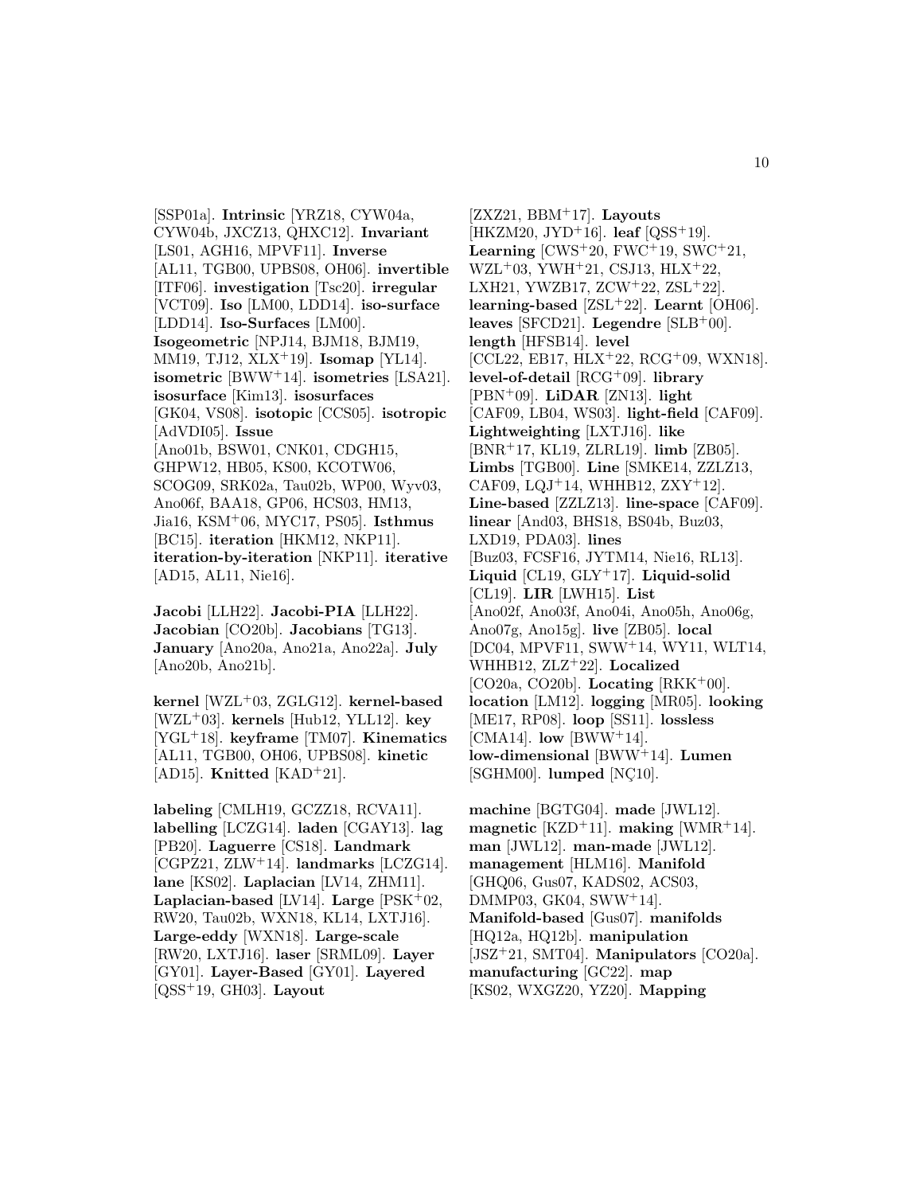[SSP01a]. **Intrinsic** [YRZ18, CYW04a, CYW04b, JXCZ13, QHXC12]. **Invariant** [LS01, AGH16, MPVF11]. **Inverse** [AL11, TGB00, UPBS08, OH06]. **invertible** [ITF06]. **investigation** [Tsc20]. **irregular** [VCT09]. **Iso** [LM00, LDD14]. **iso-surface** [LDD14]. **Iso-Surfaces** [LM00]. **Isogeometric** [NPJ14, BJM18, BJM19, MM19, TJ12, XLX+19]. **Isomap** [YL14]. **isometric** [BWW+14]. **isometries** [LSA21]. **isosurface** [Kim13]. **isosurfaces** [GK04, VS08]. **isotopic** [CCS05]. **isotropic** [AdVDI05]. **Issue** [Ano01b, BSW01, CNK01, CDGH15, GHPW12, HB05, KS00, KCOTW06, SCOG09, SRK02a, Tau02b, WP00, Wyv03, Ano06f, BAA18, GP06, HCS03, HM13, Jia16, KSM+06, MYC17, PS05]. **Isthmus** [BC15]. **iteration** [HKM12, NKP11]. **iteration-by-iteration** [NKP11]. **iterative** [AD15, AL11, Nie16].

**Jacobi** [LLH22]. **Jacobi-PIA** [LLH22]. **Jacobian** [CO20b]. **Jacobians** [TG13]. **January** [Ano20a, Ano21a, Ano22a]. **July** [Ano20b, Ano21b].

**kernel** [WZL+03, ZGLG12]. **kernel-based** [WZL+03]. **kernels** [Hub12, YLL12]. **key** [YGL+18]. **keyframe** [TM07]. **Kinematics** [AL11, TGB00, OH06, UPBS08]. **kinetic** [AD15]. **Knitted** [KAD+21].

**labeling** [CMLH19, GCZZ18, RCVA11]. **labelling** [LCZG14]. **laden** [CGAY13]. **lag** [PB20]. **Laguerre** [CS18]. **Landmark** [CGPZ21, ZLW+14]. **landmarks** [LCZG14]. **lane** [KS02]. **Laplacian** [LV14, ZHM11]. **Laplacian-based** [LV14]. **Large** [PSK+02, RW20, Tau02b, WXN18, KL14, LXTJ16]. **Large-eddy** [WXN18]. **Large-scale** [RW20, LXTJ16]. **laser** [SRML09]. **Layer** [GY01]. **Layer-Based** [GY01]. **Layered** [QSS+19, GH03]. **Layout** [ZXZ21, BBM+17]. **Layouts** [HKZM20, JYD+16]. **leaf** [QSS+19]. **Learning** [CWS+20, FWC+19, SWC+21, WZL+03, YWH+21, CSJ13, HLX+22, LXH21, YWZB17, ZCW+22, ZSL+22]. **learning-based** [ZSL+22]. **Learnt** [OH06]. **leaves** [SFCD21]. **Legendre** [SLB+00]. **length** [HFSB14]. **level** [CCL22, EB17, HLX+22, RCG+09, WXN18]. **level-of-detail** [RCG+09]. **library** [PBN+09]. **LiDAR** [ZN13]. **light** [CAF09, LB04, WS03]. **light-field** [CAF09]. **Lightweighting** [LXTJ16]. **like** [BNR+17, KL19, ZLRL19]. **limb** [ZB05]. **Limbs** [TGB00]. **Line** [SMKE14, ZZLZ13, CAF09, LQJ+14, WHHB12, ZXY+12]. **Line-based** [ZZLZ13]. **line-space** [CAF09]. **linear** [And03, BHS18, BS04b, Buz03, LXD19, PDA03]. **lines** [Buz03, FCSF16, JYTM14, Nie16, RL13]. **Liquid** [CL19, GLY+17]. **Liquid-solid** [CL19]. **LIR** [LWH15]. **List** [Ano02f, Ano03f, Ano04i, Ano05h, Ano06g, Ano07g, Ano15g]. **live** [ZB05]. **local** [DC04, MPVF11, SWW+14, WY11, WLT14, WHHB12, ZLZ+22]. **Localized** [CO20a, CO20b]. **Locating** [RKK+00]. **location** [LM12]. **logging** [MR05]. **looking** [ME17, RP08]. **loop** [SS11]. **lossless** [CMA14]. **low** [BWW+14]. **low-dimensional** [BWW+14]. **Lumen** [SGHM00]. **lumped** [NÇ10].

**machine** [BGTG04]. **made** [JWL12]. **magnetic** [KZD+11]. **making** [WMR+14]. **man** [JWL12]. **man-made** [JWL12]. **management** [HLM16]. **Manifold** [GHQ06, Gus07, KADS02, ACS03, DMMP03, GK04, SWW+14]. **Manifold-based** [Gus07]. **manifolds** [HQ12a, HQ12b]. **manipulation** [JSZ+21, SMT04]. **Manipulators** [CO20a]. **manufacturing** [GC22]. **map** [KS02, WXGZ20, YZ20]. **Mapping**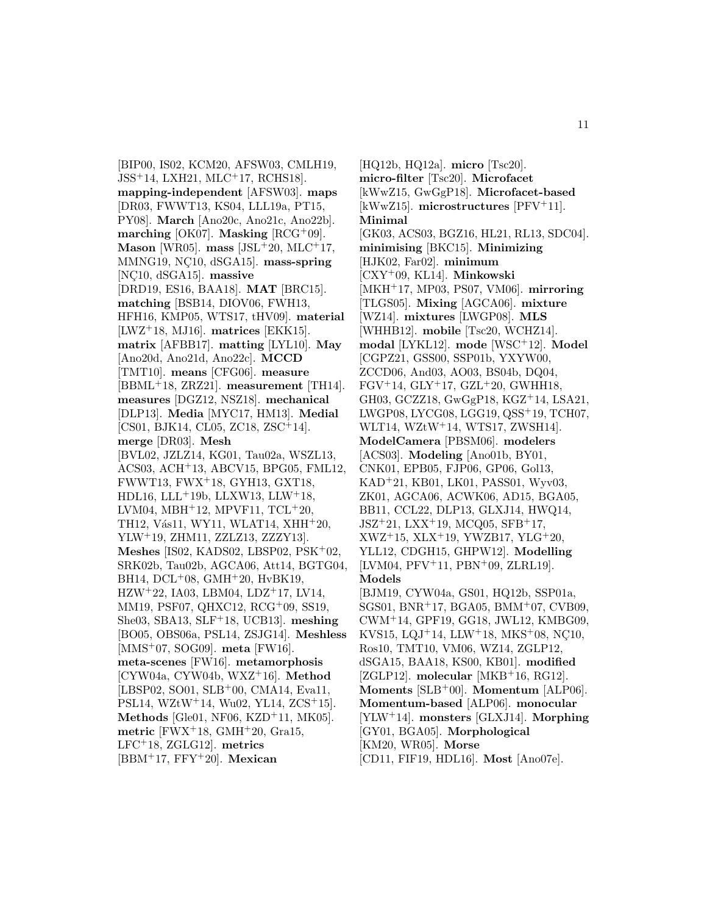[BIP00, IS02, KCM20, AFSW03, CMLH19, JSS+14, LXH21, MLC+17, RCHS18]. **mapping-independent** [AFSW03]. **maps** [DR03, FWWT13, KS04, LLL19a, PT15, PY08]. **March** [Ano20c, Ano21c, Ano22b]. **marching** [OK07]. **Masking** [RCG+09]. **Mason** [WR05]. **mass** [JSL+20, MLC+17, MMNG19, NÇ10, dSGA15]. **mass-spring** [NÇ10, dSGA15]. **massive** [DRD19, ES16, BAA18]. **MAT** [BRC15]. **matching** [BSB14, DIOV06, FWH13, HFH16, KMP05, WTS17, tHV09]. **material** [LWZ+18, MJ16]. **matrices** [EKK15]. **matrix** [AFBB17]. **matting** [LYL10]. **May** [Ano20d, Ano21d, Ano22c]. **MCCD** [TMT10]. **means** [CFG06]. **measure** [BBML+18, ZRZ21]. **measurement** [TH14]. **measures** [DGZ12, NSZ18]. **mechanical** [DLP13]. **Media** [MYC17, HM13]. **Medial** [CS01, BJK14, CL05, ZC18, ZSC+14]. **merge** [DR03]. **Mesh** [BVL02, JZLZ14, KG01, Tau02a, WSZL13, ACS03, ACH+13, ABCV15, BPG05, FML12, FWWT13, FWX+18, GYH13, GXT18, HDL16, LLL+19b, LLXW13, LLW+18, LVM04, MBH+12, MPVF11, TCL+20, TH12, Vás11, WY11, WLAT14, XHH+20, YLW+19, ZHM11, ZZLZ13, ZZZY13]. **Meshes** [IS02, KADS02, LBSP02, PSK+02, SRK02b, Tau02b, AGCA06, Att14, BGTG04, BH14, DCL+08, GMH+20, HvBK19, HZW+22, IA03, LBM04, LDZ+17, LV14, MM19, PSF07, QHXC12, RCG+09, SS19, She03, SBA13, SLF+18, UCB13]. **meshing** [BO05, OBS06a, PSL14, ZSJG14]. **Meshless** [MMS+07, SOG09]. **meta** [FW16]. **meta-scenes** [FW16]. **metamorphosis** [CYW04a, CYW04b, WXZ+16]. **Method** [LBSP02, SO01, SLB+00, CMA14, Eva11, PSL14, WZtW+14, Wu02, YL14, ZCS+15]. **Methods** [Gle01, NF06, KZD+11, MK05]. **metric** [FWX+18, GMH+20, Gra15, LFC+18, ZGLG12]. **metrics** [BBM+17, FFY+20]. **Mexican** [HQ12b, HQ12a]. **micro** [Tsc20]. **micro-filter** [Tsc20]. **Microfacet** [kWwZ15, GwGgP18]. **Microfacet-based** [kWwZ15]. **microstructures** [PFV+11]. **Minimal** [GK03, ACS03, BGZ16, HL21, RL13, SDC04]. **minimising** [BKC15]. **Minimizing** [HJK02, Far02]. **minimum** [CXY+09, KL14]. **Minkowski** [MKH+17, MP03, PS07, VM06]. **mirroring** [TLGS05]. **Mixing** [AGCA06]. **mixture** [WZ14]. **mixtures** [LWGP08]. **MLS** [WHHB12]. **mobile** [Tsc20, WCHZ14]. **modal** [LYKL12]. **mode** [WSC+12]. **Model** [CGPZ21, GSS00, SSP01b, YXYW00, ZCCD06, And03, AO03, BS04b, DQ04, FGV+14, GLY+17, GZL+20, GWHH18, GH03, GCZZ18, GwGgP18, KGZ+14, LSA21, LWGP08, LYCG08, LGG19, QSS+19, TCH07, WLT14, WZtW+14, WTS17, ZWSH14]. **ModelCamera** [PBSM06]. **modelers** [ACS03]. **Modeling** [Ano01b, BY01, CNK01, EPB05, FJP06, GP06, Gol13, KAD+21, KB01, LK01, PASS01, Wyv03, ZK01, AGCA06, ACWK06, AD15, BGA05, BB11, CCL22, DLP13, GLXJ14, HWQ14, JSZ+21, LXX+19, MCQ05, SFB+17, XWZ+15, XLX+19, YWZB17, YLG+20, YLL12, CDGH15, GHPW12]. **Modelling** [LVM04, PFV+11, PBN+09, ZLRL19]. **Models** [BJM19, CYW04a, GS01, HQ12b, SSP01a, SGS01, BNR+17, BGA05, BMM+07, CVB09, CWM+14, GPF19, GG18, JWL12, KMBG09, KVS15, LQJ+14, LLW+18, MKS+08, NÇ10, Ros10, TMT10, VM06, WZ14, ZGLP12, dSGA15, BAA18, KS00, KB01]. **modified** [ZGLP12]. **molecular** [MKB+16, RG12]. **Moments** [SLB+00]. **Momentum** [ALP06]. **Momentum-based** [ALP06]. **monocular** [YLW+14]. **monsters** [GLXJ14]. **Morphing** [GY01, BGA05]. **Morphological** [KM20, WR05]. **Morse** [CD11, FIF19, HDL16]. **Most** [Ano07e].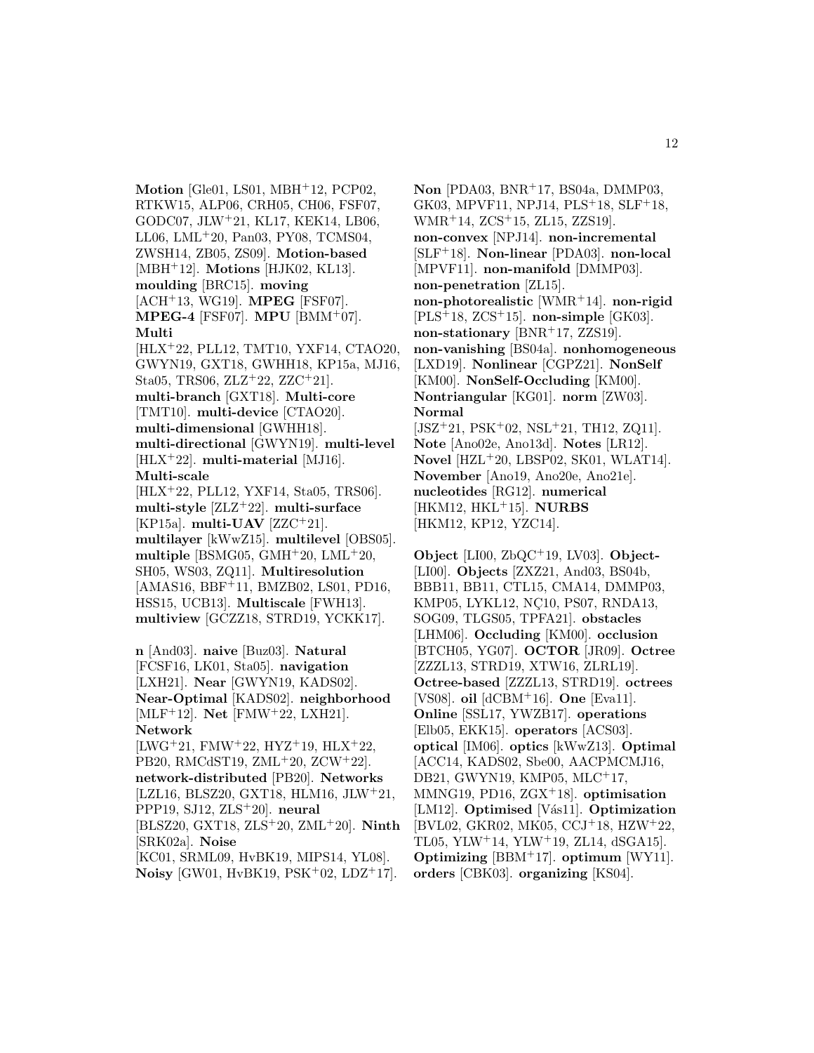**Motion** [Gle01, LS01, MBH+12, PCP02, RTKW15, ALP06, CRH05, CH06, FSF07, GODC07, JLW+21, KL17, KEK14, LB06, LL06, LML+20, Pan03, PY08, TCMS04, ZWSH14, ZB05, ZS09]. **Motion-based** [MBH+12]. **Motions** [HJK02, KL13]. **moulding** [BRC15]. **moving** [ACH+13, WG19]. **MPEG** [FSF07]. **MPEG-4** [FSF07]. **MPU** [BMM+07]. **Multi** [HLX+22, PLL12, TMT10, YXF14, CTAO20, GWYN19, GXT18, GWHH18, KP15a, MJ16, Sta05, TRS06, ZLZ+22, ZZC+21]. **multi-branch** [GXT18]. **Multi-core** [TMT10]. **multi-device** [CTAO20]. **multi-dimensional** [GWHH18]. **multi-directional** [GWYN19]. **multi-level** [HLX+22]. **multi-material** [MJ16]. **Multi-scale** [HLX+22, PLL12, YXF14, Sta05, TRS06]. **multi-style** [ZLZ+22]. **multi-surface** [KP15a]. **multi-UAV** [ZZC+21]. **multilayer** [kWwZ15]. **multilevel** [OBS05]. **multiple** [BSMG05, GMH+20, LML+20, SH05, WS03, ZQ11]. **Multiresolution** [AMAS16, BBF+11, BMZB02, LS01, PD16, HSS15, UCB13]. **Multiscale** [FWH13]. **multiview** [GCZZ18, STRD19, YCKK17].

**n** [And03]. **naive** [Buz03]. **Natural** [FCSF16, LK01, Sta05]. **navigation** [LXH21]. **Near** [GWYN19, KADS02]. **Near-Optimal** [KADS02]. **neighborhood** [MLF+12]. **Net** [FMW+22, LXH21]. **Network** [LWG+21, FMW+22, HYZ+19, HLX+22, PB20, RMCdST19, ZML+20, ZCW+22]. **network-distributed** [PB20]. **Networks** [LZL16, BLSZ20, GXT18, HLM16, JLW+21, PPP19, SJ12, ZLS+20]. **neural** [BLSZ20, GXT18, ZLS+20, ZML+20]. **Ninth** [SRK02a]. **Noise** [KC01, SRML09, HvBK19, MIPS14, YL08]. **Noisy** [GW01, HvBK19, PSK+02, LDZ+17].

**Non** [PDA03, BNR+17, BS04a, DMMP03, GK03, MPVF11, NPJ14, PLS+18, SLF+18, WMR+14, ZCS+15, ZL15, ZZS19]. **non-convex** [NPJ14]. **non-incremental** [SLF+18]. **Non-linear** [PDA03]. **non-local** [MPVF11]. **non-manifold** [DMMP03]. **non-penetration** [ZL15]. **non-photorealistic** [WMR+14]. **non-rigid** [PLS+18, ZCS+15]. **non-simple** [GK03]. **non-stationary** [BNR+17, ZZS19]. **non-vanishing** [BS04a]. **nonhomogeneous** [LXD19]. **Nonlinear** [CGPZ21]. **NonSelf** [KM00]. **NonSelf-Occluding** [KM00]. **Nontriangular** [KG01]. **norm** [ZW03]. **Normal** [JSZ+21, PSK+02, NSL+21, TH12, ZQ11]. **Note** [Ano02e, Ano13d]. **Notes** [LR12]. **Novel** [HZL+20, LBSP02, SK01, WLAT14]. **November** [Ano19, Ano20e, Ano21e]. **nucleotides** [RG12]. **numerical** [HKM12, HKL+15]. **NURBS** [HKM12, KP12, YZC14].

**Object** [LI00, ZbQC+19, LV03]. **Object-** [LI00]. **Objects** [ZXZ21, And03, BS04b, BBB11, BB11, CTL15, CMA14, DMMP03, KMP05, LYKL12, NÇ10, PS07, RNDA13, SOG09, TLGS05, TPFA21]. **obstacles** [LHM06]. **Occluding** [KM00]. **occlusion** [BTCH05, YG07]. **OCTOR** [JR09]. **Octree** [ZZZL13, STRD19, XTW16, ZLRL19]. **Octree-based** [ZZZL13, STRD19]. **octrees** [VS08]. **oil** [dCBM+16]. **One** [Eva11]. **Online** [SSL17, YWZB17]. **operations** [Elb05, EKK15]. **operators** [ACS03]. **optical** [IM06]. **optics** [kWwZ13]. **Optimal** [ACC14, KADS02, Sbe00, AACPMCMJ16, DB21, GWYN19, KMP05, MLC+17, MMNG19, PD16, ZGX+18]. **optimisation** [LM12]. **Optimised** [Vás11]. **Optimization** [BVL02, GKR02, MK05, CCJ+18, HZW+22, TL05, YLW+14, YLW+19, ZL14, dSGA15]. **Optimizing** [BBM+17]. **optimum** [WY11]. **orders** [CBK03]. **organizing** [KS04].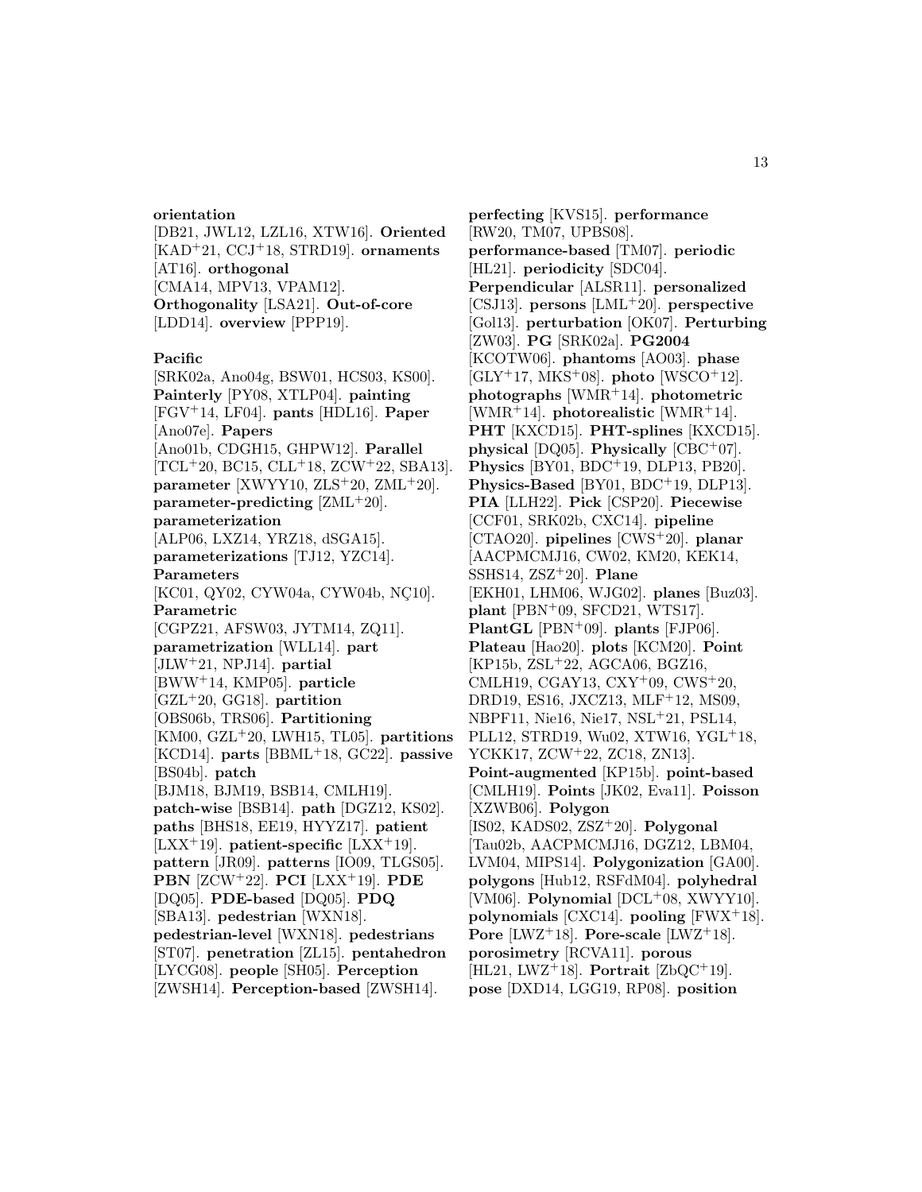**orientation** [DB21, JWL12, LZL16, XTW16]. **Oriented** [KAD+21, CCJ+18, STRD19]. **ornaments** [AT16]. **orthogonal** [CMA14, MPV13, VPAM12]. **Orthogonality** [LSA21]. **Out-of-core** [LDD14]. **overview** [PPP19].

**Pacific** [SRK02a, Ano04g, BSW01, HCS03, KS00]. **Painterly** [PY08, XTLP04]. **painting** [FGV+14, LF04]. **pants** [HDL16]. **Paper** [Ano07e]. **Papers** [Ano01b, CDGH15, GHPW12]. **Parallel** [TCL+20, BC15, CLL+18, ZCW+22, SBA13]. **parameter** [XWYY10, ZLS+20, ZML+20]. **parameter-predicting** [ZML+20]. **parameterization** [ALP06, LXZ14, YRZ18, dSGA15]. **parameterizations** [TJ12, YZC14]. **Parameters** [KC01, QY02, CYW04a, CYW04b, NÇ10]. **Parametric** [CGPZ21, AFSW03, JYTM14, ZQ11]. **parametrization** [WLL14]. **part** [JLW+21, NPJ14]. **partial** [BWW+14, KMP05]. **particle** [GZL+20, GG18]. **partition** [OBS06b, TRS06]. **Partitioning** [KM00, GZL+20, LWH15, TL05]. **partitions** [KCD14]. **parts** [BBML+18, GC22]. **passive** [BS04b]. **patch** [BJM18, BJM19, BSB14, CMLH19]. **patch-wise** [BSB14]. **path** [DGZ12, KS02]. **paths** [BHS18, EE19, HYYZ17]. **patient** [LXX+19]. **patient-specific** [LXX+19]. **pattern** [JR09]. **patterns** [IO09, TLGS05]. **PBN** [ZCW+22]. **PCI** [LXX+19]. **PDE** [DQ05]. **PDE-based** [DQ05]. **PDQ** [SBA13]. **pedestrian** [WXN18]. **pedestrian-level** [WXN18]. **pedestrians** [ST07]. **penetration** [ZL15]. **pentahedron** [LYCG08]. **people** [SH05]. **Perception** [ZWSH14]. **Perception-based** [ZWSH14].

**perfecting** [KVS15]. **performance** [RW20, TM07, UPBS08]. **performance-based** [TM07]. **periodic** [HL21]. **periodicity** [SDC04]. **Perpendicular** [ALSR11]. **personalized** [CSJ13]. **persons** [LML+20]. **perspective** [Gol13]. **perturbation** [OK07]. **Perturbing** [ZW03]. **PG** [SRK02a]. **PG2004** [KCOTW06]. **phantoms** [AO03]. **phase** [GLY+17, MKS+08]. **photo** [WSCO+12]. **photographs** [WMR+14]. **photometric** [WMR+14]. **photorealistic** [WMR+14]. **PHT** [KXCD15]. **PHT-splines** [KXCD15]. **physical** [DQ05]. **Physically** [CBC+07]. **Physics** [BY01, BDC+19, DLP13, PB20]. **Physics-Based** [BY01, BDC+19, DLP13]. **PIA** [LLH22]. **Pick** [CSP20]. **Piecewise** [CCF01, SRK02b, CXC14]. **pipeline** [CTAO20]. **pipelines** [CWS+20]. **planar** [AACPMCMJ16, CW02, KM20, KEK14, SSHS14, ZSZ+20]. **Plane** [EKH01, LHM06, WJG02]. **planes** [Buz03]. **plant** [PBN+09, SFCD21, WTS17]. **PlantGL** [PBN+09]. **plants** [FJP06]. **Plateau** [Hao20]. **plots** [KCM20]. **Point** [KP15b, ZSL+22, AGCA06, BGZ16, CMLH19, CGAY13, CXY+09, CWS+20, DRD19, ES16, JXCZ13, MLF+12, MS09, NBPF11, Nie16, Nie17, NSL+21, PSL14, PLL12, STRD19, Wu02, XTW16, YGL+18, YCKK17, ZCW+22, ZC18, ZN13]. **Point-augmented** [KP15b]. **point-based** [CMLH19]. **Points** [JK02, Eva11]. **Poisson** [XZWB06]. **Polygon** [IS02, KADS02, ZSZ+20]. **Polygonal** [Tau02b, AACPMCMJ16, DGZ12, LBM04, LVM04, MIPS14]. **Polygonization** [GA00]. **polygons** [Hub12, RSFdM04]. **polyhedral** [VM06]. **Polynomial** [DCL+08, XWYY10]. **polynomials** [CXC14]. **pooling** [FWX+18]. **Pore** [LWZ+18]. **Pore-scale** [LWZ+18]. **porosimetry** [RCVA11]. **porous** [HL21, LWZ+18]. **Portrait** [ZbQC+19]. **pose** [DXD14, LGG19, RP08]. **position**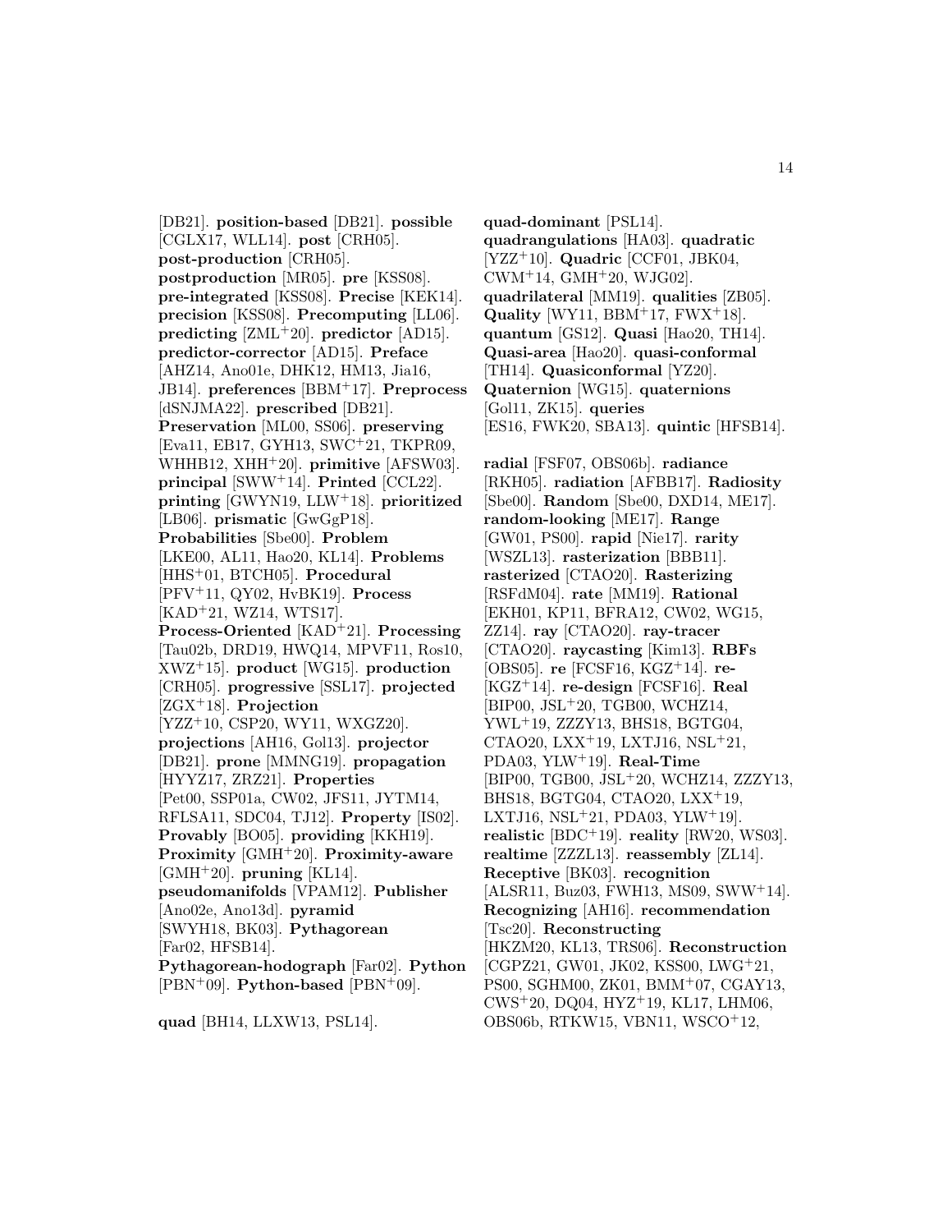[DB21]. **position-based** [DB21]. **possible** [CGLX17, WLL14]. **post** [CRH05]. **post-production** [CRH05]. **postproduction** [MR05]. **pre** [KSS08]. **pre-integrated** [KSS08]. **Precise** [KEK14]. **precision** [KSS08]. **Precomputing** [LL06]. **predicting** [ZML+20]. **predictor** [AD15]. **predictor-corrector** [AD15]. **Preface** [AHZ14, Ano01e, DHK12, HM13, Jia16, JB14]. **preferences** [BBM+17]. **Preprocess** [dSNJMA22]. **prescribed** [DB21]. **Preservation** [ML00, SS06]. **preserving** [Eva11, EB17, GYH13, SWC+21, TKPR09, WHHB12, XHH+20]. **primitive** [AFSW03]. **principal** [SWW+14]. **Printed** [CCL22]. **printing** [GWYN19, LLW+18]. **prioritized** [LB06]. **prismatic** [GwGgP18]. **Probabilities** [Sbe00]. **Problem** [LKE00, AL11, Hao20, KL14]. **Problems** [HHS+01, BTCH05]. **Procedural** [PFV+11, QY02, HvBK19]. **Process** [KAD+21, WZ14, WTS17]. **Process-Oriented** [KAD+21]. **Processing** [Tau02b, DRD19, HWQ14, MPVF11, Ros10, XWZ+15]. **product** [WG15]. **production** [CRH05]. **progressive** [SSL17]. **projected** [ZGX+18]. **Projection** [YZZ+10, CSP20, WY11, WXGZ20]. **projections** [AH16, Gol13]. **projector** [DB21]. **prone** [MMNG19]. **propagation** [HYYZ17, ZRZ21]. **Properties** [Pet00, SSP01a, CW02, JFS11, JYTM14, RFLSA11, SDC04, TJ12]. **Property** [IS02]. **Provably** [BO05]. **providing** [KKH19]. **Proximity** [GMH+20]. **Proximity-aware** [GMH+20]. **pruning** [KL14]. **pseudomanifolds** [VPAM12]. **Publisher** [Ano02e, Ano13d]. **pyramid** [SWYH18, BK03]. **Pythagorean** [Far02, HFSB14]. **Pythagorean-hodograph** [Far02]. **Python** [PBN+09]. **Python-based** [PBN+09].

**quad** [BH14, LLXW13, PSL14]. **quad-dominant** [PSL14]. **quadrangulations** [HA03]. **quadratic** [YZZ+10]. **Quadric** [CCF01, JBK04, CWM+14, GMH+20, WJG02]. **quadrilateral** [MM19]. **qualities** [ZB05]. **Quality** [WY11, BBM+17, FWX+18]. **quantum** [GS12]. **Quasi** [Hao20, TH14]. **Quasi-area** [Hao20]. **quasi-conformal** [TH14]. **Quasiconformal** [YZ20]. **Quaternion** [WG15]. **quaternions** [Gol11, ZK15]. **queries** [ES16, FWK20, SBA13]. **quintic** [HFSB14].

**radial** [FSF07, OBS06b]. **radiance** [RKH05]. **radiation** [AFBB17]. **Radiosity** [Sbe00]. **Random** [Sbe00, DXD14, ME17]. **random-looking** [ME17]. **Range** [GW01, PS00]. **rapid** [Nie17]. **rarity** [WSZL13]. **rasterization** [BBB11]. **rasterized** [CTAO20]. **Rasterizing** [RSFdM04]. **rate** [MM19]. **Rational** [EKH01, KP11, BFRA12, CW02, WG15, ZZ14]. **ray** [CTAO20]. **ray-tracer** [CTAO20]. **raycasting** [Kim13]. **RBFs** [OBS05]. **re** [FCSF16, KGZ+14]. **re-** [KGZ+14]. **re-design** [FCSF16]. **Real** [BIP00, JSL+20, TGB00, WCHZ14, YWL+19, ZZZY13, BHS18, BGTG04, CTAO20, LXX+19, LXTJ16, NSL+21, PDA03, YLW+19]. **Real-Time** [BIP00, TGB00, JSL+20, WCHZ14, ZZZY13, BHS18, BGTG04, CTAO20, LXX+19, LXTJ16, NSL+21, PDA03, YLW+19]. **realistic** [BDC+19]. **reality** [RW20, WS03]. **realtime** [ZZZL13]. **reassembly** [ZL14]. **Receptive** [BK03]. **recognition** [ALSR11, Buz03, FWH13, MS09, SWW+14]. **Recognizing** [AH16]. **recommendation** [Tsc20]. **Reconstructing** [HKZM20, KL13, TRS06]. **Reconstruction** [CGPZ21, GW01, JK02, KSS00, LWG+21, PS00, SGHM00, ZK01, BMM+07, CGAY13, CWS+20, DQ04, HYZ+19, KL17, LHM06, OBS06b, RTKW15, VBN11, WSCO+12,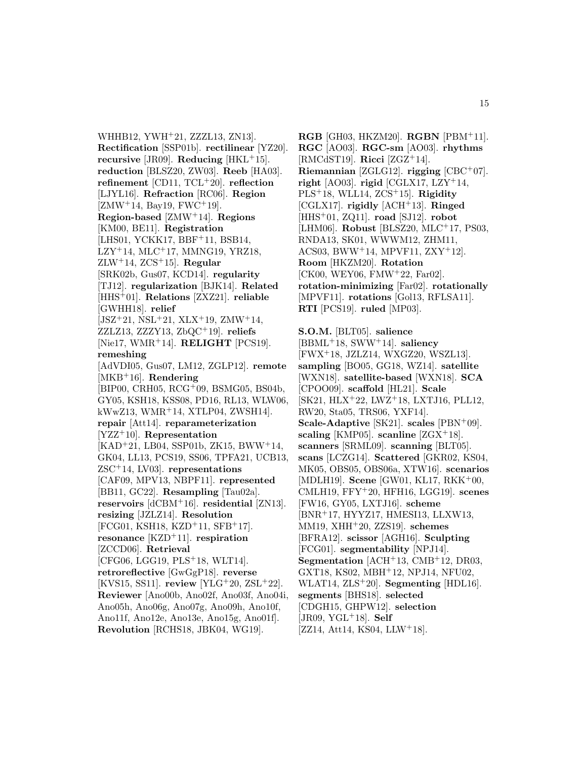WHHB12, YWH[+]21, ZZZL13, ZN13]. **Rectification** [SSP01b]. **rectilinear** [YZ20]. **recursive** [JR09]. **Reducing** [HKL[+]15]. **reduction** [BLSZ20, ZW03]. **Reeb** [HA03]. **refinement** [CD11, TCL[+]20]. **reflection** [LJYL16]. **Refraction** [RC06]. **Region** [ZMW[+]14, Bay19, FWC[+]19]. **Region-based** [ZMW[+]14]. **Regions** [KM00, BE11]. **Registration** [LHS01, YCKK17, BBF[+]11, BSB14, LZY[+]14, MLC[+]17, MMNG19, YRZ18, ZLW[+]14, ZCS[+]15]. **Regular** [SRK02b, Gus07, KCD14]. **regularity** [TJ12]. **regularization** [BJK14]. **Related** [HHS[+]01]. **Relations** [ZXZ21]. **reliable** [GWHH18]. **relief** [JSZ[+]21, NSL[+]21, XLX[+]19, ZMW[+]14, ZZLZ13, ZZZY13, ZbQC[+]19]. **reliefs** [Nie17, WMR[+]14]. **RELIGHT** [PCS19]. **remeshing** [AdVDI05, Gus07, LM12, ZGLP12]. **remote** [MKB[+]16]. **Rendering** [BIP00, CRH05, RCG[+]09, BSMG05, BS04b, GY05, KSH18, KSS08, PD16, RL13, WLW06, kWwZ13, WMR[+]14, XTLP04, ZWSH14]. **repair** [Att14]. **reparameterization** [YZZ[+]10]. **Representation** [KAD[+]21, LB04, SSP01b, ZK15, BWW[+]14, GK04, LL13, PCS19, SS06, TPFA21, UCB13, ZSC[+]14, LV03]. **representations** [CAF09, MPV13, NBPF11]. **represented** [BB11, GC22]. **Resampling** [Tau02a]. **reservoirs** [dCBM[+]16]. **residential** [ZN13]. **resizing** [JZLZ14]. **Resolution** [FCG01, KSH18, KZD[+]11, SFB[+]17]. **resonance** [KZD[+]11]. **respiration** [ZCCD06]. **Retrieval** [CFG06, LGG19, PLS[+]18, WLT14]. **retroreflective** [GwGgP18]. **reverse** [KVS15, SS11]. **review** [YLG[+]20, ZSL[+]22]. **Reviewer** [Ano00b, Ano02f, Ano03f, Ano04i, Ano05h, Ano06g, Ano07g, Ano09h, Ano10f, Ano11f, Ano12e, Ano13e, Ano15g, Ano01f]. **Revolution** [RCHS18, JBK04, WG19].

**RGB** [GH03, HKZM20]. **RGBN** [PBM[+]11]. **RGC** [AO03]. **RGC-sm** [AO03]. **rhythms** [RMCdST19]. **Ricci** [ZGZ[+]14]. **Riemannian** [ZGLG12]. **rigging** [CBC[+]07]. **right** [AO03]. **rigid** [CGLX17, LZY[+]14, PLS[+]18, WLL14, ZCS[+]15]. **Rigidity** [CGLX17]. **rigidly** [ACH[+]13]. **Ringed** [HHS[+]01, ZQ11]. **road** [SJ12]. **robot** [LHM06]. **Robust** [BLSZ20, MLC[+]17, PS03, RNDA13, SK01, WWWM12, ZHM11, ACS03, BWW[+]14, MPVF11, ZXY[+]12]. **Room** [HKZM20]. **Rotation** [CK00, WEY06, FMW[+]22, Far02]. **rotation-minimizing** [Far02]. **rotationally** [MPVF11]. **rotations** [Gol13, RFLSA11]. **RTI** [PCS19]. **ruled** [MP03].

**S.O.M.** [BLT05]. **salience** [BBML[+]18, SWW[+]14]. **saliency** [FWX[+]18, JZLZ14, WXGZ20, WSZL13]. **sampling** [BO05, GG18, WZ14]. **satellite** [WXN18]. **satellite-based** [WXN18]. **SCA** [CPOO09]. **scaffold** [HL21]. **Scale** [SK21, HLX[+]22, LWZ[+]18, LXTJ16, PLL12, RW20, Sta05, TRS06, YXF14]. **Scale-Adaptive** [SK21]. **scales** [PBN[+]09]. **scaling** [KMP05]. **scanline** [ZGX[+]18]. **scanners** [SRML09]. **scanning** [BLT05]. **scans** [LCZG14]. **Scattered** [GKR02, KS04, MK05, OBS05, OBS06a, XTW16]. **scenarios** [MDLH19]. **Scene** [GW01, KL17, RKK[+]00, CMLH19, FFY[+]20, HFH16, LGG19]. **scenes** [FW16, GY05, LXTJ16]. **scheme** [BNR[+]17, HYYZ17, HMESI13, LLXW13, MM19, XHH[+]20, ZZS19]. **schemes** [BFRA12]. **scissor** [AGH16]. **Sculpting** [FCG01]. **segmentability** [NPJ14]. **Segmentation** [ACH[+]13, CMB[+]12, DR03, GXT18, KS02, MBH[+]12, NPJ14, NFU02, WLAT14, ZLS[+]20]. **Segmenting** [HDL16]. **segments** [BHS18]. **selected** [CDGH15, GHPW12]. **selection** [JR09, YGL[+]18]. **Self** [ZZ14, Att14, KS04, LLW[+]18].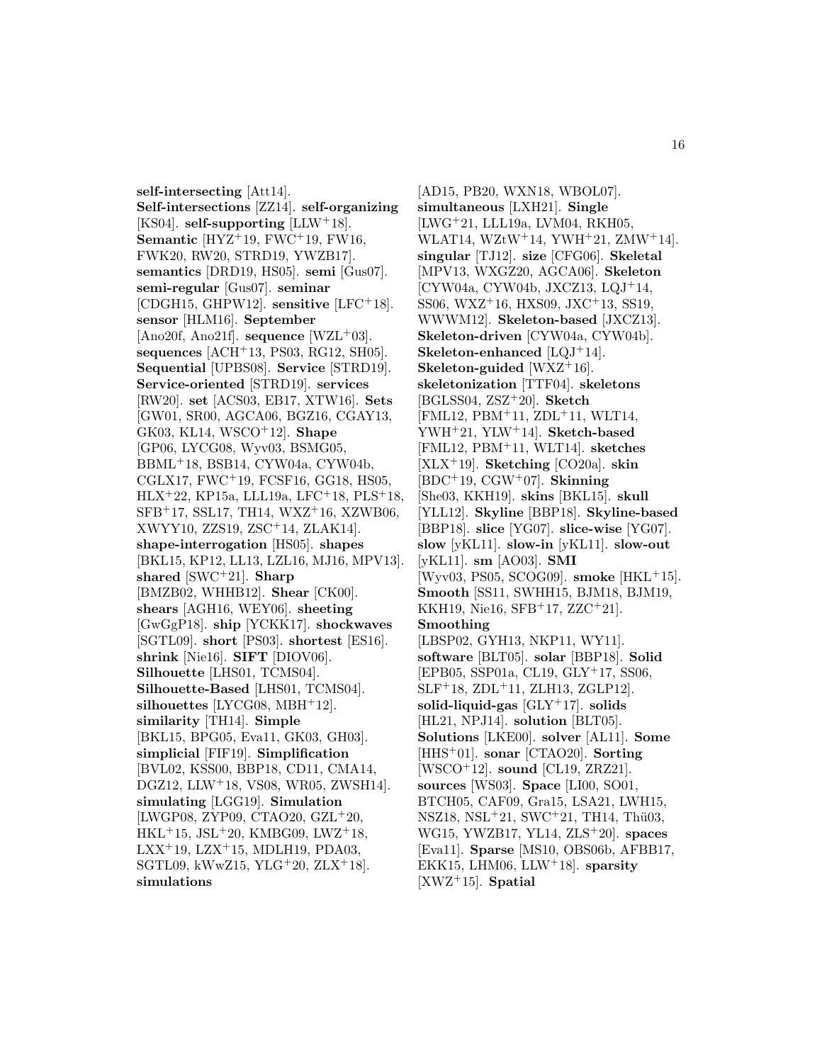**self-intersecting** [Att14]. **Self-intersections** [ZZ14]. **self-organizing** [KS04]. **self-supporting** [LLW+18]. **Semantic** [HYZ+19, FWC+19, FW16, FWK20, RW20, STRD19, YWZB17]. **semantics** [DRD19, HS05]. **semi** [Gus07]. **semi-regular** [Gus07]. **seminar** [CDGH15, GHPW12]. **sensitive** [LFC+18]. **sensor** [HLM16]. **September** [Ano20f, Ano21f]. **sequence** [WZL+03]. **sequences** [ACH+13, PS03, RG12, SH05]. **Sequential** [UPBS08]. **Service** [STRD19]. **Service-oriented** [STRD19]. **services** [RW20]. **set** [ACS03, EB17, XTW16]. **Sets** [GW01, SR00, AGCA06, BGZ16, CGAY13, GK03, KL14, WSCO+12]. **Shape** [GP06, LYCG08, Wyv03, BSMG05, BBML+18, BSB14, CYW04a, CYW04b, CGLX17, FWC+19, FCSF16, GG18, HS05, HLX+22, KP15a, LLL19a, LFC+18, PLS+18, SFB+17, SSL17, TH14, WXZ+16, XZWB06, XWYY10, ZZS19, ZSC+14, ZLAK14]. **shape-interrogation** [HS05]. **shapes** [BKL15, KP12, LL13, LZL16, MJ16, MPV13]. **shared** [SWC+21]. **Sharp** [BMZB02, WHHB12]. **Shear** [CK00]. **shears** [AGH16, WEY06]. **sheeting** [GwGgP18]. **ship** [YCKK17]. **shockwaves** [SGTL09]. **short** [PS03]. **shortest** [ES16]. **shrink** [Nie16]. **SIFT** [DIOV06]. **Silhouette** [LHS01, TCMS04]. **Silhouette-Based** [LHS01, TCMS04]. **silhouettes** [LYCG08, MBH+12]. **similarity** [TH14]. **Simple** [BKL15, BPG05, Eva11, GK03, GH03]. **simplicial** [FIF19]. **Simplification** [BVL02, KSS00, BBP18, CD11, CMA14, DGZ12, LLW+18, VS08, WR05, ZWSH14]. **simulating** [LGG19]. **Simulation** [LWGP08, ZYP09, CTAO20, GZL+20, HKL+15, JSL+20, KMBG09, LWZ+18, LXX+19, LZX+15, MDLH19, PDA03, SGTL09, kWwZ15, YLG+20, ZLX+18]. **simulations** [AD15, PB20, WXN18, WBOL07]. **simultaneous** [LXH21]. **Single** [LWG+21, LLL19a, LVM04, RKH05, WLAT14, WZtW+14, YWH+21, ZMW+14]. **singular** [TJ12]. **size** [CFG06]. **Skeletal** [MPV13, WXGZ20, AGCA06]. **Skeleton** [CYW04a, CYW04b, JXCZ13, LQJ+14, SS06, WXZ+16, HXS09, JXC+13, SS19, WWWM12]. **Skeleton-based** [JXCZ13]. **Skeleton-driven** [CYW04a, CYW04b]. **Skeleton-enhanced** [LQJ+14]. **Skeleton-guided** [WXZ+16]. **skeletonization** [TTF04]. **skeletons** [BGLSS04, ZSZ+20]. **Sketch** [FML12, PBM+11, ZDL+11, WLT14, YWH+21, YLW+14]. **Sketch-based** [FML12, PBM+11, WLT14]. **sketches** [XLX+19]. **Sketching** [CO20a]. **skin** [BDC+19, CGW+07]. **Skinning** [She03, KKH19]. **skins** [BKL15]. **skull** [YLL12]. **Skyline** [BBP18]. **Skyline-based** [BBP18]. **slice** [YG07]. **slice-wise** [YG07]. **slow** [yKL11]. **slow-in** [yKL11]. **slow-out** [yKL11]. **sm** [AO03]. **SMI** [Wyv03, PS05, SCOG09]. **smoke** [HKL+15]. **Smooth** [SS11, SWHH15, BJM18, BJM19, KKH19, Nie16, SFB+17, ZZC+21]. **Smoothing** [LBSP02, GYH13, NKP11, WY11]. **software** [BLT05]. **solar** [BBP18]. **Solid** [EPB05, SSP01a, CL19, GLY+17, SS06, SLF+18, ZDL+11, ZLH13, ZGLP12]. **solid-liquid-gas** [GLY+17]. **solids** [HL21, NPJ14]. **solution** [BLT05]. **Solutions** [LKE00]. **solver** [AL11]. **Some** [HHS+01]. **sonar** [CTAO20]. **Sorting** [WSCO+12]. **sound** [CL19, ZRZ21]. **sources** [WS03]. **Space** [LI00, SO01, BTCH05, CAF09, Gra15, LSA21, LWH15, NSZ18, NSL+21, SWC+21, TH14, Thü03, WG15, YWZB17, YL14, ZLS+20]. **spaces** [Eva11]. **Sparse** [MS10, OBS06b, AFBB17, EKK15, LHM06, LLW+18]. **sparsity** [XWZ+15]. **Spatial**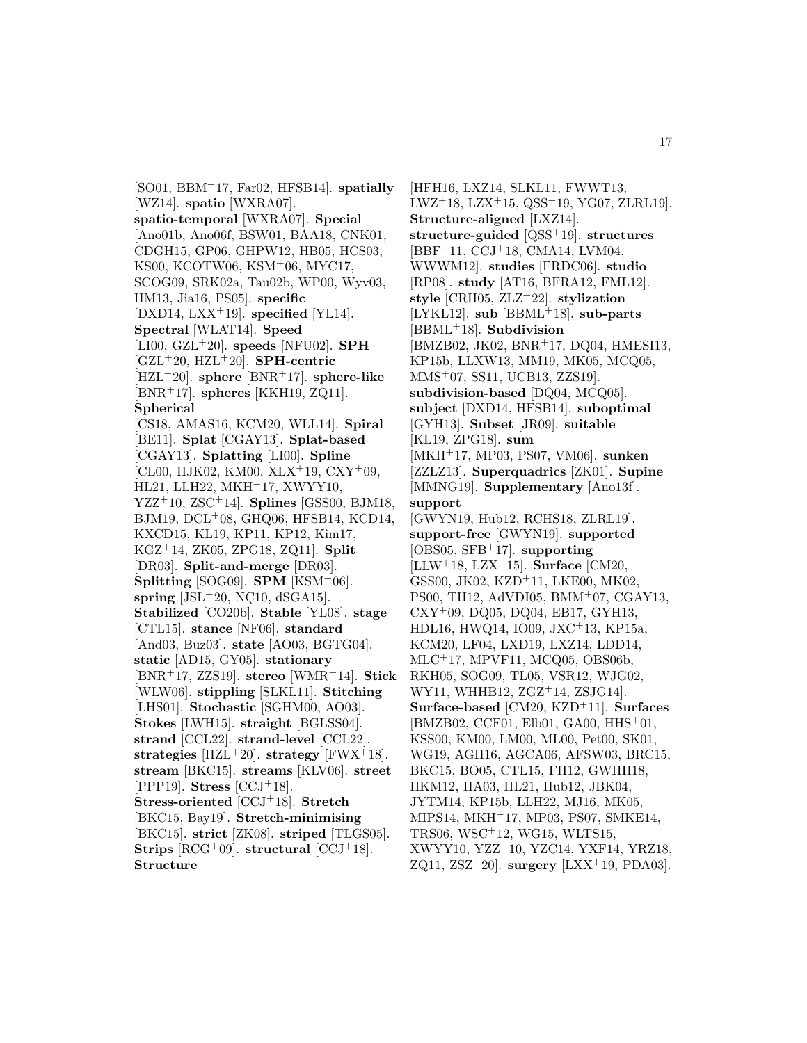[SO01, BBM[+]17, Far02, HFSB14]. **spatially** [WZ14]. **spatio** [WXRA07]. **spatio-temporal** [WXRA07]. **Special** [Ano01b, Ano06f, BSW01, BAA18, CNK01, CDGH15, GP06, GHPW12, HB05, HCS03, KS00, KCOTW06, KSM[+]06, MYC17, SCOG09, SRK02a, Tau02b, WP00, Wyv03, HM13, Jia16, PS05]. **specific** [DXD14, LXX[+]19]. **specified** [YL14]. **Spectral** [WLAT14]. **Speed** [LI00, GZL[+]20]. **speeds** [NFU02]. **SPH** [GZL[+]20, HZL[+]20]. **SPH-centric** [HZL[+]20]. **sphere** [BNR[+]17]. **sphere-like** [BNR[+]17]. **spheres** [KKH19, ZQ11]. **Spherical** [CS18, AMAS16, KCM20, WLL14]. **Spiral** [BE11]. **Splat** [CGAY13]. **Splat-based** [CGAY13]. **Splatting** [LI00]. **Spline** [CL00, HJK02, KM00, XLX[+]19, CXY[+]09, HL21, LLH22, MKH[+]17, XWYY10, YZZ[+]10, ZSC[+]14]. **Splines** [GSS00, BJM18, BJM19, DCL[+]08, GHQ06, HFSB14, KCD14, KXCD15, KL19, KP11, KP12, Kim17, KGZ[+]14, ZK05, ZPG18, ZQ11]. **Split** [DR03]. **Split-and-merge** [DR03]. **Splitting** [SOG09]. **SPM** [KSM[+]06]. **spring** [JSL[+]20, NÇ10, dSGA15]. **Stabilized** [CO20b]. **Stable** [YL08]. **stage** [CTL15]. **stance** [NF06]. **standard** [And03, Buz03]. **state** [AO03, BGTG04]. **static** [AD15, GY05]. **stationary** [BNR[+]17, ZZS19]. **stereo** [WMR[+]14]. **Stick** [WLW06]. **stippling** [SLKL11]. **Stitching** [LHS01]. **Stochastic** [SGHM00, AO03]. **Stokes** [LWH15]. **straight** [BGLSS04]. **strand** [CCL22]. **strand-level** [CCL22]. **strategies** [HZL[+]20]. **strategy** [FWX[+]18]. **stream** [BKC15]. **streams** [KLV06]. **street** [PPP19]. **Stress** [CCJ[+]18]. **Stress-oriented** [CCJ[+]18]. **Stretch** [BKC15, Bay19]. **Stretch-minimising** [BKC15]. **strict** [ZK08]. **striped** [TLGS05]. **Strips** [RCG[+]09]. **structural** [CCJ[+]18]. **Structure** [HFH16, LXZ14, SLKL11, FWWT13, LWZ[+]18, LZX[+]15, QSS[+]19, YG07, ZLRL19]. **Structure-aligned** [LXZ14]. **structure-guided** [QSS[+]19]. **structures** [BBF[+]11, CCJ[+]18, CMA14, LVM04, WWWM12]. **studies** [FRDC06]. **studio** [RP08]. **study** [AT16, BFRA12, FML12]. **style** [CRH05, ZLZ[+]22]. **stylization** [LYKL12]. **sub** [BBML[+]18]. **sub-parts** [BBML[+]18]. **Subdivision** [BMZB02, JK02, BNR[+]17, DQ04, HMESI13, KP15b, LLXW13, MM19, MK05, MCQ05, MMS[+]07, SS11, UCB13, ZZS19]. **subdivision-based** [DQ04, MCQ05]. **subject** [DXD14, HFSB14]. **suboptimal** [GYH13]. **Subset** [JR09]. **suitable** [KL19, ZPG18]. **sum** [MKH[+]17, MP03, PS07, VM06]. **sunken** [ZZLZ13]. **Superquadrics** [ZK01]. **Supine** [MMNG19]. **Supplementary** [Ano13f]. **support** [GWYN19, Hub12, RCHS18, ZLRL19]. **support-free** [GWYN19]. **supported** [OBS05, SFB[+]17]. **supporting** [LLW[+]18, LZX[+]15]. **Surface** [CM20, GSS00, JK02, KZD[+]11, LKE00, MK02, PS00, TH12, AdVDI05, BMM[+]07, CGAY13, CXY[+]09, DQ05, DQ04, EB17, GYH13, HDL16, HWQ14, IO09, JXC[+]13, KP15a, KCM20, LF04, LXD19, LXZ14, LDD14, MLC[+]17, MPVF11, MCQ05, OBS06b, RKH05, SOG09, TL05, VSR12, WJG02, WY11, WHHB12, ZGZ[+]14, ZSJG14]. **Surface-based** [CM20, KZD[+]11]. **Surfaces** [BMZB02, CCF01, Elb01, GA00, HHS[+]01, KSS00, KM00, LM00, ML00, Pet00, SK01, WG19, AGH16, AGCA06, AFSW03, BRC15, BKC15, BO05, CTL15, FH12, GWHH18, HKM12, HA03, HL21, Hub12, JBK04, JYTM14, KP15b, LLH22, MJ16, MK05, MIPS14, MKH[+]17, MP03, PS07, SMKE14, TRS06, WSC[+]12, WG15, WLTS15, XWYY10, YZZ[+]10, YZC14, YXF14, YRZ18, ZQ11, ZSZ[+]20]. **surgery** [LXX[+]19, PDA03].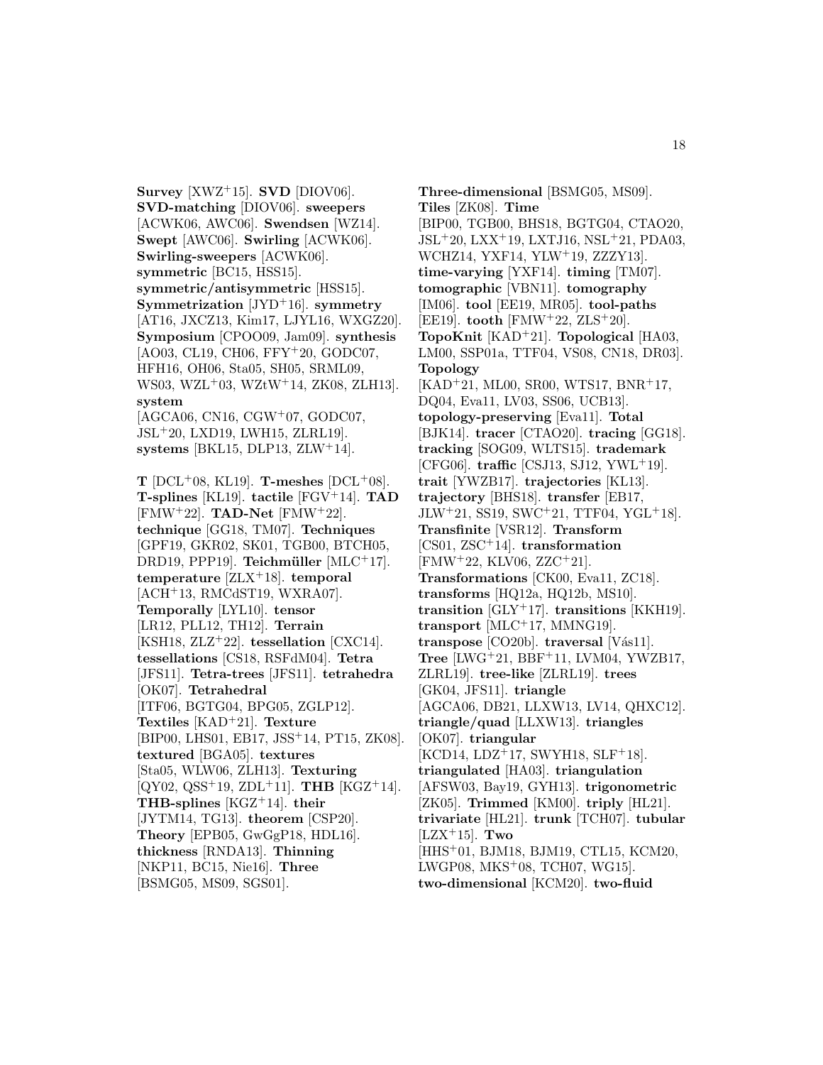**Survey** [XWZ+15]. **SVD** [DIOV06]. **SVD-matching** [DIOV06]. **sweepers** [ACWK06, AWC06]. **Swendsen** [WZ14]. **Swept** [AWC06]. **Swirling** [ACWK06]. **Swirling-sweepers** [ACWK06]. **symmetric** [BC15, HSS15]. **symmetric/antisymmetric** [HSS15]. **Symmetrization** [JYD+16]. **symmetry** [AT16, JXCZ13, Kim17, LJYL16, WXGZ20]. **Symposium** [CPOO09, Jam09]. **synthesis** [AO03, CL19, CH06, FFY+20, GODC07, HFH16, OH06, Sta05, SH05, SRML09, WS03, WZL+03, WZtW+14, ZK08, ZLH13]. **system** [AGCA06, CN16, CGW+07, GODC07, JSL+20, LXD19, LWH15, ZLRL19]. **systems** [BKL15, DLP13, ZLW+14].

**T** [DCL+08, KL19]. **T-meshes** [DCL+08]. **T-splines** [KL19]. **tactile** [FGV+14]. **TAD** [FMW+22]. **TAD-Net** [FMW+22]. **technique** [GG18, TM07]. **Techniques** [GPF19, GKR02, SK01, TGB00, BTCH05, DRD19, PPP19]. **Teichmüller** [MLC+17]. **temperature** [ZLX+18]. **temporal** [ACH+13, RMCdST19, WXRA07]. **Temporally** [LYL10]. **tensor** [LR12, PLL12, TH12]. **Terrain** [KSH18, ZLZ+22]. **tessellation** [CXC14]. **tessellations** [CS18, RSFdM04]. **Tetra** [JFS11]. **Tetra-trees** [JFS11]. **tetrahedra** [OK07]. **Tetrahedral** [ITF06, BGTG04, BPG05, ZGLP12]. **Textiles** [KAD+21]. **Texture** [BIP00, LHS01, EB17, JSS+14, PT15, ZK08]. **textured** [BGA05]. **textures** [Sta05, WLW06, ZLH13]. **Texturing** [QY02, QSS+19, ZDL+11]. **THB** [KGZ+14]. **THB-splines** [KGZ+14]. **their** [JYTM14, TG13]. **theorem** [CSP20]. **Theory** [EPB05, GwGgP18, HDL16]. **thickness** [RNDA13]. **Thinning** [NKP11, BC15, Nie16]. **Three** [BSMG05, MS09, SGS01].

**Three-dimensional** [BSMG05, MS09]. **Tiles** [ZK08]. **Time** [BIP00, TGB00, BHS18, BGTG04, CTAO20, JSL+20, LXX+19, LXTJ16, NSL+21, PDA03, WCHZ14, YXF14, YLW+19, ZZZY13]. **time-varying** [YXF14]. **timing** [TM07]. **tomographic** [VBN11]. **tomography** [IM06]. **tool** [EE19, MR05]. **tool-paths** [EE19]. **tooth** [FMW+22, ZLS+20]. **TopoKnit** [KAD+21]. **Topological** [HA03, LM00, SSP01a, TTF04, VS08, CN18, DR03]. **Topology** [KAD+21, ML00, SR00, WTS17, BNR+17, DQ04, Eva11, LV03, SS06, UCB13]. **topology-preserving** [Eva11]. **Total** [BJK14]. **tracer** [CTAO20]. **tracing** [GG18]. **tracking** [SOG09, WLTS15]. **trademark** [CFG06]. **traffic** [CSJ13, SJ12, YWL+19]. **trait** [YWZB17]. **trajectories** [KL13]. **trajectory** [BHS18]. **transfer** [EB17, JLW+21, SS19, SWC+21, TTF04, YGL+18]. **Transfinite** [VSR12]. **Transform** [CS01, ZSC+14]. **transformation** [FMW+22, KLV06, ZZC+21]. **Transformations** [CK00, Eva11, ZC18]. **transforms** [HQ12a, HQ12b, MS10]. **transition** [GLY+17]. **transitions** [KKH19]. **transport** [MLC+17, MMNG19]. **transpose** [CO20b]. **traversal** [Vás11]. **Tree** [LWG+21, BBF+11, LVM04, YWZB17, ZLRL19]. **tree-like** [ZLRL19]. **trees** [GK04, JFS11]. **triangle** [AGCA06, DB21, LLXW13, LV14, QHXC12]. **triangle/quad** [LLXW13]. **triangles** [OK07]. **triangular** [KCD14, LDZ+17, SWYH18, SLF+18]. **triangulated** [HA03]. **triangulation** [AFSW03, Bay19, GYH13]. **trigonometric** [ZK05]. **Trimmed** [KM00]. **triply** [HL21]. **trivariate** [HL21]. **trunk** [TCH07]. **tubular** [LZX+15]. **Two** [HHS+01, BJM18, BJM19, CTL15, KCM20, LWGP08, MKS+08, TCH07, WG15]. **two-dimensional** [KCM20]. **two-fluid**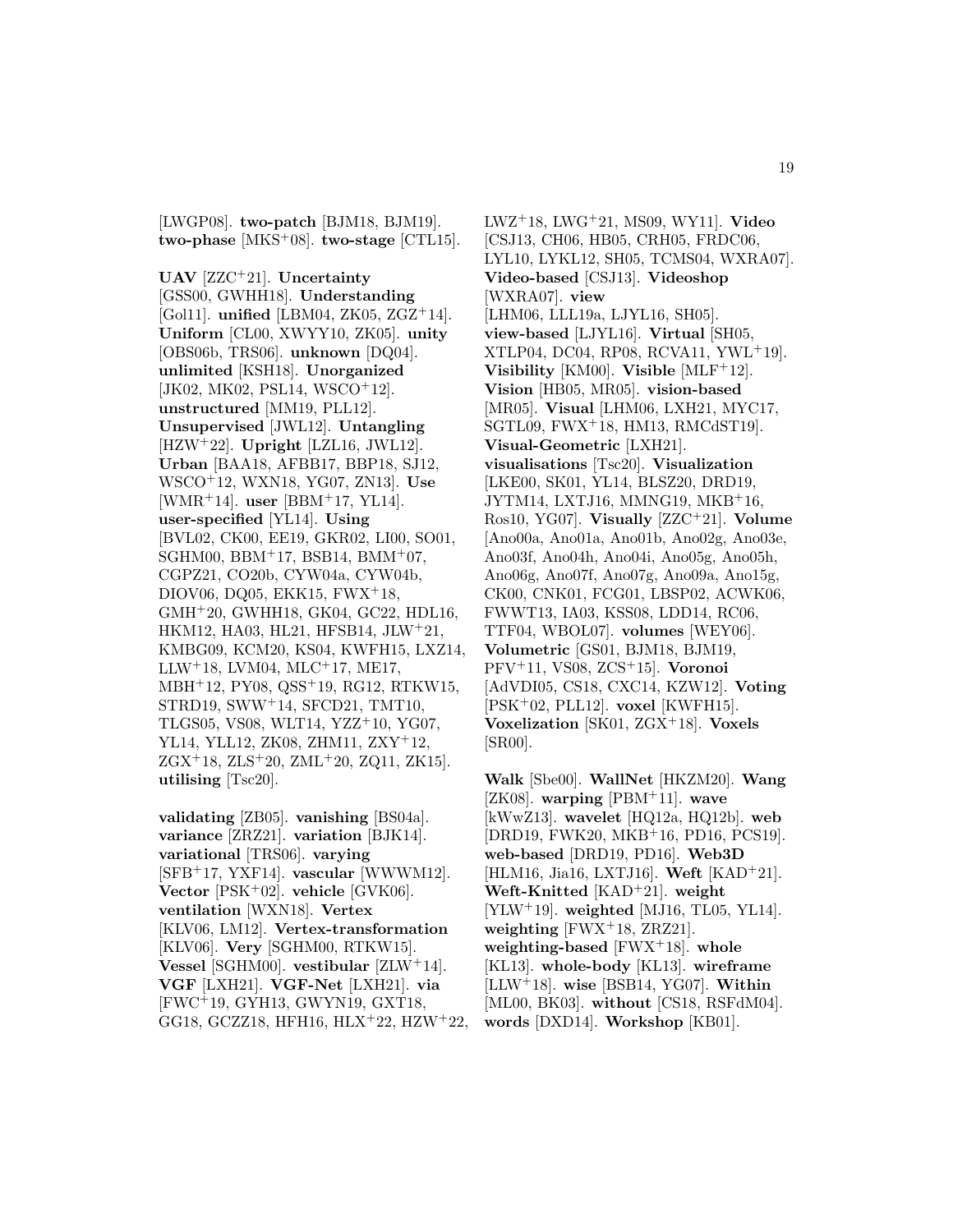[LWGP08]. **two-patch** [BJM18, BJM19]. **two-phase** [MKS+08]. **two-stage** [CTL15].

**UAV** [ZZC+21]. **Uncertainty** [GSS00, GWHH18]. **Understanding** [Gol11]. **unified** [LBM04, ZK05, ZGZ+14]. **Uniform** [CL00, XWYY10, ZK05]. **unity** [OBS06b, TRS06]. **unknown** [DQ04]. **unlimited** [KSH18]. **Unorganized** [JK02, MK02, PSL14, WSCO+12]. **unstructured** [MM19, PLL12]. **Unsupervised** [JWL12]. **Untangling** [HZW+22]. **Upright** [LZL16, JWL12]. **Urban** [BAA18, AFBB17, BBP18, SJ12, WSCO+12, WXN18, YG07, ZN13]. **Use** [WMR+14]. **user** [BBM+17, YL14]. **user-specified** [YL14]. **Using** [BVL02, CK00, EE19, GKR02, LI00, SO01, SGHM00, BBM+17, BSB14, BMM+07, CGPZ21, CO20b, CYW04a, CYW04b, DIOV06, DQ05, EKK15, FWX+18, GMH+20, GWHH18, GK04, GC22, HDL16, HKM12, HA03, HL21, HFSB14, JLW+21, KMBG09, KCM20, KS04, KWFH15, LXZ14, LLW+18, LVM04, MLC+17, ME17, MBH+12, PY08, QSS+19, RG12, RTKW15, STRD19, SWW+14, SFCD21, TMT10, TLGS05, VS08, WLT14, YZZ+10, YG07, YL14, YLL12, ZK08, ZHM11, ZXY+12, ZGX+18, ZLS+20, ZML+20, ZQ11, ZK15]. **utilising** [Tsc20].

**validating** [ZB05]. **vanishing** [BS04a]. **variance** [ZRZ21]. **variation** [BJK14]. **variational** [TRS06]. **varying** [SFB+17, YXF14]. **vascular** [WWWM12]. **Vector** [PSK+02]. **vehicle** [GVK06]. **ventilation** [WXN18]. **Vertex** [KLV06, LM12]. **Vertex-transformation** [KLV06]. **Very** [SGHM00, RTKW15]. **Vessel** [SGHM00]. **vestibular** [ZLW+14]. **VGF** [LXH21]. **VGF-Net** [LXH21]. **via** [FWC+19, GYH13, GWYN19, GXT18, GG18, GCZZ18, HFH16, HLX+22, HZW+22, LWZ+18, LWG+21, MS09, WY11]. **Video** [CSJ13, CH06, HB05, CRH05, FRDC06, LYL10, LYKL12, SH05, TCMS04, WXRA07]. **Video-based** [CSJ13]. **Videoshop** [WXRA07]. **view** [LHM06, LLL19a, LJYL16, SH05]. **view-based** [LJYL16]. **Virtual** [SH05, XTLP04, DC04, RP08, RCVA11, YWL+19]. **Visibility** [KM00]. **Visible** [MLF+12]. **Vision** [HB05, MR05]. **vision-based** [MR05]. **Visual** [LHM06, LXH21, MYC17, SGTL09, FWX+18, HM13, RMCdST19]. **Visual-Geometric** [LXH21]. **visualisations** [Tsc20]. **Visualization** [LKE00, SK01, YL14, BLSZ20, DRD19, JYTM14, LXTJ16, MMNG19, MKB+16, Ros10, YG07]. **Visually** [ZZC+21]. **Volume** [Ano00a, Ano01a, Ano01b, Ano02g, Ano03e, Ano03f, Ano04h, Ano04i, Ano05g, Ano05h, Ano06g, Ano07f, Ano07g, Ano09a, Ano15g, CK00, CNK01, FCG01, LBSP02, ACWK06, FWWT13, IA03, KSS08, LDD14, RC06, TTF04, WBOL07]. **volumes** [WEY06]. **Volumetric** [GS01, BJM18, BJM19, PFV+11, VS08, ZCS+15]. **Voronoi** [AdVDI05, CS18, CXC14, KZW12]. **Voting** [PSK+02, PLL12]. **voxel** [KWFH15]. **Voxelization** [SK01, ZGX+18]. **Voxels** [SR00].

**Walk** [Sbe00]. **WallNet** [HKZM20]. **Wang** [ZK08]. **warping** [PBM+11]. **wave** [kWwZ13]. **wavelet** [HQ12a, HQ12b]. **web** [DRD19, FWK20, MKB+16, PD16, PCS19]. **web-based** [DRD19, PD16]. **Web3D** [HLM16, Jia16, LXTJ16]. **Weft** [KAD+21]. **Weft-Knitted** [KAD+21]. **weight** [YLW+19]. **weighted** [MJ16, TL05, YL14]. **weighting** [FWX+18, ZRZ21]. **weighting-based** [FWX+18]. **whole** [KL13]. **whole-body** [KL13]. **wireframe** [LLW+18]. **wise** [BSB14, YG07]. **Within** [ML00, BK03]. **without** [CS18, RSFdM04]. **words** [DXD14]. **Workshop** [KB01].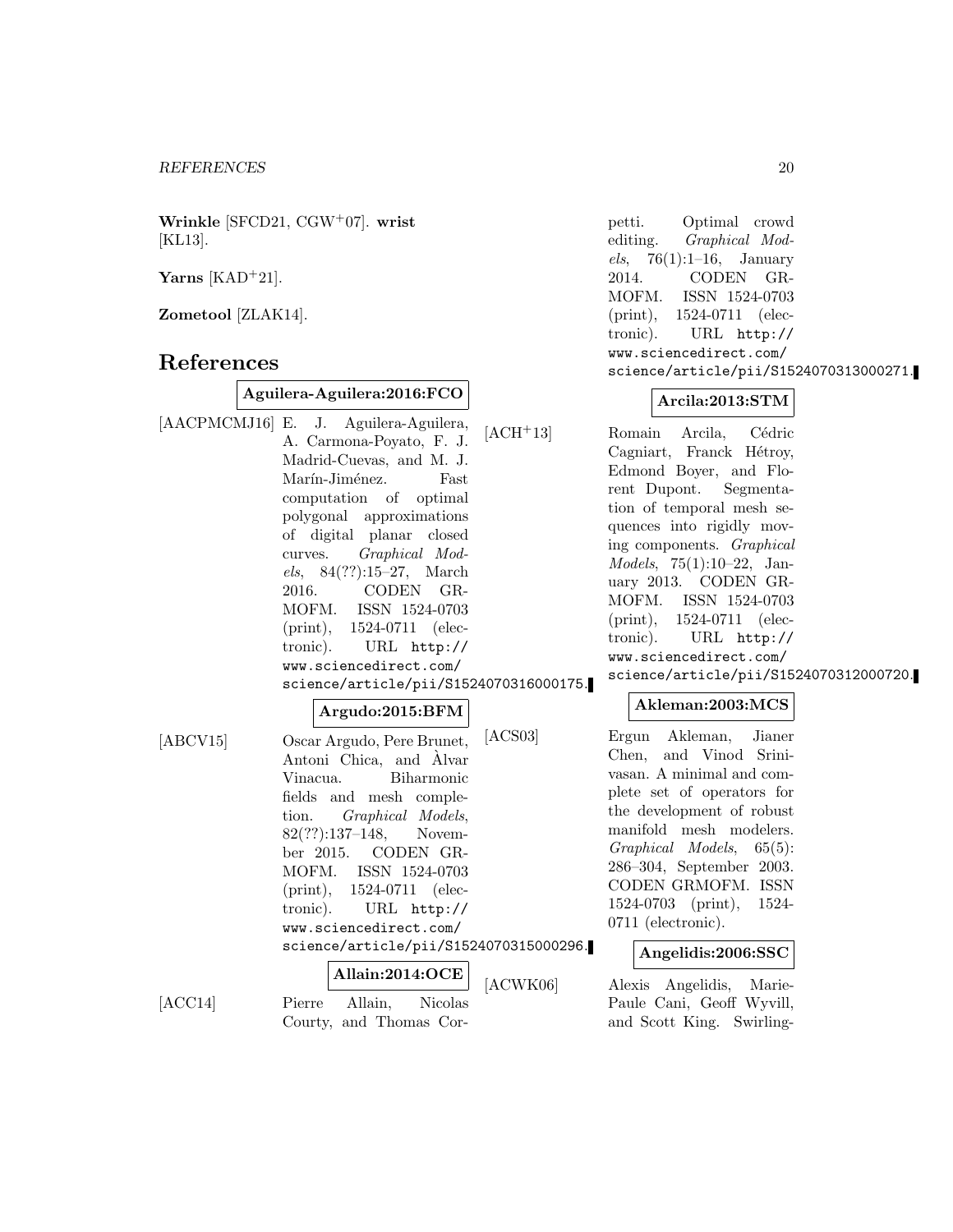**Wrinkle** [SFCD21, CGW+07]. **wrist** [KL13].

**Yarns** [KAD+21].

**Zometool** [ZLAK14].

# References

**Aguilera-Aguilera:2016:FCO**

[AACPMCMJ16] E. J. Aguilera-Aguilera, A. Carmona-Poyato, F. J. Madrid-Cuevas, and M. J. Marín-Jiménez. Fast computation of optimal polygonal approximations of digital planar closed curves. *Graphical Models*, 84(??):15–27, March 2016. CODEN GRMOFM. ISSN 1524-0703 (print), 1524-0711 (electronic). URL http://www.sciencedirect.com/science/article/pii/S1524070316000175.

**Argudo:2015:BFM**

[ABCV15] Oscar Argudo, Pere Brunet, Antoni Chica, and Àlvar Vinacua. Biharmonic fields and mesh completion. *Graphical Models*, 82(??):137–148, November 2015. CODEN GRMOFM. ISSN 1524-0703 (print), 1524-0711 (electronic). URL http://www.sciencedirect.com/science/article/pii/S1524070315000296.

**Allain:2014:OCE**

[ACC14] Pierre Allain, Nicolas Courty, and Thomas Corpetti. Optimal crowd editing. *Graphical Models*, 76(1):1–16, January 2014. CODEN GRMOFM. ISSN 1524-0703 (print), 1524-0711 (electronic). URL http://www.sciencedirect.com/science/article/pii/S1524070313000271.

**Arcila:2013:STM**

[ACH+13] Romain Arcila, Cédric Cagniart, Franck Hétroy, Edmond Boyer, and Florent Dupont. Segmentation of temporal mesh sequences into rigidly moving components. *Graphical Models*, 75(1):10–22, January 2013. CODEN GRMOFM. ISSN 1524-0703 (print), 1524-0711 (electronic). URL http://www.sciencedirect.com/science/article/pii/S1524070312000720.

**Akleman:2003:MCS**

[ACS03] Ergun Akleman, Jianer Chen, and Vinod Srinivasan. A minimal and complete set of operators for the development of robust manifold mesh modelers. *Graphical Models*, 65(5): 286–304, September 2003. CODEN GRMOFM. ISSN 1524-0703 (print), 1524-0711 (electronic).

**Angelidis:2006:SSC**

[ACWK06] Alexis Angelidis, Marie-Paule Cani, Geoff Wyvill, and Scott King. Swirling-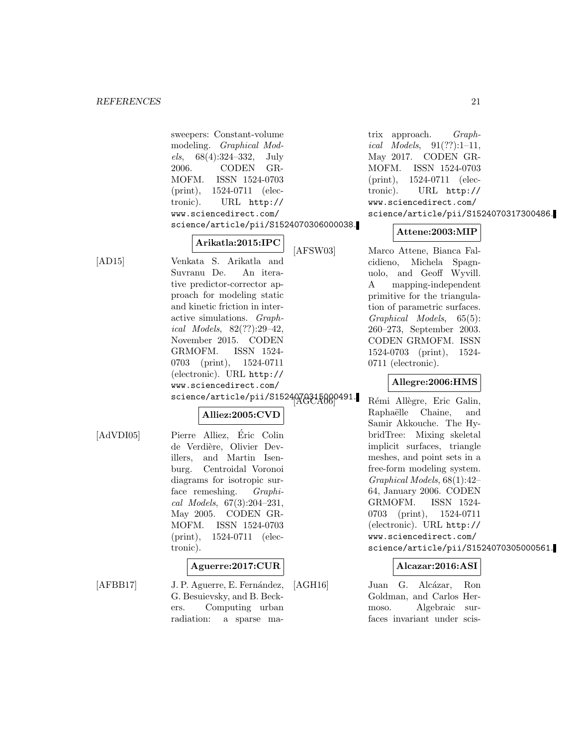sweepers: Constant-volume modeling. *Graphical Models*, 68(4):324–332, July 2006. CODEN GRMOFM. ISSN 1524-0703 (print), 1524-0711 (electronic). URL http://www.sciencedirect.com/science/article/pii/S1524070306000038.

**Arikatla:2015:IPC**

[AD15] Venkata S. Arikatla and Suvranu De. An iterative predictor-corrector approach for modeling static and kinetic friction in interactive simulations. *Graphical Models*, 82(??):29–42, November 2015. CODEN GRMOFM. ISSN 1524-0703 (print), 1524-0711 (electronic). URL http://www.sciencedirect.com/science/article/pii/S1524070315000491.

**Alliez:2005:CVD**

[AdVDI05] Pierre Alliez, Éric Colin de Verdière, Olivier Devillers, and Martin Isenburg. Centroidal Voronoi diagrams for isotropic surface remeshing. *Graphical Models*, 67(3):204–231, May 2005. CODEN GRMOFM. ISSN 1524-0703 (print), 1524-0711 (electronic).

**Aguerre:2017:CUR**

[AFBB17] J. P. Aguerre, E. Fernández, G. Besuievsky, and B. Beckers. Computing urban radiation: a sparse matrix approach. *Graphical Models*, 91(??):1–11, May 2017. CODEN GRMOFM. ISSN 1524-0703 (print), 1524-0711 (electronic). URL http://www.sciencedirect.com/science/article/pii/S1524070317300486.

**Attene:2003:MIP**

[AFSW03] Marco Attene, Bianca Falcidieno, Michela Spagnuolo, and Geoff Wyvill. A mapping-independent primitive for the triangulation of parametric surfaces. *Graphical Models*, 65(5):260–273, September 2003. CODEN GRMOFM. ISSN 1524-0703 (print), 1524-0711 (electronic).

**Allegre:2006:HMS**

[AGCA06] Rémi Allègre, Eric Galin, Raphaëlle Chaine, and Samir Akkouche. The HybridTree: Mixing skeletal implicit surfaces, triangle meshes, and point sets in a free-form modeling system. *Graphical Models*, 68(1):42–64, January 2006. CODEN GRMOFM. ISSN 1524-0703 (print), 1524-0711 (electronic). URL http://www.sciencedirect.com/science/article/pii/S1524070305000561.

**Alcazar:2016:ASI**

[AGH16] Juan G. Alcázar, Ron Goldman, and Carlos Hermoso. Algebraic surfaces invariant under scis-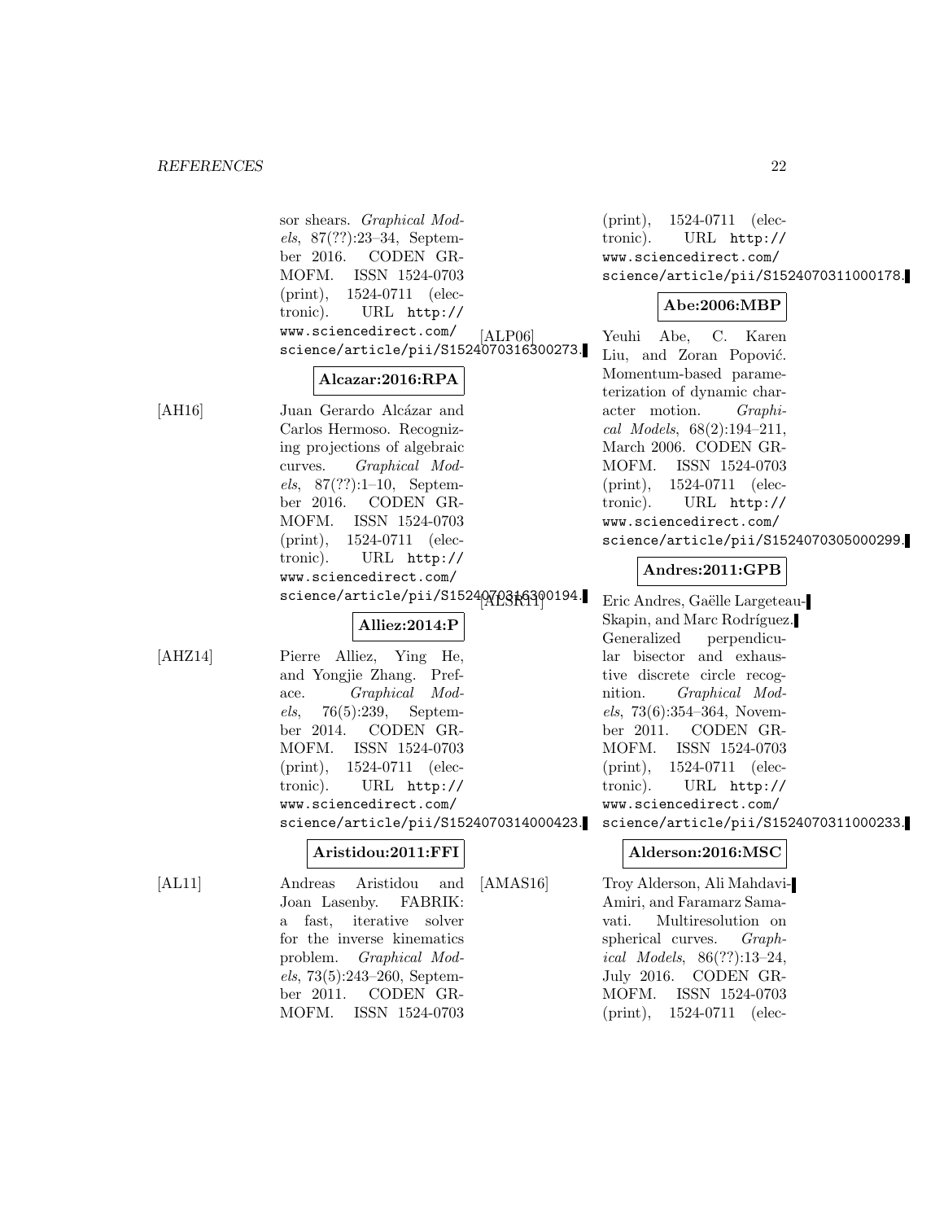sor shears. *Graphical Models*, 87(??):23–34, September 2016. CODEN GRMOFM. ISSN 1524-0703 (print), 1524-0711 (electronic). URL `http://www.sciencedirect.com/science/article/pii/S1524070316300273`.

**Alcazar:2016:RPA**

[AH16] Juan Gerardo Alcázar and Carlos Hermoso. Recognizing projections of algebraic curves. *Graphical Models*, 87(??):1–10, September 2016. CODEN GRMOFM. ISSN 1524-0703 (print), 1524-0711 (electronic). URL `http://www.sciencedirect.com/science/article/pii/S1524070316300194`.

**Alliez:2014:P**

[AHZ14] Pierre Alliez, Ying He, and Yongjie Zhang. Preface. *Graphical Models*, 76(5):239, September 2014. CODEN GRMOFM. ISSN 1524-0703 (print), 1524-0711 (electronic). URL `http://www.sciencedirect.com/science/article/pii/S1524070314000423`.

**Aristidou:2011:FFI**

[AL11] Andreas Aristidou and Joan Lasenby. FABRIK: a fast, iterative solver for the inverse kinematics problem. *Graphical Models*, 73(5):243–260, September 2011. CODEN GRMOFM. ISSN 1524-0703 (print), 1524-0711 (electronic). URL `http://www.sciencedirect.com/science/article/pii/S1524070311000178`.

**Abe:2006:MBP**

[ALP06] Yeuhi Abe, C. Karen Liu, and Zoran Popović. Momentum-based parameterization of dynamic character motion. *Graphical Models*, 68(2):194–211, March 2006. CODEN GRMOFM. ISSN 1524-0703 (print), 1524-0711 (electronic). URL `http://www.sciencedirect.com/science/article/pii/S1524070305000299`.

**Andres:2011:GPB**

[ALSR11] Eric Andres, Gaëlle Largeteau-Skapin, and Marc Rodríguez. Generalized perpendicular bisector and exhaustive discrete circle recognition. *Graphical Models*, 73(6):354–364, November 2011. CODEN GRMOFM. ISSN 1524-0703 (print), 1524-0711 (electronic). URL `http://www.sciencedirect.com/science/article/pii/S1524070311000233`.

**Alderson:2016:MSC**

[AMAS16] Troy Alderson, Ali Mahdavi-Amiri, and Faramarz Samavati. Multiresolution on spherical curves. *Graphical Models*, 86(??):13–24, July 2016. CODEN GRMOFM. ISSN 1524-0703 (print), 1524-0711 (elec-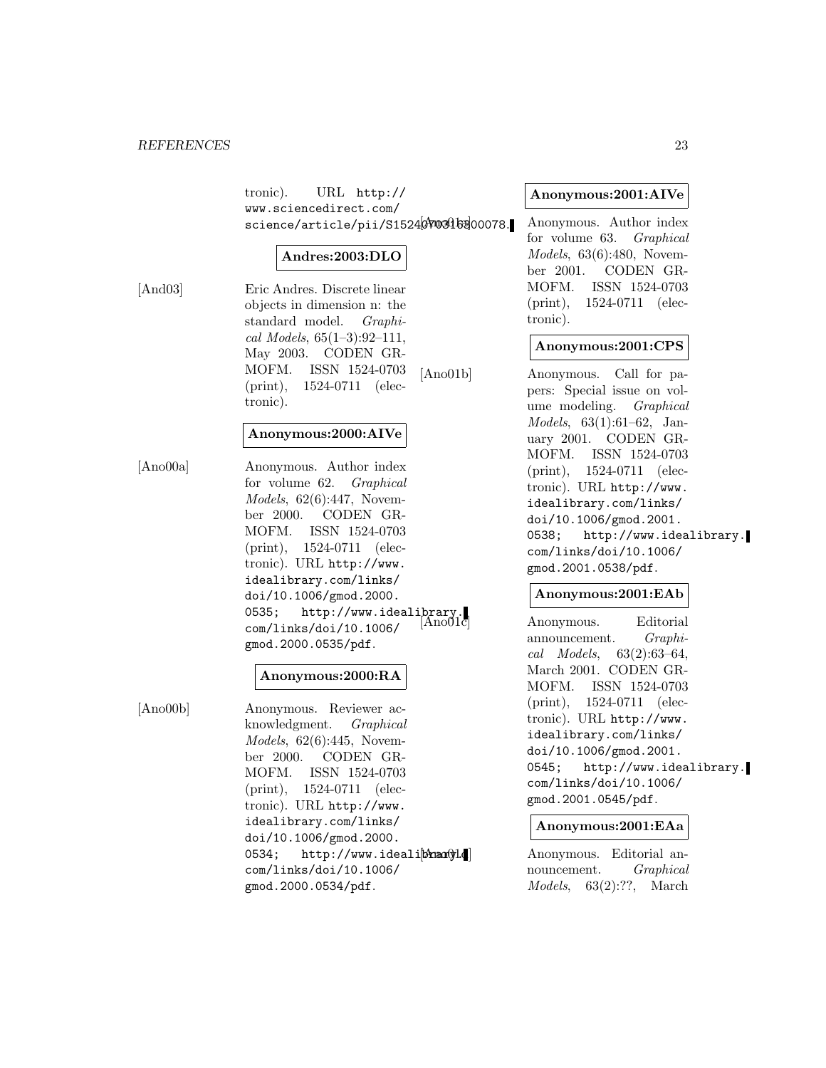tronic). URL http://www.sciencedirect.com/science/article/pii/S1524070316800078.

**Andres:2003:DLO**

[And03] Eric Andres. Discrete linear objects in dimension n: the standard model. *Graphical Models*, 65(1–3):92–111, May 2003. CODEN GRMOFM. ISSN 1524-0703 (print), 1524-0711 (electronic).

**Anonymous:2000:AIVe**

[Ano00a] Anonymous. Author index for volume 62. *Graphical Models*, 62(6):447, November 2000. CODEN GRMOFM. ISSN 1524-0703 (print), 1524-0711 (electronic). URL http://www.idealibrary.com/links/doi/10.1006/gmod.2000.0535; http://www.idealibrary.com/links/doi/10.1006/gmod.2000.0535/pdf.

**Anonymous:2000:RA**

[Ano00b] Anonymous. Reviewer acknowledgment. *Graphical Models*, 62(6):445, November 2000. CODEN GRMOFM. ISSN 1524-0703 (print), 1524-0711 (electronic). URL http://www.idealibrary.com/links/doi/10.1006/gmod.2000.0534; http://www.idealibrary.com/links/doi/10.1006/gmod.2000.0534/pdf.

**Anonymous:2001:AIVe**

[Ano01a] Anonymous. Author index for volume 63. *Graphical Models*, 63(6):480, November 2001. CODEN GRMOFM. ISSN 1524-0703 (print), 1524-0711 (electronic).

**Anonymous:2001:CPS**

[Ano01b] Anonymous. Call for papers: Special issue on volume modeling. *Graphical Models*, 63(1):61–62, January 2001. CODEN GRMOFM. ISSN 1524-0703 (print), 1524-0711 (electronic). URL http://www.idealibrary.com/links/doi/10.1006/gmod.2001.0538; http://www.idealibrary.com/links/doi/10.1006/gmod.2001.0538/pdf.

**Anonymous:2001:EAb**

[Ano01c] Anonymous. Editorial announcement. *Graphical Models*, 63(2):63–64, March 2001. CODEN GRMOFM. ISSN 1524-0703 (print), 1524-0711 (electronic). URL http://www.idealibrary.com/links/doi/10.1006/gmod.2001.0545; http://www.idealibrary.com/links/doi/10.1006/gmod.2001.0545/pdf.

**Anonymous:2001:EAa**

[Ano01d] Anonymous. Editorial announcement. *Graphical Models*, 63(2):??, March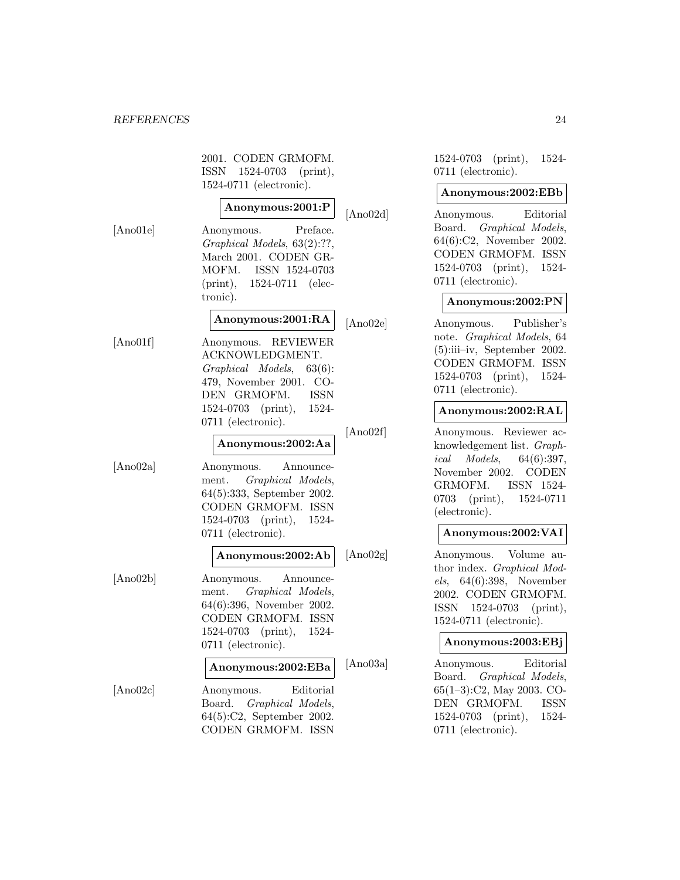2001. CODEN GRMOFM. ISSN 1524-0703 (print), 1524-0711 (electronic).

**Anonymous:2001:P**

[Ano01e] Anonymous. Preface. *Graphical Models*, 63(2):??, March 2001. CODEN GRMOFM. ISSN 1524-0703 (print), 1524-0711 (electronic).

**Anonymous:2001:RA**

[Ano01f] Anonymous. REVIEWER ACKNOWLEDGMENT. *Graphical Models*, 63(6): 479, November 2001. CODEN GRMOFM. ISSN 1524-0703 (print), 1524-0711 (electronic).

**Anonymous:2002:Aa**

[Ano02a] Anonymous. Announcement. *Graphical Models*, 64(5):333, September 2002. CODEN GRMOFM. ISSN 1524-0703 (print), 1524-0711 (electronic).

**Anonymous:2002:Ab**

[Ano02b] Anonymous. Announcement. *Graphical Models*, 64(6):396, November 2002. CODEN GRMOFM. ISSN 1524-0703 (print), 1524-0711 (electronic).

**Anonymous:2002:EBa**

[Ano02c] Anonymous. Editorial Board. *Graphical Models*, 64(5):C2, September 2002. CODEN GRMOFM. ISSN 1524-0703 (print), 1524-0711 (electronic).

**Anonymous:2002:EBb**

[Ano02d] Anonymous. Editorial Board. *Graphical Models*, 64(6):C2, November 2002. CODEN GRMOFM. ISSN 1524-0703 (print), 1524-0711 (electronic).

**Anonymous:2002:PN**

[Ano02e] Anonymous. Publisher's note. *Graphical Models*, 64 (5):iii–iv, September 2002. CODEN GRMOFM. ISSN 1524-0703 (print), 1524-0711 (electronic).

**Anonymous:2002:RAL**

[Ano02f] Anonymous. Reviewer acknowledgement list. *Graphical Models*, 64(6):397, November 2002. CODEN GRMOFM. ISSN 1524-0703 (print), 1524-0711 (electronic).

**Anonymous:2002:VAI**

[Ano02g] Anonymous. Volume author index. *Graphical Models*, 64(6):398, November 2002. CODEN GRMOFM. ISSN 1524-0703 (print), 1524-0711 (electronic).

**Anonymous:2003:EBj**

[Ano03a] Anonymous. Editorial Board. *Graphical Models*, 65(1–3):C2, May 2003. CODEN GRMOFM. ISSN 1524-0703 (print), 1524-0711 (electronic).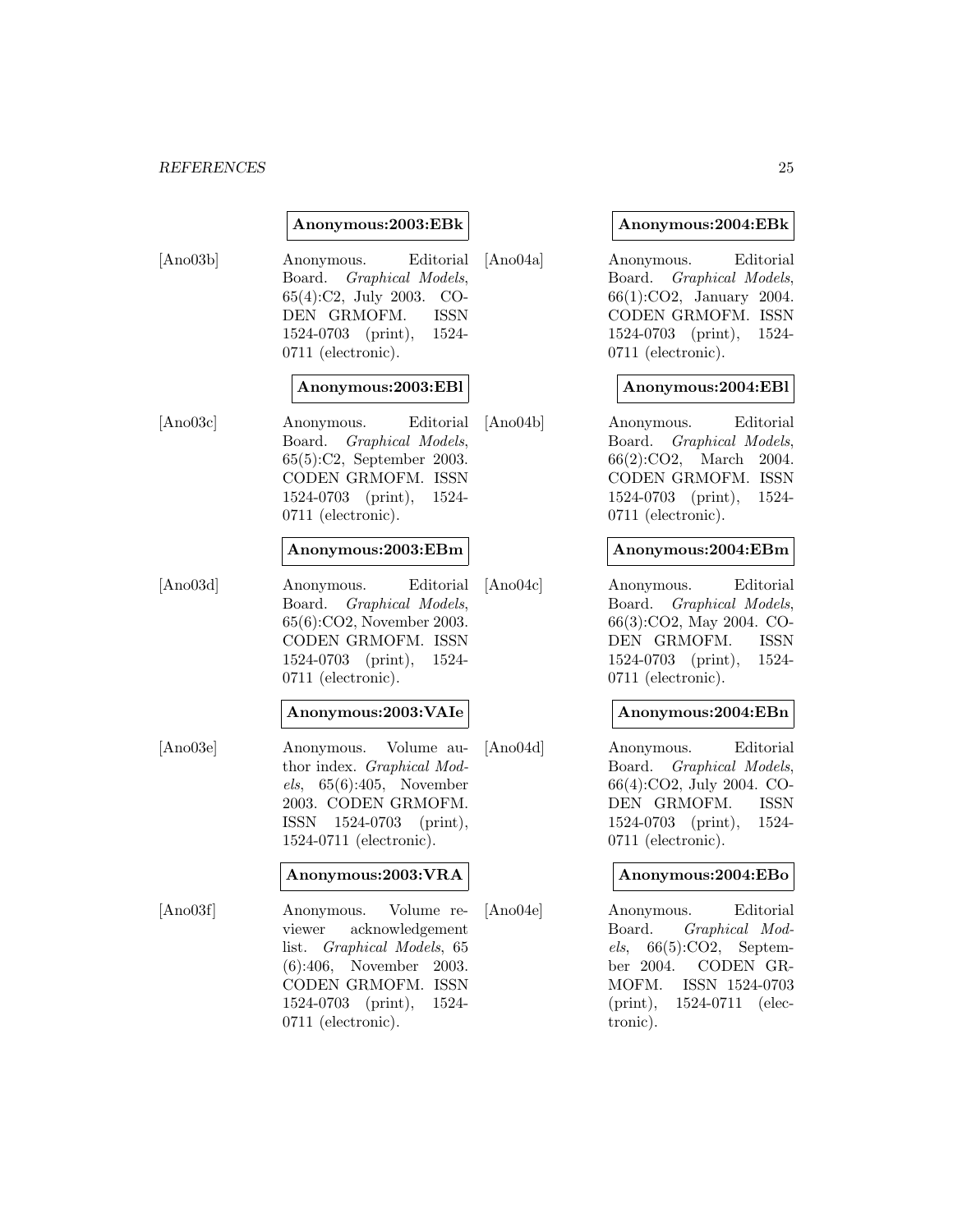**Anonymous:2003:EBk**

[Ano03b] Anonymous. Editorial Board. *Graphical Models*, 65(4):C2, July 2003. CODEN GRMOFM. ISSN 1524-0703 (print), 1524-0711 (electronic).

**Anonymous:2003:EBl**

[Ano03c] Anonymous. Editorial Board. *Graphical Models*, 65(5):C2, September 2003. CODEN GRMOFM. ISSN 1524-0703 (print), 1524-0711 (electronic).

**Anonymous:2003:EBm**

[Ano03d] Anonymous. Editorial Board. *Graphical Models*, 65(6):CO2, November 2003. CODEN GRMOFM. ISSN 1524-0703 (print), 1524-0711 (electronic).

**Anonymous:2003:VAIe**

[Ano03e] Anonymous. Volume author index. *Graphical Models*, 65(6):405, November 2003. CODEN GRMOFM. ISSN 1524-0703 (print), 1524-0711 (electronic).

**Anonymous:2003:VRA**

[Ano03f] Anonymous. Volume reviewer acknowledgement list. *Graphical Models*, 65 (6):406, November 2003. CODEN GRMOFM. ISSN 1524-0703 (print), 1524-0711 (electronic).

**Anonymous:2004:EBk**

[Ano04a] Anonymous. Editorial Board. *Graphical Models*, 66(1):CO2, January 2004. CODEN GRMOFM. ISSN 1524-0703 (print), 1524-0711 (electronic).

**Anonymous:2004:EBl**

[Ano04b] Anonymous. Editorial Board. *Graphical Models*, 66(2):CO2, March 2004. CODEN GRMOFM. ISSN 1524-0703 (print), 1524-0711 (electronic).

**Anonymous:2004:EBm**

[Ano04c] Anonymous. Editorial Board. *Graphical Models*, 66(3):CO2, May 2004. CODEN GRMOFM. ISSN 1524-0703 (print), 1524-0711 (electronic).

**Anonymous:2004:EBn**

[Ano04d] Anonymous. Editorial Board. *Graphical Models*, 66(4):CO2, July 2004. CODEN GRMOFM. ISSN 1524-0703 (print), 1524-0711 (electronic).

**Anonymous:2004:EBo**

[Ano04e] Anonymous. Editorial Board. *Graphical Models*, 66(5):CO2, September 2004. CODEN GRMOFM. ISSN 1524-0703 (print), 1524-0711 (electronic).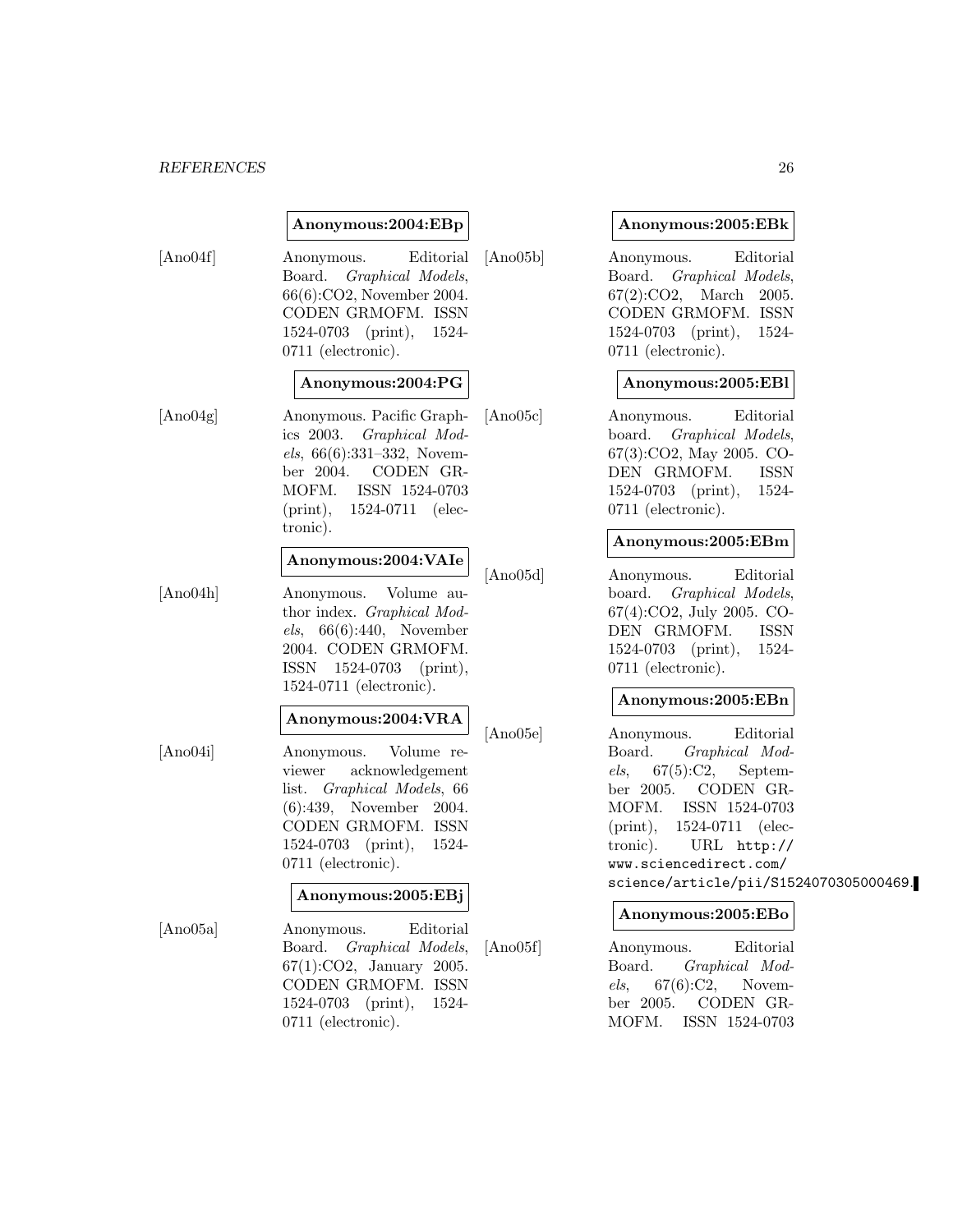**Anonymous:2004:EBp**

[Ano04f] Anonymous. Editorial Board. *Graphical Models*, 66(6):CO2, November 2004. CODEN GRMOFM. ISSN 1524-0703 (print), 1524-0711 (electronic).

**Anonymous:2004:PG**

[Ano04g] Anonymous. Pacific Graphics 2003. *Graphical Models*, 66(6):331–332, November 2004. CODEN GRMOFM. ISSN 1524-0703 (print), 1524-0711 (electronic).

**Anonymous:2004:VAIe**

[Ano04h] Anonymous. Volume author index. *Graphical Models*, 66(6):440, November 2004. CODEN GRMOFM. ISSN 1524-0703 (print), 1524-0711 (electronic).

**Anonymous:2004:VRA**

[Ano04i] Anonymous. Volume reviewer acknowledgement list. *Graphical Models*, 66 (6):439, November 2004. CODEN GRMOFM. ISSN 1524-0703 (print), 1524-0711 (electronic).

**Anonymous:2005:EBj**

[Ano05a] Anonymous. Editorial Board. *Graphical Models*, 67(1):CO2, January 2005. CODEN GRMOFM. ISSN 1524-0703 (print), 1524-0711 (electronic).

**Anonymous:2005:EBk**

[Ano05b] Anonymous. Editorial Board. *Graphical Models*, 67(2):CO2, March 2005. CODEN GRMOFM. ISSN 1524-0703 (print), 1524-0711 (electronic).

**Anonymous:2005:EBl**

[Ano05c] Anonymous. Editorial board. *Graphical Models*, 67(3):CO2, May 2005. CODEN GRMOFM. ISSN 1524-0703 (print), 1524-0711 (electronic).

**Anonymous:2005:EBm**

[Ano05d] Anonymous. Editorial board. *Graphical Models*, 67(4):CO2, July 2005. CODEN GRMOFM. ISSN 1524-0703 (print), 1524-0711 (electronic).

**Anonymous:2005:EBn**

[Ano05e] Anonymous. Editorial Board. *Graphical Models*, 67(5):C2, September 2005. CODEN GRMOFM. ISSN 1524-0703 (print), 1524-0711 (electronic). URL http://www.sciencedirect.com/science/article/pii/S1524070305000469.

**Anonymous:2005:EBo**

[Ano05f] Anonymous. Editorial Board. *Graphical Models*, 67(6):C2, November 2005. CODEN GRMOFM. ISSN 1524-0703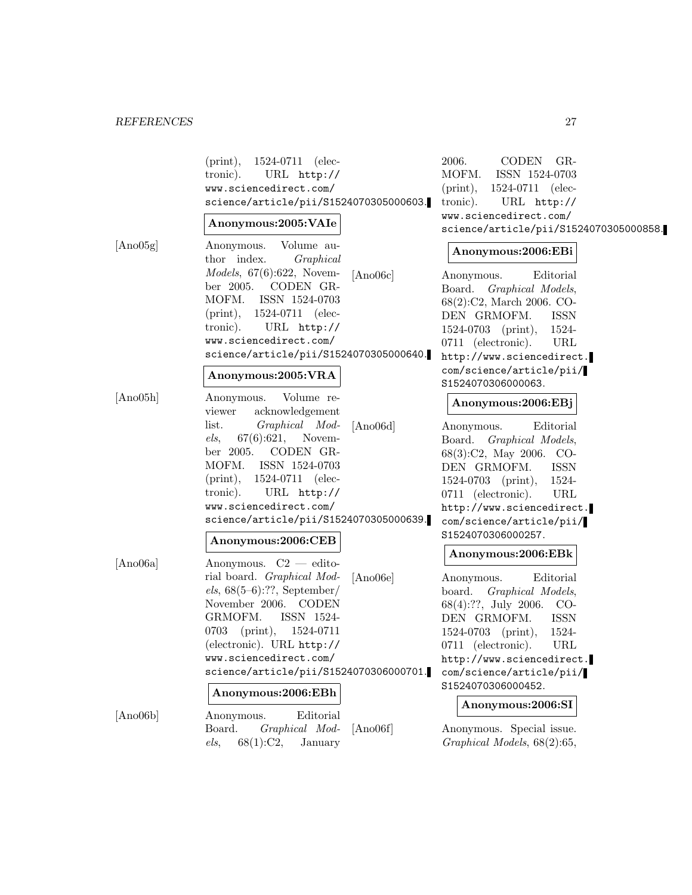(print), 1524-0711 (electronic). URL http://www.sciencedirect.com/science/article/pii/S1524070305000603.

**Anonymous:2005:VAIe**

[Ano05g] Anonymous. Volume author index. *Graphical Models*, 67(6):622, November 2005. CODEN GRMOFM. ISSN 1524-0703 (print), 1524-0711 (electronic). URL http://www.sciencedirect.com/science/article/pii/S1524070305000640.

**Anonymous:2005:VRA**

[Ano05h] Anonymous. Volume reviewer acknowledgement list. *Graphical Models*, 67(6):621, November 2005. CODEN GRMOFM. ISSN 1524-0703 (print), 1524-0711 (electronic). URL http://www.sciencedirect.com/science/article/pii/S1524070305000639.

**Anonymous:2006:CEB**

[Ano06a] Anonymous. C2 — editorial board. *Graphical Models*, 68(5–6):??, September/November 2006. CODEN GRMOFM. ISSN 1524-0703 (print), 1524-0711 (electronic). URL http://www.sciencedirect.com/science/article/pii/S1524070306000701.

**Anonymous:2006:EBh**

[Ano06b] Anonymous. Editorial Board. *Graphical Models*, 68(1):C2, January 2006. CODEN GRMOFM. ISSN 1524-0703 (print), 1524-0711 (electronic). URL http://www.sciencedirect.com/science/article/pii/S1524070305000858.

**Anonymous:2006:EBi**

[Ano06c] Anonymous. Editorial Board. *Graphical Models*, 68(2):C2, March 2006. CODEN GRMOFM. ISSN 1524-0703 (print), 1524-0711 (electronic). URL http://www.sciencedirect.com/science/article/pii/S1524070306000063.

**Anonymous:2006:EBj**

[Ano06d] Anonymous. Editorial Board. *Graphical Models*, 68(3):C2, May 2006. CODEN GRMOFM. ISSN 1524-0703 (print), 1524-0711 (electronic). URL http://www.sciencedirect.com/science/article/pii/S1524070306000257.

**Anonymous:2006:EBk**

[Ano06e] Anonymous. Editorial board. *Graphical Models*, 68(4):??, July 2006. CODEN GRMOFM. ISSN 1524-0703 (print), 1524-0711 (electronic). URL http://www.sciencedirect.com/science/article/pii/S1524070306000452.

**Anonymous:2006:SI**

[Ano06f] Anonymous. Special issue. *Graphical Models*, 68(2):65,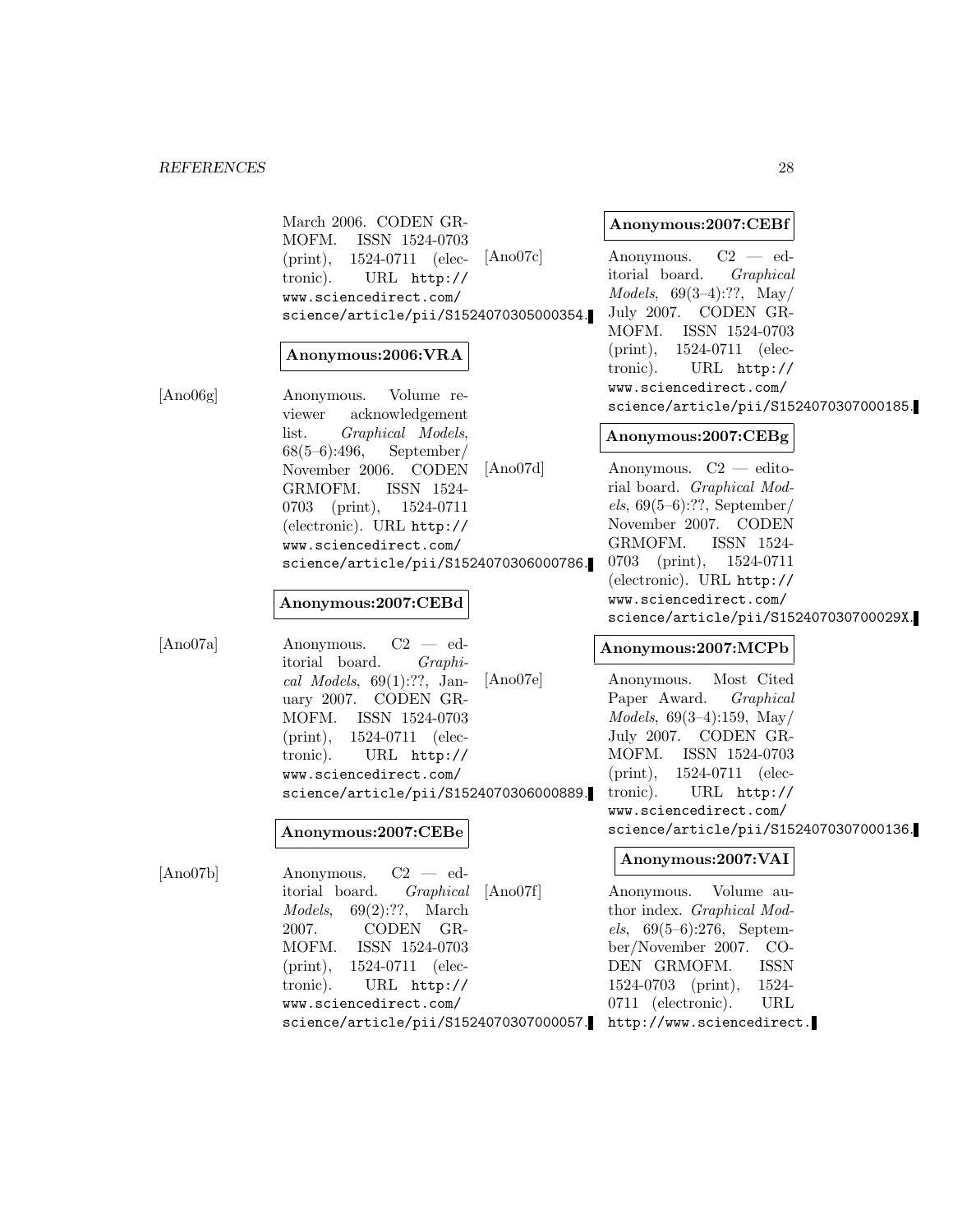March 2006. CODEN GRMOFM. ISSN 1524-0703 (print), 1524-0711 (electronic). URL http://www.sciencedirect.com/science/article/pii/S1524070305000354.

**Anonymous:2006:VRA**

[Ano06g] Anonymous. Volume reviewer acknowledgement list. *Graphical Models*, 68(5–6):496, September/November 2006. CODEN GRMOFM. ISSN 1524-0703 (print), 1524-0711 (electronic). URL http://www.sciencedirect.com/science/article/pii/S1524070306000786.

**Anonymous:2007:CEBd**

[Ano07a] Anonymous. C2 — editorial board. *Graphical Models*, 69(1):??, January 2007. CODEN GRMOFM. ISSN 1524-0703 (print), 1524-0711 (electronic). URL http://www.sciencedirect.com/science/article/pii/S1524070306000889.

**Anonymous:2007:CEBe**

[Ano07b] Anonymous. C2 — editorial board. *Graphical Models*, 69(2):??, March 2007. CODEN GRMOFM. ISSN 1524-0703 (print), 1524-0711 (electronic). URL http://www.sciencedirect.com/science/article/pii/S1524070307000057.

**Anonymous:2007:CEBf**

[Ano07c] Anonymous. C2 — editorial board. *Graphical Models*, 69(3–4):??, May/July 2007. CODEN GRMOFM. ISSN 1524-0703 (print), 1524-0711 (electronic). URL http://www.sciencedirect.com/science/article/pii/S1524070307000185.

**Anonymous:2007:CEBg**

[Ano07d] Anonymous. C2 — editorial board. *Graphical Models*, 69(5–6):??, September/November 2007. CODEN GRMOFM. ISSN 1524-0703 (print), 1524-0711 (electronic). URL http://www.sciencedirect.com/science/article/pii/S152407030700029X.

**Anonymous:2007:MCPb**

[Ano07e] Anonymous. Most Cited Paper Award. *Graphical Models*, 69(3–4):159, May/July 2007. CODEN GRMOFM. ISSN 1524-0703 (print), 1524-0711 (electronic). URL http://www.sciencedirect.com/science/article/pii/S1524070307000136.

**Anonymous:2007:VAI**

[Ano07f] Anonymous. Volume author index. *Graphical Models*, 69(5–6):276, September/November 2007. CODEN GRMOFM. ISSN 1524-0703 (print), 1524-0711 (electronic). URL http://www.sciencedirect.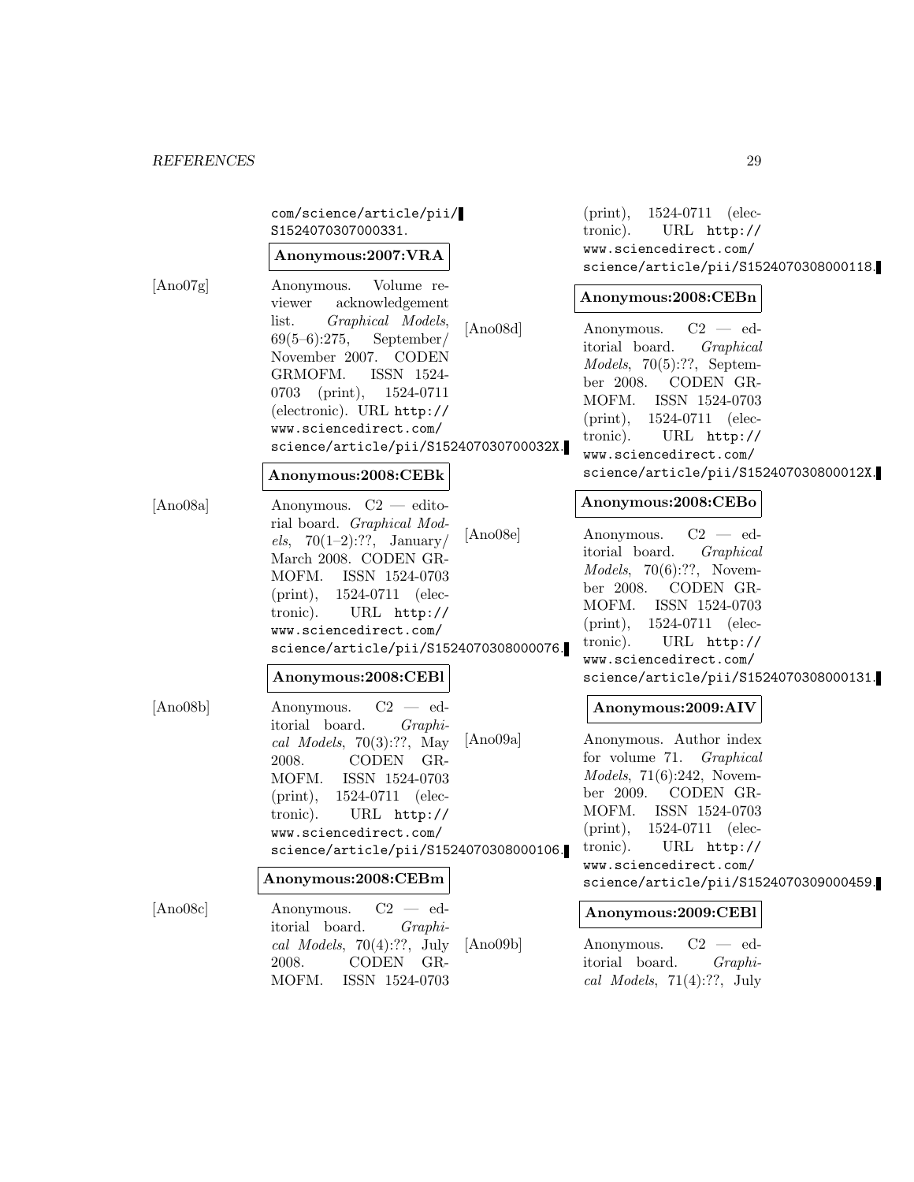com/science/article/pii/S1524070307000331.

**Anonymous:2007:VRA**

[Ano07g] Anonymous. Volume reviewer acknowledgement list. *Graphical Models*, 69(5–6):275, September/November 2007. CODEN GRMOFM. ISSN 1524-0703 (print), 1524-0711 (electronic). URL http://www.sciencedirect.com/science/article/pii/S152407030700032X.

**Anonymous:2008:CEBk**

[Ano08a] Anonymous. C2 — editorial board. *Graphical Models*, 70(1–2):??, January/March 2008. CODEN GRMOFM. ISSN 1524-0703 (print), 1524-0711 (electronic). URL http://www.sciencedirect.com/science/article/pii/S1524070308000076.

**Anonymous:2008:CEBl**

[Ano08b] Anonymous. C2 — editorial board. *Graphical Models*, 70(3):??, May 2008. CODEN GRMOFM. ISSN 1524-0703 (print), 1524-0711 (electronic). URL http://www.sciencedirect.com/science/article/pii/S1524070308000106.

**Anonymous:2008:CEBm**

[Ano08c] Anonymous. C2 — editorial board. *Graphical Models*, 70(4):??, July 2008. CODEN GRMOFM. ISSN 1524-0703 (print), 1524-0711 (electronic). URL http://www.sciencedirect.com/science/article/pii/S1524070308000118.

**Anonymous:2008:CEBn**

[Ano08d] Anonymous. C2 — editorial board. *Graphical Models*, 70(5):??, September 2008. CODEN GRMOFM. ISSN 1524-0703 (print), 1524-0711 (electronic). URL http://www.sciencedirect.com/science/article/pii/S152407030800012X.

**Anonymous:2008:CEBo**

[Ano08e] Anonymous. C2 — editorial board. *Graphical Models*, 70(6):??, November 2008. CODEN GRMOFM. ISSN 1524-0703 (print), 1524-0711 (electronic). URL http://www.sciencedirect.com/science/article/pii/S1524070308000131.

**Anonymous:2009:AIV**

[Ano09a] Anonymous. Author index for volume 71. *Graphical Models*, 71(6):242, November 2009. CODEN GRMOFM. ISSN 1524-0703 (print), 1524-0711 (electronic). URL http://www.sciencedirect.com/science/article/pii/S1524070309000459.

**Anonymous:2009:CEBl**

[Ano09b] Anonymous. C2 — editorial board. *Graphical Models*, 71(4):??, July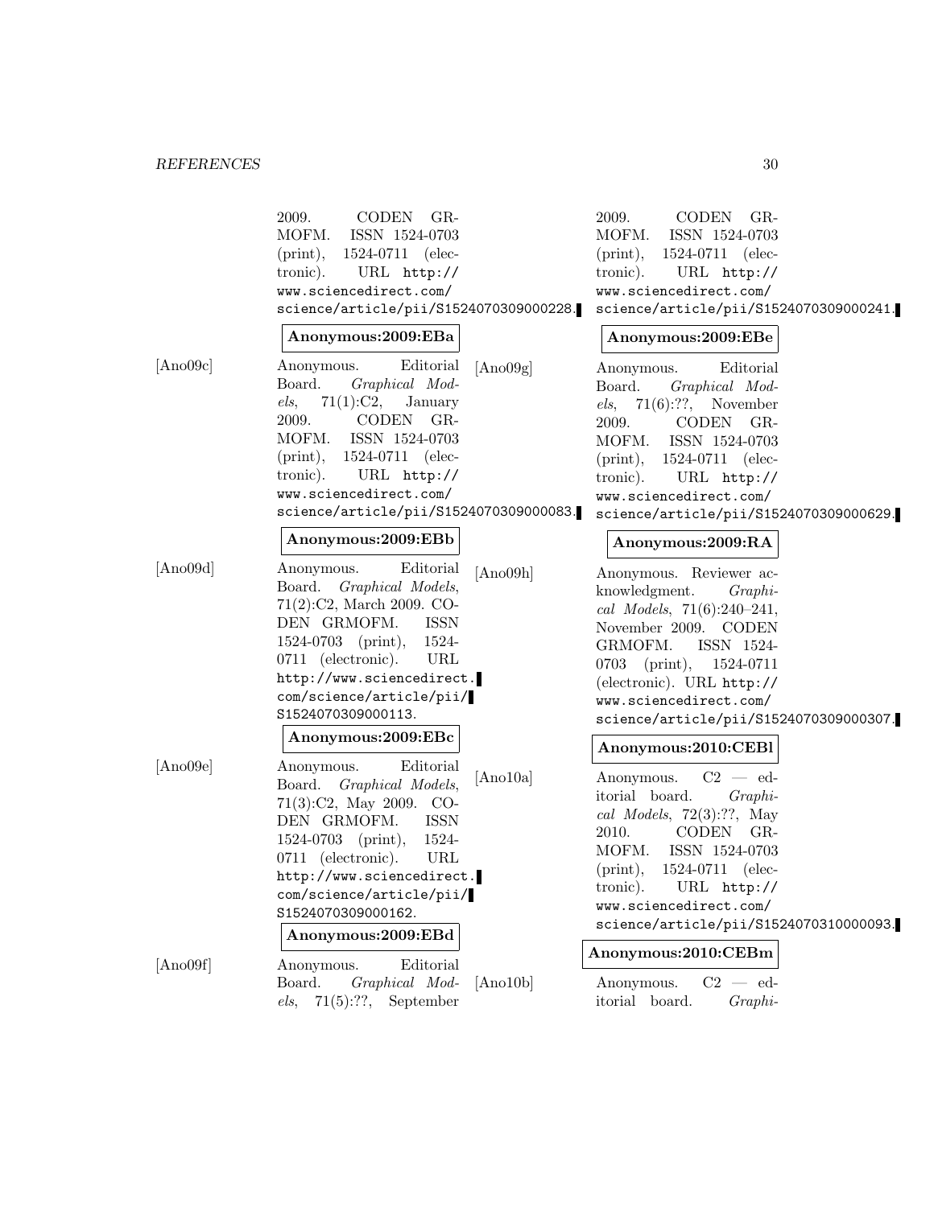2009. CODEN GRMOFM. ISSN 1524-0703 (print), 1524-0711 (electronic). URL http://www.sciencedirect.com/science/article/pii/S1524070309000228.

**Anonymous:2009:EBa**

[Ano09c] Anonymous. Editorial Board. *Graphical Models*, 71(1):C2, January 2009. CODEN GRMOFM. ISSN 1524-0703 (print), 1524-0711 (electronic). URL http://www.sciencedirect.com/science/article/pii/S1524070309000083.

**Anonymous:2009:EBb**

[Ano09d] Anonymous. Editorial Board. *Graphical Models*, 71(2):C2, March 2009. CODEN GRMOFM. ISSN 1524-0703 (print), 1524-0711 (electronic). URL http://www.sciencedirect.com/science/article/pii/S1524070309000113.

**Anonymous:2009:EBc**

[Ano09e] Anonymous. Editorial Board. *Graphical Models*, 71(3):C2, May 2009. CODEN GRMOFM. ISSN 1524-0703 (print), 1524-0711 (electronic). URL http://www.sciencedirect.com/science/article/pii/S1524070309000162.

**Anonymous:2009:EBd**

[Ano09f] Anonymous. Editorial Board. *Graphical Models*, 71(5):??, September 2009. CODEN GRMOFM. ISSN 1524-0703 (print), 1524-0711 (electronic). URL http://www.sciencedirect.com/science/article/pii/S1524070309000241.

**Anonymous:2009:EBe**

[Ano09g] Anonymous. Editorial Board. *Graphical Models*, 71(6):??, November 2009. CODEN GRMOFM. ISSN 1524-0703 (print), 1524-0711 (electronic). URL http://www.sciencedirect.com/science/article/pii/S1524070309000629.

**Anonymous:2009:RA**

[Ano09h] Anonymous. Reviewer acknowledgment. *Graphical Models*, 71(6):240–241, November 2009. CODEN GRMOFM. ISSN 1524-0703 (print), 1524-0711 (electronic). URL http://www.sciencedirect.com/science/article/pii/S1524070309000307.

**Anonymous:2010:CEBl**

[Ano10a] Anonymous. C2 — editorial board. *Graphical Models*, 72(3):??, May 2010. CODEN GRMOFM. ISSN 1524-0703 (print), 1524-0711 (electronic). URL http://www.sciencedirect.com/science/article/pii/S1524070310000093.

**Anonymous:2010:CEBm**

[Ano10b] Anonymous. C2 — editorial board. *Graphi-*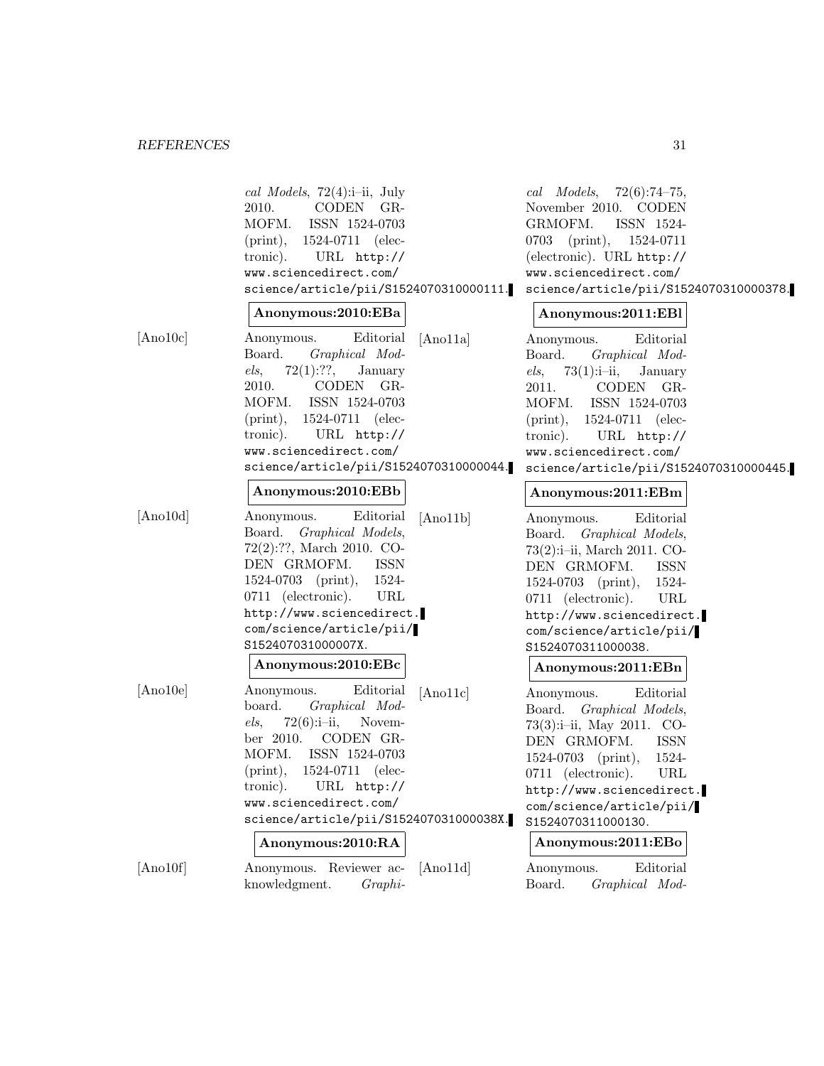*cal Models*, 72(4):i–ii, July 2010. CODEN GRMOFM. ISSN 1524-0703 (print), 1524-0711 (electronic). URL http://www.sciencedirect.com/science/article/pii/S1524070310000111.

**Anonymous:2010:EBa**

[Ano10c] Anonymous. Editorial Board. *Graphical Models*, 72(1):??, January 2010. CODEN GRMOFM. ISSN 1524-0703 (print), 1524-0711 (electronic). URL http://www.sciencedirect.com/science/article/pii/S1524070310000044.

**Anonymous:2010:EBb**

[Ano10d] Anonymous. Editorial Board. *Graphical Models*, 72(2):??, March 2010. CODEN GRMOFM. ISSN 1524-0703 (print), 1524-0711 (electronic). URL http://www.sciencedirect.com/science/article/pii/S152407031000007X.

**Anonymous:2010:EBc**

[Ano10e] Anonymous. Editorial board. *Graphical Models*, 72(6):i–ii, November 2010. CODEN GRMOFM. ISSN 1524-0703 (print), 1524-0711 (electronic). URL http://www.sciencedirect.com/science/article/pii/S152407031000038X.

**Anonymous:2010:RA**

[Ano10f] Anonymous. Reviewer acknowledgment. *Graphical Models*, 72(6):74–75, November 2010. CODEN GRMOFM. ISSN 1524-0703 (print), 1524-0711 (electronic). URL http://www.sciencedirect.com/science/article/pii/S1524070310000378.

**Anonymous:2011:EBl**

[Ano11a] Anonymous. Editorial Board. *Graphical Models*, 73(1):i–ii, January 2011. CODEN GRMOFM. ISSN 1524-0703 (print), 1524-0711 (electronic). URL http://www.sciencedirect.com/science/article/pii/S1524070310000445.

**Anonymous:2011:EBm**

[Ano11b] Anonymous. Editorial Board. *Graphical Models*, 73(2):i–ii, March 2011. CODEN GRMOFM. ISSN 1524-0703 (print), 1524-0711 (electronic). URL http://www.sciencedirect.com/science/article/pii/S1524070311000038.

**Anonymous:2011:EBn**

[Ano11c] Anonymous. Editorial Board. *Graphical Models*, 73(3):i–ii, May 2011. CODEN GRMOFM. ISSN 1524-0703 (print), 1524-0711 (electronic). URL http://www.sciencedirect.com/science/article/pii/S1524070311000130.

**Anonymous:2011:EBo**

[Ano11d] Anonymous. Editorial Board. *Graphical Mod-*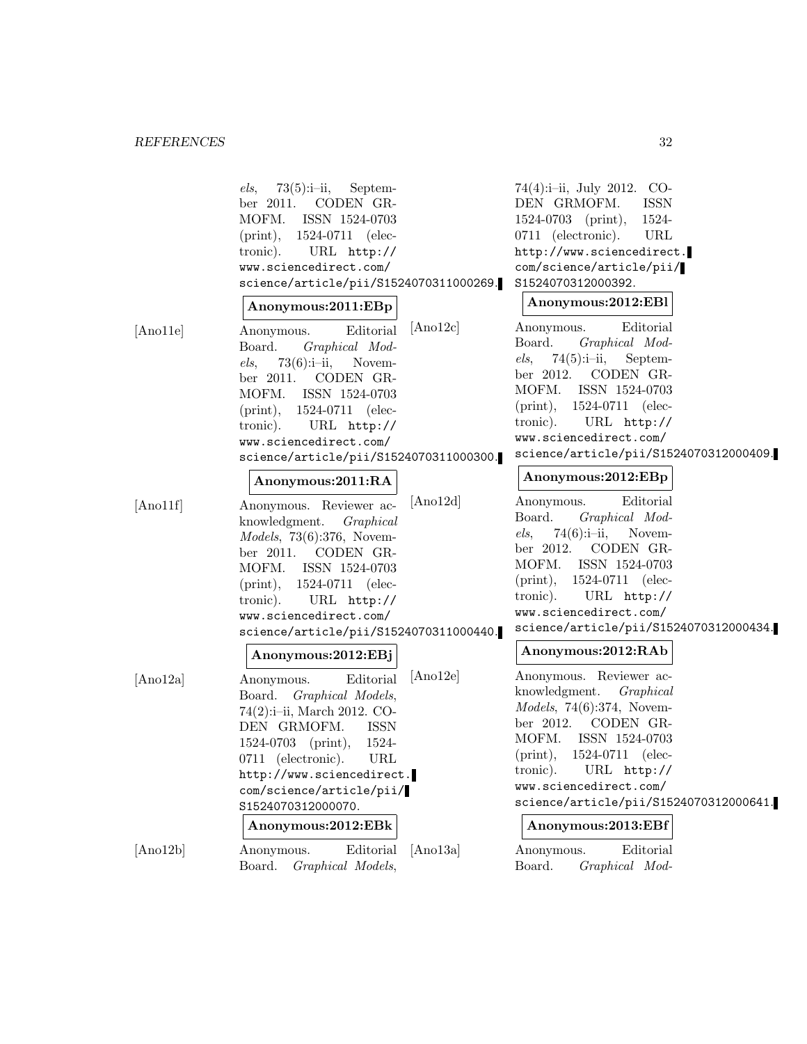*els*, 73(5):i–ii, September 2011. CODEN GRMOFM. ISSN 1524-0703 (print), 1524-0711 (electronic). URL http://www.sciencedirect.com/science/article/pii/S1524070311000269.

**Anonymous:2011:EBp**

[Ano11e] Anonymous. Editorial Board. *Graphical Models*, 73(6):i–ii, November 2011. CODEN GRMOFM. ISSN 1524-0703 (print), 1524-0711 (electronic). URL http://www.sciencedirect.com/science/article/pii/S1524070311000300.

**Anonymous:2011:RA**

[Ano11f] Anonymous. Reviewer acknowledgment. *Graphical Models*, 73(6):376, November 2011. CODEN GRMOFM. ISSN 1524-0703 (print), 1524-0711 (electronic). URL http://www.sciencedirect.com/science/article/pii/S1524070311000440.

**Anonymous:2012:EBj**

[Ano12a] Anonymous. Editorial Board. *Graphical Models*, 74(2):i–ii, March 2012. CODEN GRMOFM. ISSN 1524-0703 (print), 1524-0711 (electronic). URL http://www.sciencedirect.com/science/article/pii/S1524070312000070.

**Anonymous:2012:EBk**

[Ano12b] Anonymous. Editorial Board. *Graphical Models*, 74(4):i–ii, July 2012. CODEN GRMOFM. ISSN 1524-0703 (print), 1524-0711 (electronic). URL http://www.sciencedirect.com/science/article/pii/S1524070312000392.

**Anonymous:2012:EBl**

[Ano12c] Anonymous. Editorial Board. *Graphical Models*, 74(5):i–ii, September 2012. CODEN GRMOFM. ISSN 1524-0703 (print), 1524-0711 (electronic). URL http://www.sciencedirect.com/science/article/pii/S1524070312000409.

**Anonymous:2012:EBp**

[Ano12d] Anonymous. Editorial Board. *Graphical Models*, 74(6):i–ii, November 2012. CODEN GRMOFM. ISSN 1524-0703 (print), 1524-0711 (electronic). URL http://www.sciencedirect.com/science/article/pii/S1524070312000434.

**Anonymous:2012:RAb**

[Ano12e] Anonymous. Reviewer acknowledgment. *Graphical Models*, 74(6):374, November 2012. CODEN GRMOFM. ISSN 1524-0703 (print), 1524-0711 (electronic). URL http://www.sciencedirect.com/science/article/pii/S1524070312000641.

**Anonymous:2013:EBf**

[Ano13a] Anonymous. Editorial Board. *Graphical Mod-*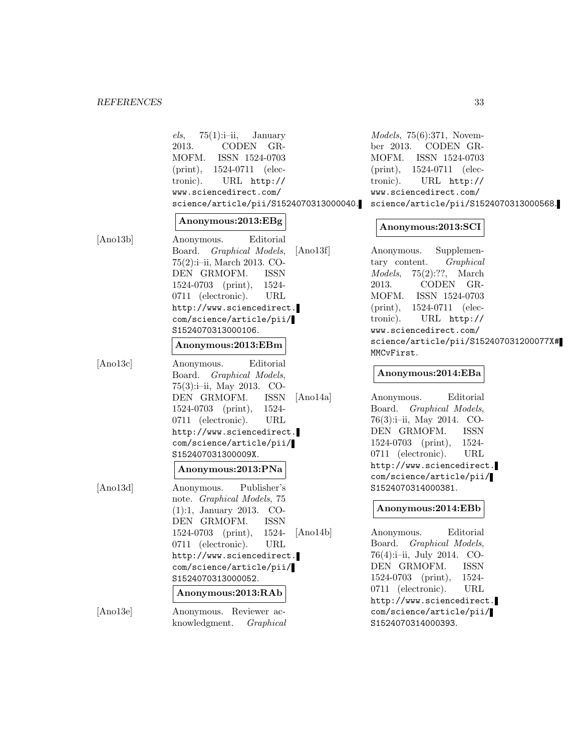*els*, 75(1):i–ii, January 2013. CODEN GRMOFM. ISSN 1524-0703 (print), 1524-0711 (electronic). URL http://www.sciencedirect.com/science/article/pii/S1524070313000040.

**Anonymous:2013:EBg**

[Ano13b] Anonymous. Editorial Board. *Graphical Models*, 75(2):i–ii, March 2013. CODEN GRMOFM. ISSN 1524-0703 (print), 1524-0711 (electronic). URL http://www.sciencedirect.com/science/article/pii/S1524070313000106.

**Anonymous:2013:EBm**

[Ano13c] Anonymous. Editorial Board. *Graphical Models*, 75(3):i–ii, May 2013. CODEN GRMOFM. ISSN 1524-0703 (print), 1524-0711 (electronic). URL http://www.sciencedirect.com/science/article/pii/S152407031300009X.

**Anonymous:2013:PNa**

[Ano13d] Anonymous. Publisher's note. *Graphical Models*, 75 (1):1, January 2013. CODEN GRMOFM. ISSN 1524-0703 (print), 1524-0711 (electronic). URL http://www.sciencedirect.com/science/article/pii/S1524070313000052.

**Anonymous:2013:RAb**

[Ano13e] Anonymous. Reviewer acknowledgment. *Graphical Models*, 75(6):371, November 2013. CODEN GRMOFM. ISSN 1524-0703 (print), 1524-0711 (electronic). URL http://www.sciencedirect.com/science/article/pii/S1524070313000568.

**Anonymous:2013:SCI**

[Ano13f] Anonymous. Supplementary content. *Graphical Models*, 75(2):??, March 2013. CODEN GRMOFM. ISSN 1524-0703 (print), 1524-0711 (electronic). URL http://www.sciencedirect.com/science/article/pii/S152407031200077X#MMCvFirst.

**Anonymous:2014:EBa**

[Ano14a] Anonymous. Editorial Board. *Graphical Models*, 76(3):i–ii, May 2014. CODEN GRMOFM. ISSN 1524-0703 (print), 1524-0711 (electronic). URL http://www.sciencedirect.com/science/article/pii/S1524070314000381.

**Anonymous:2014:EBb**

[Ano14b] Anonymous. Editorial Board. *Graphical Models*, 76(4):i–ii, July 2014. CODEN GRMOFM. ISSN 1524-0703 (print), 1524-0711 (electronic). URL http://www.sciencedirect.com/science/article/pii/S1524070314000393.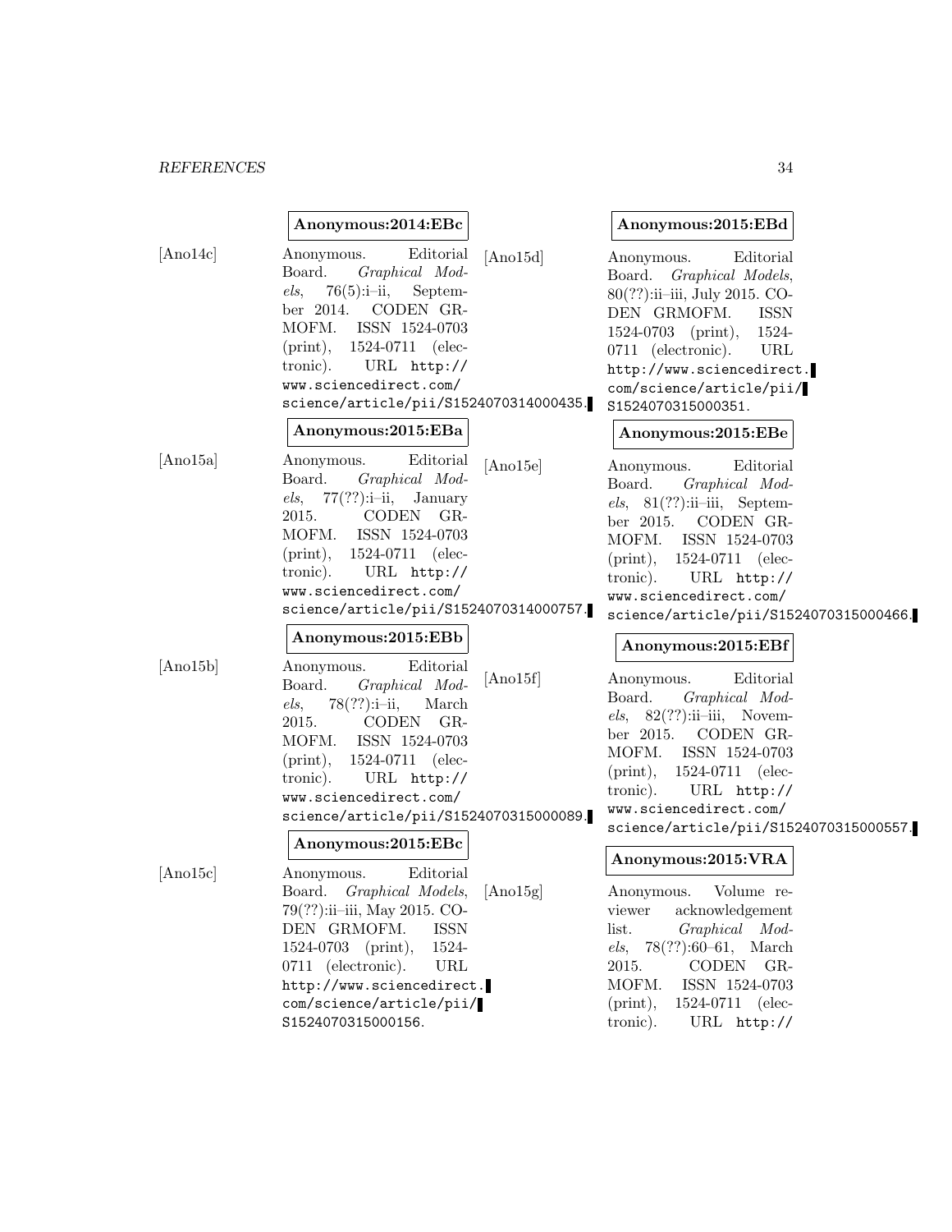**Anonymous:2014:EBc**

[Ano14c] Anonymous. Editorial Board. *Graphical Models*, 76(5):i–ii, September 2014. CODEN GRMOFM. ISSN 1524-0703 (print), 1524-0711 (electronic). URL http://www.sciencedirect.com/science/article/pii/S1524070314000435.

**Anonymous:2015:EBa**

[Ano15a] Anonymous. Editorial Board. *Graphical Models*, 77(??):i–ii, January 2015. CODEN GRMOFM. ISSN 1524-0703 (print), 1524-0711 (electronic). URL http://www.sciencedirect.com/science/article/pii/S1524070314000757.

**Anonymous:2015:EBb**

[Ano15b] Anonymous. Editorial Board. *Graphical Models*, 78(??):i–ii, March 2015. CODEN GRMOFM. ISSN 1524-0703 (print), 1524-0711 (electronic). URL http://www.sciencedirect.com/science/article/pii/S1524070315000089.

**Anonymous:2015:EBc**

[Ano15c] Anonymous. Editorial Board. *Graphical Models*, 79(??):ii–iii, May 2015. CODEN GRMOFM. ISSN 1524-0703 (print), 1524-0711 (electronic). URL http://www.sciencedirect.com/science/article/pii/S1524070315000156.

**Anonymous:2015:EBd**

[Ano15d] Anonymous. Editorial Board. *Graphical Models*, 80(??):ii–iii, July 2015. CODEN GRMOFM. ISSN 1524-0703 (print), 1524-0711 (electronic). URL http://www.sciencedirect.com/science/article/pii/S1524070315000351.

**Anonymous:2015:EBe**

[Ano15e] Anonymous. Editorial Board. *Graphical Models*, 81(??):ii–iii, September 2015. CODEN GRMOFM. ISSN 1524-0703 (print), 1524-0711 (electronic). URL http://www.sciencedirect.com/science/article/pii/S1524070315000466.

**Anonymous:2015:EBf**

[Ano15f] Anonymous. Editorial Board. *Graphical Models*, 82(??):ii–iii, November 2015. CODEN GRMOFM. ISSN 1524-0703 (print), 1524-0711 (electronic). URL http://www.sciencedirect.com/science/article/pii/S1524070315000557.

**Anonymous:2015:VRA**

[Ano15g] Anonymous. Volume reviewer acknowledgement list. *Graphical Models*, 78(??):60–61, March 2015. CODEN GRMOFM. ISSN 1524-0703 (print), 1524-0711 (electronic). URL http://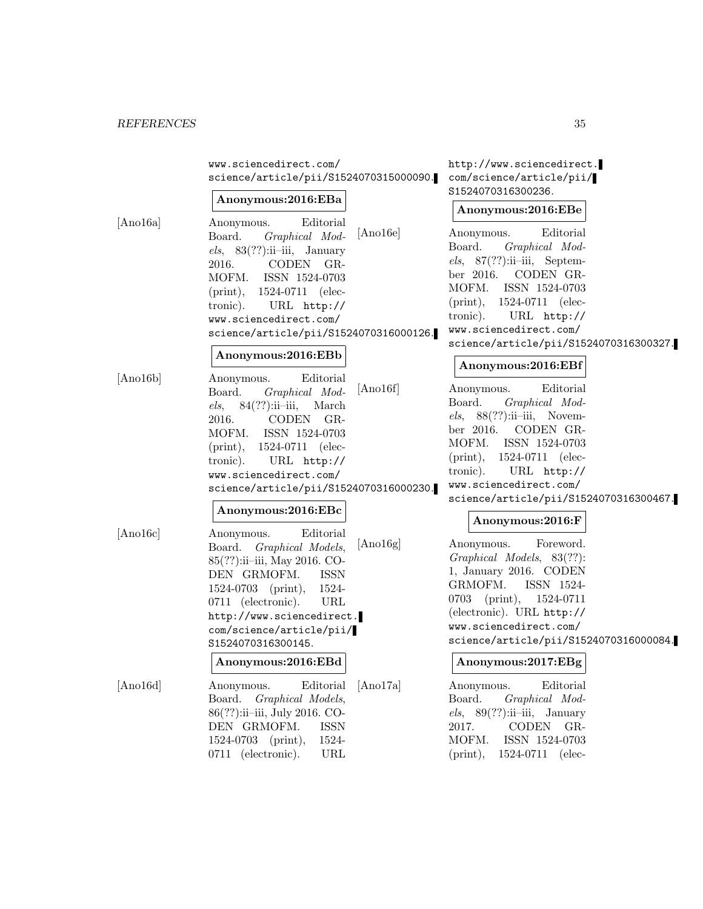www.sciencedirect.com/science/article/pii/S1524070315000090.

**Anonymous:2016:EBa**

[Ano16a] Anonymous. Editorial Board. *Graphical Models*, 83(??):ii–iii, January 2016. CODEN GRMOFM. ISSN 1524-0703 (print), 1524-0711 (electronic). URL http://www.sciencedirect.com/science/article/pii/S1524070316000126.

**Anonymous:2016:EBb**

[Ano16b] Anonymous. Editorial Board. *Graphical Models*, 84(??):ii–iii, March 2016. CODEN GRMOFM. ISSN 1524-0703 (print), 1524-0711 (electronic). URL http://www.sciencedirect.com/science/article/pii/S1524070316000230.

**Anonymous:2016:EBc**

[Ano16c] Anonymous. Editorial Board. *Graphical Models*, 85(??):ii–iii, May 2016. CODEN GRMOFM. ISSN 1524-0703 (print), 1524-0711 (electronic). URL http://www.sciencedirect.com/science/article/pii/S1524070316300145.

**Anonymous:2016:EBd**

[Ano16d] Anonymous. Editorial Board. *Graphical Models*, 86(??):ii–iii, July 2016. CODEN GRMOFM. ISSN 1524-0703 (print), 1524-0711 (electronic). URL http://www.sciencedirect.com/science/article/pii/S1524070316300236.

**Anonymous:2016:EBe**

[Ano16e] Anonymous. Editorial Board. *Graphical Models*, 87(??):ii–iii, September 2016. CODEN GRMOFM. ISSN 1524-0703 (print), 1524-0711 (electronic). URL http://www.sciencedirect.com/science/article/pii/S1524070316300327.

**Anonymous:2016:EBf**

[Ano16f] Anonymous. Editorial Board. *Graphical Models*, 88(??):ii–iii, November 2016. CODEN GRMOFM. ISSN 1524-0703 (print), 1524-0711 (electronic). URL http://www.sciencedirect.com/science/article/pii/S1524070316300467.

**Anonymous:2016:F**

[Ano16g] Anonymous. Foreword. *Graphical Models*, 83(??): 1, January 2016. CODEN GRMOFM. ISSN 1524-0703 (print), 1524-0711 (electronic). URL http://www.sciencedirect.com/science/article/pii/S1524070316000084.

**Anonymous:2017:EBg**

[Ano17a] Anonymous. Editorial Board. *Graphical Models*, 89(??):ii–iii, January 2017. CODEN GRMOFM. ISSN 1524-0703 (print), 1524-0711 (elec-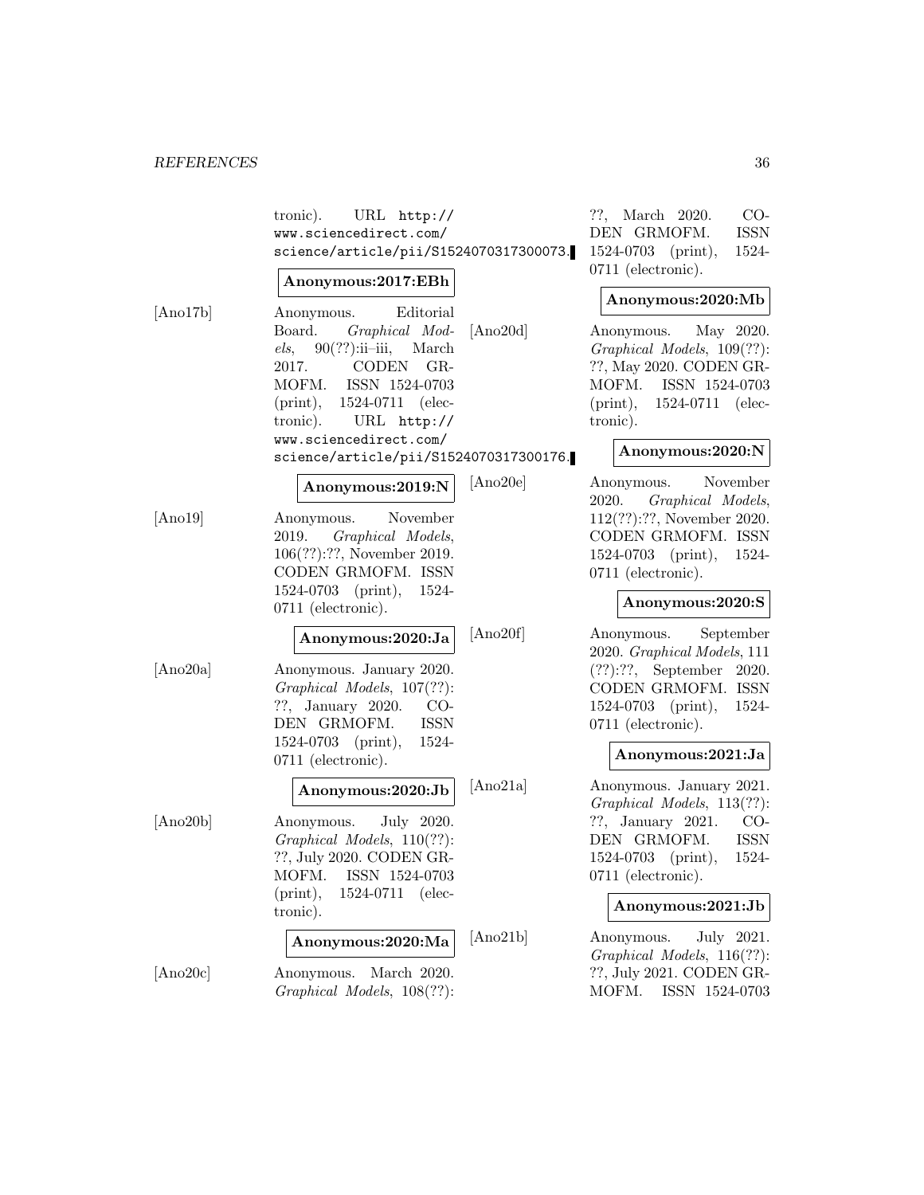tronic). URL http://www.sciencedirect.com/science/article/pii/S1524070317300073.

**Anonymous:2017:EBh**

[Ano17b] Anonymous. Editorial Board. *Graphical Models*, 90(??):ii–iii, March 2017. CODEN GRMOFM. ISSN 1524-0703 (print), 1524-0711 (electronic). URL http://www.sciencedirect.com/science/article/pii/S1524070317300176.

**Anonymous:2019:N**

[Ano19] Anonymous. November 2019. *Graphical Models*, 106(??):??, November 2019. CODEN GRMOFM. ISSN 1524-0703 (print), 1524-0711 (electronic).

**Anonymous:2020:Ja**

[Ano20a] Anonymous. January 2020. *Graphical Models*, 107(??):??, January 2020. CODEN GRMOFM. ISSN 1524-0703 (print), 1524-0711 (electronic).

**Anonymous:2020:Jb**

[Ano20b] Anonymous. July 2020. *Graphical Models*, 110(??):??, July 2020. CODEN GRMOFM. ISSN 1524-0703 (print), 1524-0711 (electronic).

**Anonymous:2020:Ma**

[Ano20c] Anonymous. March 2020. *Graphical Models*, 108(??):??, March 2020. CODEN GRMOFM. ISSN 1524-0703 (print), 1524-0711 (electronic).

**Anonymous:2020:Mb**

[Ano20d] Anonymous. May 2020. *Graphical Models*, 109(??):??, May 2020. CODEN GRMOFM. ISSN 1524-0703 (print), 1524-0711 (electronic).

**Anonymous:2020:N**

[Ano20e] Anonymous. November 2020. *Graphical Models*, 112(??):??, November 2020. CODEN GRMOFM. ISSN 1524-0703 (print), 1524-0711 (electronic).

**Anonymous:2020:S**

[Ano20f] Anonymous. September 2020. *Graphical Models*, 111 (??):??, September 2020. CODEN GRMOFM. ISSN 1524-0703 (print), 1524-0711 (electronic).

**Anonymous:2021:Ja**

[Ano21a] Anonymous. January 2021. *Graphical Models*, 113(??):??, January 2021. CODEN GRMOFM. ISSN 1524-0703 (print), 1524-0711 (electronic).

**Anonymous:2021:Jb**

[Ano21b] Anonymous. July 2021. *Graphical Models*, 116(??):??, July 2021. CODEN GRMOFM. ISSN 1524-0703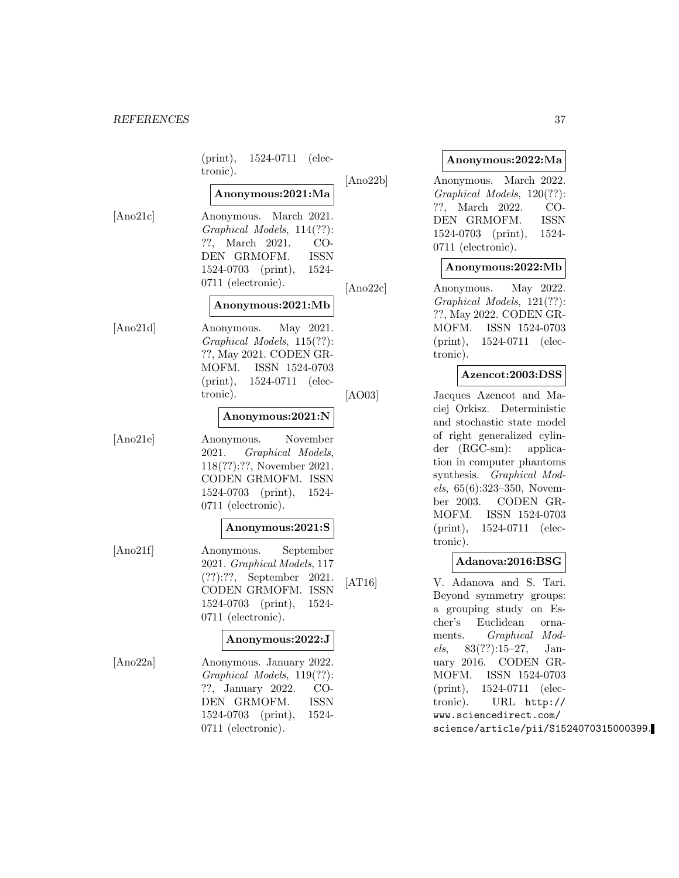(print), 1524-0711 (electronic).

**Anonymous:2021:Ma**

[Ano21c] Anonymous. March 2021. *Graphical Models*, 114(??): ??, March 2021. CODEN GRMOFM. ISSN 1524-0703 (print), 1524-0711 (electronic).

**Anonymous:2021:Mb**

[Ano21d] Anonymous. May 2021. *Graphical Models*, 115(??): ??, May 2021. CODEN GRMOFM. ISSN 1524-0703 (print), 1524-0711 (electronic).

**Anonymous:2021:N**

[Ano21e] Anonymous. November 2021. *Graphical Models*, 118(??):??, November 2021. CODEN GRMOFM. ISSN 1524-0703 (print), 1524-0711 (electronic).

**Anonymous:2021:S**

[Ano21f] Anonymous. September 2021. *Graphical Models*, 117 (??):??, September 2021. CODEN GRMOFM. ISSN 1524-0703 (print), 1524-0711 (electronic).

**Anonymous:2022:J**

[Ano22a] Anonymous. January 2022. *Graphical Models*, 119(??): ??, January 2022. CODEN GRMOFM. ISSN 1524-0703 (print), 1524-0711 (electronic).

**Anonymous:2022:Ma**

[Ano22b] Anonymous. March 2022. *Graphical Models*, 120(??): ??, March 2022. CODEN GRMOFM. ISSN 1524-0703 (print), 1524-0711 (electronic).

**Anonymous:2022:Mb**

[Ano22c] Anonymous. May 2022. *Graphical Models*, 121(??): ??, May 2022. CODEN GRMOFM. ISSN 1524-0703 (print), 1524-0711 (electronic).

**Azencot:2003:DSS**

[AO03] Jacques Azencot and Maciej Orkisz. Deterministic and stochastic state model of right generalized cylinder (RGC-sm): application in computer phantoms synthesis. *Graphical Models*, 65(6):323–350, November 2003. CODEN GRMOFM. ISSN 1524-0703 (print), 1524-0711 (electronic).

**Adanova:2016:BSG**

[AT16] V. Adanova and S. Tari. Beyond symmetry groups: a grouping study on Escher's Euclidean ornaments. *Graphical Models*, 83(??):15–27, January 2016. CODEN GRMOFM. ISSN 1524-0703 (print), 1524-0711 (electronic). URL http://www.sciencedirect.com/science/article/pii/S1524070315000399.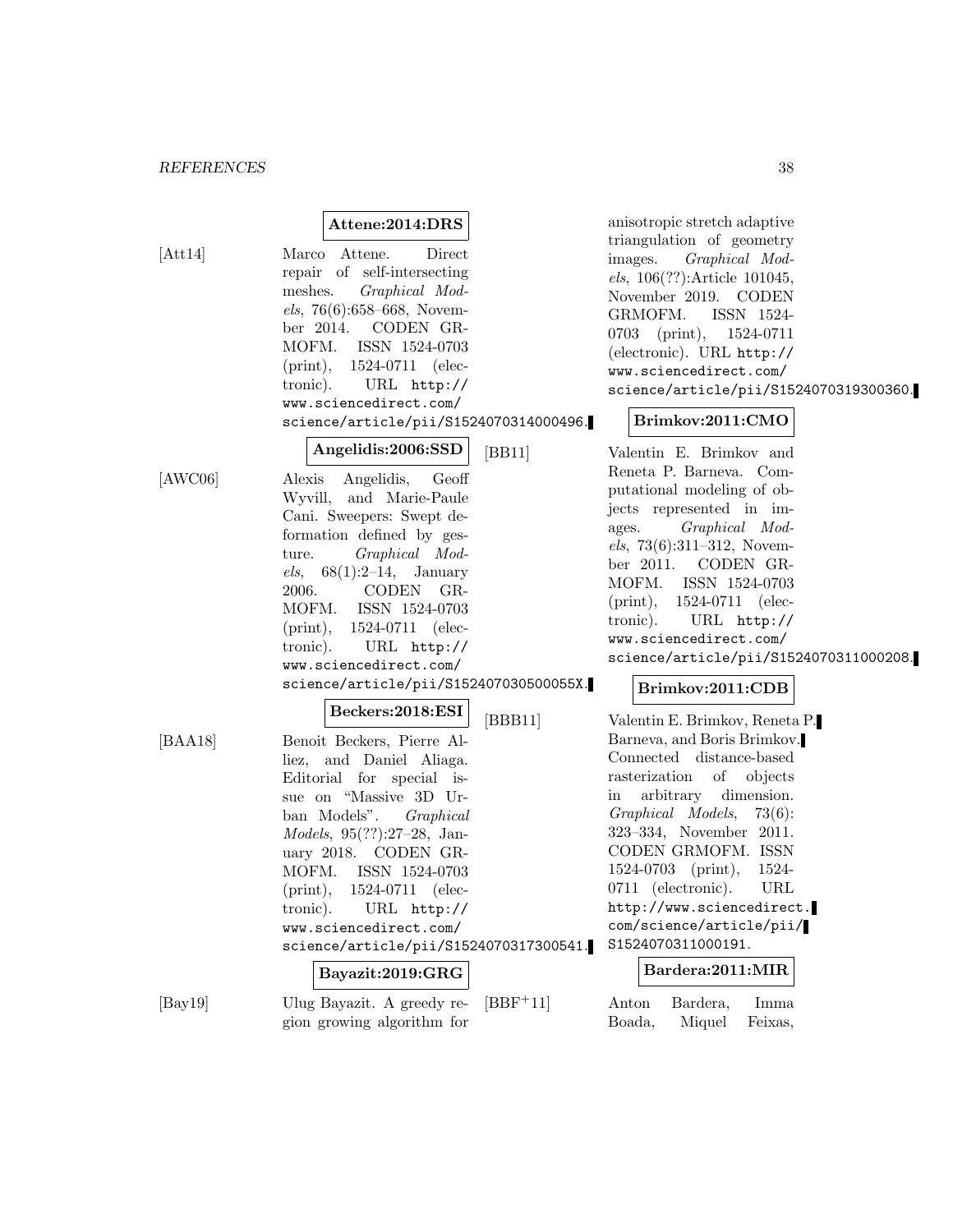**Attene:2014:DRS**

[Att14] Marco Attene. Direct repair of self-intersecting meshes. *Graphical Models*, 76(6):658–668, November 2014. CODEN GRMOFM. ISSN 1524-0703 (print), 1524-0711 (electronic). URL http://www.sciencedirect.com/science/article/pii/S1524070314000496.

**Angelidis:2006:SSD**

[AWC06] Alexis Angelidis, Geoff Wyvill, and Marie-Paule Cani. Sweepers: Swept deformation defined by gesture. *Graphical Models*, 68(1):2–14, January 2006. CODEN GRMOFM. ISSN 1524-0703 (print), 1524-0711 (electronic). URL http://www.sciencedirect.com/science/article/pii/S152407030500055X.

**Beckers:2018:ESI**

[BAA18] Benoit Beckers, Pierre Alliez, and Daniel Aliaga. Editorial for special issue on "Massive 3D Urban Models". *Graphical Models*, 95(??):27–28, January 2018. CODEN GRMOFM. ISSN 1524-0703 (print), 1524-0711 (electronic). URL http://www.sciencedirect.com/science/article/pii/S1524070317300541.

**Bayazit:2019:GRG**

[Bay19] Ulug Bayazit. A greedy region growing algorithm for anisotropic stretch adaptive triangulation of geometry images. *Graphical Models*, 106(??):Article 101045, November 2019. CODEN GRMOFM. ISSN 1524-0703 (print), 1524-0711 (electronic). URL http://www.sciencedirect.com/science/article/pii/S1524070319300360.

**Brimkov:2011:CMO**

[BB11] Valentin E. Brimkov and Reneta P. Barneva. Computational modeling of objects represented in images. *Graphical Models*, 73(6):311–312, November 2011. CODEN GRMOFM. ISSN 1524-0703 (print), 1524-0711 (electronic). URL http://www.sciencedirect.com/science/article/pii/S1524070311000208.

**Brimkov:2011:CDB**

[BBB11] Valentin E. Brimkov, Reneta P. Barneva, and Boris Brimkov. Connected distance-based rasterization of objects in arbitrary dimension. *Graphical Models*, 73(6): 323–334, November 2011. CODEN GRMOFM. ISSN 1524-0703 (print), 1524-0711 (electronic). URL http://www.sciencedirect.com/science/article/pii/S1524070311000191.

**Bardera:2011:MIR**

[BBF+11] Anton Bardera, Imma Boada, Miquel Feixas,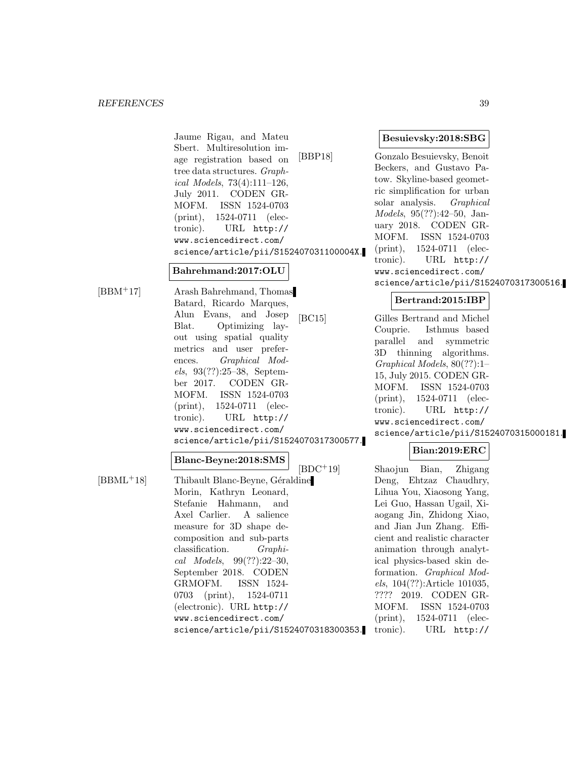Jaume Rigau, and Mateu Sbert. Multiresolution image registration based on tree data structures. *Graphical Models*, 73(4):111–126, July 2011. CODEN GRMOFM. ISSN 1524-0703 (print), 1524-0711 (electronic). URL http://www.sciencedirect.com/science/article/pii/S152407031100004X.

**Bahrehmand:2017:OLU**

[BBM+17] Arash Bahrehmand, Thomas Batard, Ricardo Marques, Alun Evans, and Josep Blat. Optimizing layout using spatial quality metrics and user preferences. *Graphical Models*, 93(??):25–38, September 2017. CODEN GRMOFM. ISSN 1524-0703 (print), 1524-0711 (electronic). URL http://www.sciencedirect.com/science/article/pii/S1524070317300577.

**Blanc-Beyne:2018:SMS**

[BBML+18] Thibault Blanc-Beyne, Géraldine Morin, Kathryn Leonard, Stefanie Hahmann, and Axel Carlier. A salience measure for 3D shape decomposition and sub-parts classification. *Graphical Models*, 99(??):22–30, September 2018. CODEN GRMOFM. ISSN 1524-0703 (print), 1524-0711 (electronic). URL http://www.sciencedirect.com/science/article/pii/S1524070318300353.

**Besuievsky:2018:SBG**

[BBP18] Gonzalo Besuievsky, Benoit Beckers, and Gustavo Patow. Skyline-based geometric simplification for urban solar analysis. *Graphical Models*, 95(??):42–50, January 2018. CODEN GRMOFM. ISSN 1524-0703 (print), 1524-0711 (electronic). URL http://www.sciencedirect.com/science/article/pii/S1524070317300516.

**Bertrand:2015:IBP**

[BC15] Gilles Bertrand and Michel Couprie. Isthmus based parallel and symmetric 3D thinning algorithms. *Graphical Models*, 80(??):1–15, July 2015. CODEN GRMOFM. ISSN 1524-0703 (print), 1524-0711 (electronic). URL http://www.sciencedirect.com/science/article/pii/S1524070315000181.

**Bian:2019:ERC**

[BDC+19] Shaojun Bian, Zhigang Deng, Ehtzaz Chaudhry, Lihua You, Xiaosong Yang, Lei Guo, Hassan Ugail, Xiaogang Jin, Zhidong Xiao, and Jian Jun Zhang. Efficient and realistic character animation through analytical physics-based skin deformation. *Graphical Models*, 104(??):Article 101035, ???? 2019. CODEN GRMOFM. ISSN 1524-0703 (print), 1524-0711 (electronic). URL http://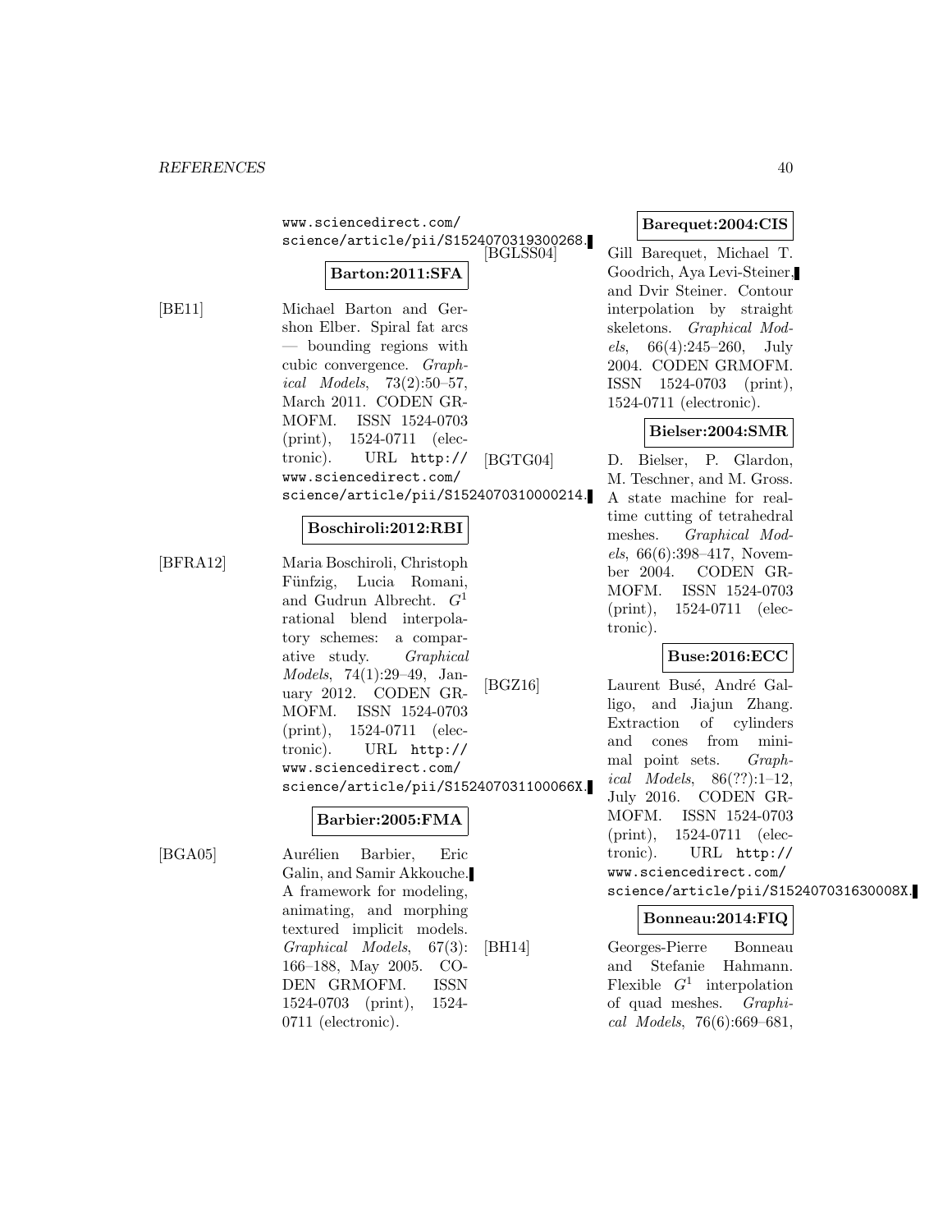www.sciencedirect.com/science/article/pii/S1524070319300268.

**Barton:2011:SFA**

[BE11] Michael Barton and Gershon Elber. Spiral fat arcs — bounding regions with cubic convergence. *Graphical Models*, 73(2):50–57, March 2011. CODEN GRMOFM. ISSN 1524-0703 (print), 1524-0711 (electronic). URL http://www.sciencedirect.com/science/article/pii/S1524070310000214.

**Boschiroli:2012:RBI**

[BFRA12] Maria Boschiroli, Christoph Fünfzig, Lucia Romani, and Gudrun Albrecht. $G^1$ rational blend interpolatory schemes: a comparative study. *Graphical Models*, 74(1):29–49, January 2012. CODEN GRMOFM. ISSN 1524-0703 (print), 1524-0711 (electronic). URL http://www.sciencedirect.com/science/article/pii/S152407031100066X.

**Barbier:2005:FMA**

[BGA05] Aurélien Barbier, Eric Galin, and Samir Akkouche. A framework for modeling, animating, and morphing textured implicit models. *Graphical Models*, 67(3):166–188, May 2005. CODEN GRMOFM. ISSN 1524-0703 (print), 1524-0711 (electronic).

**Barequet:2004:CIS**

[BGLSS04] Gill Barequet, Michael T. Goodrich, Aya Levi-Steiner, and Dvir Steiner. Contour interpolation by straight skeletons. *Graphical Models*, 66(4):245–260, July 2004. CODEN GRMOFM. ISSN 1524-0703 (print), 1524-0711 (electronic).

**Bielser:2004:SMR**

[BGTG04] D. Bielser, P. Glardon, M. Teschner, and M. Gross. A state machine for real-time cutting of tetrahedral meshes. *Graphical Models*, 66(6):398–417, November 2004. CODEN GRMOFM. ISSN 1524-0703 (print), 1524-0711 (electronic).

**Buse:2016:ECC**

[BGZ16] Laurent Busé, André Galligo, and Jiajun Zhang. Extraction of cylinders and cones from minimal point sets. *Graphical Models*, 86(??):1–12, July 2016. CODEN GRMOFM. ISSN 1524-0703 (print), 1524-0711 (electronic). URL http://www.sciencedirect.com/science/article/pii/S152407031630008X.

**Bonneau:2014:FIQ**

[BH14] Georges-Pierre Bonneau and Stefanie Hahmann. Flexible $G^1$ interpolation of quad meshes. *Graphical Models*, 76(6):669–681,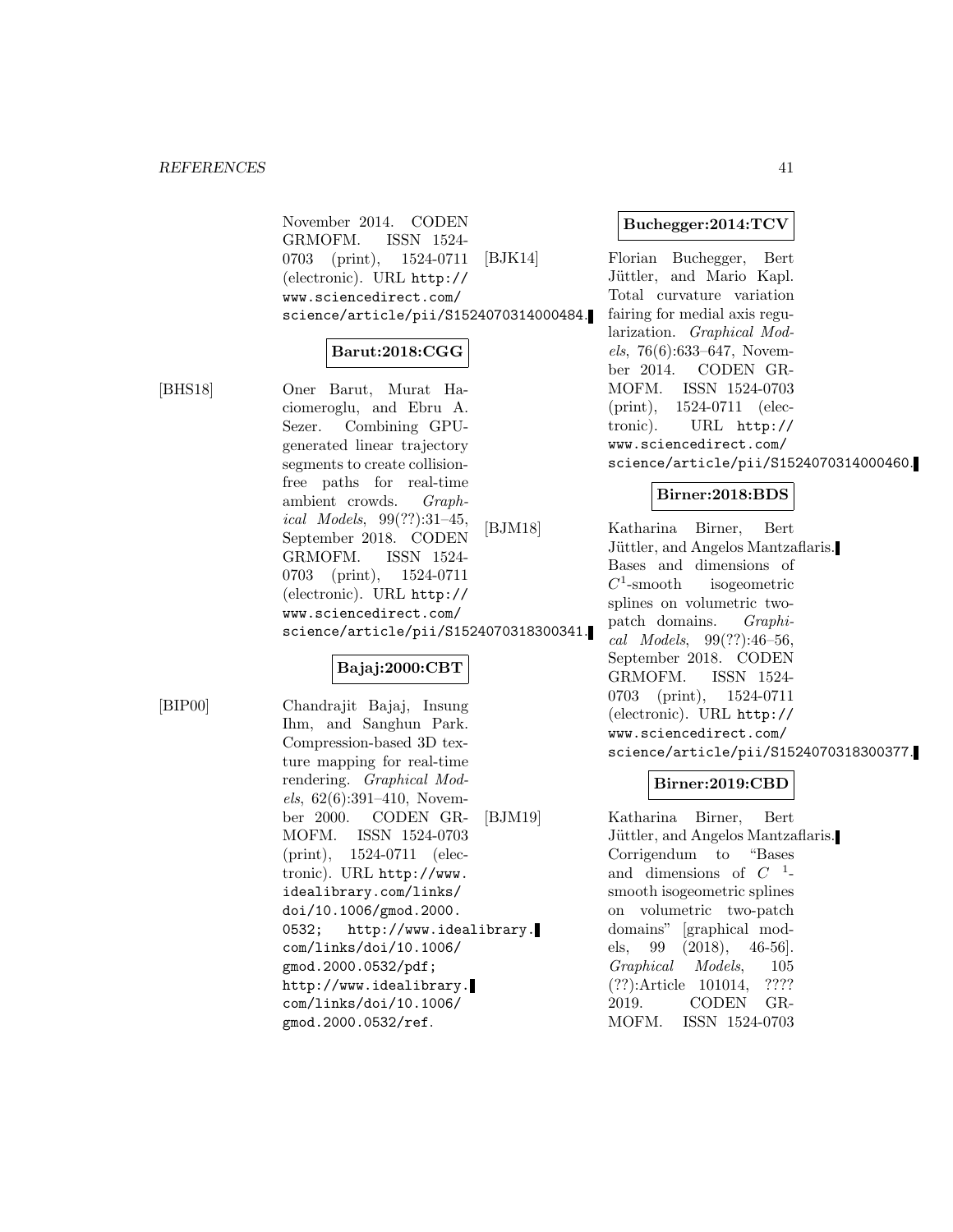November 2014. CODEN GRMOFM. ISSN 1524-0703 (print), 1524-0711 (electronic). URL http://www.sciencedirect.com/science/article/pii/S1524070314000484.

**Barut:2018:CGG**

[BHS18] Oner Barut, Murat Haciomeroglu, and Ebru A. Sezer. Combining GPU-generated linear trajectory segments to create collision-free paths for real-time ambient crowds. *Graphical Models*, 99(??):31–45, September 2018. CODEN GRMOFM. ISSN 1524-0703 (print), 1524-0711 (electronic). URL http://www.sciencedirect.com/science/article/pii/S1524070318300341.

**Bajaj:2000:CBT**

[BIP00] Chandrajit Bajaj, Insung Ihm, and Sanghun Park. Compression-based 3D texture mapping for real-time rendering. *Graphical Models*, 62(6):391–410, November 2000. CODEN GRMOFM. ISSN 1524-0703 (print), 1524-0711 (electronic). URL http://www.idealibrary.com/links/doi/10.1006/gmod.2000.0532; http://www.idealibrary.com/links/doi/10.1006/gmod.2000.0532/pdf; http://www.idealibrary.com/links/doi/10.1006/gmod.2000.0532/ref.

**Buchegger:2014:TCV**

[BJK14] Florian Buchegger, Bert Jüttler, and Mario Kapl. Total curvature variation fairing for medial axis regularization. *Graphical Models*, 76(6):633–647, November 2014. CODEN GRMOFM. ISSN 1524-0703 (print), 1524-0711 (electronic). URL http://www.sciencedirect.com/science/article/pii/S1524070314000460.

**Birner:2018:BDS**

[BJM18] Katharina Birner, Bert Jüttler, and Angelos Mantzaflaris. Bases and dimensions of $C^1$-smooth isogeometric splines on volumetric two-patch domains. *Graphical Models*, 99(??):46–56, September 2018. CODEN GRMOFM. ISSN 1524-0703 (print), 1524-0711 (electronic). URL http://www.sciencedirect.com/science/article/pii/S1524070318300377.

**Birner:2019:CBD**

[BJM19] Katharina Birner, Bert Jüttler, and Angelos Mantzaflaris. Corrigendum to "Bases and dimensions of $C^1$-smooth isogeometric splines on volumetric two-patch domains" [graphical models, 99 (2018), 46-56]. *Graphical Models*, 105 (??):Article 101014, ???? 2019. CODEN GRMOFM. ISSN 1524-0703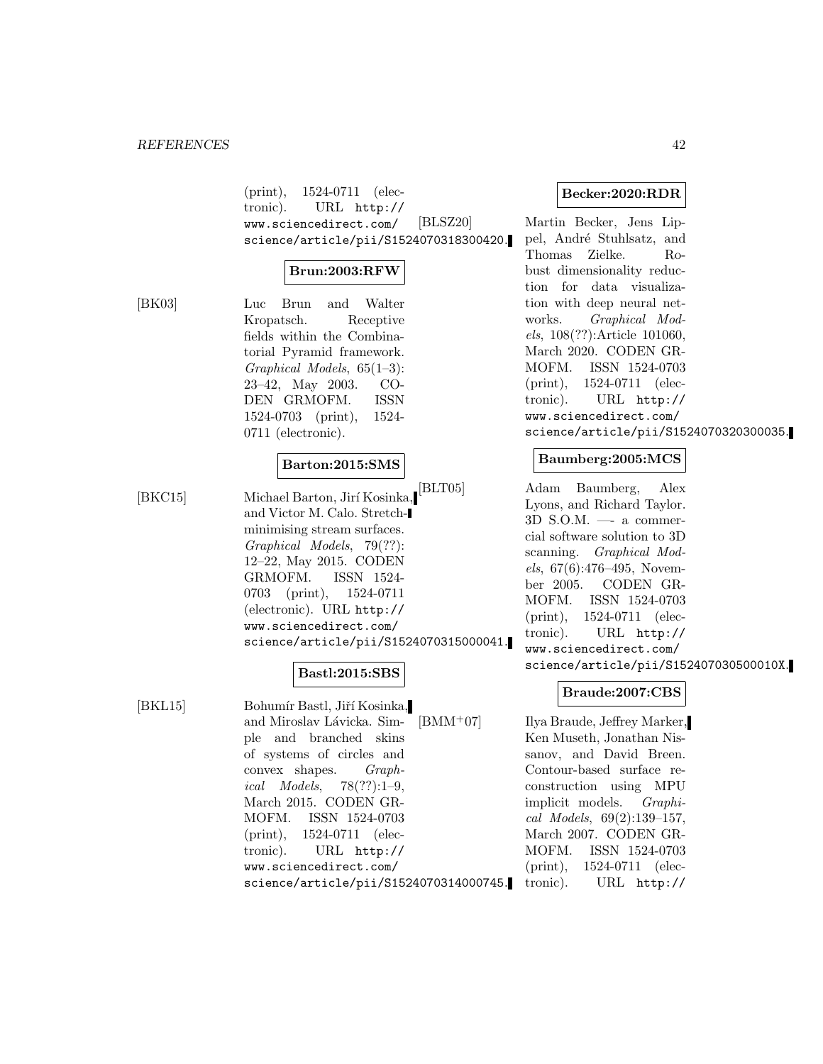(print), 1524-0711 (electronic). URL http://www.sciencedirect.com/science/article/pii/S1524070318300420.

**Brun:2003:RFW**

[BK03] Luc Brun and Walter Kropatsch. Receptive fields within the Combinatorial Pyramid framework. *Graphical Models*, 65(1–3): 23–42, May 2003. CODEN GRMOFM. ISSN 1524-0703 (print), 1524-0711 (electronic).

**Barton:2015:SMS**

[BKC15] Michael Barton, Jirí Kosinka, and Victor M. Calo. Stretch-minimising stream surfaces. *Graphical Models*, 79(??): 12–22, May 2015. CODEN GRMOFM. ISSN 1524-0703 (print), 1524-0711 (electronic). URL http://www.sciencedirect.com/science/article/pii/S1524070315000041.

**Bastl:2015:SBS**

[BKL15] Bohumír Bastl, Jiří Kosinka, and Miroslav Lávicka. Simple and branched skins of systems of circles and convex shapes. *Graphical Models*, 78(??):1–9, March 2015. CODEN GRMOFM. ISSN 1524-0703 (print), 1524-0711 (electronic). URL http://www.sciencedirect.com/science/article/pii/S1524070314000745.

**Becker:2020:RDR**

[BLSZ20] Martin Becker, Jens Lippel, André Stuhlsatz, and Thomas Zielke. Robust dimensionality reduction for data visualization with deep neural networks. *Graphical Models*, 108(??):Article 101060, March 2020. CODEN GRMOFM. ISSN 1524-0703 (print), 1524-0711 (electronic). URL http://www.sciencedirect.com/science/article/pii/S1524070320300035.

**Baumberg:2005:MCS**

[BLT05] Adam Baumberg, Alex Lyons, and Richard Taylor. 3D S.O.M. —- a commercial software solution to 3D scanning. *Graphical Models*, 67(6):476–495, November 2005. CODEN GRMOFM. ISSN 1524-0703 (print), 1524-0711 (electronic). URL http://www.sciencedirect.com/science/article/pii/S152407030500010X.

**Braude:2007:CBS**

[BMM+07] Ilya Braude, Jeffrey Marker, Ken Museth, Jonathan Nissanov, and David Breen. Contour-based surface reconstruction using MPU implicit models. *Graphical Models*, 69(2):139–157, March 2007. CODEN GRMOFM. ISSN 1524-0703 (print), 1524-0711 (electronic). URL http://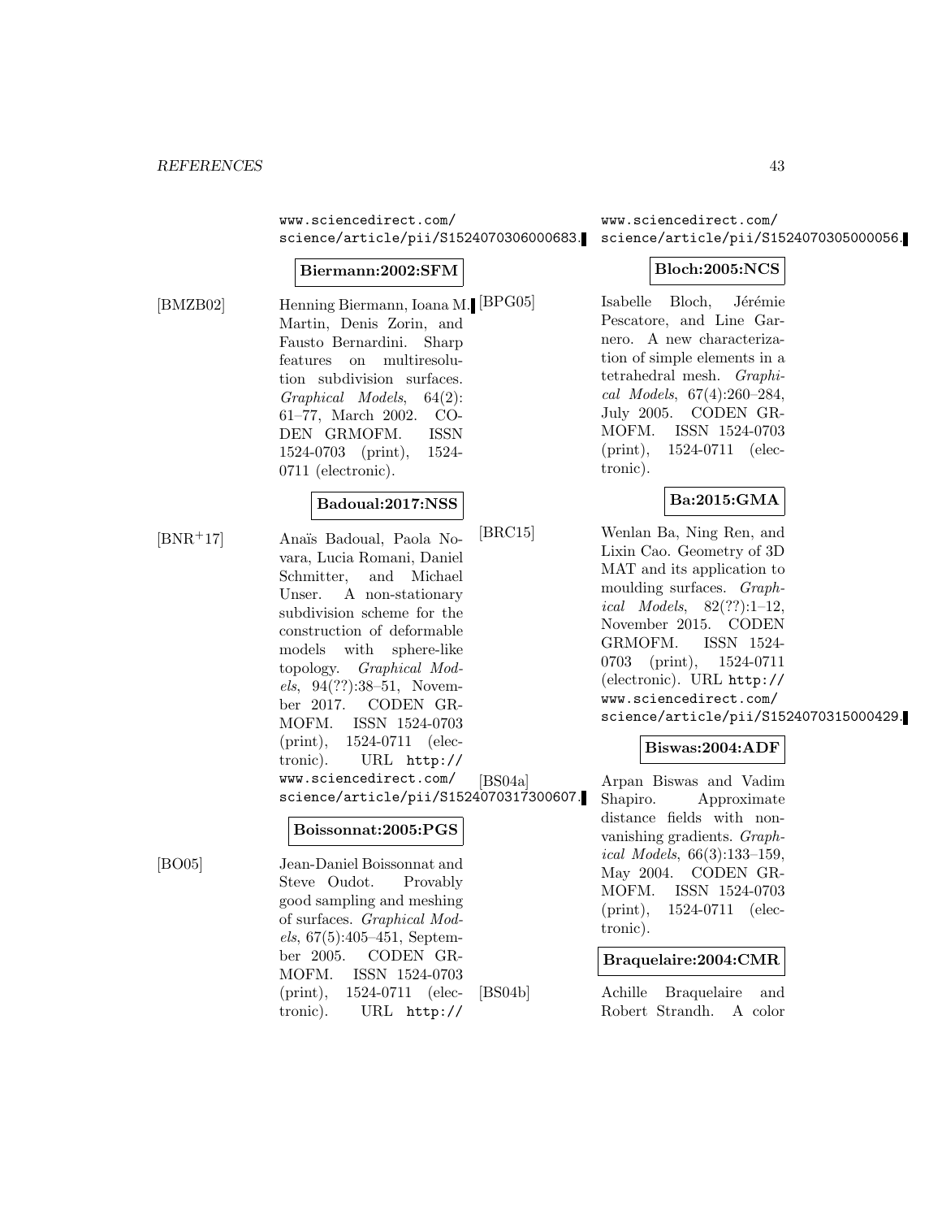www.sciencedirect.com/science/article/pii/S1524070306000683.

**Biermann:2002:SFM**

[BMZB02] Henning Biermann, Ioana M. Martin, Denis Zorin, and Fausto Bernardini. Sharp features on multiresolution subdivision surfaces. *Graphical Models*, 64(2): 61–77, March 2002. CODEN GRMOFM. ISSN 1524-0703 (print), 1524-0711 (electronic).

**Badoual:2017:NSS**

[BNR+17] Anaïs Badoual, Paola Novara, Lucia Romani, Daniel Schmitter, and Michael Unser. A non-stationary subdivision scheme for the construction of deformable models with sphere-like topology. *Graphical Models*, 94(??):38–51, November 2017. CODEN GRMOFM. ISSN 1524-0703 (print), 1524-0711 (electronic). URL http://www.sciencedirect.com/science/article/pii/S1524070317300607.

**Boissonnat:2005:PGS**

[BO05] Jean-Daniel Boissonnat and Steve Oudot. Provably good sampling and meshing of surfaces. *Graphical Models*, 67(5):405–451, September 2005. CODEN GRMOFM. ISSN 1524-0703 (print), 1524-0711 (electronic). URL http://www.sciencedirect.com/science/article/pii/S1524070305000056.

**Bloch:2005:NCS**

[BPG05] Isabelle Bloch, Jérémie Pescatore, and Line Garnero. A new characterization of simple elements in a tetrahedral mesh. *Graphical Models*, 67(4):260–284, July 2005. CODEN GRMOFM. ISSN 1524-0703 (print), 1524-0711 (electronic).

**Ba:2015:GMA**

[BRC15] Wenlan Ba, Ning Ren, and Lixin Cao. Geometry of 3D MAT and its application to moulding surfaces. *Graphical Models*, 82(??):1–12, November 2015. CODEN GRMOFM. ISSN 1524-0703 (print), 1524-0711 (electronic). URL http://www.sciencedirect.com/science/article/pii/S1524070315000429.

**Biswas:2004:ADF**

[BS04a] Arpan Biswas and Vadim Shapiro. Approximate distance fields with non-vanishing gradients. *Graphical Models*, 66(3):133–159, May 2004. CODEN GRMOFM. ISSN 1524-0703 (print), 1524-0711 (electronic).

**Braquelaire:2004:CMR**

[BS04b] Achille Braquelaire and Robert Strandh. A color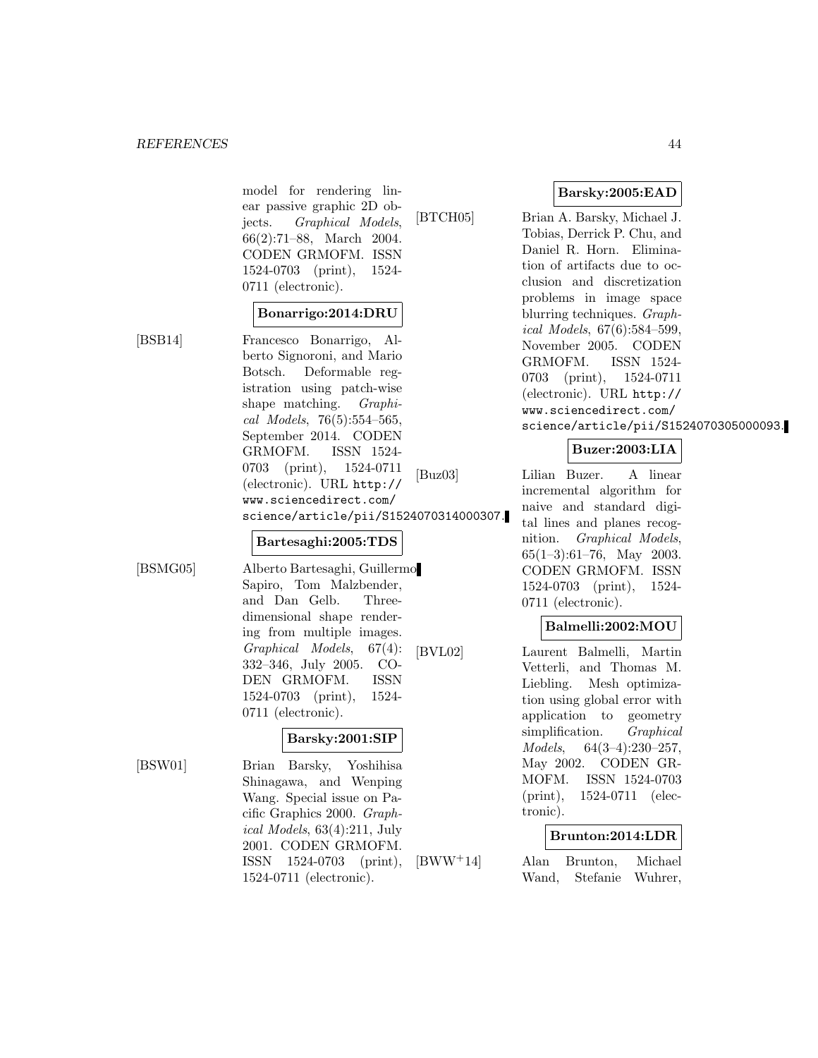model for rendering linear passive graphic 2D objects. *Graphical Models*, 66(2):71–88, March 2004. CODEN GRMOFM. ISSN 1524-0703 (print), 1524-0711 (electronic).

**Bonarrigo:2014:DRU**

[BSB14] Francesco Bonarrigo, Alberto Signoroni, and Mario Botsch. Deformable registration using patch-wise shape matching. *Graphical Models*, 76(5):554–565, September 2014. CODEN GRMOFM. ISSN 1524-0703 (print), 1524-0711 (electronic). URL `http://www.sciencedirect.com/science/article/pii/S1524070314000307`.

**Bartesaghi:2005:TDS**

[BSMG05] Alberto Bartesaghi, Guillermo Sapiro, Tom Malzbender, and Dan Gelb. Three-dimensional shape rendering from multiple images. *Graphical Models*, 67(4): 332–346, July 2005. CODEN GRMOFM. ISSN 1524-0703 (print), 1524-0711 (electronic).

**Barsky:2001:SIP**

[BSW01] Brian Barsky, Yoshihisa Shinagawa, and Wenping Wang. Special issue on Pacific Graphics 2000. *Graphical Models*, 63(4):211, July 2001. CODEN GRMOFM. ISSN 1524-0703 (print), 1524-0711 (electronic).

**Barsky:2005:EAD**

[BTCH05] Brian A. Barsky, Michael J. Tobias, Derrick P. Chu, and Daniel R. Horn. Elimination of artifacts due to occlusion and discretization problems in image space blurring techniques. *Graphical Models*, 67(6):584–599, November 2005. CODEN GRMOFM. ISSN 1524-0703 (print), 1524-0711 (electronic). URL `http://www.sciencedirect.com/science/article/pii/S1524070305000093`.

**Buzer:2003:LIA**

[Buz03] Lilian Buzer. A linear incremental algorithm for naive and standard digital lines and planes recognition. *Graphical Models*, 65(1–3):61–76, May 2003. CODEN GRMOFM. ISSN 1524-0703 (print), 1524-0711 (electronic).

**Balmelli:2002:MOU**

[BVL02] Laurent Balmelli, Martin Vetterli, and Thomas M. Liebling. Mesh optimization using global error with application to geometry simplification. *Graphical Models*, 64(3–4):230–257, May 2002. CODEN GRMOFM. ISSN 1524-0703 (print), 1524-0711 (electronic).

**Brunton:2014:LDR**

[BWW+14] Alan Brunton, Michael Wand, Stefanie Wuhrer,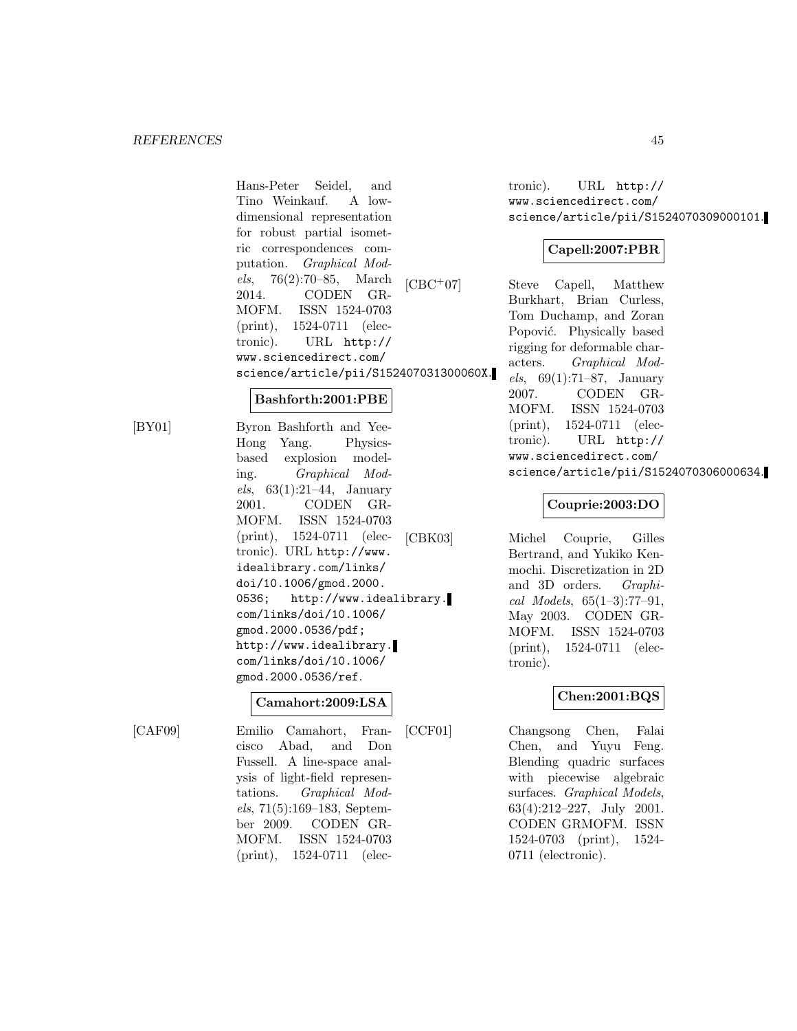Hans-Peter Seidel, and Tino Weinkauf. A low-dimensional representation for robust partial isometric correspondences computation. *Graphical Models*, 76(2):70–85, March 2014. CODEN GRMOFM. ISSN 1524-0703 (print), 1524-0711 (electronic). URL http://www.sciencedirect.com/science/article/pii/S152407031300060X.

**Bashforth:2001:PBE**

[BY01] Byron Bashforth and Yee-Hong Yang. Physics-based explosion modeling. *Graphical Models*, 63(1):21–44, January 2001. CODEN GRMOFM. ISSN 1524-0703 (print), 1524-0711 (electronic). URL http://www.idealibrary.com/links/doi/10.1006/gmod.2000.0536; http://www.idealibrary.com/links/doi/10.1006/gmod.2000.0536/pdf; http://www.idealibrary.com/links/doi/10.1006/gmod.2000.0536/ref.

**Camahort:2009:LSA**

[CAF09] Emilio Camahort, Francisco Abad, and Don Fussell. A line-space analysis of light-field representations. *Graphical Models*, 71(5):169–183, September 2009. CODEN GRMOFM. ISSN 1524-0703 (print), 1524-0711 (electronic). URL http://www.sciencedirect.com/science/article/pii/S1524070309000101.

**Capell:2007:PBR**

[CBC+07] Steve Capell, Matthew Burkhart, Brian Curless, Tom Duchamp, and Zoran Popović. Physically based rigging for deformable characters. *Graphical Models*, 69(1):71–87, January 2007. CODEN GRMOFM. ISSN 1524-0703 (print), 1524-0711 (electronic). URL http://www.sciencedirect.com/science/article/pii/S1524070306000634.

**Couprie:2003:DO**

[CBK03] Michel Couprie, Gilles Bertrand, and Yukiko Kenmochi. Discretization in 2D and 3D orders. *Graphical Models*, 65(1–3):77–91, May 2003. CODEN GRMOFM. ISSN 1524-0703 (print), 1524-0711 (electronic).

**Chen:2001:BQS**

[CCF01] Changsong Chen, Falai Chen, and Yuyu Feng. Blending quadric surfaces with piecewise algebraic surfaces. *Graphical Models*, 63(4):212–227, July 2001. CODEN GRMOFM. ISSN 1524-0703 (print), 1524-0711 (electronic).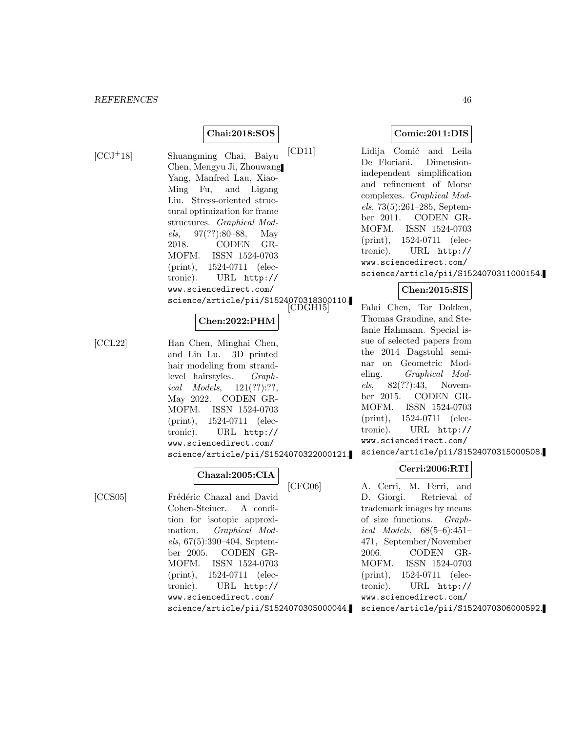**Chai:2018:SOS**

[CCJ+18] Shuangming Chai, Baiyu Chen, Mengyu Ji, Zhouwang Yang, Manfred Lau, Xiao-Ming Fu, and Ligang Liu. Stress-oriented structural optimization for frame structures. *Graphical Models*, 97(??):80–88, May 2018. CODEN GRMOFM. ISSN 1524-0703 (print), 1524-0711 (electronic). URL http://www.sciencedirect.com/science/article/pii/S1524070318300110.

**Chen:2022:PHM**

[CCL22] Han Chen, Minghai Chen, and Lin Lu. 3D printed hair modeling from strand-level hairstyles. *Graphical Models*, 121(??):??, May 2022. CODEN GRMOFM. ISSN 1524-0703 (print), 1524-0711 (electronic). URL http://www.sciencedirect.com/science/article/pii/S1524070322000121.

**Chazal:2005:CIA**

[CCS05] Frédéric Chazal and David Cohen-Steiner. A condition for isotopic approximation. *Graphical Models*, 67(5):390–404, September 2005. CODEN GRMOFM. ISSN 1524-0703 (print), 1524-0711 (electronic). URL http://www.sciencedirect.com/science/article/pii/S1524070305000044.

**Comic:2011:DIS**

[CD11] Lidija Comić and Leila De Floriani. Dimension-independent simplification and refinement of Morse complexes. *Graphical Models*, 73(5):261–285, September 2011. CODEN GRMOFM. ISSN 1524-0703 (print), 1524-0711 (electronic). URL http://www.sciencedirect.com/science/article/pii/S1524070311000154.

**Chen:2015:SIS**

[CDGH15] Falai Chen, Tor Dokken, Thomas Grandine, and Stefanie Hahmann. Special issue of selected papers from the 2014 Dagstuhl seminar on Geometric Modeling. *Graphical Models*, 82(??):43, November 2015. CODEN GRMOFM. ISSN 1524-0703 (print), 1524-0711 (electronic). URL http://www.sciencedirect.com/science/article/pii/S1524070315000508.

**Cerri:2006:RTI**

[CFG06] A. Cerri, M. Ferri, and D. Giorgi. Retrieval of trademark images by means of size functions. *Graphical Models*, 68(5–6):451–471, September/November 2006. CODEN GRMOFM. ISSN 1524-0703 (print), 1524-0711 (electronic). URL http://www.sciencedirect.com/science/article/pii/S1524070306000592.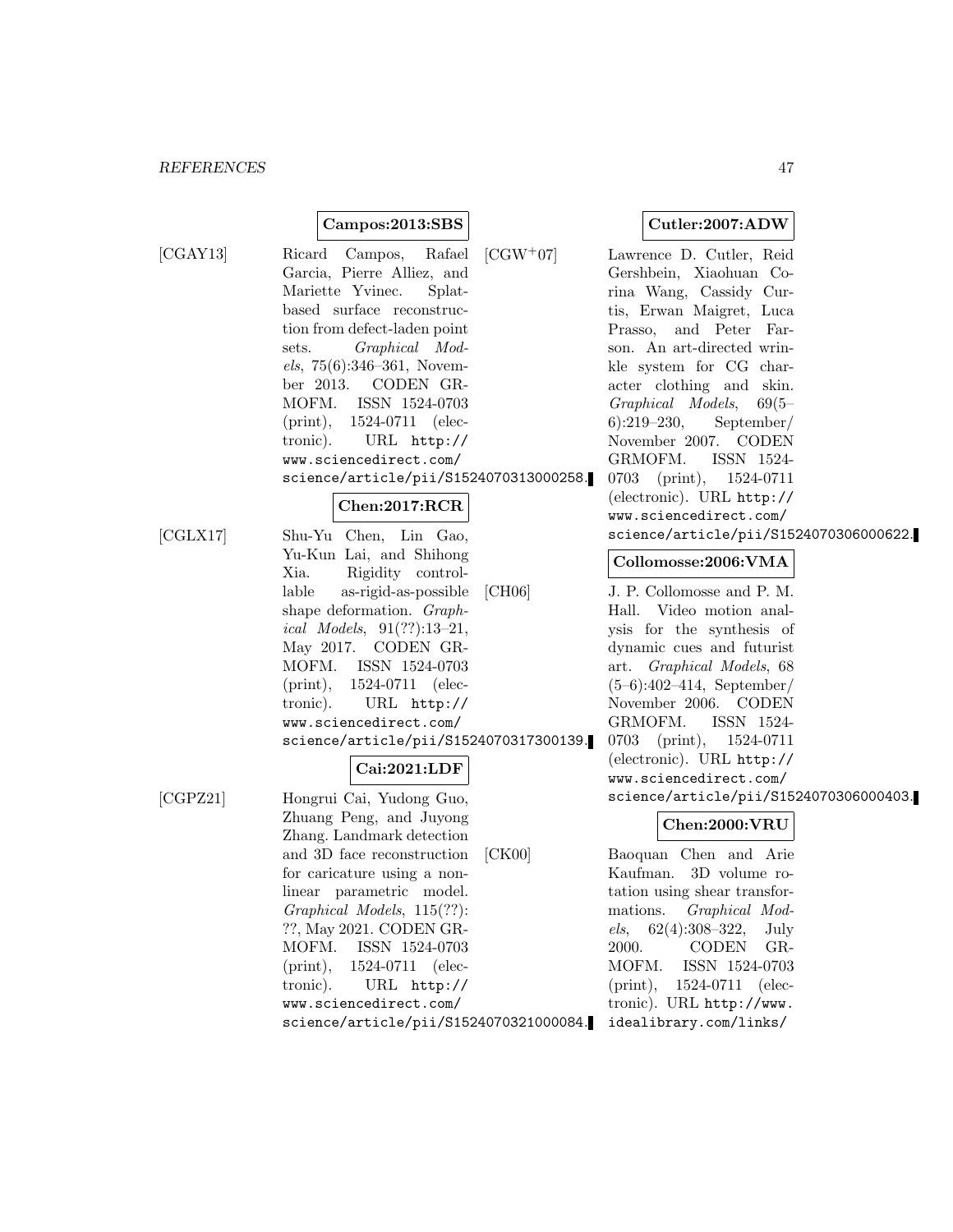**Campos:2013:SBS**

[CGAY13] Ricard Campos, Rafael Garcia, Pierre Alliez, and Mariette Yvinec. Splat-based surface reconstruction from defect-laden point sets. *Graphical Models*, 75(6):346–361, November 2013. CODEN GRMOFM. ISSN 1524-0703 (print), 1524-0711 (electronic). URL `http://www.sciencedirect.com/science/article/pii/S1524070313000258`.

**Chen:2017:RCR**

[CGLX17] Shu-Yu Chen, Lin Gao, Yu-Kun Lai, and Shihong Xia. Rigidity controllable as-rigid-as-possible shape deformation. *Graphical Models*, 91(??):13–21, May 2017. CODEN GRMOFM. ISSN 1524-0703 (print), 1524-0711 (electronic). URL `http://www.sciencedirect.com/science/article/pii/S1524070317300139`.

**Cai:2021:LDF**

[CGPZ21] Hongrui Cai, Yudong Guo, Zhuang Peng, and Juyong Zhang. Landmark detection and 3D face reconstruction for caricature using a nonlinear parametric model. *Graphical Models*, 115(??):??, May 2021. CODEN GRMOFM. ISSN 1524-0703 (print), 1524-0711 (electronic). URL `http://www.sciencedirect.com/science/article/pii/S1524070321000084`.

**Cutler:2007:ADW**

[CGW+07] Lawrence D. Cutler, Reid Gershbein, Xiaohuan Corina Wang, Cassidy Curtis, Erwan Maigret, Luca Prasso, and Peter Farson. An art-directed wrinkle system for CG character clothing and skin. *Graphical Models*, 69(5–6):219–230, September/November 2007. CODEN GRMOFM. ISSN 1524-0703 (print), 1524-0711 (electronic). URL `http://www.sciencedirect.com/science/article/pii/S1524070306000622`.

**Collomosse:2006:VMA**

[CH06] J. P. Collomosse and P. M. Hall. Video motion analysis for the synthesis of dynamic cues and futurist art. *Graphical Models*, 68 (5–6):402–414, September/November 2006. CODEN GRMOFM. ISSN 1524-0703 (print), 1524-0711 (electronic). URL `http://www.sciencedirect.com/science/article/pii/S1524070306000403`.

**Chen:2000:VRU**

[CK00] Baoquan Chen and Arie Kaufman. 3D volume rotation using shear transformations. *Graphical Models*, 62(4):308–322, July 2000. CODEN GRMOFM. ISSN 1524-0703 (print), 1524-0711 (electronic). URL `http://www.idealibrary.com/links/`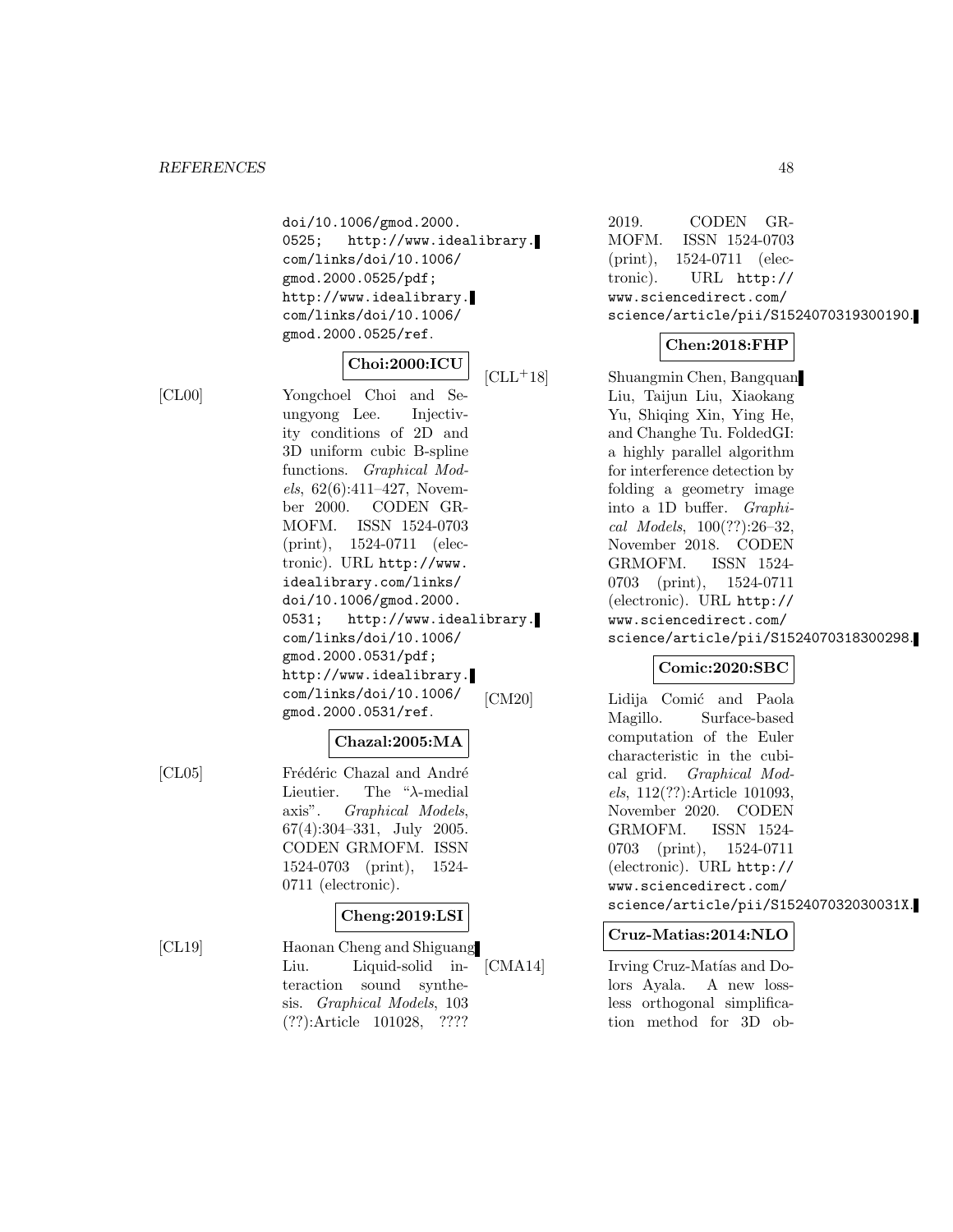doi/10.1006/gmod.2000.0525; http://www.idealibrary.com/links/doi/10.1006/gmod.2000.0525/pdf; http://www.idealibrary.com/links/doi/10.1006/gmod.2000.0525/ref.

**Choi:2000:ICU**

[CL00] Yongchoel Choi and Seungyong Lee. Injectivity conditions of 2D and 3D uniform cubic B-spline functions. *Graphical Models*, 62(6):411–427, November 2000. CODEN GRMOFM. ISSN 1524-0703 (print), 1524-0711 (electronic). URL http://www.idealibrary.com/links/doi/10.1006/gmod.2000.0531; http://www.idealibrary.com/links/doi/10.1006/gmod.2000.0531/pdf; http://www.idealibrary.com/links/doi/10.1006/gmod.2000.0531/ref.

**Chazal:2005:MA**

[CL05] Frédéric Chazal and André Lieutier. The "$\lambda$-medial axis". *Graphical Models*, 67(4):304–331, July 2005. CODEN GRMOFM. ISSN 1524-0703 (print), 1524-0711 (electronic).

**Cheng:2019:LSI**

[CL19] Haonan Cheng and Shiguang Liu. Liquid-solid interaction sound synthesis. *Graphical Models*, 103 (??):Article 101028, ???? 2019. CODEN GRMOFM. ISSN 1524-0703 (print), 1524-0711 (electronic). URL http://www.sciencedirect.com/science/article/pii/S1524070319300190.

**Chen:2018:FHP**

[CLL+18] Shuangmin Chen, Bangquan Liu, Taijun Liu, Xiaokang Yu, Shiqing Xin, Ying He, and Changhe Tu. FoldedGI: a highly parallel algorithm for interference detection by folding a geometry image into a 1D buffer. *Graphical Models*, 100(??):26–32, November 2018. CODEN GRMOFM. ISSN 1524-0703 (print), 1524-0711 (electronic). URL http://www.sciencedirect.com/science/article/pii/S1524070318300298.

**Comic:2020:SBC**

[CM20] Lidija Comić and Paola Magillo. Surface-based computation of the Euler characteristic in the cubical grid. *Graphical Models*, 112(??):Article 101093, November 2020. CODEN GRMOFM. ISSN 1524-0703 (print), 1524-0711 (electronic). URL http://www.sciencedirect.com/science/article/pii/S152407032030031X.

**Cruz-Matias:2014:NLO**

[CMA14] Irving Cruz-Matías and Dolors Ayala. A new lossless orthogonal simplification method for 3D ob-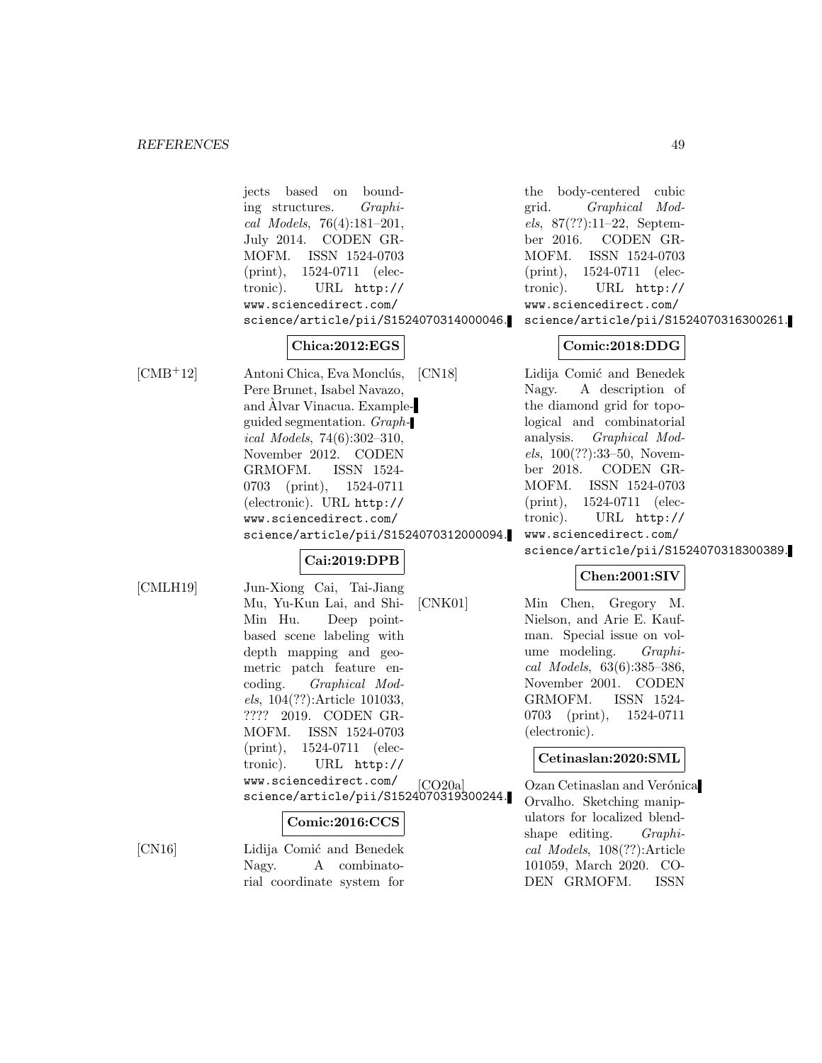jects based on bounding structures. *Graphical Models*, 76(4):181–201, July 2014. CODEN GRMOFM. ISSN 1524-0703 (print), 1524-0711 (electronic). URL http://www.sciencedirect.com/science/article/pii/S1524070314000046.

**Chica:2012:EGS**

[CMB+12] Antoni Chica, Eva Monclús, Pere Brunet, Isabel Navazo, and Àlvar Vinacua. Example-guided segmentation. *Graphical Models*, 74(6):302–310, November 2012. CODEN GRMOFM. ISSN 1524-0703 (print), 1524-0711 (electronic). URL http://www.sciencedirect.com/science/article/pii/S1524070312000094.

**Cai:2019:DPB**

[CMLH19] Jun-Xiong Cai, Tai-Jiang Mu, Yu-Kun Lai, and Shi-Min Hu. Deep point-based scene labeling with depth mapping and geometric patch feature encoding. *Graphical Models*, 104(??):Article 101033, ???? 2019. CODEN GRMOFM. ISSN 1524-0703 (print), 1524-0711 (electronic). URL http://www.sciencedirect.com/science/article/pii/S1524070319300244.

**Comic:2016:CCS**

[CN16] Lidija Comić and Benedek Nagy. A combinatorial coordinate system for the body-centered cubic grid. *Graphical Models*, 87(??):11–22, September 2016. CODEN GRMOFM. ISSN 1524-0703 (print), 1524-0711 (electronic). URL http://www.sciencedirect.com/science/article/pii/S1524070316300261.

**Comic:2018:DDG**

[CN18] Lidija Comić and Benedek Nagy. A description of the diamond grid for topological and combinatorial analysis. *Graphical Models*, 100(??):33–50, November 2018. CODEN GRMOFM. ISSN 1524-0703 (print), 1524-0711 (electronic). URL http://www.sciencedirect.com/science/article/pii/S1524070318300389.

**Chen:2001:SIV**

[CNK01] Min Chen, Gregory M. Nielson, and Arie E. Kaufman. Special issue on volume modeling. *Graphical Models*, 63(6):385–386, November 2001. CODEN GRMOFM. ISSN 1524-0703 (print), 1524-0711 (electronic).

**Cetinaslan:2020:SML**

[CO20a] Ozan Cetinaslan and Verónica Orvalho. Sketching manipulators for localized blendshape editing. *Graphical Models*, 108(??):Article 101059, March 2020. CODEN GRMOFM. ISSN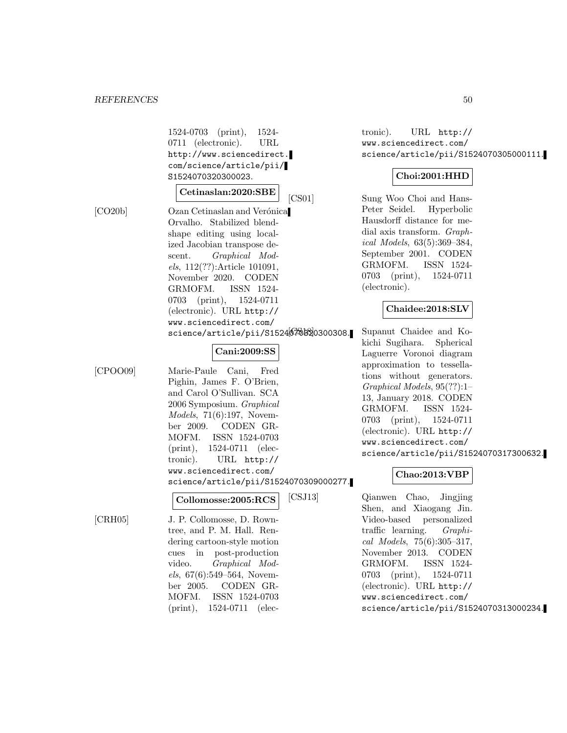1524-0703 (print), 1524-0711 (electronic). URL http://www.sciencedirect.com/science/article/pii/S1524070320300023.

**Cetinaslan:2020:SBE**

[CO20b] Ozan Cetinaslan and Verónica Orvalho. Stabilized blendshape editing using localized Jacobian transpose descent. *Graphical Models*, 112(??):Article 101091, November 2020. CODEN GRMOFM. ISSN 1524-0703 (print), 1524-0711 (electronic). URL http://www.sciencedirect.com/science/article/pii/S1524070320300308.

**Cani:2009:SS**

[CPOO09] Marie-Paule Cani, Fred Pighin, James F. O'Brien, and Carol O'Sullivan. SCA 2006 Symposium. *Graphical Models*, 71(6):197, November 2009. CODEN GRMOFM. ISSN 1524-0703 (print), 1524-0711 (electronic). URL http://www.sciencedirect.com/science/article/pii/S1524070309000277.

**Collomosse:2005:RCS**

[CRH05] J. P. Collomosse, D. Rowntree, and P. M. Hall. Rendering cartoon-style motion cues in post-production video. *Graphical Models*, 67(6):549–564, November 2005. CODEN GRMOFM. ISSN 1524-0703 (print), 1524-0711 (electronic). URL http://www.sciencedirect.com/science/article/pii/S1524070305000111.

**Choi:2001:HHD**

[CS01] Sung Woo Choi and Hans-Peter Seidel. Hyperbolic Hausdorff distance for medial axis transform. *Graphical Models*, 63(5):369–384, September 2001. CODEN GRMOFM. ISSN 1524-0703 (print), 1524-0711 (electronic).

**Chaidee:2018:SLV**

[CS18] Supanut Chaidee and Kokichi Sugihara. Spherical Laguerre Voronoi diagram approximation to tessellations without generators. *Graphical Models*, 95(??):1–13, January 2018. CODEN GRMOFM. ISSN 1524-0703 (print), 1524-0711 (electronic). URL http://www.sciencedirect.com/science/article/pii/S1524070317300632.

**Chao:2013:VBP**

[CSJ13] Qianwen Chao, Jingjing Shen, and Xiaogang Jin. Video-based personalized traffic learning. *Graphical Models*, 75(6):305–317, November 2013. CODEN GRMOFM. ISSN 1524-0703 (print), 1524-0711 (electronic). URL http://www.sciencedirect.com/science/article/pii/S1524070313000234.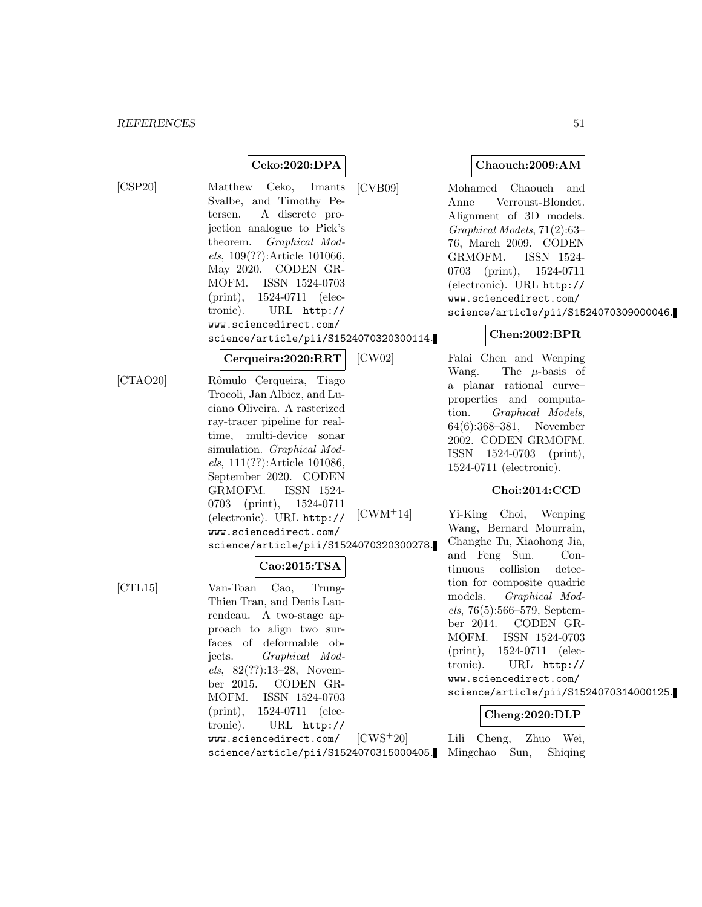**Ceko:2020:DPA**

[CSP20] Matthew Ceko, Imants Svalbe, and Timothy Petersen. A discrete projection analogue to Pick's theorem. *Graphical Models*, 109(??):Article 101066, May 2020. CODEN GRMOFM. ISSN 1524-0703 (print), 1524-0711 (electronic). URL http://www.sciencedirect.com/science/article/pii/S1524070320300114.

**Cerqueira:2020:RRT**

[CTAO20] Rômulo Cerqueira, Tiago Trocoli, Jan Albiez, and Luciano Oliveira. A rasterized ray-tracer pipeline for real-time, multi-device sonar simulation. *Graphical Models*, 111(??):Article 101086, September 2020. CODEN GRMOFM. ISSN 1524-0703 (print), 1524-0711 (electronic). URL http://www.sciencedirect.com/science/article/pii/S1524070320300278.

**Cao:2015:TSA**

[CTL15] Van-Toan Cao, Trung-Thien Tran, and Denis Laurendeau. A two-stage approach to align two surfaces of deformable objects. *Graphical Models*, 82(??):13–28, November 2015. CODEN GRMOFM. ISSN 1524-0703 (print), 1524-0711 (electronic). URL http://www.sciencedirect.com/science/article/pii/S1524070315000405.

**Chaouch:2009:AM**

[CVB09] Mohamed Chaouch and Anne Verroust-Blondet. Alignment of 3D models. *Graphical Models*, 71(2):63–76, March 2009. CODEN GRMOFM. ISSN 1524-0703 (print), 1524-0711 (electronic). URL http://www.sciencedirect.com/science/article/pii/S1524070309000046.

**Chen:2002:BPR**

[CW02] Falai Chen and Wenping Wang. The $\mu$-basis of a planar rational curve–properties and computation. *Graphical Models*, 64(6):368–381, November 2002. CODEN GRMOFM. ISSN 1524-0703 (print), 1524-0711 (electronic).

**Choi:2014:CCD**

[CWM+14] Yi-King Choi, Wenping Wang, Bernard Mourrain, Changhe Tu, Xiaohong Jia, and Feng Sun. Continuous collision detection for composite quadric models. *Graphical Models*, 76(5):566–579, September 2014. CODEN GRMOFM. ISSN 1524-0703 (print), 1524-0711 (electronic). URL http://www.sciencedirect.com/science/article/pii/S1524070314000125.

**Cheng:2020:DLP**

[CWS+20] Lili Cheng, Zhuo Wei, Mingchao Sun, Shiqing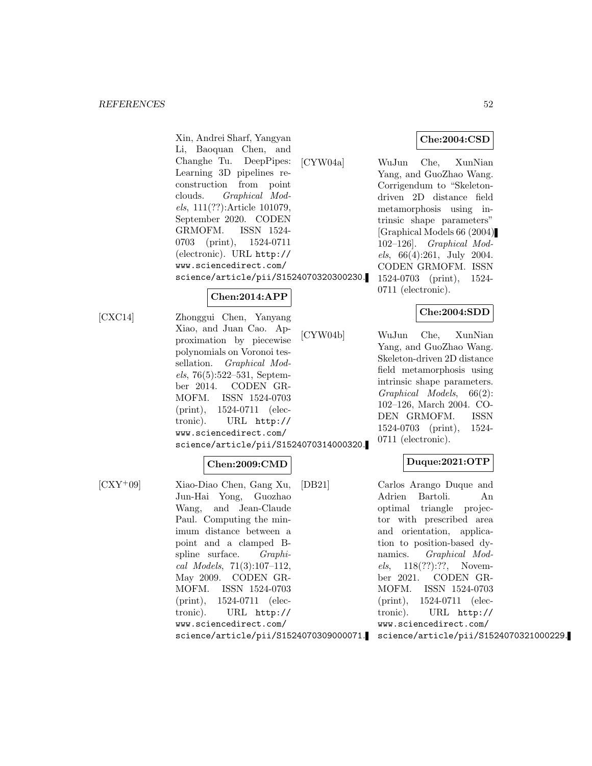Xin, Andrei Sharf, Yangyan Li, Baoquan Chen, and Changhe Tu. DeepPipes: Learning 3D pipelines reconstruction from point clouds. *Graphical Models*, 111(??):Article 101079, September 2020. CODEN GRMOFM. ISSN 1524-0703 (print), 1524-0711 (electronic). URL http://www.sciencedirect.com/science/article/pii/S1524070320300230.

**Chen:2014:APP**

[CXC14] Zhonggui Chen, Yanyang Xiao, and Juan Cao. Approximation by piecewise polynomials on Voronoi tessellation. *Graphical Models*, 76(5):522–531, September 2014. CODEN GRMOFM. ISSN 1524-0703 (print), 1524-0711 (electronic). URL http://www.sciencedirect.com/science/article/pii/S1524070314000320.

**Chen:2009:CMD**

[CXY+09] Xiao-Diao Chen, Gang Xu, Jun-Hai Yong, Guozhao Wang, and Jean-Claude Paul. Computing the minimum distance between a point and a clamped B-spline surface. *Graphical Models*, 71(3):107–112, May 2009. CODEN GRMOFM. ISSN 1524-0703 (print), 1524-0711 (electronic). URL http://www.sciencedirect.com/science/article/pii/S1524070309000071.

**Che:2004:CSD**

[CYW04a] WuJun Che, XunNian Yang, and GuoZhao Wang. Corrigendum to "Skeleton-driven 2D distance field metamorphosis using intrinsic shape parameters" [Graphical Models 66 (2004) 102–126]. *Graphical Models*, 66(4):261, July 2004. CODEN GRMOFM. ISSN 1524-0703 (print), 1524-0711 (electronic).

**Che:2004:SDD**

[CYW04b] WuJun Che, XunNian Yang, and GuoZhao Wang. Skeleton-driven 2D distance field metamorphosis using intrinsic shape parameters. *Graphical Models*, 66(2):102–126, March 2004. CODEN GRMOFM. ISSN 1524-0703 (print), 1524-0711 (electronic).

**Duque:2021:OTP**

[DB21] Carlos Arango Duque and Adrien Bartoli. An optimal triangle projector with prescribed area and orientation, application to position-based dynamics. *Graphical Models*, 118(??):??, November 2021. CODEN GRMOFM. ISSN 1524-0703 (print), 1524-0711 (electronic). URL http://www.sciencedirect.com/science/article/pii/S1524070321000229.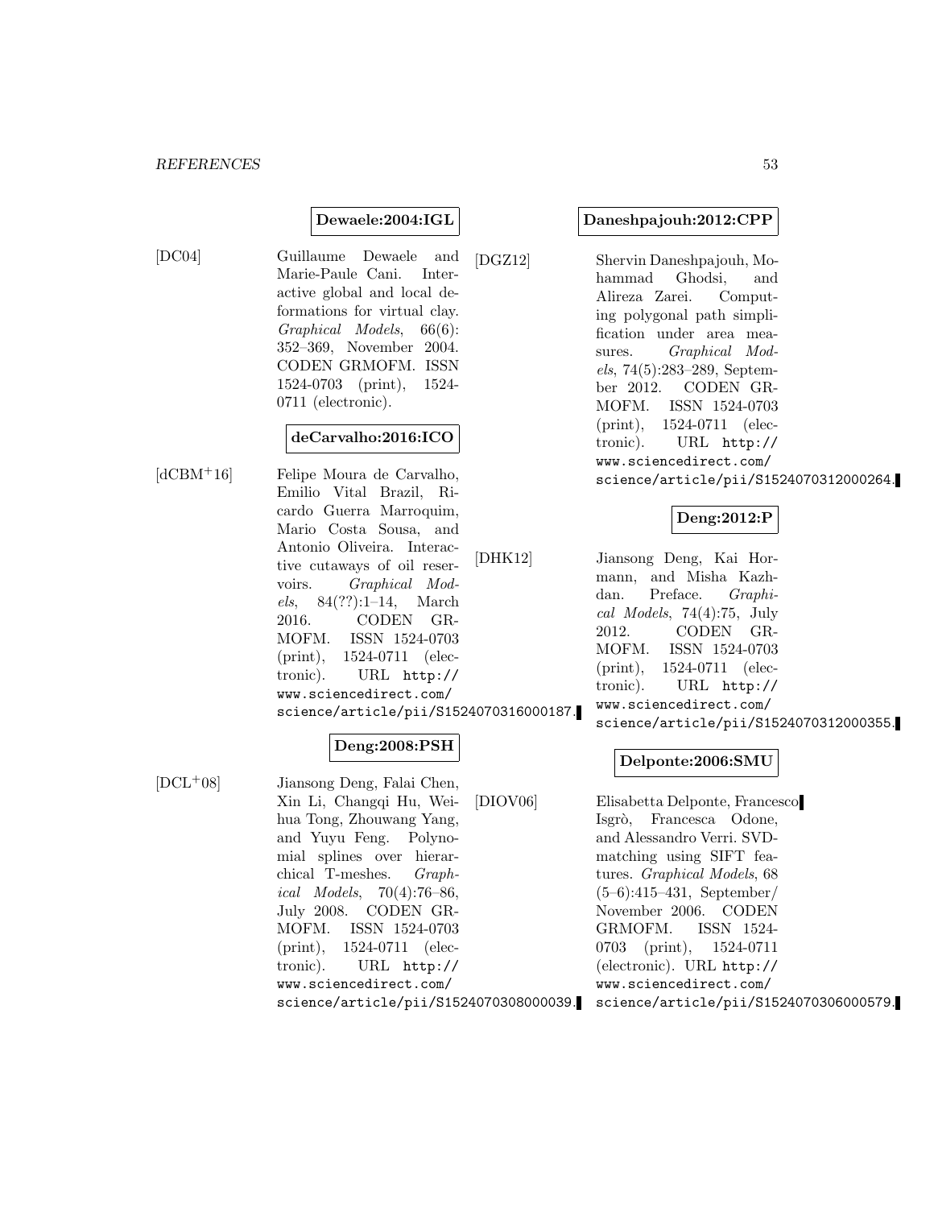**Dewaele:2004:IGL**

[DC04] Guillaume Dewaele and Marie-Paule Cani. Interactive global and local deformations for virtual clay. *Graphical Models*, 66(6): 352–369, November 2004. CODEN GRMOFM. ISSN 1524-0703 (print), 1524-0711 (electronic).

**deCarvalho:2016:ICO**

[dCBM+16] Felipe Moura de Carvalho, Emilio Vital Brazil, Ricardo Guerra Marroquim, Mario Costa Sousa, and Antonio Oliveira. Interactive cutaways of oil reservoirs. *Graphical Models*, 84(??):1–14, March 2016. CODEN GRMOFM. ISSN 1524-0703 (print), 1524-0711 (electronic). URL `http://www.sciencedirect.com/science/article/pii/S1524070316000187`.

**Deng:2008:PSH**

[DCL+08] Jiansong Deng, Falai Chen, Xin Li, Changqi Hu, Weihua Tong, Zhouwang Yang, and Yuyu Feng. Polynomial splines over hierarchical T-meshes. *Graphical Models*, 70(4):76–86, July 2008. CODEN GRMOFM. ISSN 1524-0703 (print), 1524-0711 (electronic). URL `http://www.sciencedirect.com/science/article/pii/S1524070308000039`.

**Daneshpajouh:2012:CPP**

[DGZ12] Shervin Daneshpajouh, Mohammad Ghodsi, and Alireza Zarei. Computing polygonal path simplification under area measures. *Graphical Models*, 74(5):283–289, September 2012. CODEN GRMOFM. ISSN 1524-0703 (print), 1524-0711 (electronic). URL `http://www.sciencedirect.com/science/article/pii/S1524070312000264`.

**Deng:2012:P**

[DHK12] Jiansong Deng, Kai Hormann, and Misha Kazhdan. Preface. *Graphical Models*, 74(4):75, July 2012. CODEN GRMOFM. ISSN 1524-0703 (print), 1524-0711 (electronic). URL `http://www.sciencedirect.com/science/article/pii/S1524070312000355`.

**Delponte:2006:SMU**

[DIOV06] Elisabetta Delponte, Francesco Isgrò, Francesca Odone, and Alessandro Verri. SVD-matching using SIFT features. *Graphical Models*, 68 (5–6):415–431, September/November 2006. CODEN GRMOFM. ISSN 1524-0703 (print), 1524-0711 (electronic). URL `http://www.sciencedirect.com/science/article/pii/S1524070306000579`.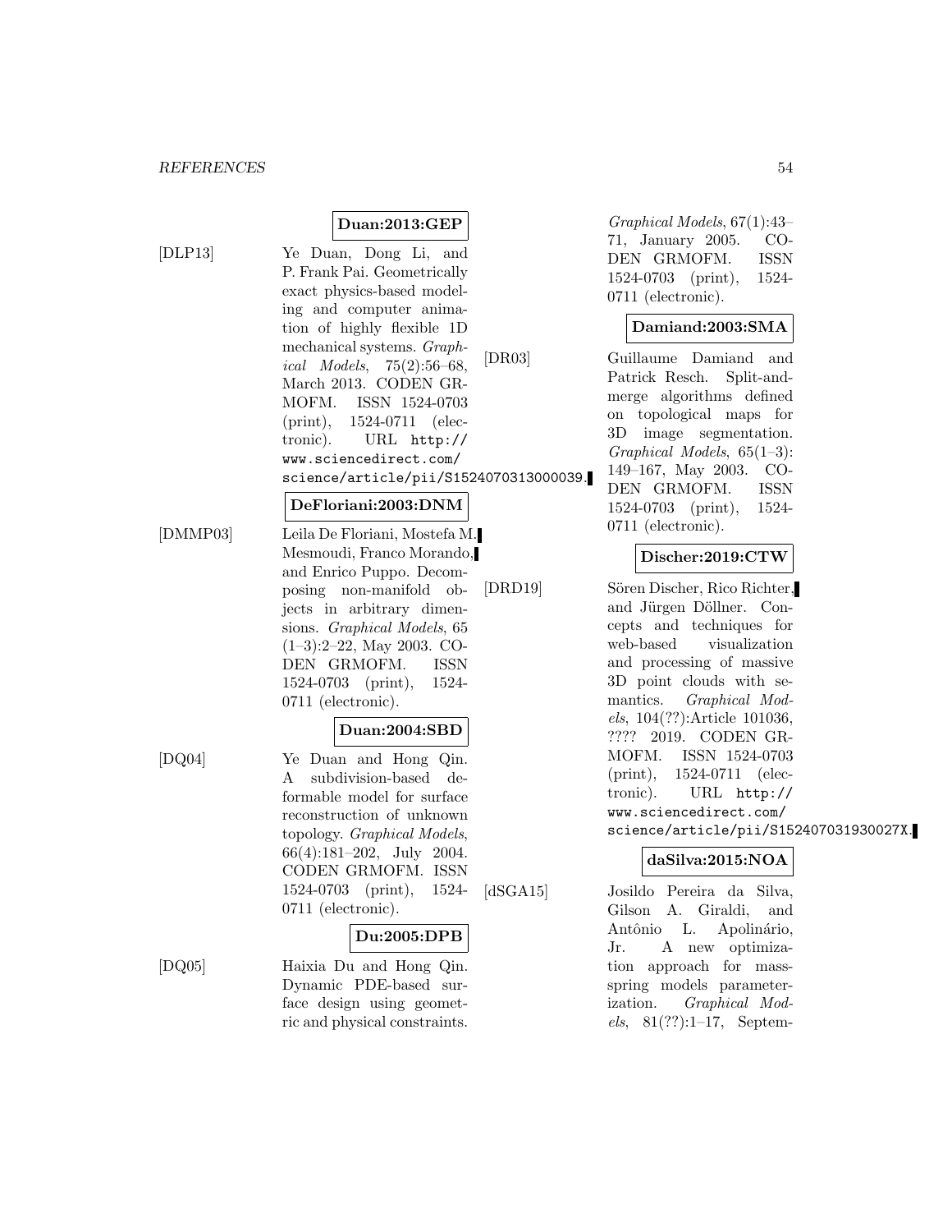**Duan:2013:GEP**

[DLP13] Ye Duan, Dong Li, and P. Frank Pai. Geometrically exact physics-based modeling and computer animation of highly flexible 1D mechanical systems. *Graphical Models*, 75(2):56–68, March 2013. CODEN GRMOFM. ISSN 1524-0703 (print), 1524-0711 (electronic). URL http://www.sciencedirect.com/science/article/pii/S1524070313000039.

**DeFloriani:2003:DNM**

[DMMP03] Leila De Floriani, Mostefa M. Mesmoudi, Franco Morando, and Enrico Puppo. Decomposing non-manifold objects in arbitrary dimensions. *Graphical Models*, 65 (1–3):2–22, May 2003. CODEN GRMOFM. ISSN 1524-0703 (print), 1524-0711 (electronic).

**Duan:2004:SBD**

[DQ04] Ye Duan and Hong Qin. A subdivision-based deformable model for surface reconstruction of unknown topology. *Graphical Models*, 66(4):181–202, July 2004. CODEN GRMOFM. ISSN 1524-0703 (print), 1524-0711 (electronic).

**Du:2005:DPB**

[DQ05] Haixia Du and Hong Qin. Dynamic PDE-based surface design using geometric and physical constraints. *Graphical Models*, 67(1):43–71, January 2005. CODEN GRMOFM. ISSN 1524-0703 (print), 1524-0711 (electronic).

**Damiand:2003:SMA**

[DR03] Guillaume Damiand and Patrick Resch. Split-and-merge algorithms defined on topological maps for 3D image segmentation. *Graphical Models*, 65(1–3): 149–167, May 2003. CODEN GRMOFM. ISSN 1524-0703 (print), 1524-0711 (electronic).

**Discher:2019:CTW**

[DRD19] Sören Discher, Rico Richter, and Jürgen Döllner. Concepts and techniques for web-based visualization and processing of massive 3D point clouds with semantics. *Graphical Models*, 104(??):Article 101036, ???? 2019. CODEN GRMOFM. ISSN 1524-0703 (print), 1524-0711 (electronic). URL http://www.sciencedirect.com/science/article/pii/S152407031930027X.

**daSilva:2015:NOA**

[dSGA15] Josildo Pereira da Silva, Gilson A. Giraldi, and Antônio L. Apolinário, Jr. A new optimization approach for mass-spring models parameterization. *Graphical Models*, 81(??):1–17, Septem-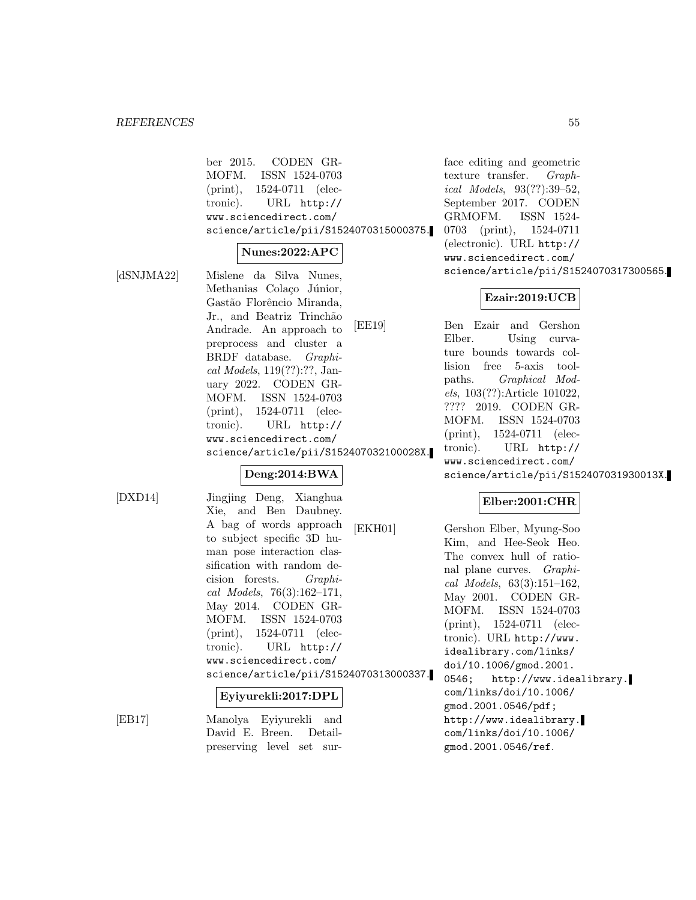ber 2015. CODEN GRMOFM. ISSN 1524-0703 (print), 1524-0711 (electronic). URL http://www.sciencedirect.com/science/article/pii/S1524070315000375.

**Nunes:2022:APC**

[dSNJMA22] Mislene da Silva Nunes, Methanias Colaço Júnior, Gastão Florêncio Miranda, Jr., and Beatriz Trinchão Andrade. An approach to preprocess and cluster a BRDF database. *Graphical Models*, 119(??):??, January 2022. CODEN GRMOFM. ISSN 1524-0703 (print), 1524-0711 (electronic). URL http://www.sciencedirect.com/science/article/pii/S152407032100028X.

**Deng:2014:BWA**

[DXD14] Jingjing Deng, Xianghua Xie, and Ben Daubney. A bag of words approach to subject specific 3D human pose interaction classification with random decision forests. *Graphical Models*, 76(3):162–171, May 2014. CODEN GRMOFM. ISSN 1524-0703 (print), 1524-0711 (electronic). URL http://www.sciencedirect.com/science/article/pii/S1524070313000337.

**Eyiyurekli:2017:DPL**

[EB17] Manolya Eyiyurekli and David E. Breen. Detail-preserving level set surface editing and geometric texture transfer. *Graphical Models*, 93(??):39–52, September 2017. CODEN GRMOFM. ISSN 1524-0703 (print), 1524-0711 (electronic). URL http://www.sciencedirect.com/science/article/pii/S1524070317300565.

**Ezair:2019:UCB**

[EE19] Ben Ezair and Gershon Elber. Using curvature bounds towards collision free 5-axis toolpaths. *Graphical Models*, 103(??):Article 101022, ???? 2019. CODEN GRMOFM. ISSN 1524-0703 (print), 1524-0711 (electronic). URL http://www.sciencedirect.com/science/article/pii/S152407031930013X.

**Elber:2001:CHR**

[EKH01] Gershon Elber, Myung-Soo Kim, and Hee-Seok Heo. The convex hull of rational plane curves. *Graphical Models*, 63(3):151–162, May 2001. CODEN GRMOFM. ISSN 1524-0703 (print), 1524-0711 (electronic). URL http://www.idealibrary.com/links/doi/10.1006/gmod.2001.0546; http://www.idealibrary.com/links/doi/10.1006/gmod.2001.0546/pdf; http://www.idealibrary.com/links/doi/10.1006/gmod.2001.0546/ref.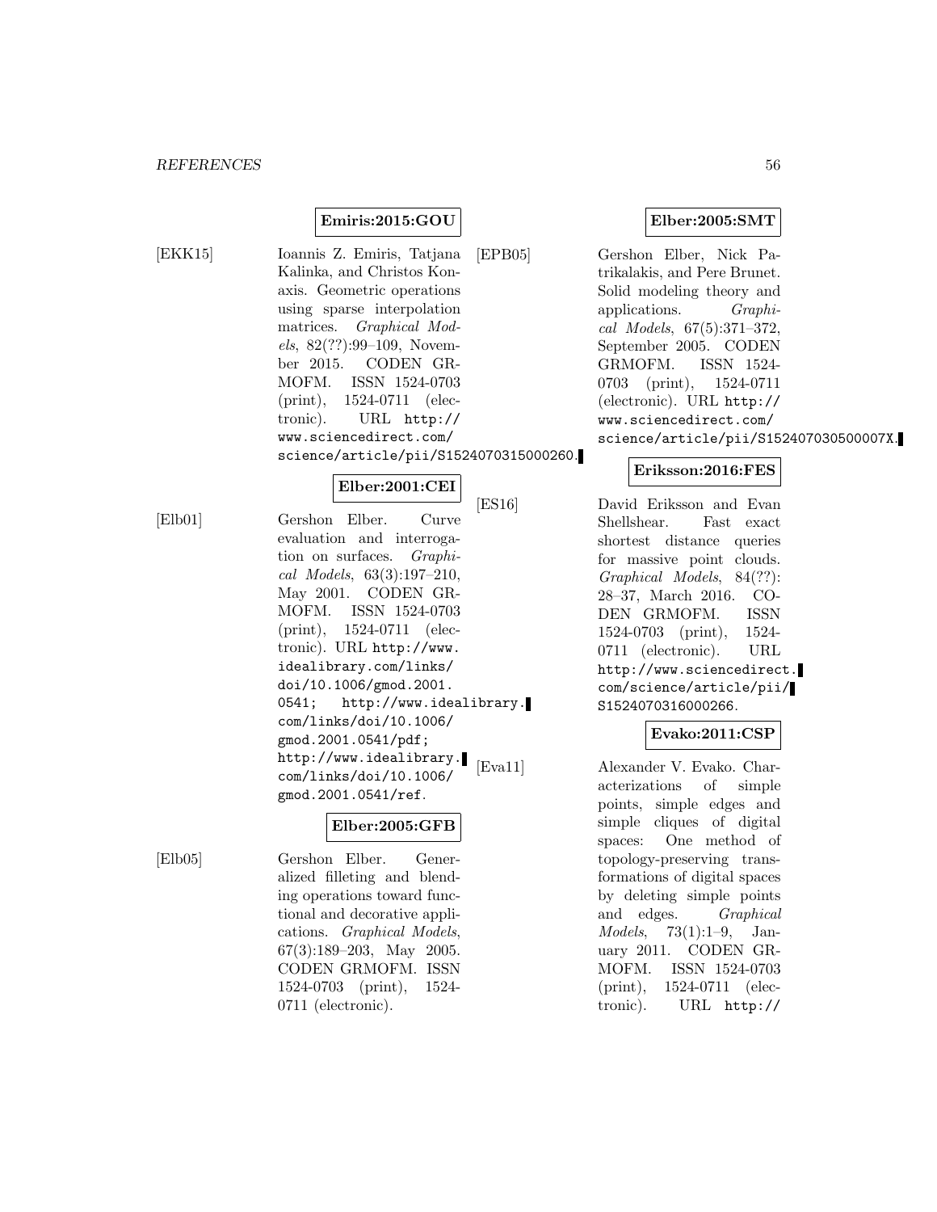**Emiris:2015:GOU**

[EKK15] Ioannis Z. Emiris, Tatjana Kalinka, and Christos Konaxis. Geometric operations using sparse interpolation matrices. *Graphical Models*, 82(??):99–109, November 2015. CODEN GRMOFM. ISSN 1524-0703 (print), 1524-0711 (electronic). URL http://www.sciencedirect.com/science/article/pii/S1524070315000260.

**Elber:2001:CEI**

[Elb01] Gershon Elber. Curve evaluation and interrogation on surfaces. *Graphical Models*, 63(3):197–210, May 2001. CODEN GRMOFM. ISSN 1524-0703 (print), 1524-0711 (electronic). URL http://www.idealibrary.com/links/doi/10.1006/gmod.2001.0541; http://www.idealibrary.com/links/doi/10.1006/gmod.2001.0541/pdf; http://www.idealibrary.com/links/doi/10.1006/gmod.2001.0541/ref.

**Elber:2005:GFB**

[Elb05] Gershon Elber. Generalized filleting and blending operations toward functional and decorative applications. *Graphical Models*, 67(3):189–203, May 2005. CODEN GRMOFM. ISSN 1524-0703 (print), 1524-0711 (electronic).

**Elber:2005:SMT**

[EPB05] Gershon Elber, Nick Patrikalakis, and Pere Brunet. Solid modeling theory and applications. *Graphical Models*, 67(5):371–372, September 2005. CODEN GRMOFM. ISSN 1524-0703 (print), 1524-0711 (electronic). URL http://www.sciencedirect.com/science/article/pii/S152407030500007X.

**Eriksson:2016:FES**

[ES16] David Eriksson and Evan Shellshear. Fast exact shortest distance queries for massive point clouds. *Graphical Models*, 84(??):28–37, March 2016. CODEN GRMOFM. ISSN 1524-0703 (print), 1524-0711 (electronic). URL http://www.sciencedirect.com/science/article/pii/S1524070316000266.

**Evako:2011:CSP**

[Eva11] Alexander V. Evako. Characterizations of simple points, simple edges and simple cliques of digital spaces: One method of topology-preserving transformations of digital spaces by deleting simple points and edges. *Graphical Models*, 73(1):1–9, January 2011. CODEN GRMOFM. ISSN 1524-0703 (print), 1524-0711 (electronic). URL http://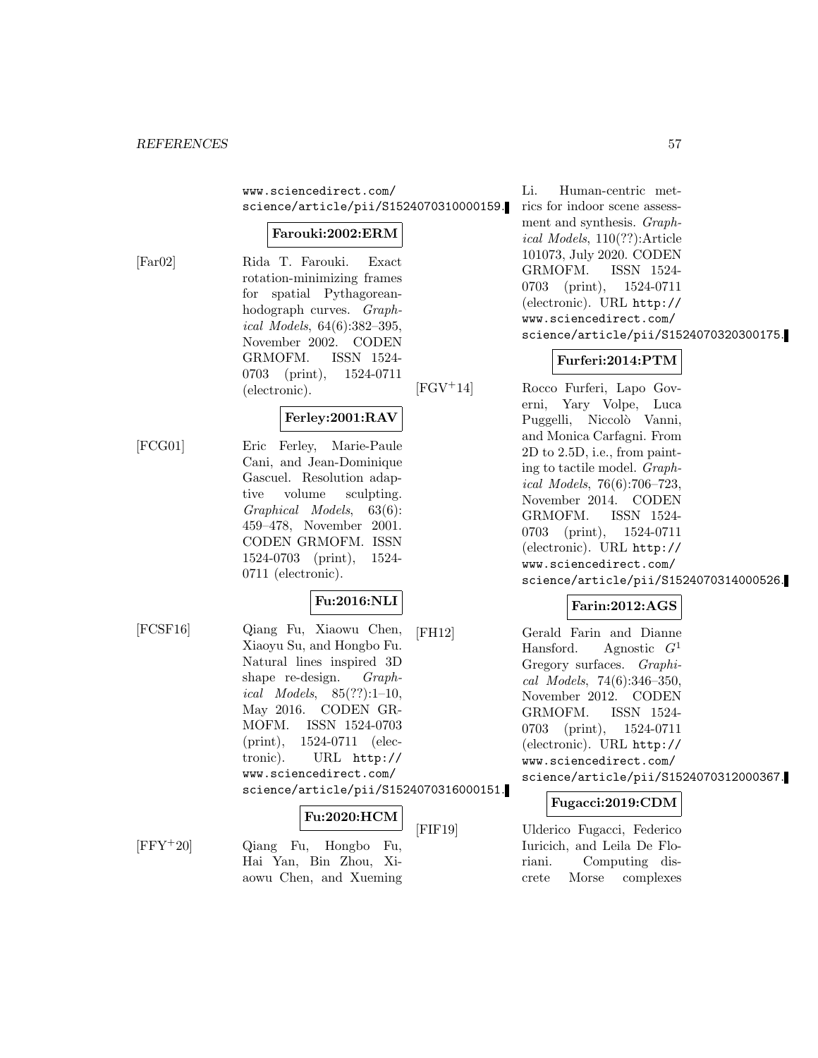www.sciencedirect.com/science/article/pii/S1524070310000159.

**Farouki:2002:ERM**

[Far02] Rida T. Farouki. Exact rotation-minimizing frames for spatial Pythagorean-hodograph curves. *Graphical Models*, 64(6):382–395, November 2002. CODEN GRMOFM. ISSN 1524-0703 (print), 1524-0711 (electronic).

**Ferley:2001:RAV**

[FCG01] Eric Ferley, Marie-Paule Cani, and Jean-Dominique Gascuel. Resolution adaptive volume sculpting. *Graphical Models*, 63(6): 459–478, November 2001. CODEN GRMOFM. ISSN 1524-0703 (print), 1524-0711 (electronic).

**Fu:2016:NLI**

[FCSF16] Qiang Fu, Xiaowu Chen, Xiaoyu Su, and Hongbo Fu. Natural lines inspired 3D shape re-design. *Graphical Models*, 85(??):1–10, May 2016. CODEN GRMOFM. ISSN 1524-0703 (print), 1524-0711 (electronic). URL http://www.sciencedirect.com/science/article/pii/S1524070316000151.

**Fu:2020:HCM**

[FFY+20] Qiang Fu, Hongbo Fu, Hai Yan, Bin Zhou, Xiaowu Chen, and Xueming Li. Human-centric metrics for indoor scene assessment and synthesis. *Graphical Models*, 110(??):Article 101073, July 2020. CODEN GRMOFM. ISSN 1524-0703 (print), 1524-0711 (electronic). URL http://www.sciencedirect.com/science/article/pii/S1524070320300175.

**Furferi:2014:PTM**

[FGV+14] Rocco Furferi, Lapo Governi, Yary Volpe, Luca Puggelli, Niccolò Vanni, and Monica Carfagni. From 2D to 2.5D, i.e., from painting to tactile model. *Graphical Models*, 76(6):706–723, November 2014. CODEN GRMOFM. ISSN 1524-0703 (print), 1524-0711 (electronic). URL http://www.sciencedirect.com/science/article/pii/S1524070314000526.

**Farin:2012:AGS**

[FH12] Gerald Farin and Dianne Hansford. Agnostic $G^1$ Gregory surfaces. *Graphical Models*, 74(6):346–350, November 2012. CODEN GRMOFM. ISSN 1524-0703 (print), 1524-0711 (electronic). URL http://www.sciencedirect.com/science/article/pii/S1524070312000367.

**Fugacci:2019:CDM**

[FIF19] Ulderico Fugacci, Federico Iuricich, and Leila De Floriani. Computing discrete Morse complexes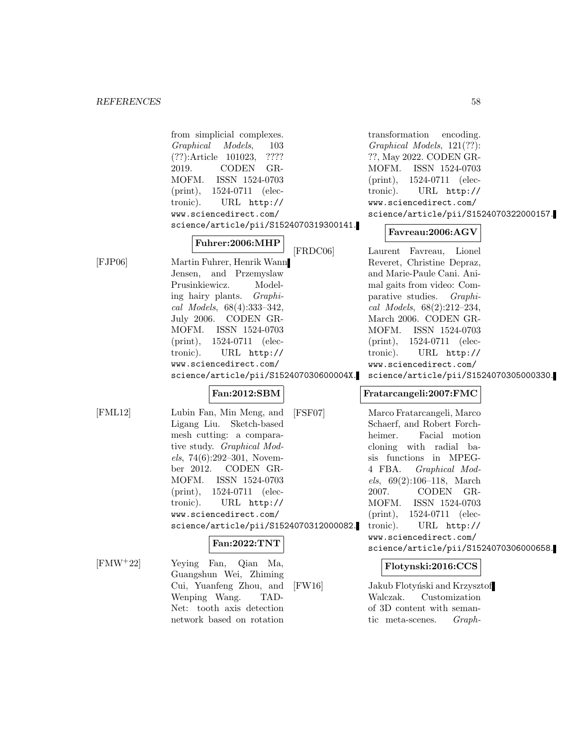from simplicial complexes. *Graphical Models*, 103 (??):Article 101023, ???? 2019. CODEN GRMOFM. ISSN 1524-0703 (print), 1524-0711 (electronic). URL http://www.sciencedirect.com/science/article/pii/S1524070319300141.

**Fuhrer:2006:MHP**

[FJP06] Martin Fuhrer, Henrik Wann Jensen, and Przemyslaw Prusinkiewicz. Modeling hairy plants. *Graphical Models*, 68(4):333–342, July 2006. CODEN GRMOFM. ISSN 1524-0703 (print), 1524-0711 (electronic). URL http://www.sciencedirect.com/science/article/pii/S152407030600004X.

**Fan:2012:SBM**

[FML12] Lubin Fan, Min Meng, and Ligang Liu. Sketch-based mesh cutting: a comparative study. *Graphical Models*, 74(6):292–301, November 2012. CODEN GRMOFM. ISSN 1524-0703 (print), 1524-0711 (electronic). URL http://www.sciencedirect.com/science/article/pii/S1524070312000082.

**Fan:2022:TNT**

[FMW+22] Yeying Fan, Qian Ma, Guangshun Wei, Zhiming Cui, Yuanfeng Zhou, and Wenping Wang. TADNet: tooth axis detection network based on rotation transformation encoding. *Graphical Models*, 121(??): ??, May 2022. CODEN GRMOFM. ISSN 1524-0703 (print), 1524-0711 (electronic). URL http://www.sciencedirect.com/science/article/pii/S1524070322000157.

**Favreau:2006:AGV**

[FRDC06] Laurent Favreau, Lionel Reveret, Christine Depraz, and Marie-Paule Cani. Animal gaits from video: Comparative studies. *Graphical Models*, 68(2):212–234, March 2006. CODEN GRMOFM. ISSN 1524-0703 (print), 1524-0711 (electronic). URL http://www.sciencedirect.com/science/article/pii/S1524070305000330.

**Fratarcangeli:2007:FMC**

[FSF07] Marco Fratarcangeli, Marco Schaerf, and Robert Forchheimer. Facial motion cloning with radial basis functions in MPEG-4 FBA. *Graphical Models*, 69(2):106–118, March 2007. CODEN GRMOFM. ISSN 1524-0703 (print), 1524-0711 (electronic). URL http://www.sciencedirect.com/science/article/pii/S1524070306000658.

**Flotynski:2016:CCS**

[FW16] Jakub Flotyński and Krzysztof Walczak. Customization of 3D content with semantic meta-scenes. *Graph-*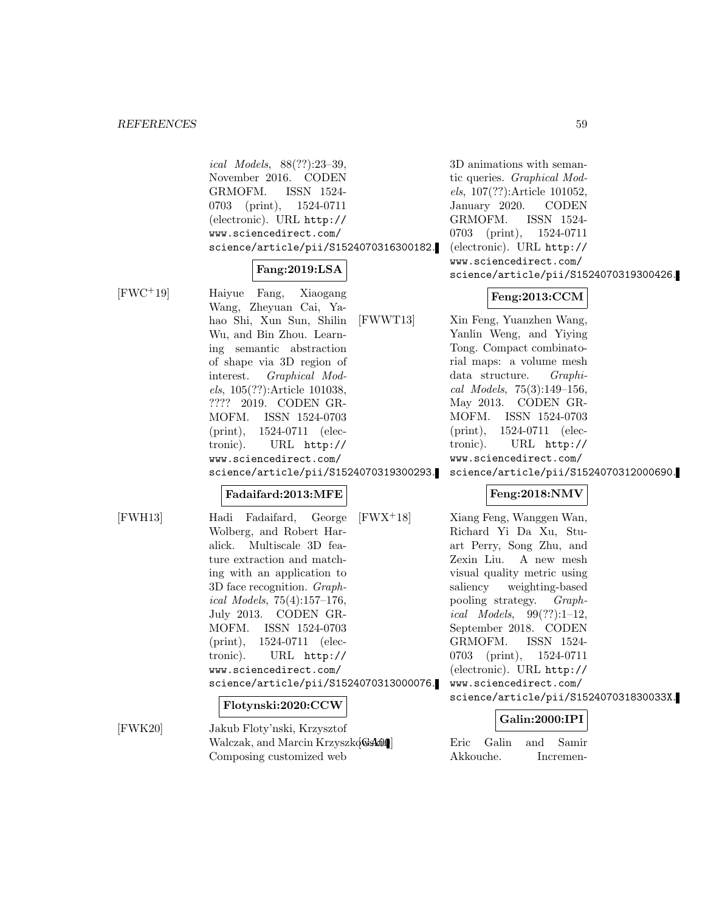*ical Models*, 88(??):23–39, November 2016. CODEN GRMOFM. ISSN 1524-0703 (print), 1524-0711 (electronic). URL http://www.sciencedirect.com/science/article/pii/S1524070316300182.

**Fang:2019:LSA**

[FWC+19] Haiyue Fang, Xiaogang Wang, Zheyuan Cai, Yahao Shi, Xun Sun, Shilin Wu, and Bin Zhou. Learning semantic abstraction of shape via 3D region of interest. *Graphical Models*, 105(??):Article 101038, ???? 2019. CODEN GRMOFM. ISSN 1524-0703 (print), 1524-0711 (electronic). URL http://www.sciencedirect.com/science/article/pii/S1524070319300293.

**Fadaifard:2013:MFE**

[FWH13] Hadi Fadaifard, George Wolberg, and Robert Haralick. Multiscale 3D feature extraction and matching with an application to 3D face recognition. *Graphical Models*, 75(4):157–176, July 2013. CODEN GRMOFM. ISSN 1524-0703 (print), 1524-0711 (electronic). URL http://www.sciencedirect.com/science/article/pii/S1524070313000076.

**Flotynski:2020:CCW**

[FWK20] Jakub Floty'nski, Krzysztof Walczak, and Marcin Krzyszkowski. Composing customized web 3D animations with semantic queries. *Graphical Models*, 107(??):Article 101052, January 2020. CODEN GRMOFM. ISSN 1524-0703 (print), 1524-0711 (electronic). URL http://www.sciencedirect.com/science/article/pii/S1524070319300426.

**Feng:2013:CCM**

[FWWT13] Xin Feng, Yuanzhen Wang, Yanlin Weng, and Yiying Tong. Compact combinatorial maps: a volume mesh data structure. *Graphical Models*, 75(3):149–156, May 2013. CODEN GRMOFM. ISSN 1524-0703 (print), 1524-0711 (electronic). URL http://www.sciencedirect.com/science/article/pii/S1524070312000690.

**Feng:2018:NMV**

[FWX+18] Xiang Feng, Wanggen Wan, Richard Yi Da Xu, Stuart Perry, Song Zhu, and Zexin Liu. A new mesh visual quality metric using saliency weighting-based pooling strategy. *Graphical Models*, 99(??):1–12, September 2018. CODEN GRMOFM. ISSN 1524-0703 (print), 1524-0711 (electronic). URL http://www.sciencedirect.com/science/article/pii/S152407031830033X.

**Galin:2000:IPI**

[GA00] Eric Galin and Samir Akkouche. Incremen-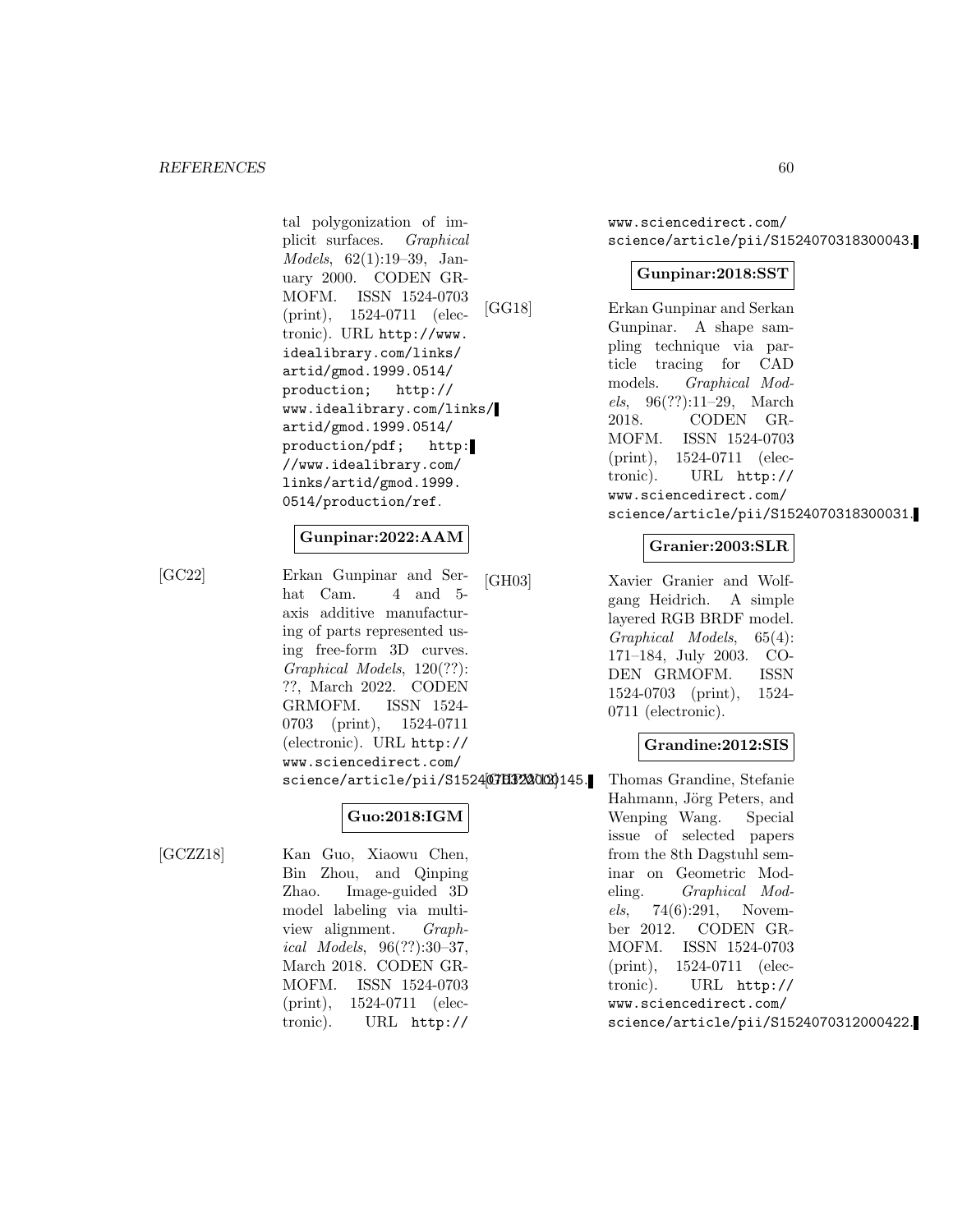tal polygonization of implicit surfaces. *Graphical Models*, 62(1):19–39, January 2000. CODEN GRMOFM. ISSN 1524-0703 (print), 1524-0711 (electronic). URL http://www.idealibrary.com/links/artid/gmod.1999.0514/production; http://www.idealibrary.com/links/artid/gmod.1999.0514/production/pdf; http://www.idealibrary.com/links/artid/gmod.1999.0514/production/ref.

**Gunpinar:2022:AAM**

[GC22] Erkan Gunpinar and Serhat Cam. 4 and 5-axis additive manufacturing of parts represented using free-form 3D curves. *Graphical Models*, 120(??):??, March 2022. CODEN GRMOFM. ISSN 1524-0703 (print), 1524-0711 (electronic). URL http://www.sciencedirect.com/science/article/pii/S1524070322000145.

**Guo:2018:IGM**

[GCZZ18] Kan Guo, Xiaowu Chen, Bin Zhou, and Qinping Zhao. Image-guided 3D model labeling via multi-view alignment. *Graphical Models*, 96(??):30–37, March 2018. CODEN GRMOFM. ISSN 1524-0703 (print), 1524-0711 (electronic). URL http://www.sciencedirect.com/science/article/pii/S1524070318300043.

**Gunpinar:2018:SST**

[GG18] Erkan Gunpinar and Serkan Gunpinar. A shape sampling technique via particle tracing for CAD models. *Graphical Models*, 96(??):11–29, March 2018. CODEN GRMOFM. ISSN 1524-0703 (print), 1524-0711 (electronic). URL http://www.sciencedirect.com/science/article/pii/S1524070318300031.

**Granier:2003:SLR**

[GH03] Xavier Granier and Wolfgang Heidrich. A simple layered RGB BRDF model. *Graphical Models*, 65(4):171–184, July 2003. CODEN GRMOFM. ISSN 1524-0703 (print), 1524-0711 (electronic).

**Grandine:2012:SIS**

[GHPW12] Thomas Grandine, Stefanie Hahmann, Jörg Peters, and Wenping Wang. Special issue of selected papers from the 8th Dagstuhl seminar on Geometric Modeling. *Graphical Models*, 74(6):291, November 2012. CODEN GRMOFM. ISSN 1524-0703 (print), 1524-0711 (electronic). URL http://www.sciencedirect.com/science/article/pii/S1524070312000422.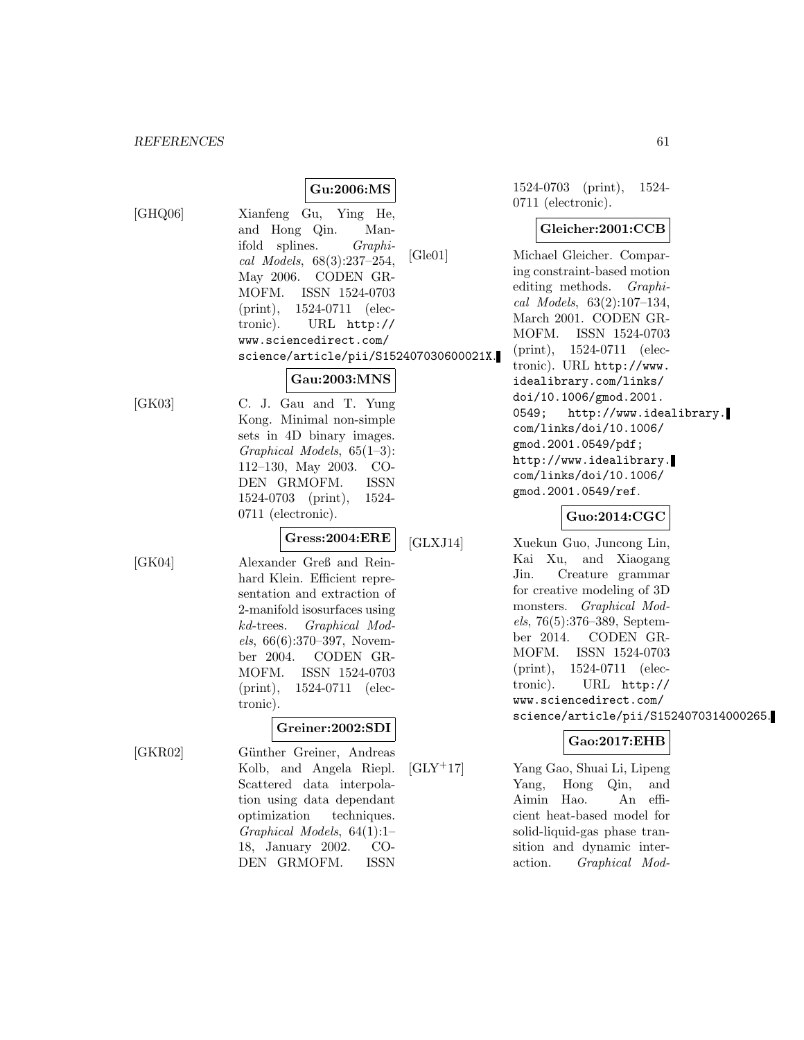**Gu:2006:MS**

[GHQ06] Xianfeng Gu, Ying He, and Hong Qin. Manifold splines. *Graphical Models*, 68(3):237–254, May 2006. CODEN GRMOFM. ISSN 1524-0703 (print), 1524-0711 (electronic). URL `http://www.sciencedirect.com/science/article/pii/S152407030600021X`.

**Gau:2003:MNS**

[GK03] C. J. Gau and T. Yung Kong. Minimal non-simple sets in 4D binary images. *Graphical Models*, 65(1–3):112–130, May 2003. CODEN GRMOFM. ISSN 1524-0703 (print), 1524-0711 (electronic).

**Gress:2004:ERE**

[GK04] Alexander Greß and Reinhard Klein. Efficient representation and extraction of 2-manifold isosurfaces using *kd*-trees. *Graphical Models*, 66(6):370–397, November 2004. CODEN GRMOFM. ISSN 1524-0703 (print), 1524-0711 (electronic).

**Greiner:2002:SDI**

[GKR02] Günther Greiner, Andreas Kolb, and Angela Riepl. Scattered data interpolation using data dependant optimization techniques. *Graphical Models*, 64(1):1–18, January 2002. CODEN GRMOFM. ISSN 1524-0703 (print), 1524-0711 (electronic).

**Gleicher:2001:CCB**

[Gle01] Michael Gleicher. Comparing constraint-based motion editing methods. *Graphical Models*, 63(2):107–134, March 2001. CODEN GRMOFM. ISSN 1524-0703 (print), 1524-0711 (electronic). URL `http://www.idealibrary.com/links/doi/10.1006/gmod.2001.0549`; `http://www.idealibrary.com/links/doi/10.1006/gmod.2001.0549/pdf`; `http://www.idealibrary.com/links/doi/10.1006/gmod.2001.0549/ref`.

**Guo:2014:CGC**

[GLXJ14] Xuekun Guo, Juncong Lin, Kai Xu, and Xiaogang Jin. Creature grammar for creative modeling of 3D monsters. *Graphical Models*, 76(5):376–389, September 2014. CODEN GRMOFM. ISSN 1524-0703 (print), 1524-0711 (electronic). URL `http://www.sciencedirect.com/science/article/pii/S1524070314000265`.

**Gao:2017:EHB**

[GLY+17] Yang Gao, Shuai Li, Lipeng Yang, Hong Qin, and Aimin Hao. An efficient heat-based model for solid-liquid-gas phase transition and dynamic interaction. *Graphical Mod-*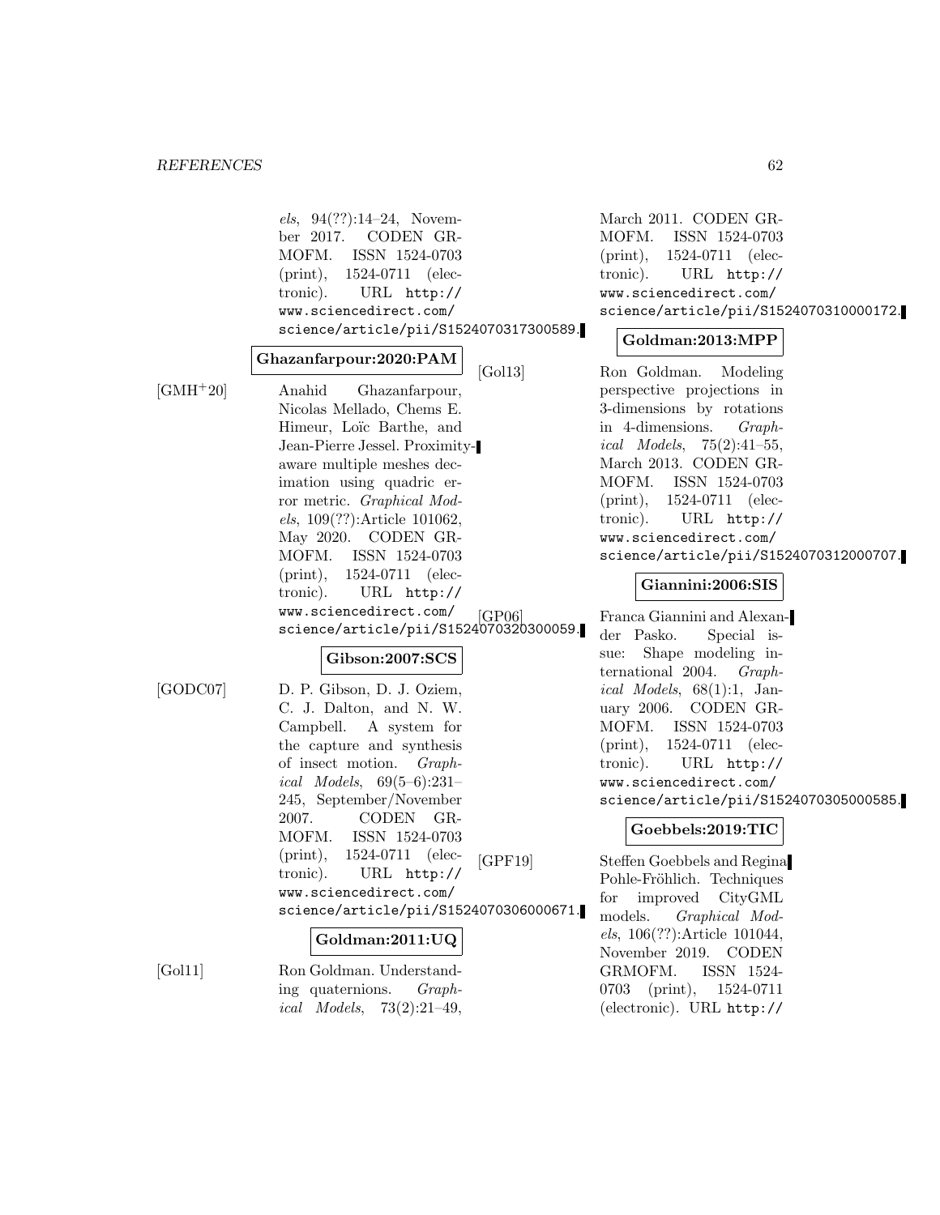els, 94(??):14–24, November 2017. CODEN GRMOFM. ISSN 1524-0703 (print), 1524-0711 (electronic). URL http://www.sciencedirect.com/science/article/pii/S1524070317300589.

**Ghazanfarpour:2020:PAM**

[GMH+20] Anahid Ghazanfarpour, Nicolas Mellado, Chems E. Himeur, Loïc Barthe, and Jean-Pierre Jessel. Proximity-aware multiple meshes decimation using quadric error metric. *Graphical Models*, 109(??):Article 101062, May 2020. CODEN GRMOFM. ISSN 1524-0703 (print), 1524-0711 (electronic). URL http://www.sciencedirect.com/science/article/pii/S1524070320300059.

**Gibson:2007:SCS**

[GODC07] D. P. Gibson, D. J. Oziem, C. J. Dalton, and N. W. Campbell. A system for the capture and synthesis of insect motion. *Graphical Models*, 69(5–6):231–245, September/November 2007. CODEN GRMOFM. ISSN 1524-0703 (print), 1524-0711 (electronic). URL http://www.sciencedirect.com/science/article/pii/S1524070306000671.

**Goldman:2011:UQ**

[Gol11] Ron Goldman. Understanding quaternions. *Graphical Models*, 73(2):21–49, March 2011. CODEN GRMOFM. ISSN 1524-0703 (print), 1524-0711 (electronic). URL http://www.sciencedirect.com/science/article/pii/S1524070310000172.

**Goldman:2013:MPP**

[Gol13] Ron Goldman. Modeling perspective projections in 3-dimensions by rotations in 4-dimensions. *Graphical Models*, 75(2):41–55, March 2013. CODEN GRMOFM. ISSN 1524-0703 (print), 1524-0711 (electronic). URL http://www.sciencedirect.com/science/article/pii/S1524070312000707.

**Giannini:2006:SIS**

[GP06] Franca Giannini and Alexander Pasko. Special issue: Shape modeling international 2004. *Graphical Models*, 68(1):1, January 2006. CODEN GRMOFM. ISSN 1524-0703 (print), 1524-0711 (electronic). URL http://www.sciencedirect.com/science/article/pii/S1524070305000585.

**Goebbels:2019:TIC**

[GPF19] Steffen Goebbels and Regina Pohle-Fröhlich. Techniques for improved CityGML models. *Graphical Models*, 106(??):Article 101044, November 2019. CODEN GRMOFM. ISSN 1524-0703 (print), 1524-0711 (electronic). URL http://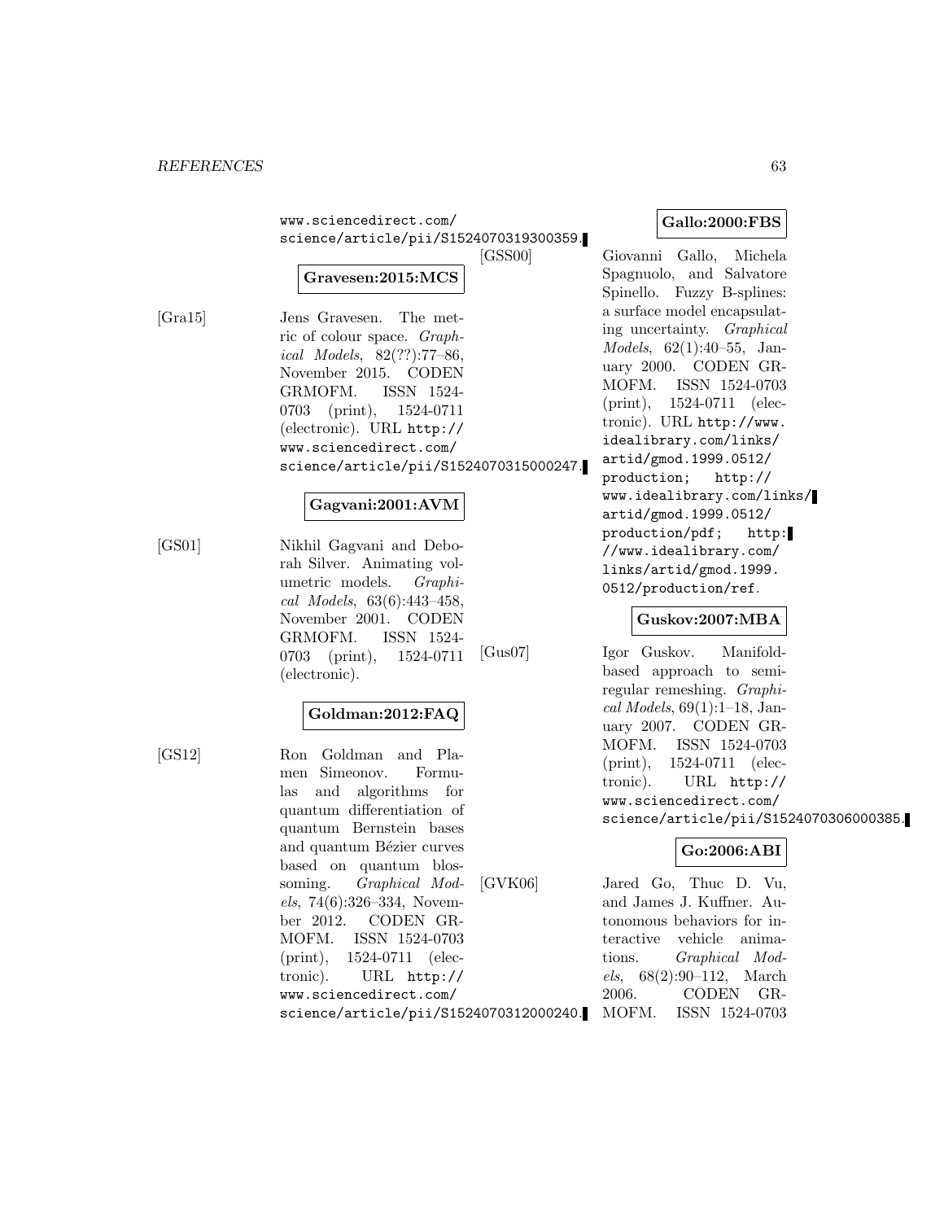www.sciencedirect.com/science/article/pii/S1524070319300359.

**Gravesen:2015:MCS**

[Gra15] Jens Gravesen. The metric of colour space. *Graphical Models*, 82(??):77–86, November 2015. CODEN GRMOFM. ISSN 1524-0703 (print), 1524-0711 (electronic). URL http://www.sciencedirect.com/science/article/pii/S1524070315000247.

**Gagvani:2001:AVM**

[GS01] Nikhil Gagvani and Deborah Silver. Animating volumetric models. *Graphical Models*, 63(6):443–458, November 2001. CODEN GRMOFM. ISSN 1524-0703 (print), 1524-0711 (electronic).

**Goldman:2012:FAQ**

[GS12] Ron Goldman and Plamen Simeonov. Formulas and algorithms for quantum differentiation of quantum Bernstein bases and quantum Bézier curves based on quantum blossoming. *Graphical Models*, 74(6):326–334, November 2012. CODEN GRMOFM. ISSN 1524-0703 (print), 1524-0711 (electronic). URL http://www.sciencedirect.com/science/article/pii/S1524070312000240.

**Gallo:2000:FBS**

[GSS00] Giovanni Gallo, Michela Spagnuolo, and Salvatore Spinello. Fuzzy B-splines: a surface model encapsulating uncertainty. *Graphical Models*, 62(1):40–55, January 2000. CODEN GRMOFM. ISSN 1524-0703 (print), 1524-0711 (electronic). URL http://www.idealibrary.com/links/artid/gmod.1999.0512/production; http://www.idealibrary.com/links/artid/gmod.1999.0512/production/pdf; http://www.idealibrary.com/links/artid/gmod.1999.0512/production/ref.

**Guskov:2007:MBA**

[Gus07] Igor Guskov. Manifold-based approach to semi-regular remeshing. *Graphical Models*, 69(1):1–18, January 2007. CODEN GRMOFM. ISSN 1524-0703 (print), 1524-0711 (electronic). URL http://www.sciencedirect.com/science/article/pii/S1524070306000385.

**Go:2006:ABI**

[GVK06] Jared Go, Thuc D. Vu, and James J. Kuffner. Autonomous behaviors for interactive vehicle animations. *Graphical Models*, 68(2):90–112, March 2006. CODEN GRMOFM. ISSN 1524-0703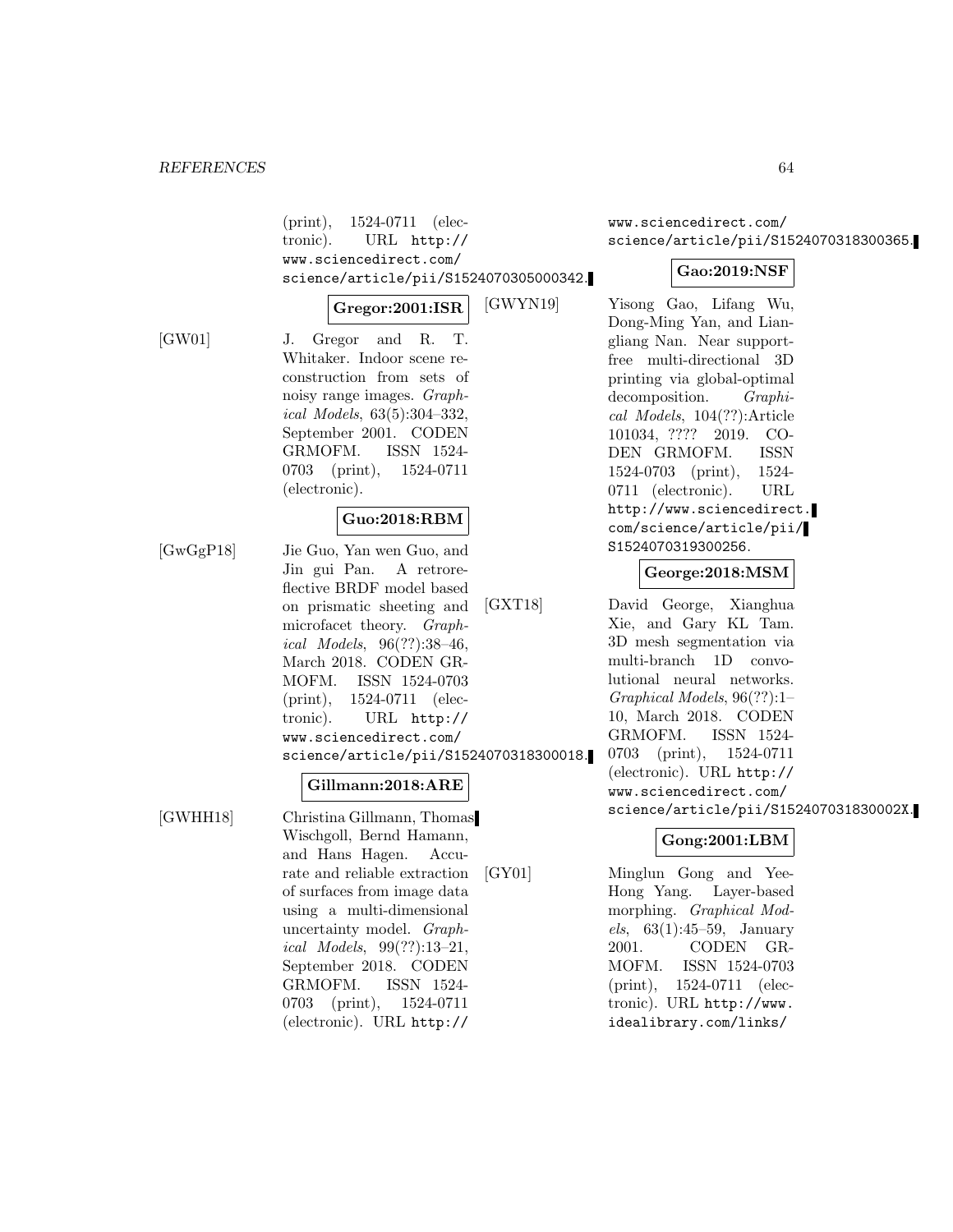(print), 1524-0711 (electronic). URL http://www.sciencedirect.com/science/article/pii/S1524070305000342.

**Gregor:2001:ISR**

[GW01] J. Gregor and R. T. Whitaker. Indoor scene reconstruction from sets of noisy range images. *Graphical Models*, 63(5):304–332, September 2001. CODEN GRMOFM. ISSN 1524-0703 (print), 1524-0711 (electronic).

**Guo:2018:RBM**

[GwGgP18] Jie Guo, Yan wen Guo, and Jin gui Pan. A retroreflective BRDF model based on prismatic sheeting and microfacet theory. *Graphical Models*, 96(??):38–46, March 2018. CODEN GRMOFM. ISSN 1524-0703 (print), 1524-0711 (electronic). URL http://www.sciencedirect.com/science/article/pii/S1524070318300018.

**Gillmann:2018:ARE**

[GWHH18] Christina Gillmann, Thomas Wischgoll, Bernd Hamann, and Hans Hagen. Accurate and reliable extraction of surfaces from image data using a multi-dimensional uncertainty model. *Graphical Models*, 99(??):13–21, September 2018. CODEN GRMOFM. ISSN 1524-0703 (print), 1524-0711 (electronic). URL http://www.sciencedirect.com/science/article/pii/S1524070318300365.

**Gao:2019:NSF**

[GWYN19] Yisong Gao, Lifang Wu, Dong-Ming Yan, and Liangliang Nan. Near support-free multi-directional 3D printing via global-optimal decomposition. *Graphical Models*, 104(??):Article 101034, ???? 2019. CODEN GRMOFM. ISSN 1524-0703 (print), 1524-0711 (electronic). URL http://www.sciencedirect.com/science/article/pii/S1524070319300256.

**George:2018:MSM**

[GXT18] David George, Xianghua Xie, and Gary KL Tam. 3D mesh segmentation via multi-branch 1D convolutional neural networks. *Graphical Models*, 96(??):1–10, March 2018. CODEN GRMOFM. ISSN 1524-0703 (print), 1524-0711 (electronic). URL http://www.sciencedirect.com/science/article/pii/S152407031830002X.

**Gong:2001:LBM**

[GY01] Minglun Gong and Yee-Hong Yang. Layer-based morphing. *Graphical Models*, 63(1):45–59, January 2001. CODEN GRMOFM. ISSN 1524-0703 (print), 1524-0711 (electronic). URL http://www.idealibrary.com/links/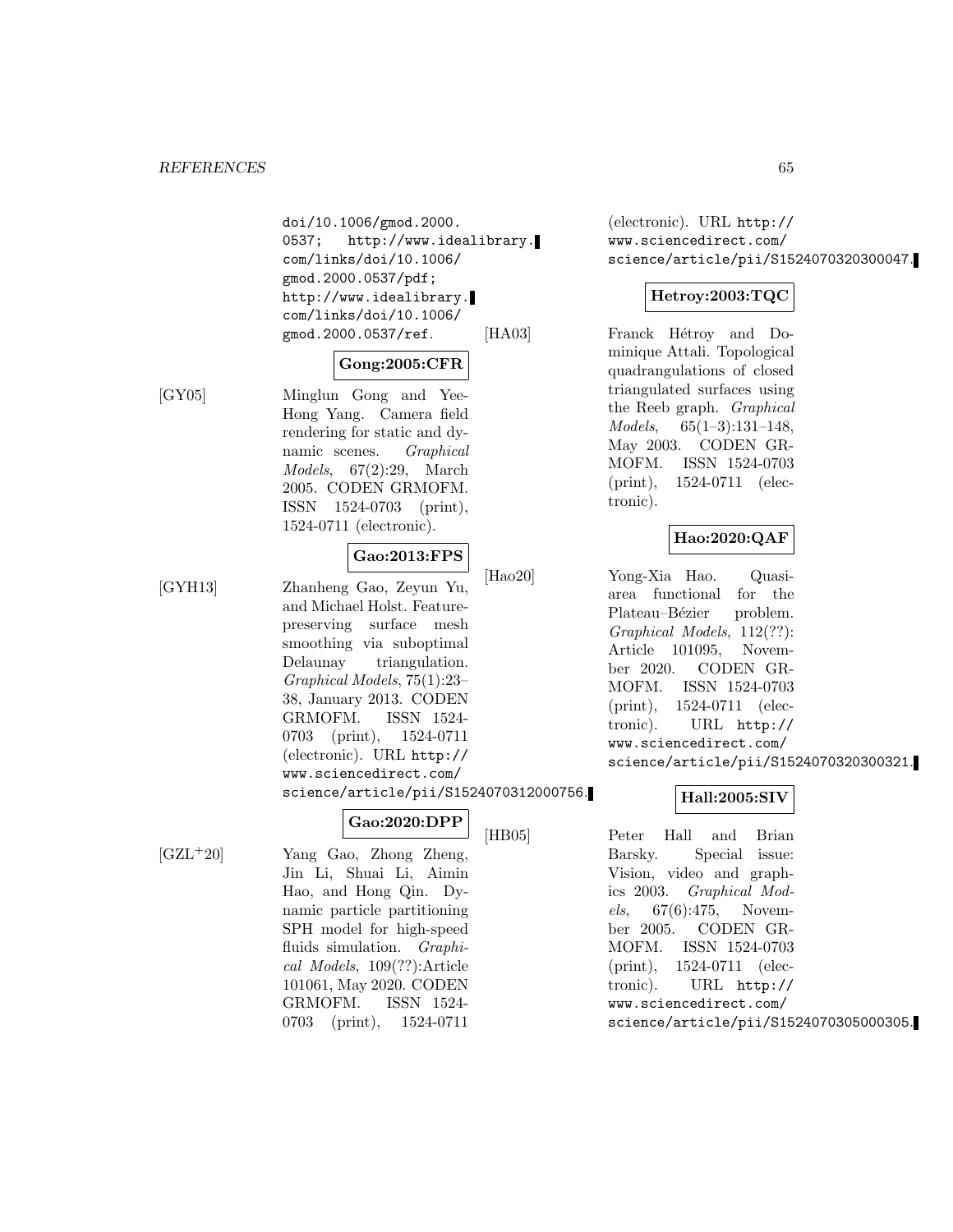doi/10.1006/gmod.2000.0537; http://www.idealibrary.com/links/doi/10.1006/gmod.2000.0537/pdf; http://www.idealibrary.com/links/doi/10.1006/gmod.2000.0537/ref.

**Gong:2005:CFR**

[GY05] Minglun Gong and Yee-Hong Yang. Camera field rendering for static and dynamic scenes. *Graphical Models*, 67(2):29, March 2005. CODEN GRMOFM. ISSN 1524-0703 (print), 1524-0711 (electronic).

**Gao:2013:FPS**

[GYH13] Zhanheng Gao, Zeyun Yu, and Michael Holst. Feature-preserving surface mesh smoothing via suboptimal Delaunay triangulation. *Graphical Models*, 75(1):23–38, January 2013. CODEN GRMOFM. ISSN 1524-0703 (print), 1524-0711 (electronic). URL http://www.sciencedirect.com/science/article/pii/S1524070312000756.

**Gao:2020:DPP**

[GZL+20] Yang Gao, Zhong Zheng, Jin Li, Shuai Li, Aimin Hao, and Hong Qin. Dynamic particle partitioning SPH model for high-speed fluids simulation. *Graphical Models*, 109(??):Article 101061, May 2020. CODEN GRMOFM. ISSN 1524-0703 (print), 1524-0711 (electronic). URL http://www.sciencedirect.com/science/article/pii/S1524070320300047.

**Hetroy:2003:TQC**

[HA03] Franck Hétroy and Dominique Attali. Topological quadrangulations of closed triangulated surfaces using the Reeb graph. *Graphical Models*, 65(1–3):131–148, May 2003. CODEN GRMOFM. ISSN 1524-0703 (print), 1524-0711 (electronic).

**Hao:2020:QAF**

[Hao20] Yong-Xia Hao. Quasi-area functional for the Plateau–Bézier problem. *Graphical Models*, 112(??): Article 101095, November 2020. CODEN GRMOFM. ISSN 1524-0703 (print), 1524-0711 (electronic). URL http://www.sciencedirect.com/science/article/pii/S1524070320300321.

**Hall:2005:SIV**

[HB05] Peter Hall and Brian Barsky. Special issue: Vision, video and graphics 2003. *Graphical Models*, 67(6):475, November 2005. CODEN GRMOFM. ISSN 1524-0703 (print), 1524-0711 (electronic). URL http://www.sciencedirect.com/science/article/pii/S1524070305000305.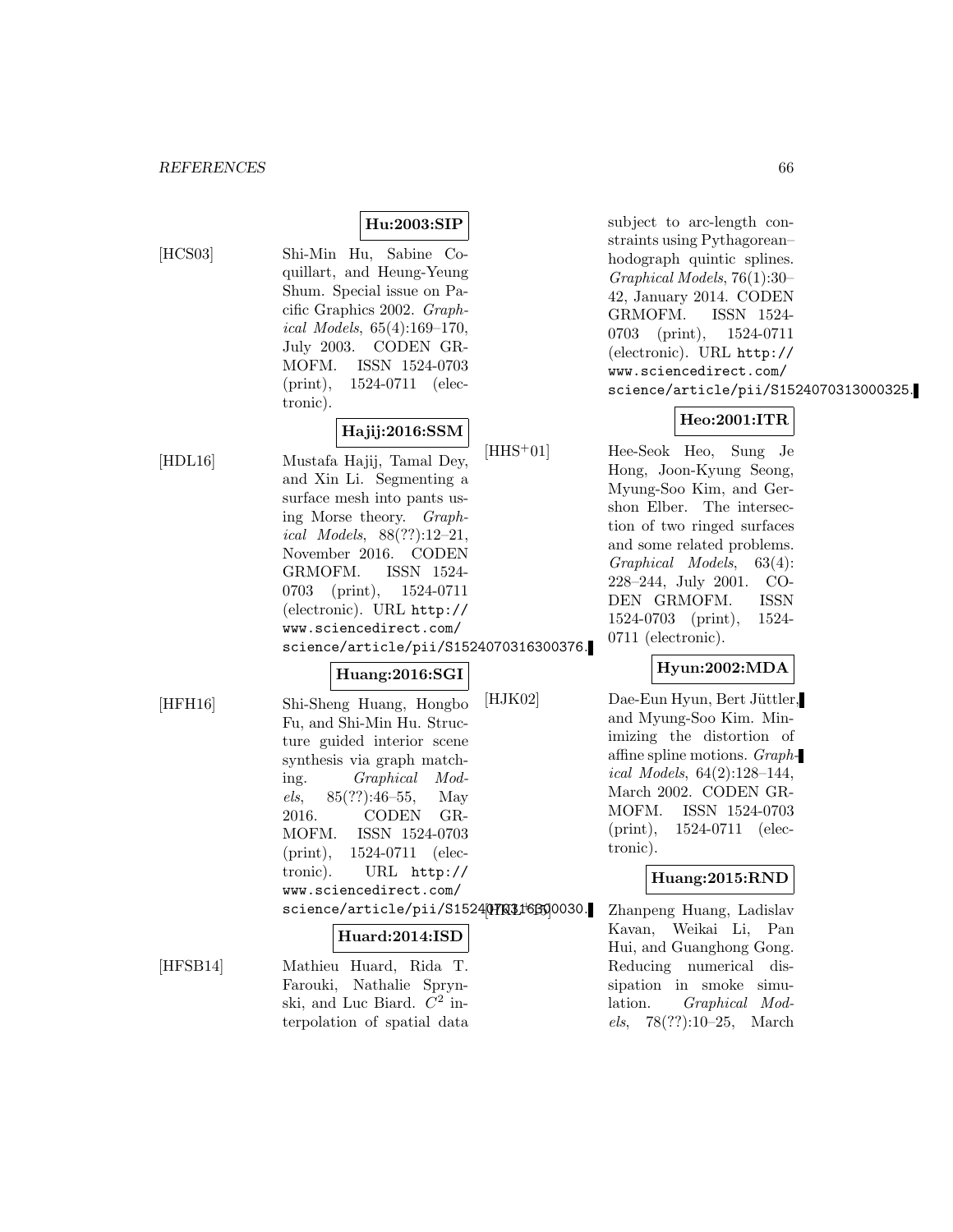**Hu:2003:SIP**

[HCS03] Shi-Min Hu, Sabine Coquillart, and Heung-Yeung Shum. Special issue on Pacific Graphics 2002. *Graphical Models*, 65(4):169–170, July 2003. CODEN GRMOFM. ISSN 1524-0703 (print), 1524-0711 (electronic).

**Hajij:2016:SSM**

[HDL16] Mustafa Hajij, Tamal Dey, and Xin Li. Segmenting a surface mesh into pants using Morse theory. *Graphical Models*, 88(??):12–21, November 2016. CODEN GRMOFM. ISSN 1524-0703 (print), 1524-0711 (electronic). URL http://www.sciencedirect.com/science/article/pii/S1524070316300376.

**Huang:2016:SGI**

[HFH16] Shi-Sheng Huang, Hongbo Fu, and Shi-Min Hu. Structure guided interior scene synthesis via graph matching. *Graphical Models*, 85(??):46–55, May 2016. CODEN GRMOFM. ISSN 1524-0703 (print), 1524-0711 (electronic). URL http://www.sciencedirect.com/science/article/pii/S1524070316300030.

**Huard:2014:ISD**

[HFSB14] Mathieu Huard, Rida T. Farouki, Nathalie Sprynski, and Luc Biard. $C^2$ interpolation of spatial data subject to arc-length constraints using Pythagorean–hodograph quintic splines. *Graphical Models*, 76(1):30–42, January 2014. CODEN GRMOFM. ISSN 1524-0703 (print), 1524-0711 (electronic). URL http://www.sciencedirect.com/science/article/pii/S1524070313000325.

**Heo:2001:ITR**

[HHS+01] Hee-Seok Heo, Sung Je Hong, Joon-Kyung Seong, Myung-Soo Kim, and Gershon Elber. The intersection of two ringed surfaces and some related problems. *Graphical Models*, 63(4):228–244, July 2001. CODEN GRMOFM. ISSN 1524-0703 (print), 1524-0711 (electronic).

**Hyun:2002:MDA**

[HJK02] Dae-Eun Hyun, Bert Jüttler, and Myung-Soo Kim. Minimizing the distortion of affine spline motions. *Graphical Models*, 64(2):128–144, March 2002. CODEN GRMOFM. ISSN 1524-0703 (print), 1524-0711 (electronic).

**Huang:2015:RND**

[HKL+15] Zhanpeng Huang, Ladislav Kavan, Weikai Li, Pan Hui, and Guanghong Gong. Reducing numerical dissipation in smoke simulation. *Graphical Models*, 78(??):10–25, March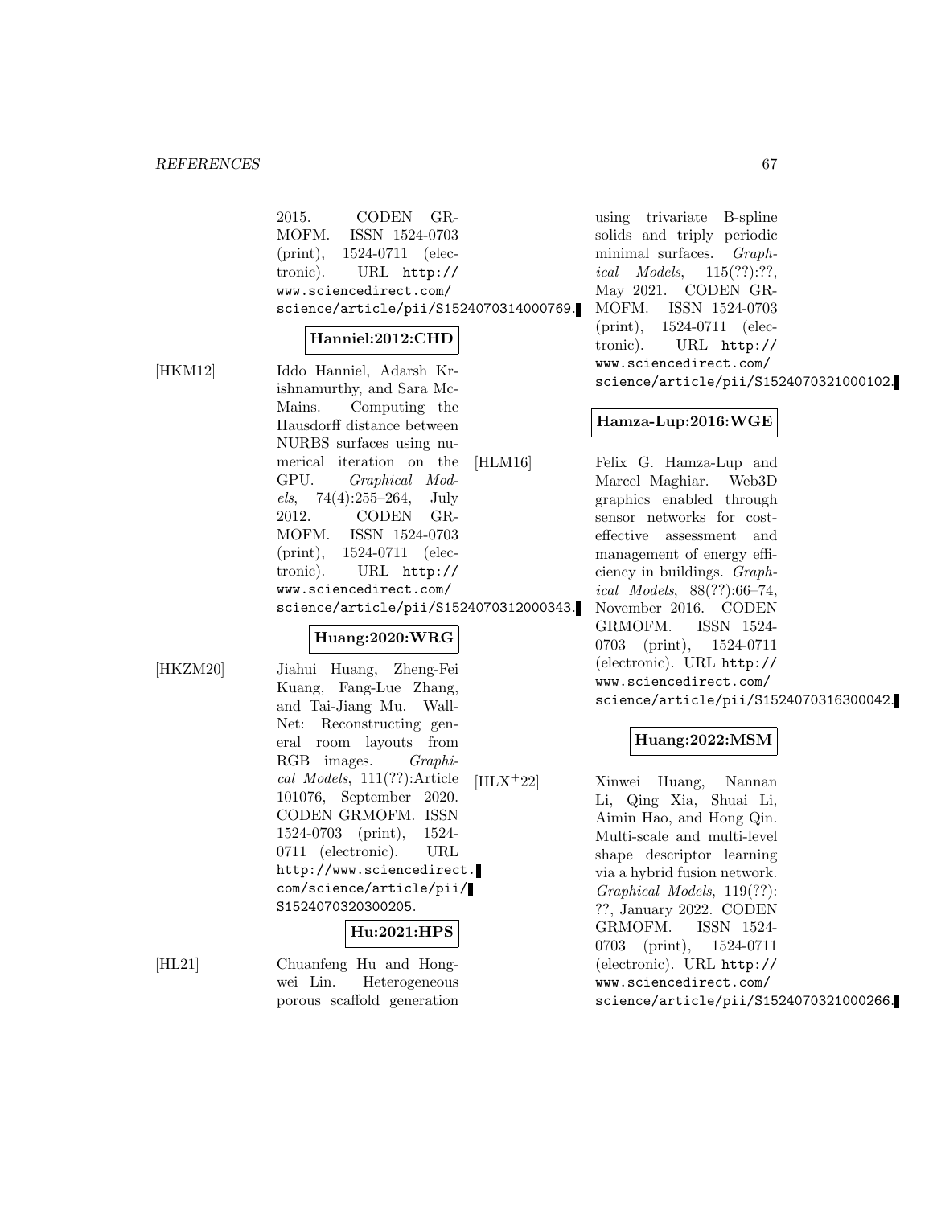2015. CODEN GRMOFM. ISSN 1524-0703 (print), 1524-0711 (electronic). URL http://www.sciencedirect.com/science/article/pii/S1524070314000769.

**Hanniel:2012:CHD**

[HKM12] Iddo Hanniel, Adarsh Krishnamurthy, and Sara McMains. Computing the Hausdorff distance between NURBS surfaces using numerical iteration on the GPU. *Graphical Models*, 74(4):255–264, July 2012. CODEN GRMOFM. ISSN 1524-0703 (print), 1524-0711 (electronic). URL http://www.sciencedirect.com/science/article/pii/S1524070312000343.

**Huang:2020:WRG**

[HKZM20] Jiahui Huang, Zheng-Fei Kuang, Fang-Lue Zhang, and Tai-Jiang Mu. WallNet: Reconstructing general room layouts from RGB images. *Graphical Models*, 111(??):Article 101076, September 2020. CODEN GRMOFM. ISSN 1524-0703 (print), 1524-0711 (electronic). URL http://www.sciencedirect.com/science/article/pii/S1524070320300205.

**Hu:2021:HPS**

[HL21] Chuanfeng Hu and Hongwei Lin. Heterogeneous porous scaffold generation using trivariate B-spline solids and triply periodic minimal surfaces. *Graphical Models*, 115(??):??, May 2021. CODEN GRMOFM. ISSN 1524-0703 (print), 1524-0711 (electronic). URL http://www.sciencedirect.com/science/article/pii/S1524070321000102.

**Hamza-Lup:2016:WGE**

[HLM16] Felix G. Hamza-Lup and Marcel Maghiar. Web3D graphics enabled through sensor networks for cost-effective assessment and management of energy efficiency in buildings. *Graphical Models*, 88(??):66–74, November 2016. CODEN GRMOFM. ISSN 1524-0703 (print), 1524-0711 (electronic). URL http://www.sciencedirect.com/science/article/pii/S1524070316300042.

**Huang:2022:MSM**

[HLX+22] Xinwei Huang, Nannan Li, Qing Xia, Shuai Li, Aimin Hao, and Hong Qin. Multi-scale and multi-level shape descriptor learning via a hybrid fusion network. *Graphical Models*, 119(??):??, January 2022. CODEN GRMOFM. ISSN 1524-0703 (print), 1524-0711 (electronic). URL http://www.sciencedirect.com/science/article/pii/S1524070321000266.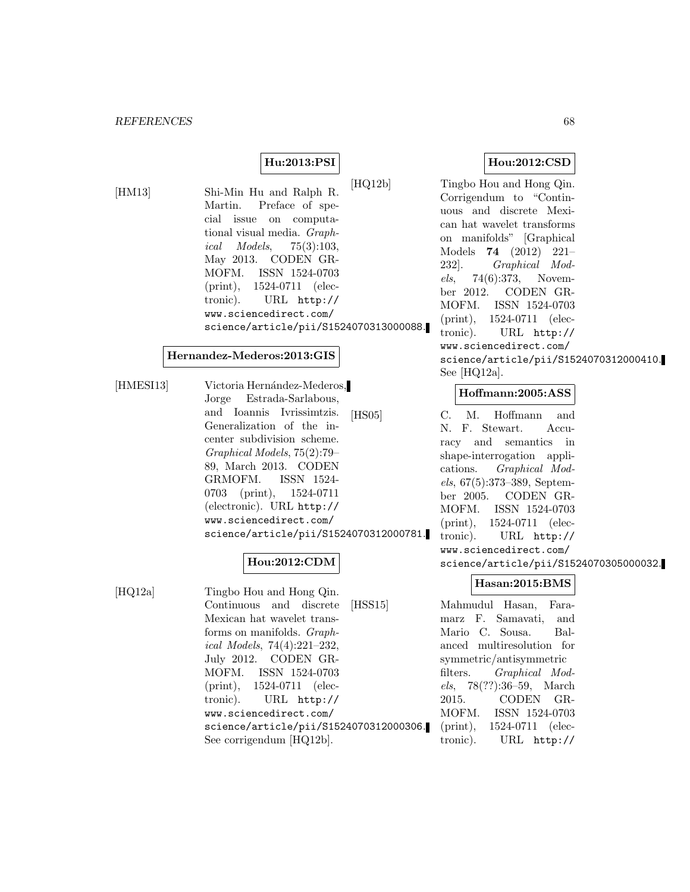**Hu:2013:PSI**

[HM13] Shi-Min Hu and Ralph R. Martin. Preface of special issue on computational visual media. *Graphical Models*, 75(3):103, May 2013. CODEN GRMOFM. ISSN 1524-0703 (print), 1524-0711 (electronic). URL http://www.sciencedirect.com/science/article/pii/S1524070313000088.

**Hernandez-Mederos:2013:GIS**

[HMESI13] Victoria Hernández-Mederos, Jorge Estrada-Sarlabous, and Ioannis Ivrissimtzis. Generalization of the incenter subdivision scheme. *Graphical Models*, 75(2):79–89, March 2013. CODEN GRMOFM. ISSN 1524-0703 (print), 1524-0711 (electronic). URL http://www.sciencedirect.com/science/article/pii/S1524070312000781.

**Hou:2012:CDM**

[HQ12a] Tingbo Hou and Hong Qin. Continuous and discrete Mexican hat wavelet transforms on manifolds. *Graphical Models*, 74(4):221–232, July 2012. CODEN GRMOFM. ISSN 1524-0703 (print), 1524-0711 (electronic). URL http://www.sciencedirect.com/science/article/pii/S1524070312000306. See corrigendum [HQ12b].

**Hou:2012:CSD**

[HQ12b] Tingbo Hou and Hong Qin. Corrigendum to "Continuous and discrete Mexican hat wavelet transforms on manifolds" [Graphical Models **74** (2012) 221–232]. *Graphical Models*, 74(6):373, November 2012. CODEN GRMOFM. ISSN 1524-0703 (print), 1524-0711 (electronic). URL http://www.sciencedirect.com/science/article/pii/S1524070312000410. See [HQ12a].

**Hoffmann:2005:ASS**

[HS05] C. M. Hoffmann and N. F. Stewart. Accuracy and semantics in shape-interrogation applications. *Graphical Models*, 67(5):373–389, September 2005. CODEN GRMOFM. ISSN 1524-0703 (print), 1524-0711 (electronic). URL http://www.sciencedirect.com/science/article/pii/S1524070305000032.

**Hasan:2015:BMS**

[HSS15] Mahmudul Hasan, Faramarz F. Samavati, and Mario C. Sousa. Balanced multiresolution for symmetric/antisymmetric filters. *Graphical Models*, 78(??):36–59, March 2015. CODEN GRMOFM. ISSN 1524-0703 (print), 1524-0711 (electronic). URL http://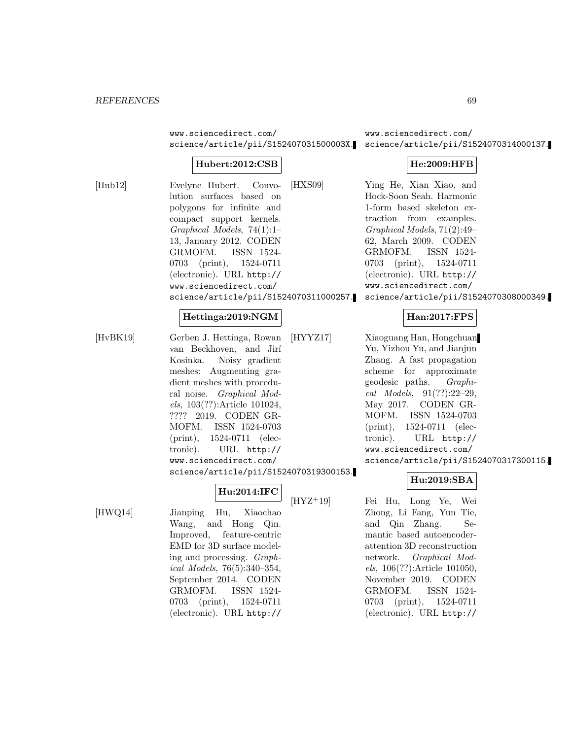www.sciencedirect.com/science/article/pii/S152407031500003X.

**Hubert:2012:CSB**

[Hub12] Evelyne Hubert. Convolution surfaces based on polygons for infinite and compact support kernels. *Graphical Models*, 74(1):1–13, January 2012. CODEN GRMOFM. ISSN 1524-0703 (print), 1524-0711 (electronic). URL http://www.sciencedirect.com/science/article/pii/S1524070311000257.

**Hettinga:2019:NGM**

[HvBK19] Gerben J. Hettinga, Rowan van Beckhoven, and Jirí Kosinka. Noisy gradient meshes: Augmenting gradient meshes with procedural noise. *Graphical Models*, 103(??):Article 101024, ???? 2019. CODEN GRMOFM. ISSN 1524-0703 (print), 1524-0711 (electronic). URL http://www.sciencedirect.com/science/article/pii/S1524070319300153.

**Hu:2014:IFC**

[HWQ14] Jianping Hu, Xiaochao Wang, and Hong Qin. Improved, feature-centric EMD for 3D surface modeling and processing. *Graphical Models*, 76(5):340–354, September 2014. CODEN GRMOFM. ISSN 1524-0703 (print), 1524-0711 (electronic). URL http://www.sciencedirect.com/science/article/pii/S1524070314000137.

**He:2009:HFB**

[HXS09] Ying He, Xian Xiao, and Hock-Soon Seah. Harmonic 1-form based skeleton extraction from examples. *Graphical Models*, 71(2):49–62, March 2009. CODEN GRMOFM. ISSN 1524-0703 (print), 1524-0711 (electronic). URL http://www.sciencedirect.com/science/article/pii/S1524070308000349.

**Han:2017:FPS**

[HYYZ17] Xiaoguang Han, Hongchuan Yu, Yizhou Yu, and Jianjun Zhang. A fast propagation scheme for approximate geodesic paths. *Graphical Models*, 91(??):22–29, May 2017. CODEN GRMOFM. ISSN 1524-0703 (print), 1524-0711 (electronic). URL http://www.sciencedirect.com/science/article/pii/S1524070317300115.

**Hu:2019:SBA**

[HYZ+19] Fei Hu, Long Ye, Wei Zhong, Li Fang, Yun Tie, and Qin Zhang. Semantic based autoencoder-attention 3D reconstruction network. *Graphical Models*, 106(??):Article 101050, November 2019. CODEN GRMOFM. ISSN 1524-0703 (print), 1524-0711 (electronic). URL http://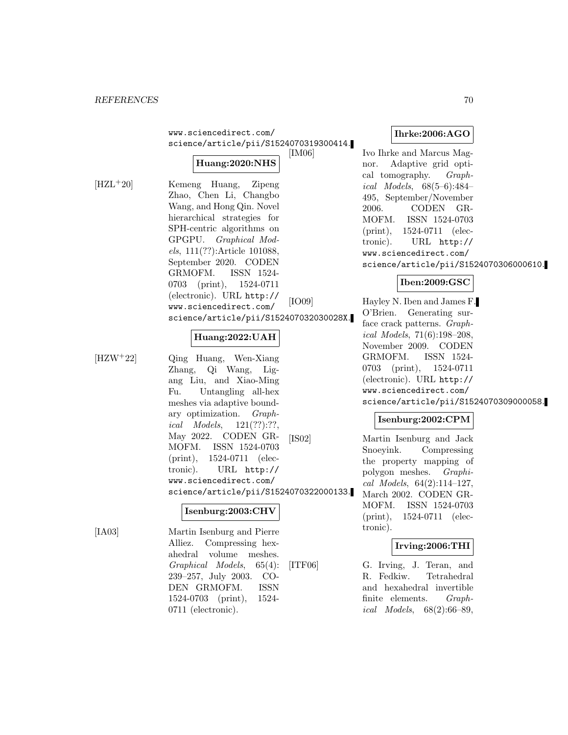www.sciencedirect.com/science/article/pii/S1524070319300414.

**Huang:2020:NHS**

[HZL+20] Kemeng Huang, Zipeng Zhao, Chen Li, Changbo Wang, and Hong Qin. Novel hierarchical strategies for SPH-centric algorithms on GPGPU. *Graphical Models*, 111(??):Article 101088, September 2020. CODEN GRMOFM. ISSN 1524-0703 (print), 1524-0711 (electronic). URL http://www.sciencedirect.com/science/article/pii/S152407032030028X.

**Huang:2022:UAH**

[HZW+22] Qing Huang, Wen-Xiang Zhang, Qi Wang, Ligang Liu, and Xiao-Ming Fu. Untangling all-hex meshes via adaptive boundary optimization. *Graphical Models*, 121(??):??, May 2022. CODEN GRMOFM. ISSN 1524-0703 (print), 1524-0711 (electronic). URL http://www.sciencedirect.com/science/article/pii/S1524070322000133.

**Isenburg:2003:CHV**

[IA03] Martin Isenburg and Pierre Alliez. Compressing hexahedral volume meshes. *Graphical Models*, 65(4):239–257, July 2003. CODEN GRMOFM. ISSN 1524-0703 (print), 1524-0711 (electronic).

**Ihrke:2006:AGO**

[IM06] Ivo Ihrke and Marcus Magnor. Adaptive grid optical tomography. *Graphical Models*, 68(5–6):484–495, September/November 2006. CODEN GRMOFM. ISSN 1524-0703 (print), 1524-0711 (electronic). URL http://www.sciencedirect.com/science/article/pii/S1524070306000610.

**Iben:2009:GSC**

[IO09] Hayley N. Iben and James F. O'Brien. Generating surface crack patterns. *Graphical Models*, 71(6):198–208, November 2009. CODEN GRMOFM. ISSN 1524-0703 (print), 1524-0711 (electronic). URL http://www.sciencedirect.com/science/article/pii/S1524070309000058.

**Isenburg:2002:CPM**

[IS02] Martin Isenburg and Jack Snoeyink. Compressing the property mapping of polygon meshes. *Graphical Models*, 64(2):114–127, March 2002. CODEN GRMOFM. ISSN 1524-0703 (print), 1524-0711 (electronic).

**Irving:2006:THI**

[ITF06] G. Irving, J. Teran, and R. Fedkiw. Tetrahedral and hexahedral invertible finite elements. *Graphical Models*, 68(2):66–89,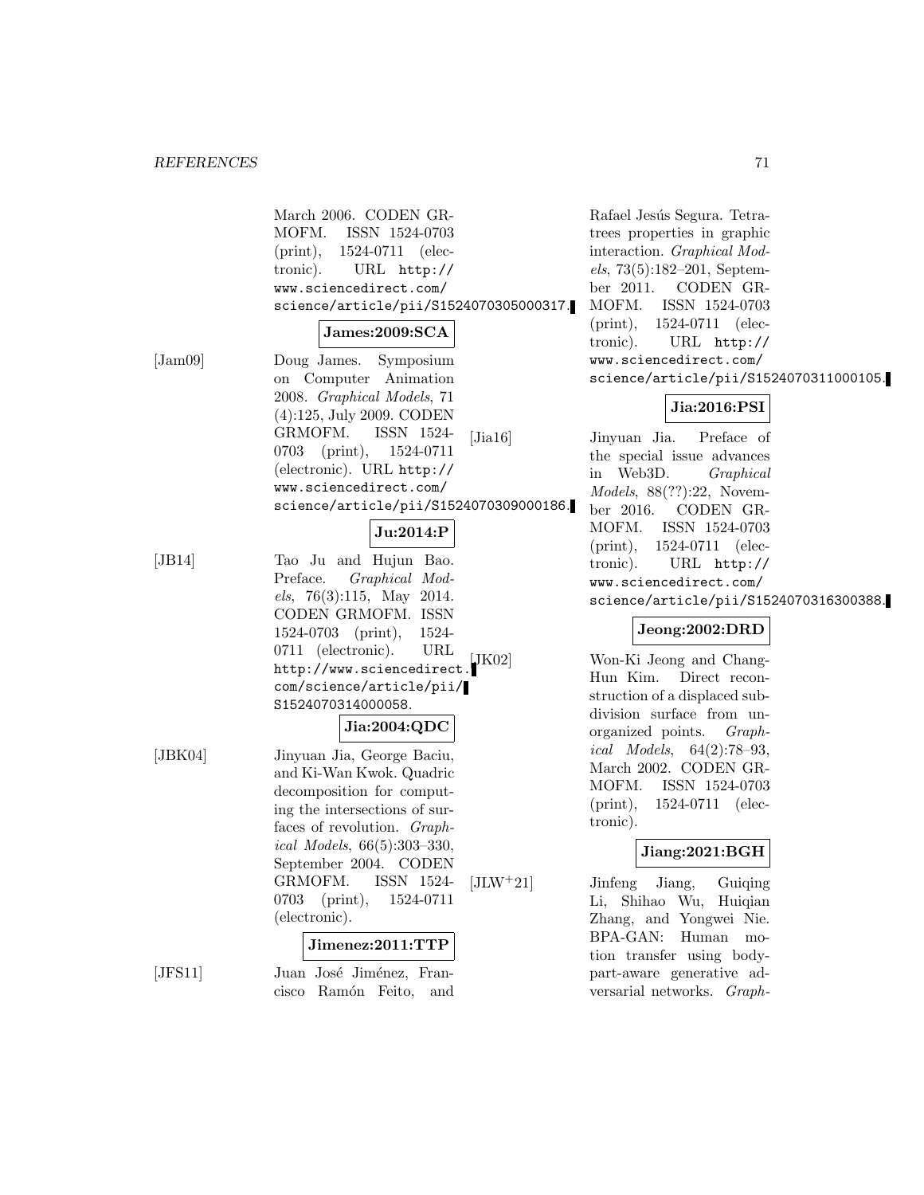March 2006. CODEN GRMOFM. ISSN 1524-0703 (print), 1524-0711 (electronic). URL http://www.sciencedirect.com/science/article/pii/S1524070305000317.

**James:2009:SCA**

[Jam09] Doug James. Symposium on Computer Animation 2008. *Graphical Models*, 71 (4):125, July 2009. CODEN GRMOFM. ISSN 1524-0703 (print), 1524-0711 (electronic). URL http://www.sciencedirect.com/science/article/pii/S1524070309000186.

**Ju:2014:P**

[JB14] Tao Ju and Hujun Bao. Preface. *Graphical Models*, 76(3):115, May 2014. CODEN GRMOFM. ISSN 1524-0703 (print), 1524-0711 (electronic). URL http://www.sciencedirect.com/science/article/pii/S1524070314000058.

**Jia:2004:QDC**

[JBK04] Jinyuan Jia, George Baciu, and Ki-Wan Kwok. Quadric decomposition for computing the intersections of surfaces of revolution. *Graphical Models*, 66(5):303–330, September 2004. CODEN GRMOFM. ISSN 1524-0703 (print), 1524-0711 (electronic).

**Jimenez:2011:TTP**

[JFS11] Juan José Jiménez, Francisco Ramón Feito, and Rafael Jesús Segura. Tetratrees properties in graphic interaction. *Graphical Models*, 73(5):182–201, September 2011. CODEN GRMOFM. ISSN 1524-0703 (print), 1524-0711 (electronic). URL http://www.sciencedirect.com/science/article/pii/S1524070311000105.

**Jia:2016:PSI**

[Jia16] Jinyuan Jia. Preface of the special issue advances in Web3D. *Graphical Models*, 88(??):22, November 2016. CODEN GRMOFM. ISSN 1524-0703 (print), 1524-0711 (electronic). URL http://www.sciencedirect.com/science/article/pii/S1524070316300388.

**Jeong:2002:DRD**

[JK02] Won-Ki Jeong and Chang-Hun Kim. Direct reconstruction of a displaced subdivision surface from unorganized points. *Graphical Models*, 64(2):78–93, March 2002. CODEN GRMOFM. ISSN 1524-0703 (print), 1524-0711 (electronic).

**Jiang:2021:BGH**

[JLW+21] Jinfeng Jiang, Guiqing Li, Shihao Wu, Huiqian Zhang, and Yongwei Nie. BPA-GAN: Human motion transfer using body-part-aware generative adversarial networks. *Graph-*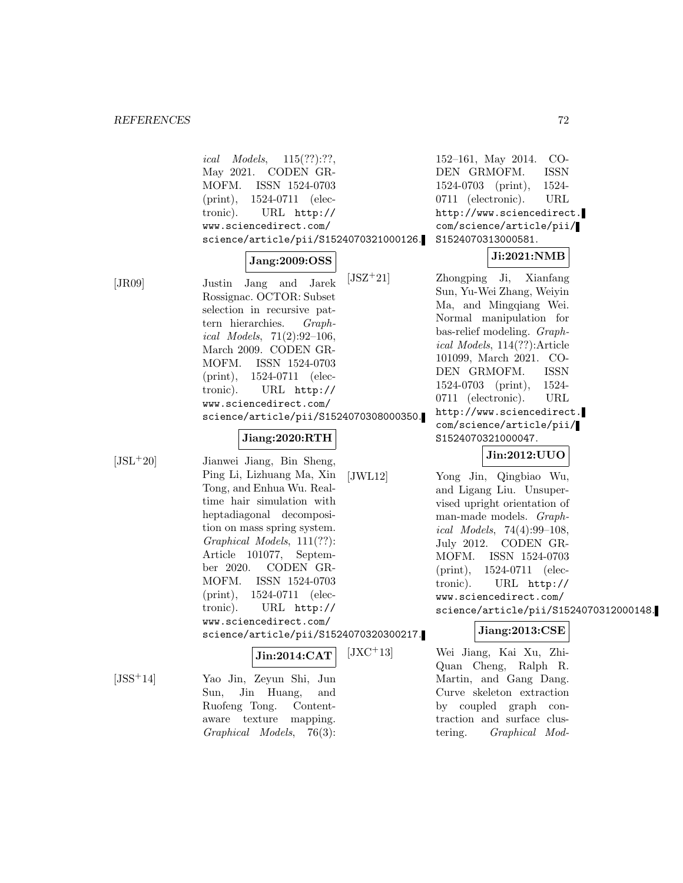*ical Models*, 115(??):??, May 2021. CODEN GRMOFM. ISSN 1524-0703 (print), 1524-0711 (electronic). URL http://www.sciencedirect.com/science/article/pii/S1524070321000126.

**Jang:2009:OSS**

[JR09] Justin Jang and Jarek Rossignac. OCTOR: Subset selection in recursive pattern hierarchies. *Graphical Models*, 71(2):92–106, March 2009. CODEN GRMOFM. ISSN 1524-0703 (print), 1524-0711 (electronic). URL http://www.sciencedirect.com/science/article/pii/S1524070308000350.

**Jiang:2020:RTH**

[JSL+20] Jianwei Jiang, Bin Sheng, Ping Li, Lizhuang Ma, Xin Tong, and Enhua Wu. Real-time hair simulation with heptadiagonal decomposition on mass spring system. *Graphical Models*, 111(??): Article 101077, September 2020. CODEN GRMOFM. ISSN 1524-0703 (print), 1524-0711 (electronic). URL http://www.sciencedirect.com/science/article/pii/S1524070320300217.

**Jin:2014:CAT**

[JSS+14] Yao Jin, Zeyun Shi, Jun Sun, Jin Huang, and Ruofeng Tong. Content-aware texture mapping. *Graphical Models*, 76(3): 152–161, May 2014. CODEN GRMOFM. ISSN 1524-0703 (print), 1524-0711 (electronic). URL http://www.sciencedirect.com/science/article/pii/S1524070313000581.

**Ji:2021:NMB**

[JSZ+21] Zhongping Ji, Xianfang Sun, Yu-Wei Zhang, Weiyin Ma, and Mingqiang Wei. Normal manipulation for bas-relief modeling. *Graphical Models*, 114(??):Article 101099, March 2021. CODEN GRMOFM. ISSN 1524-0703 (print), 1524-0711 (electronic). URL http://www.sciencedirect.com/science/article/pii/S1524070321000047.

**Jin:2012:UUO**

[JWL12] Yong Jin, Qingbiao Wu, and Ligang Liu. Unsupervised upright orientation of man-made models. *Graphical Models*, 74(4):99–108, July 2012. CODEN GRMOFM. ISSN 1524-0703 (print), 1524-0711 (electronic). URL http://www.sciencedirect.com/science/article/pii/S1524070312000148.

**Jiang:2013:CSE**

[JXC+13] Wei Jiang, Kai Xu, Zhi-Quan Cheng, Ralph R. Martin, and Gang Dang. Curve skeleton extraction by coupled graph contraction and surface clustering. *Graphical Mod-*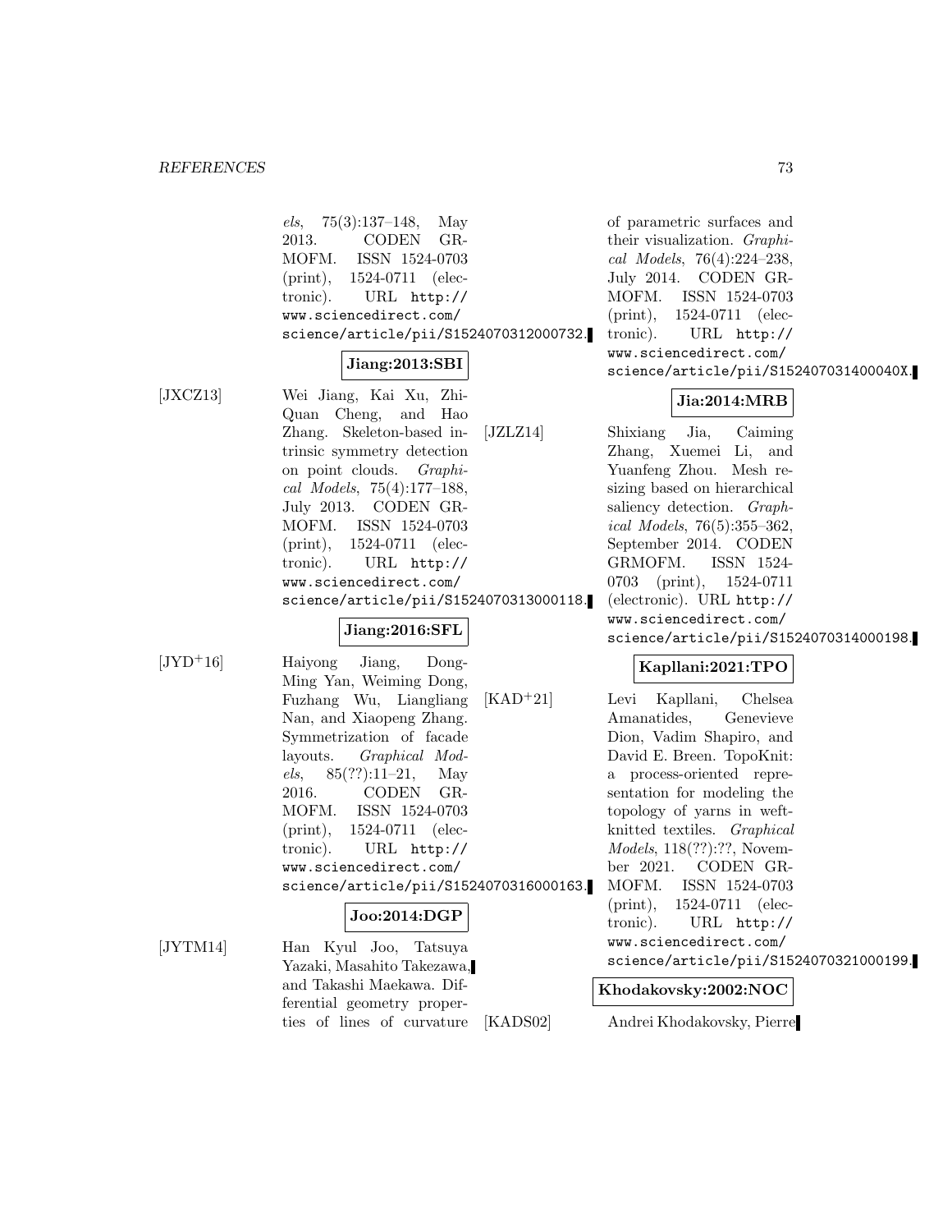*els*, 75(3):137–148, May 2013. CODEN GRMOFM. ISSN 1524-0703 (print), 1524-0711 (electronic). URL http://www.sciencedirect.com/science/article/pii/S1524070312000732.

**Jiang:2013:SBI**

[JXCZ13] Wei Jiang, Kai Xu, Zhi-Quan Cheng, and Hao Zhang. Skeleton-based intrinsic symmetry detection on point clouds. *Graphical Models*, 75(4):177–188, July 2013. CODEN GRMOFM. ISSN 1524-0703 (print), 1524-0711 (electronic). URL http://www.sciencedirect.com/science/article/pii/S1524070313000118.

**Jiang:2016:SFL**

[JYD+16] Haiyong Jiang, Dong-Ming Yan, Weiming Dong, Fuzhang Wu, Liangliang Nan, and Xiaopeng Zhang. Symmetrization of facade layouts. *Graphical Models*, 85(??):11–21, May 2016. CODEN GRMOFM. ISSN 1524-0703 (print), 1524-0711 (electronic). URL http://www.sciencedirect.com/science/article/pii/S1524070316000163.

**Joo:2014:DGP**

[JYTM14] Han Kyul Joo, Tatsuya Yazaki, Masahito Takezawa, and Takashi Maekawa. Differential geometry properties of lines of curvature of parametric surfaces and their visualization. *Graphical Models*, 76(4):224–238, July 2014. CODEN GRMOFM. ISSN 1524-0703 (print), 1524-0711 (electronic). URL http://www.sciencedirect.com/science/article/pii/S152407031400040X.

**Jia:2014:MRB**

[JZLZ14] Shixiang Jia, Caiming Zhang, Xuemei Li, and Yuanfeng Zhou. Mesh resizing based on hierarchical saliency detection. *Graphical Models*, 76(5):355–362, September 2014. CODEN GRMOFM. ISSN 1524-0703 (print), 1524-0711 (electronic). URL http://www.sciencedirect.com/science/article/pii/S1524070314000198.

**Kapllani:2021:TPO**

[KAD+21] Levi Kapllani, Chelsea Amanatides, Genevieve Dion, Vadim Shapiro, and David E. Breen. TopoKnit: a process-oriented representation for modeling the topology of yarns in weft-knitted textiles. *Graphical Models*, 118(??):??, November 2021. CODEN GRMOFM. ISSN 1524-0703 (print), 1524-0711 (electronic). URL http://www.sciencedirect.com/science/article/pii/S1524070321000199.

**Khodakovsky:2002:NOC**

[KADS02] Andrei Khodakovsky, Pierre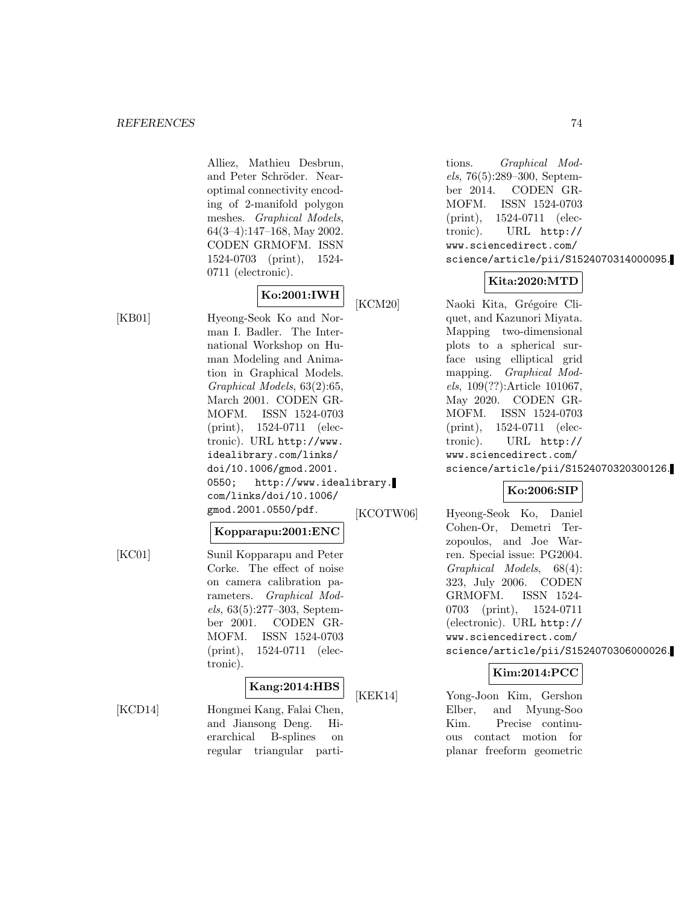Alliez, Mathieu Desbrun, and Peter Schröder. Near-optimal connectivity encoding of 2-manifold polygon meshes. *Graphical Models*, 64(3–4):147–168, May 2002. CODEN GRMOFM. ISSN 1524-0703 (print), 1524-0711 (electronic).

**Ko:2001:IWH**

[KB01] Hyeong-Seok Ko and Norman I. Badler. The International Workshop on Human Modeling and Animation in Graphical Models. *Graphical Models*, 63(2):65, March 2001. CODEN GRMOFM. ISSN 1524-0703 (print), 1524-0711 (electronic). URL http://www.idealibrary.com/links/doi/10.1006/gmod.2001.0550; http://www.idealibrary.com/links/doi/10.1006/gmod.2001.0550/pdf.

**Kopparapu:2001:ENC**

[KC01] Sunil Kopparapu and Peter Corke. The effect of noise on camera calibration parameters. *Graphical Models*, 63(5):277–303, September 2001. CODEN GRMOFM. ISSN 1524-0703 (print), 1524-0711 (electronic).

**Kang:2014:HBS**

[KCD14] Hongmei Kang, Falai Chen, and Jiansong Deng. Hierarchical B-splines on regular triangular partitions. *Graphical Models*, 76(5):289–300, September 2014. CODEN GRMOFM. ISSN 1524-0703 (print), 1524-0711 (electronic). URL http://www.sciencedirect.com/science/article/pii/S1524070314000095.

**Kita:2020:MTD**

[KCM20] Naoki Kita, Grégoire Cliquet, and Kazunori Miyata. Mapping two-dimensional plots to a spherical surface using elliptical grid mapping. *Graphical Models*, 109(??):Article 101067, May 2020. CODEN GRMOFM. ISSN 1524-0703 (print), 1524-0711 (electronic). URL http://www.sciencedirect.com/science/article/pii/S1524070320300126.

**Ko:2006:SIP**

[KCOTW06] Hyeong-Seok Ko, Daniel Cohen-Or, Demetri Terzopoulos, and Joe Warren. Special issue: PG2004. *Graphical Models*, 68(4):323, July 2006. CODEN GRMOFM. ISSN 1524-0703 (print), 1524-0711 (electronic). URL http://www.sciencedirect.com/science/article/pii/S1524070306000026.

**Kim:2014:PCC**

[KEK14] Yong-Joon Kim, Gershon Elber, and Myung-Soo Kim. Precise continuous contact motion for planar freeform geometric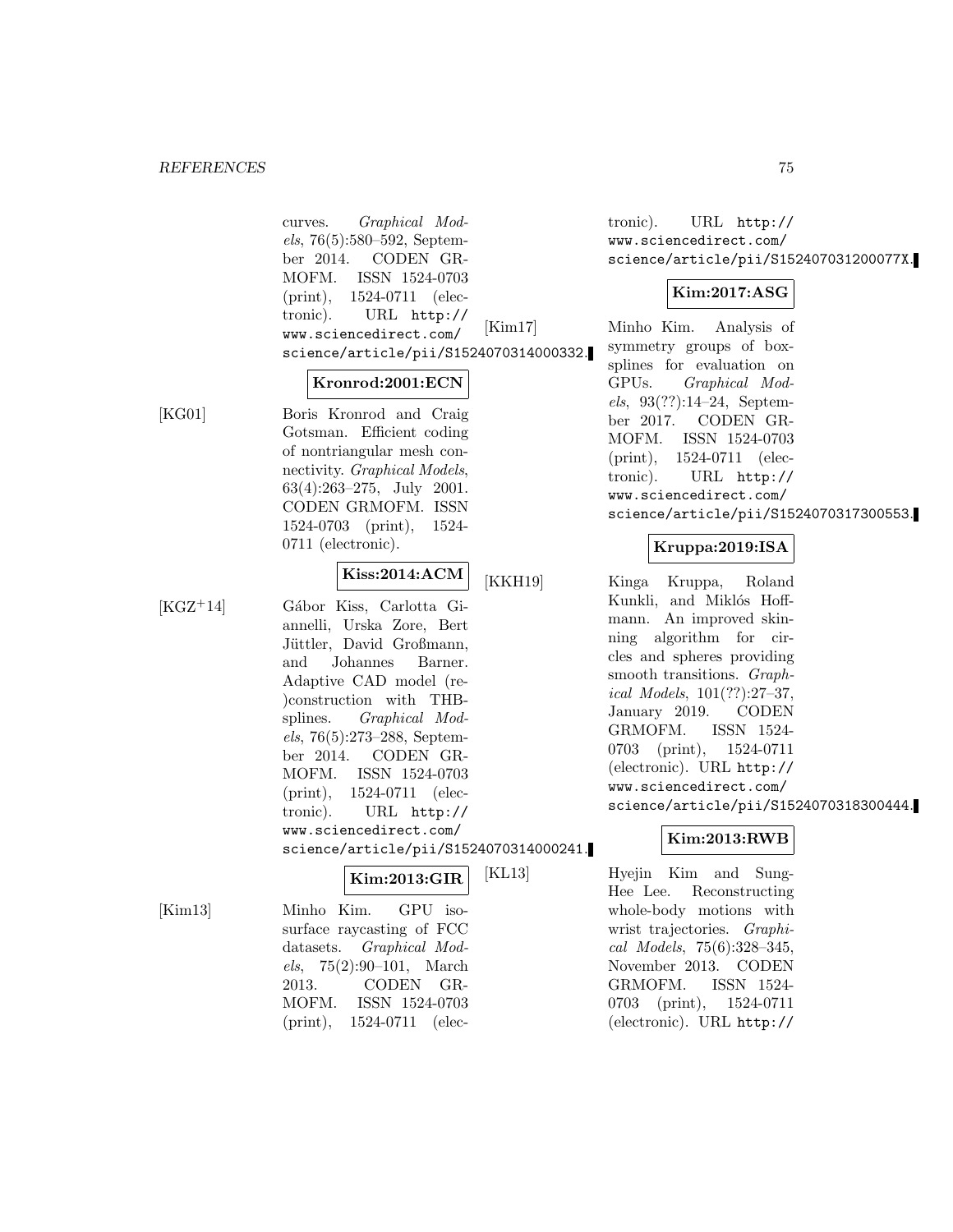curves. *Graphical Models*, 76(5):580–592, September 2014. CODEN GRMOFM. ISSN 1524-0703 (print), 1524-0711 (electronic). URL http://www.sciencedirect.com/science/article/pii/S1524070314000332.

**Kronrod:2001:ECN**

[KG01] Boris Kronrod and Craig Gotsman. Efficient coding of nontriangular mesh connectivity. *Graphical Models*, 63(4):263–275, July 2001. CODEN GRMOFM. ISSN 1524-0703 (print), 1524-0711 (electronic).

**Kiss:2014:ACM**

[KGZ+14] Gábor Kiss, Carlotta Giannelli, Urska Zore, Bert Jüttler, David Großmann, and Johannes Barner. Adaptive CAD model (re-)construction with THB-splines. *Graphical Models*, 76(5):273–288, September 2014. CODEN GRMOFM. ISSN 1524-0703 (print), 1524-0711 (electronic). URL http://www.sciencedirect.com/science/article/pii/S1524070314000241.

**Kim:2013:GIR**

[Kim13] Minho Kim. GPU isosurface raycasting of FCC datasets. *Graphical Models*, 75(2):90–101, March 2013. CODEN GRMOFM. ISSN 1524-0703 (print), 1524-0711 (electronic). URL http://www.sciencedirect.com/science/article/pii/S152407031200077X.

**Kim:2017:ASG**

[Kim17] Minho Kim. Analysis of symmetry groups of box-splines for evaluation on GPUs. *Graphical Models*, 93(??):14–24, September 2017. CODEN GRMOFM. ISSN 1524-0703 (print), 1524-0711 (electronic). URL http://www.sciencedirect.com/science/article/pii/S1524070317300553.

**Kruppa:2019:ISA**

[KKH19] Kinga Kruppa, Roland Kunkli, and Miklós Hoffmann. An improved skinning algorithm for circles and spheres providing smooth transitions. *Graphical Models*, 101(??):27–37, January 2019. CODEN GRMOFM. ISSN 1524-0703 (print), 1524-0711 (electronic). URL http://www.sciencedirect.com/science/article/pii/S1524070318300444.

**Kim:2013:RWB**

[KL13] Hyejin Kim and Sung-Hee Lee. Reconstructing whole-body motions with wrist trajectories. *Graphical Models*, 75(6):328–345, November 2013. CODEN GRMOFM. ISSN 1524-0703 (print), 1524-0711 (electronic). URL http://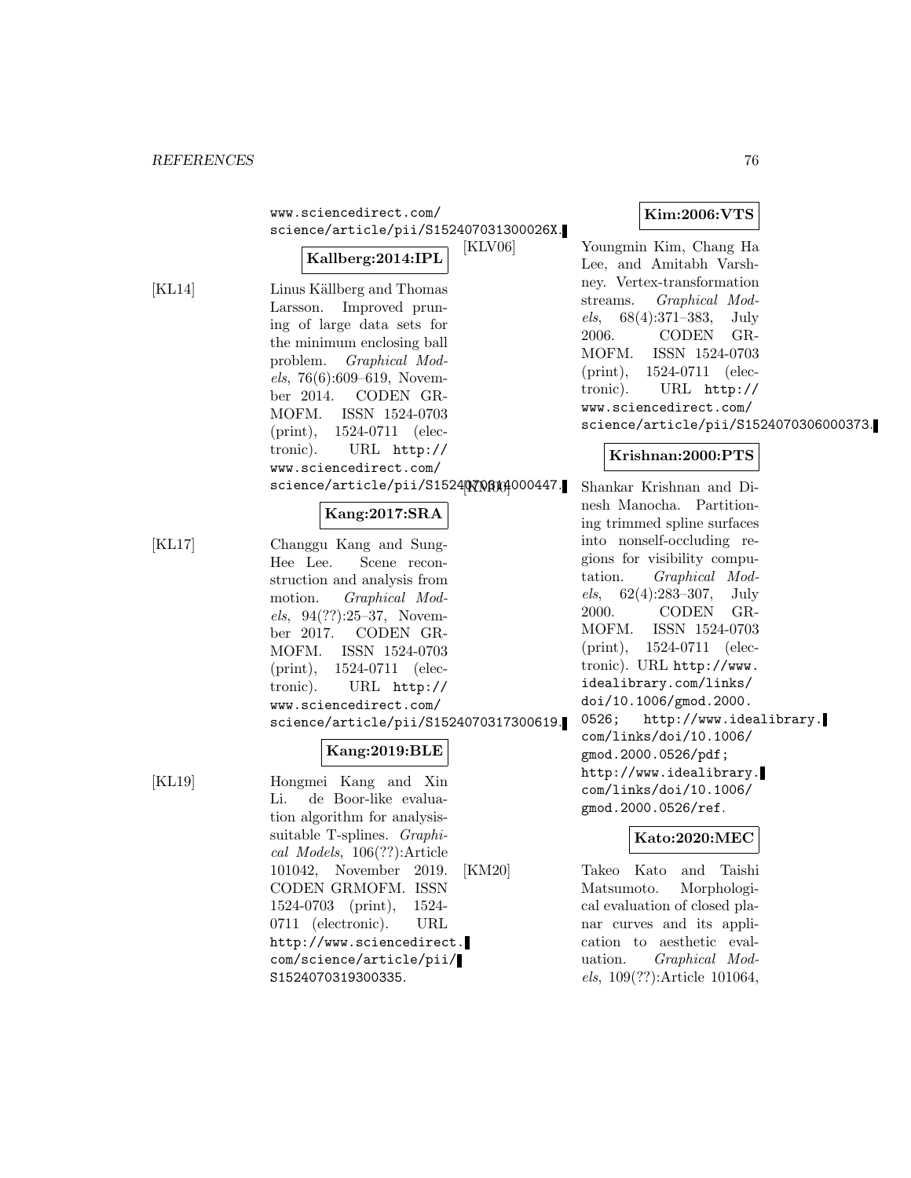www.sciencedirect.com/science/article/pii/S152407031300026X.

**Kallberg:2014:IPL**

[KL14] Linus Källberg and Thomas Larsson. Improved pruning of large data sets for the minimum enclosing ball problem. *Graphical Models*, 76(6):609–619, November 2014. CODEN GRMOFM. ISSN 1524-0703 (print), 1524-0711 (electronic). URL http://www.sciencedirect.com/science/article/pii/S1524070314000447.

**Kang:2017:SRA**

[KL17] Changgu Kang and Sung-Hee Lee. Scene reconstruction and analysis from motion. *Graphical Models*, 94(??):25–37, November 2017. CODEN GRMOFM. ISSN 1524-0703 (print), 1524-0711 (electronic). URL http://www.sciencedirect.com/science/article/pii/S1524070317300619.

**Kang:2019:BLE**

[KL19] Hongmei Kang and Xin Li. de Boor-like evaluation algorithm for analysis-suitable T-splines. *Graphical Models*, 106(??):Article 101042, November 2019. CODEN GRMOFM. ISSN 1524-0703 (print), 1524-0711 (electronic). URL http://www.sciencedirect.com/science/article/pii/S1524070319300335.

**Kim:2006:VTS**

[KLV06] Youngmin Kim, Chang Ha Lee, and Amitabh Varshney. Vertex-transformation streams. *Graphical Models*, 68(4):371–383, July 2006. CODEN GRMOFM. ISSN 1524-0703 (print), 1524-0711 (electronic). URL http://www.sciencedirect.com/science/article/pii/S1524070306000373.

**Krishnan:2000:PTS**

[KM00] Shankar Krishnan and Dinesh Manocha. Partitioning trimmed spline surfaces into nonself-occluding regions for visibility computation. *Graphical Models*, 62(4):283–307, July 2000. CODEN GRMOFM. ISSN 1524-0703 (print), 1524-0711 (electronic). URL http://www.idealibrary.com/links/doi/10.1006/gmod.2000.0526; http://www.idealibrary.com/links/doi/10.1006/gmod.2000.0526/pdf; http://www.idealibrary.com/links/doi/10.1006/gmod.2000.0526/ref.

**Kato:2020:MEC**

[KM20] Takeo Kato and Taishi Matsumoto. Morphological evaluation of closed planar curves and its application to aesthetic evaluation. *Graphical Models*, 109(??):Article 101064,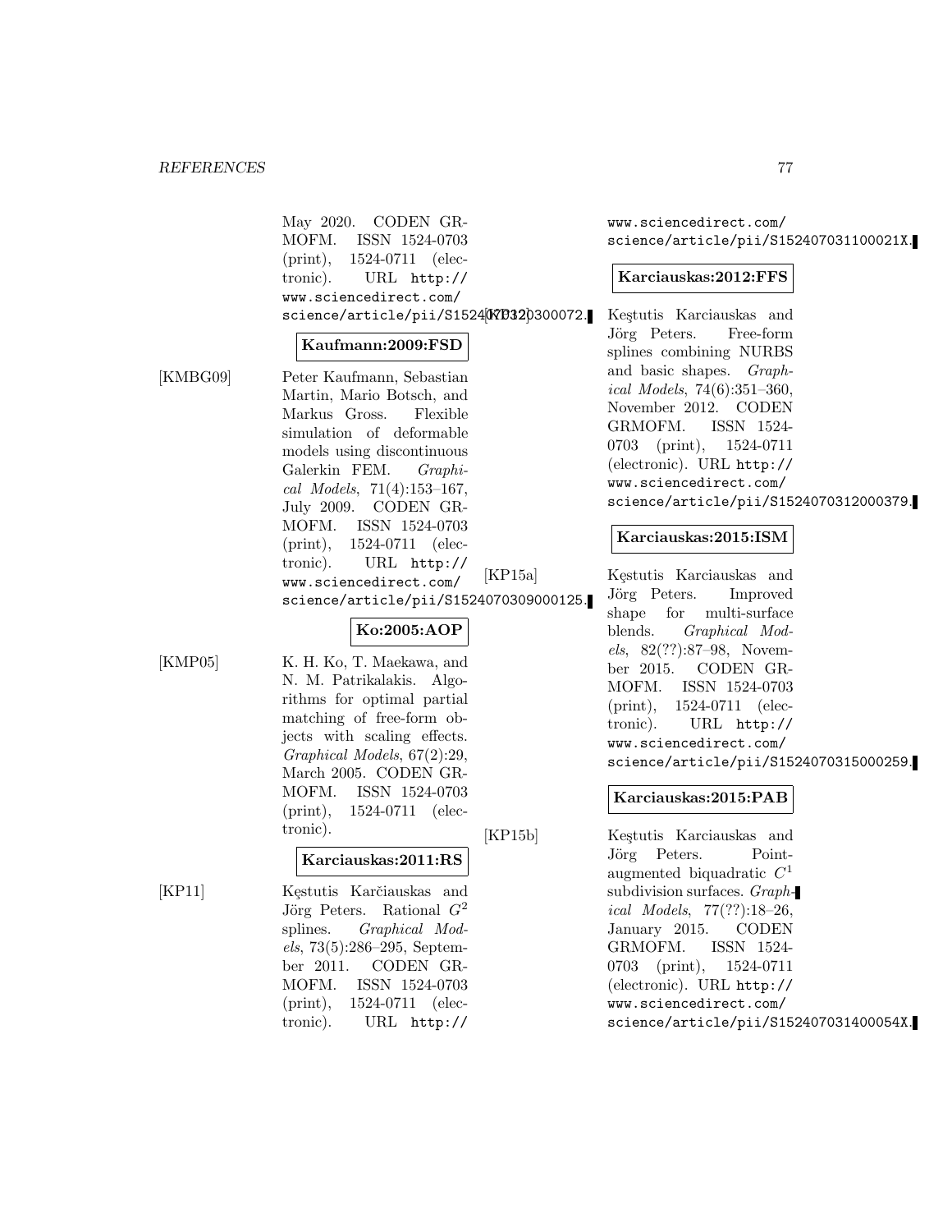May 2020. CODEN GRMOFM. ISSN 1524-0703 (print), 1524-0711 (electronic). URL http://www.sciencedirect.com/science/article/pii/S1524070320300072.

**Kaufmann:2009:FSD**

[KMBG09] Peter Kaufmann, Sebastian Martin, Mario Botsch, and Markus Gross. Flexible simulation of deformable models using discontinuous Galerkin FEM. *Graphical Models*, 71(4):153–167, July 2009. CODEN GRMOFM. ISSN 1524-0703 (print), 1524-0711 (electronic). URL http://www.sciencedirect.com/science/article/pii/S1524070309000125.

**Ko:2005:AOP**

[KMP05] K. H. Ko, T. Maekawa, and N. M. Patrikalakis. Algorithms for optimal partial matching of free-form objects with scaling effects. *Graphical Models*, 67(2):29, March 2005. CODEN GRMOFM. ISSN 1524-0703 (print), 1524-0711 (electronic).

**Karciauskas:2011:RS**

[KP11] Kęstutis Karčiauskas and Jörg Peters. Rational $G^2$ splines. *Graphical Models*, 73(5):286–295, September 2011. CODEN GRMOFM. ISSN 1524-0703 (print), 1524-0711 (electronic). URL http://www.sciencedirect.com/science/article/pii/S152407031100021X.

**Karciauskas:2012:FFS**

[KP12] Keştutis Karciauskas and Jörg Peters. Free-form splines combining NURBS and basic shapes. *Graphical Models*, 74(6):351–360, November 2012. CODEN GRMOFM. ISSN 1524-0703 (print), 1524-0711 (electronic). URL http://www.sciencedirect.com/science/article/pii/S1524070312000379.

**Karciauskas:2015:ISM**

[KP15a] Kęstutis Karciauskas and Jörg Peters. Improved shape for multi-surface blends. *Graphical Models*, 82(??):87–98, November 2015. CODEN GRMOFM. ISSN 1524-0703 (print), 1524-0711 (electronic). URL http://www.sciencedirect.com/science/article/pii/S1524070315000259.

**Karciauskas:2015:PAB**

[KP15b] Keştutis Karciauskas and Jörg Peters. Point-augmented biquadratic $C^1$ subdivision surfaces. *Graphical Models*, 77(??):18–26, January 2015. CODEN GRMOFM. ISSN 1524-0703 (print), 1524-0711 (electronic). URL http://www.sciencedirect.com/science/article/pii/S152407031400054X.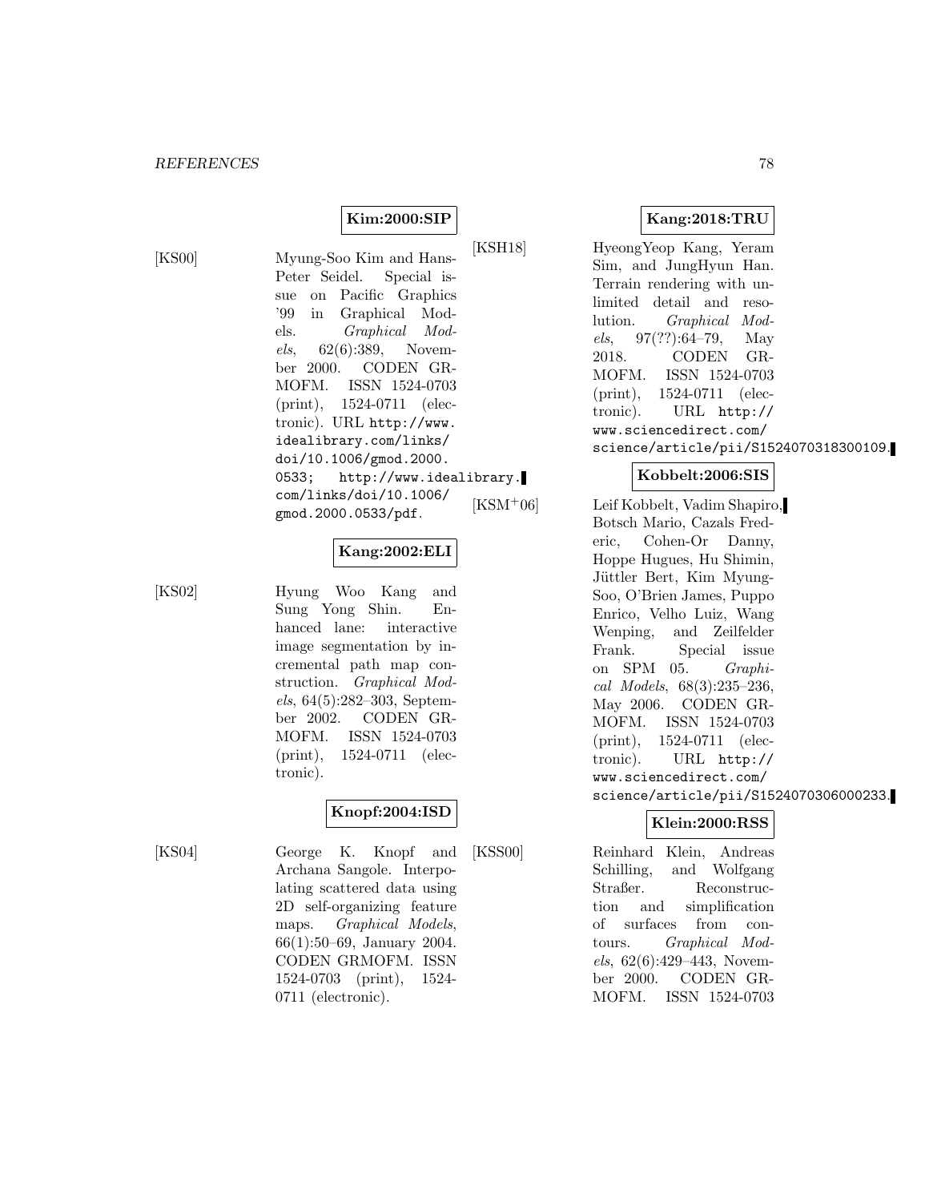**Kim:2000:SIP**

[KS00] Myung-Soo Kim and Hans-Peter Seidel. Special issue on Pacific Graphics '99 in Graphical Models. *Graphical Models*, 62(6):389, November 2000. CODEN GRMOFM. ISSN 1524-0703 (print), 1524-0711 (electronic). URL `http://www.idealibrary.com/links/doi/10.1006/gmod.2000.0533`; `http://www.idealibrary.com/links/doi/10.1006/gmod.2000.0533/pdf`.

**Kang:2002:ELI**

[KS02] Hyung Woo Kang and Sung Yong Shin. Enhanced lane: interactive image segmentation by incremental path map construction. *Graphical Models*, 64(5):282–303, September 2002. CODEN GRMOFM. ISSN 1524-0703 (print), 1524-0711 (electronic).

**Knopf:2004:ISD**

[KS04] George K. Knopf and Archana Sangole. Interpolating scattered data using 2D self-organizing feature maps. *Graphical Models*, 66(1):50–69, January 2004. CODEN GRMOFM. ISSN 1524-0703 (print), 1524-0711 (electronic).

**Kang:2018:TRU**

[KSH18] HyeongYeop Kang, Yeram Sim, and JungHyun Han. Terrain rendering with unlimited detail and resolution. *Graphical Models*, 97(??):64–79, May 2018. CODEN GRMOFM. ISSN 1524-0703 (print), 1524-0711 (electronic). URL `http://www.sciencedirect.com/science/article/pii/S1524070318300109`.

**Kobbelt:2006:SIS**

[KSM+06] Leif Kobbelt, Vadim Shapiro, Botsch Mario, Cazals Frederic, Cohen-Or Danny, Hoppe Hugues, Hu Shimin, Jüttler Bert, Kim Myung-Soo, O'Brien James, Puppo Enrico, Velho Luiz, Wang Wenping, and Zeilfelder Frank. Special issue on SPM 05. *Graphical Models*, 68(3):235–236, May 2006. CODEN GRMOFM. ISSN 1524-0703 (print), 1524-0711 (electronic). URL `http://www.sciencedirect.com/science/article/pii/S1524070306000233`.

**Klein:2000:RSS**

[KSS00] Reinhard Klein, Andreas Schilling, and Wolfgang Straßer. Reconstruction and simplification of surfaces from contours. *Graphical Models*, 62(6):429–443, November 2000. CODEN GRMOFM. ISSN 1524-0703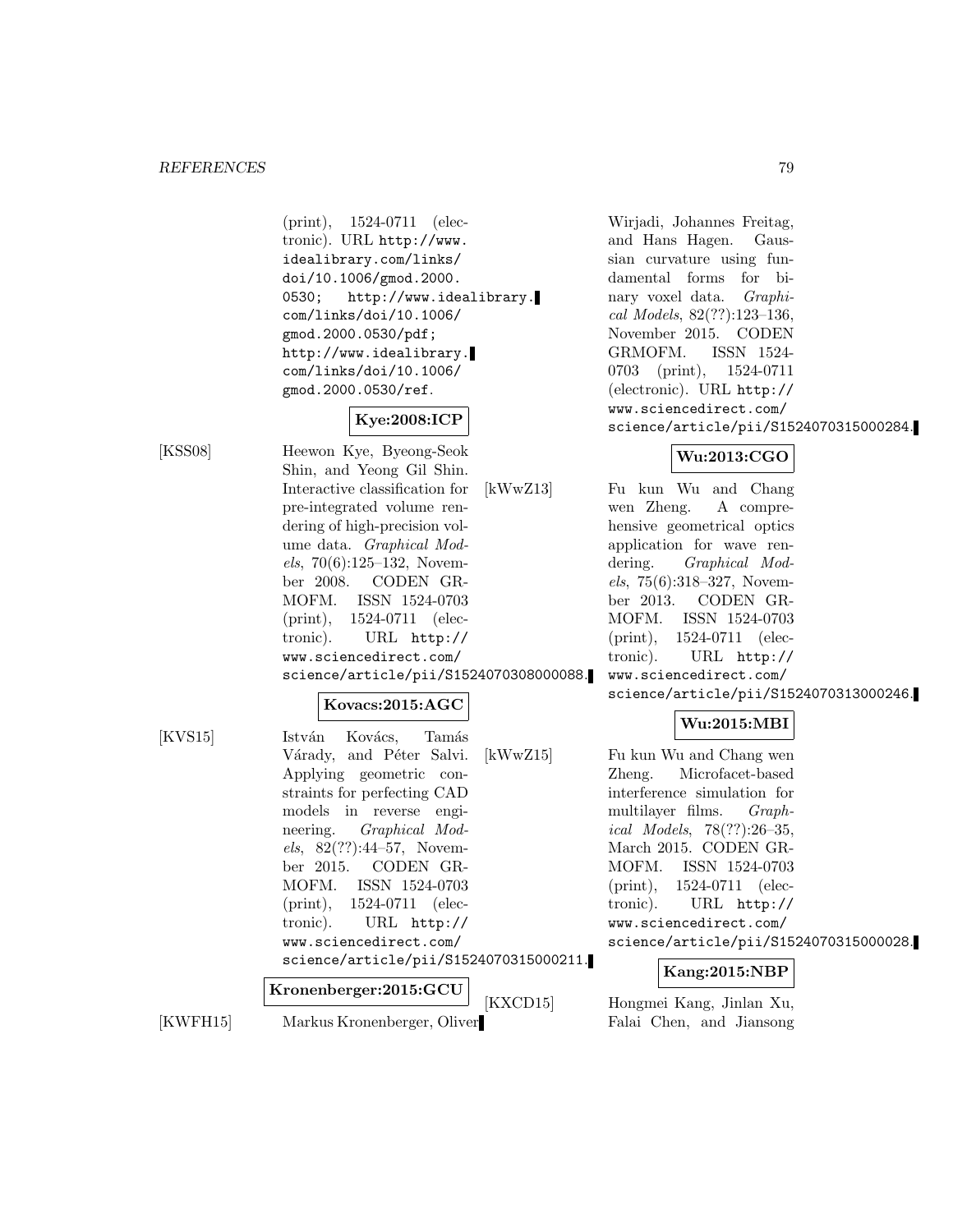(print), 1524-0711 (electronic). URL http://www.idealibrary.com/links/doi/10.1006/gmod.2000.0530; http://www.idealibrary.com/links/doi/10.1006/gmod.2000.0530/pdf; http://www.idealibrary.com/links/doi/10.1006/gmod.2000.0530/ref.

**Kye:2008:ICP**

[KSS08] Heewon Kye, Byeong-Seok Shin, and Yeong Gil Shin. Interactive classification for pre-integrated volume rendering of high-precision volume data. *Graphical Models*, 70(6):125–132, November 2008. CODEN GRMOFM. ISSN 1524-0703 (print), 1524-0711 (electronic). URL http://www.sciencedirect.com/science/article/pii/S1524070308000088.

**Kovacs:2015:AGC**

[KVS15] István Kovács, Tamás Várady, and Péter Salvi. Applying geometric constraints for perfecting CAD models in reverse engineering. *Graphical Models*, 82(??):44–57, November 2015. CODEN GRMOFM. ISSN 1524-0703 (print), 1524-0711 (electronic). URL http://www.sciencedirect.com/science/article/pii/S1524070315000211.

**Kronenberger:2015:GCU**

[KWFH15] Markus Kronenberger, Oliver Wirjadi, Johannes Freitag, and Hans Hagen. Gaussian curvature using fundamental forms for binary voxel data. *Graphical Models*, 82(??):123–136, November 2015. CODEN GRMOFM. ISSN 1524-0703 (print), 1524-0711 (electronic). URL http://www.sciencedirect.com/science/article/pii/S1524070315000284.

**Wu:2013:CGO**

[kWwZ13] Fu kun Wu and Chang wen Zheng. A comprehensive geometrical optics application for wave rendering. *Graphical Models*, 75(6):318–327, November 2013. CODEN GRMOFM. ISSN 1524-0703 (print), 1524-0711 (electronic). URL http://www.sciencedirect.com/science/article/pii/S1524070313000246.

**Wu:2015:MBI**

[kWwZ15] Fu kun Wu and Chang wen Zheng. Microfacet-based interference simulation for multilayer films. *Graphical Models*, 78(??):26–35, March 2015. CODEN GRMOFM. ISSN 1524-0703 (print), 1524-0711 (electronic). URL http://www.sciencedirect.com/science/article/pii/S1524070315000028.

**Kang:2015:NBP**

[KXCD15] Hongmei Kang, Jinlan Xu, Falai Chen, and Jiansong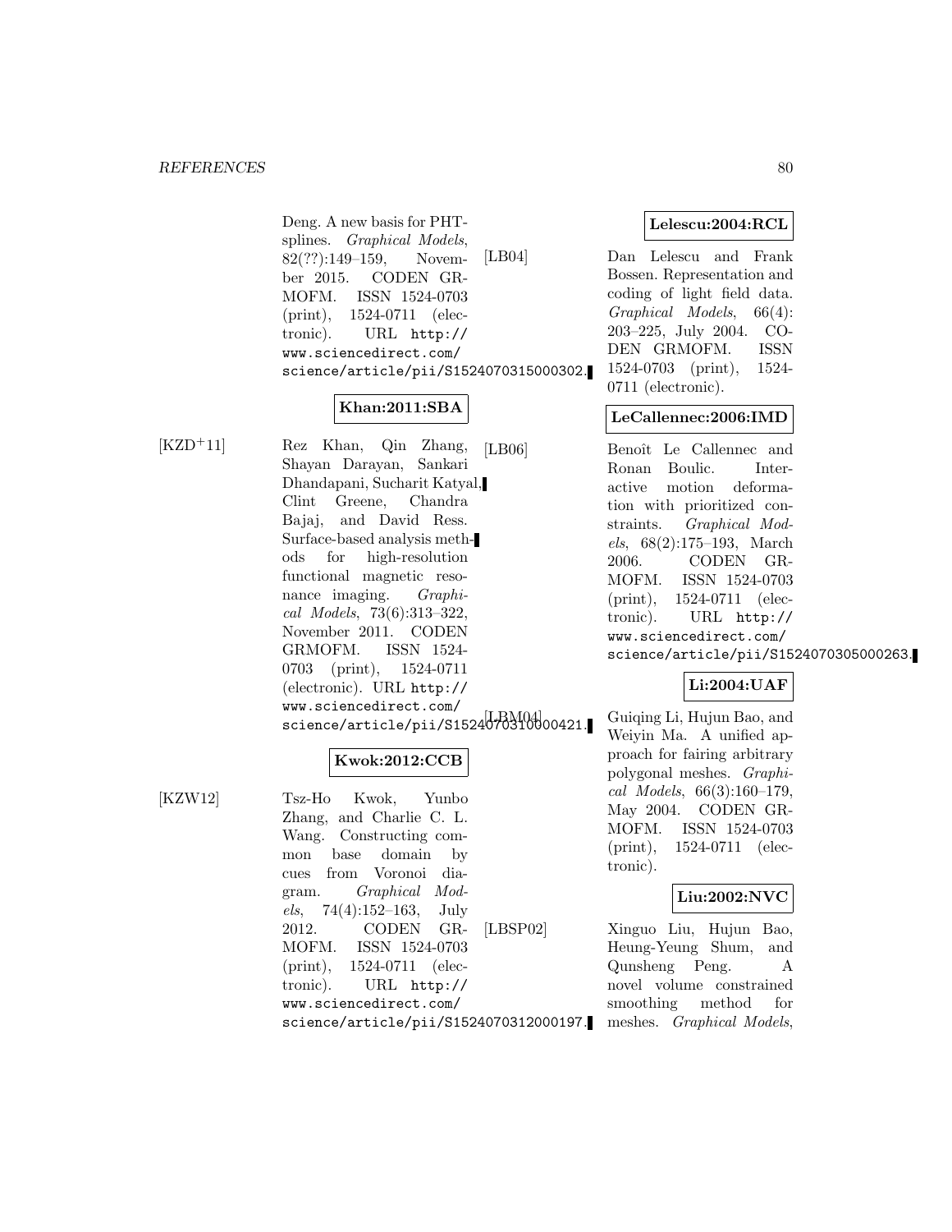Deng. A new basis for PHT-splines. *Graphical Models*, 82(??):149–159, November 2015. CODEN GRMOFM. ISSN 1524-0703 (print), 1524-0711 (electronic). URL http://www.sciencedirect.com/science/article/pii/S1524070315000302.

**Khan:2011:SBA**

[KZD+11] Rez Khan, Qin Zhang, Shayan Darayan, Sankari Dhandapani, Sucharit Katyal, Clint Greene, Chandra Bajaj, and David Ress. Surface-based analysis methods for high-resolution functional magnetic resonance imaging. *Graphical Models*, 73(6):313–322, November 2011. CODEN GRMOFM. ISSN 1524-0703 (print), 1524-0711 (electronic). URL http://www.sciencedirect.com/science/article/pii/S1524070310000421.

**Kwok:2012:CCB**

[KZW12] Tsz-Ho Kwok, Yunbo Zhang, and Charlie C. L. Wang. Constructing common base domain by cues from Voronoi diagram. *Graphical Models*, 74(4):152–163, July 2012. CODEN GRMOFM. ISSN 1524-0703 (print), 1524-0711 (electronic). URL http://www.sciencedirect.com/science/article/pii/S1524070312000197.

**Lelescu:2004:RCL**

[LB04] Dan Lelescu and Frank Bossen. Representation and coding of light field data. *Graphical Models*, 66(4):203–225, July 2004. CODEN GRMOFM. ISSN 1524-0703 (print), 1524-0711 (electronic).

**LeCallennec:2006:IMD**

[LB06] Benoît Le Callennec and Ronan Boulic. Interactive motion deformation with prioritized constraints. *Graphical Models*, 68(2):175–193, March 2006. CODEN GRMOFM. ISSN 1524-0703 (print), 1524-0711 (electronic). URL http://www.sciencedirect.com/science/article/pii/S1524070305000263.

**Li:2004:UAF**

[LBM04] Guiqing Li, Hujun Bao, and Weiyin Ma. A unified approach for fairing arbitrary polygonal meshes. *Graphical Models*, 66(3):160–179, May 2004. CODEN GRMOFM. ISSN 1524-0703 (print), 1524-0711 (electronic).

**Liu:2002:NVC**

[LBSP02] Xinguo Liu, Hujun Bao, Heung-Yeung Shum, and Qunsheng Peng. A novel volume constrained smoothing method for meshes. *Graphical Models*,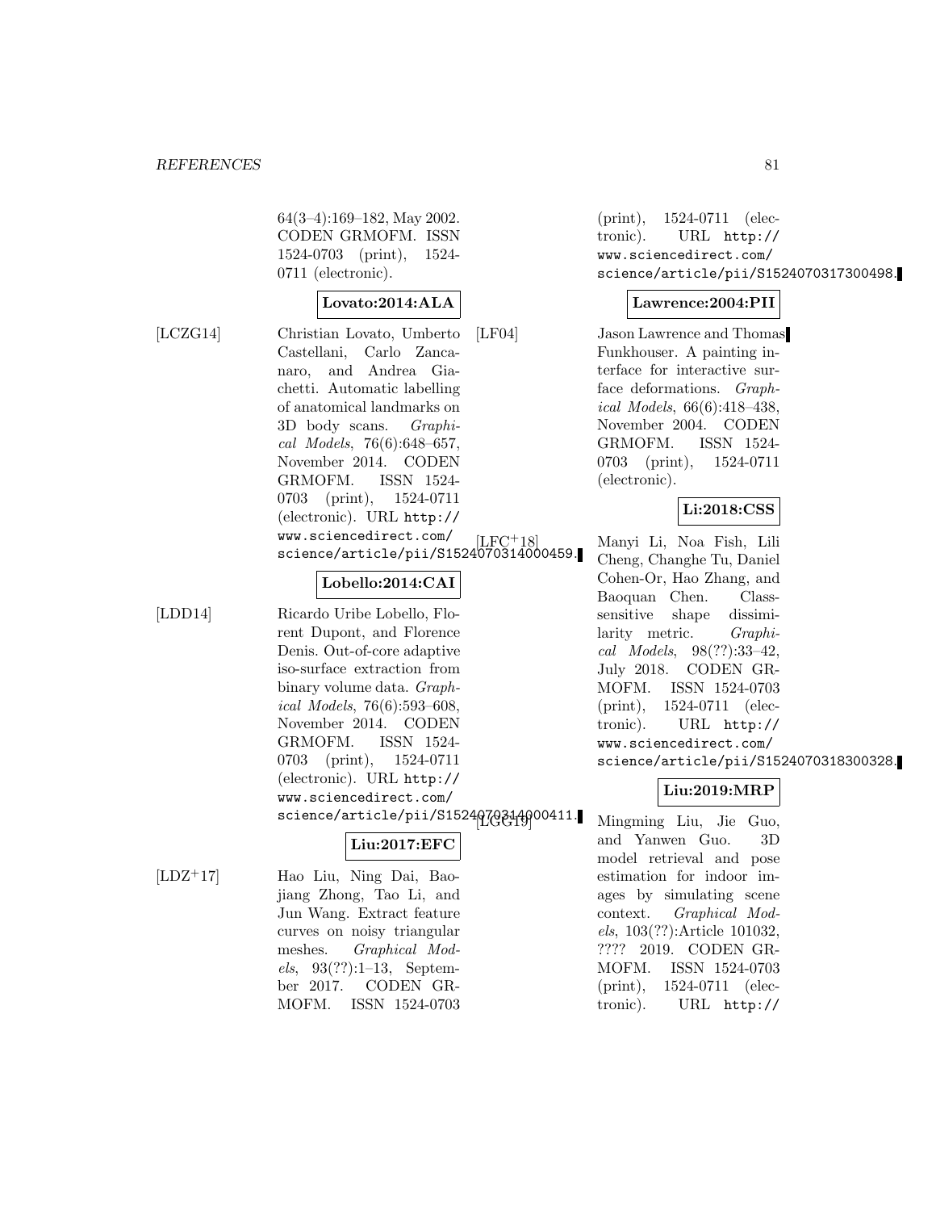64(3–4):169–182, May 2002. CODEN GRMOFM. ISSN 1524-0703 (print), 1524-0711 (electronic).

**Lovato:2014:ALA**

[LCZG14] Christian Lovato, Umberto Castellani, Carlo Zancanaro, and Andrea Giachetti. Automatic labelling of anatomical landmarks on 3D body scans. *Graphical Models*, 76(6):648–657, November 2014. CODEN GRMOFM. ISSN 1524-0703 (print), 1524-0711 (electronic). URL http://www.sciencedirect.com/science/article/pii/S1524070314000459.

**Lobello:2014:CAI**

[LDD14] Ricardo Uribe Lobello, Florent Dupont, and Florence Denis. Out-of-core adaptive iso-surface extraction from binary volume data. *Graphical Models*, 76(6):593–608, November 2014. CODEN GRMOFM. ISSN 1524-0703 (print), 1524-0711 (electronic). URL http://www.sciencedirect.com/science/article/pii/S1524070314000411.

**Liu:2017:EFC**

[LDZ+17] Hao Liu, Ning Dai, Baojiang Zhong, Tao Li, and Jun Wang. Extract feature curves on noisy triangular meshes. *Graphical Models*, 93(??):1–13, September 2017. CODEN GRMOFM. ISSN 1524-0703 (print), 1524-0711 (electronic). URL http://www.sciencedirect.com/science/article/pii/S1524070317300498.

**Lawrence:2004:PII**

[LF04] Jason Lawrence and Thomas Funkhouser. A painting interface for interactive surface deformations. *Graphical Models*, 66(6):418–438, November 2004. CODEN GRMOFM. ISSN 1524-0703 (print), 1524-0711 (electronic).

**Li:2018:CSS**

[LFC+18] Manyi Li, Noa Fish, Lili Cheng, Changhe Tu, Daniel Cohen-Or, Hao Zhang, and Baoquan Chen. Class-sensitive shape dissimilarity metric. *Graphical Models*, 98(??):33–42, July 2018. CODEN GRMOFM. ISSN 1524-0703 (print), 1524-0711 (electronic). URL http://www.sciencedirect.com/science/article/pii/S1524070318300328.

**Liu:2019:MRP**

[LGG19] Mingming Liu, Jie Guo, and Yanwen Guo. 3D model retrieval and pose estimation for indoor images by simulating scene context. *Graphical Models*, 103(??):Article 101032, ???? 2019. CODEN GRMOFM. ISSN 1524-0703 (print), 1524-0711 (electronic). URL http://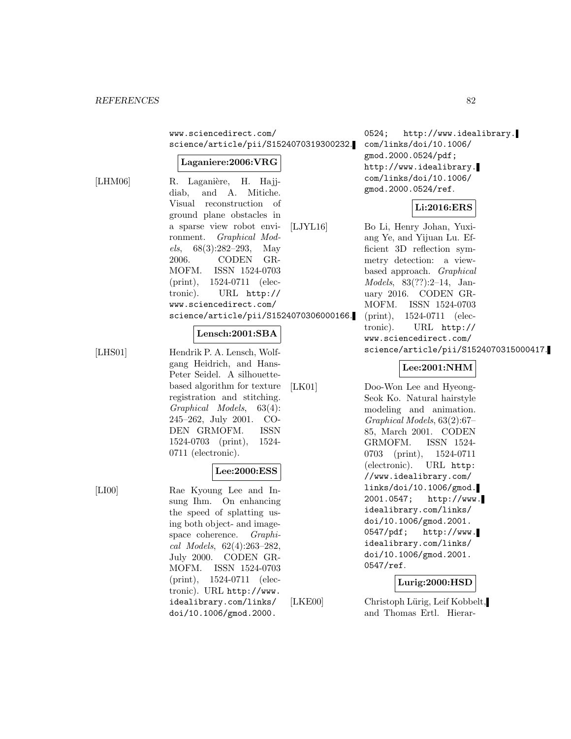www.sciencedirect.com/science/article/pii/S1524070319300232.

**Laganiere:2006:VRG**

[LHM06] R. Laganière, H. Hajjdiab, and A. Mitiche. Visual reconstruction of ground plane obstacles in a sparse view robot environment. *Graphical Models*, 68(3):282–293, May 2006. CODEN GRMOFM. ISSN 1524-0703 (print), 1524-0711 (electronic). URL http://www.sciencedirect.com/science/article/pii/S1524070306000166.

**Lensch:2001:SBA**

[LHS01] Hendrik P. A. Lensch, Wolfgang Heidrich, and Hans-Peter Seidel. A silhouette-based algorithm for texture registration and stitching. *Graphical Models*, 63(4):245–262, July 2001. CODEN GRMOFM. ISSN 1524-0703 (print), 1524-0711 (electronic).

**Lee:2000:ESS**

[LI00] Rae Kyoung Lee and Insung Ihm. On enhancing the speed of splatting using both object- and image-space coherence. *Graphical Models*, 62(4):263–282, July 2000. CODEN GRMOFM. ISSN 1524-0703 (print), 1524-0711 (electronic). URL http://www.idealibrary.com/links/doi/10.1006/gmod.2000.0524; http://www.idealibrary.com/links/doi/10.1006/gmod.2000.0524/pdf; http://www.idealibrary.com/links/doi/10.1006/gmod.2000.0524/ref.

**Li:2016:ERS**

[LJYL16] Bo Li, Henry Johan, Yuxiang Ye, and Yijuan Lu. Efficient 3D reflection symmetry detection: a view-based approach. *Graphical Models*, 83(??):2–14, January 2016. CODEN GRMOFM. ISSN 1524-0703 (print), 1524-0711 (electronic). URL http://www.sciencedirect.com/science/article/pii/S1524070315000417.

**Lee:2001:NHM**

[LK01] Doo-Won Lee and Hyeong-Seok Ko. Natural hairstyle modeling and animation. *Graphical Models*, 63(2):67–85, March 2001. CODEN GRMOFM. ISSN 1524-0703 (print), 1524-0711 (electronic). URL http://www.idealibrary.com/links/doi/10.1006/gmod.2001.0547; http://www.idealibrary.com/links/doi/10.1006/gmod.2001.0547/pdf; http://www.idealibrary.com/links/doi/10.1006/gmod.2001.0547/ref.

**Lurig:2000:HSD**

[LKE00] Christoph Lürig, Leif Kobbelt, and Thomas Ertl. Hierar-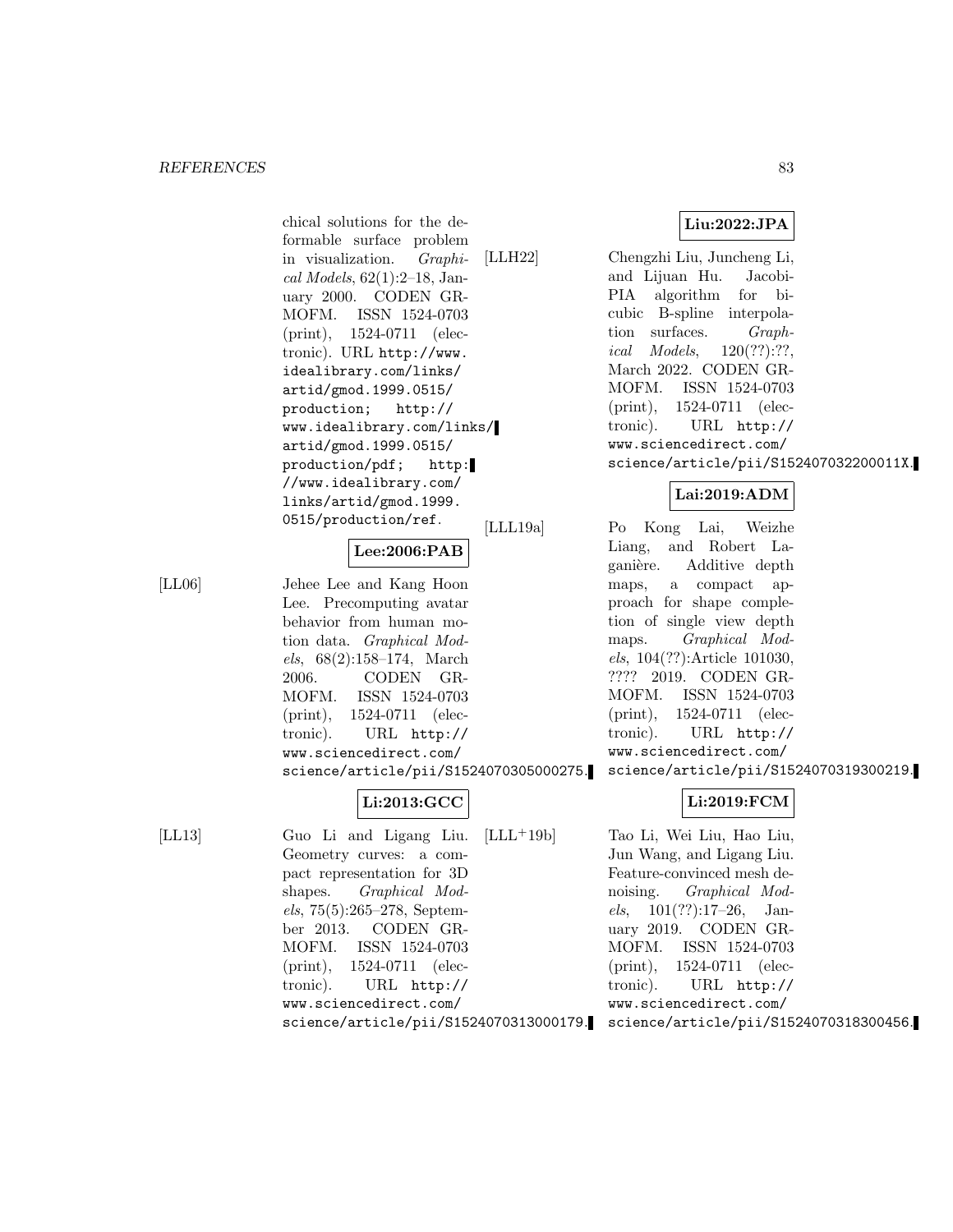chical solutions for the deformable surface problem in visualization. *Graphical Models*, 62(1):2–18, January 2000. CODEN GRMOFM. ISSN 1524-0703 (print), 1524-0711 (electronic). URL http://www.idealibrary.com/links/artid/gmod.1999.0515/production; http://www.idealibrary.com/links/artid/gmod.1999.0515/production/pdf; http://www.idealibrary.com/links/artid/gmod.1999.0515/production/ref.

**Lee:2006:PAB**

[LL06] Jehee Lee and Kang Hoon Lee. Precomputing avatar behavior from human motion data. *Graphical Models*, 68(2):158–174, March 2006. CODEN GRMOFM. ISSN 1524-0703 (print), 1524-0711 (electronic). URL http://www.sciencedirect.com/science/article/pii/S1524070305000275.

**Li:2013:GCC**

[LL13] Guo Li and Ligang Liu. Geometry curves: a compact representation for 3D shapes. *Graphical Models*, 75(5):265–278, September 2013. CODEN GRMOFM. ISSN 1524-0703 (print), 1524-0711 (electronic). URL http://www.sciencedirect.com/science/article/pii/S1524070313000179.

**Liu:2022:JPA**

[LLH22] Chengzhi Liu, Juncheng Li, and Lijuan Hu. Jacobi-PIA algorithm for bicubic B-spline interpolation surfaces. *Graphical Models*, 120(??):??, March 2022. CODEN GRMOFM. ISSN 1524-0703 (print), 1524-0711 (electronic). URL http://www.sciencedirect.com/science/article/pii/S152407032200011X.

**Lai:2019:ADM**

[LLL19a] Po Kong Lai, Weizhe Liang, and Robert Laganière. Additive depth maps, a compact approach for shape completion of single view depth maps. *Graphical Models*, 104(??):Article 101030, ???? 2019. CODEN GRMOFM. ISSN 1524-0703 (print), 1524-0711 (electronic). URL http://www.sciencedirect.com/science/article/pii/S1524070319300219.

**Li:2019:FCM**

[LLL+19b] Tao Li, Wei Liu, Hao Liu, Jun Wang, and Ligang Liu. Feature-convinced mesh denoising. *Graphical Models*, 101(??):17–26, January 2019. CODEN GRMOFM. ISSN 1524-0703 (print), 1524-0711 (electronic). URL http://www.sciencedirect.com/science/article/pii/S1524070318300456.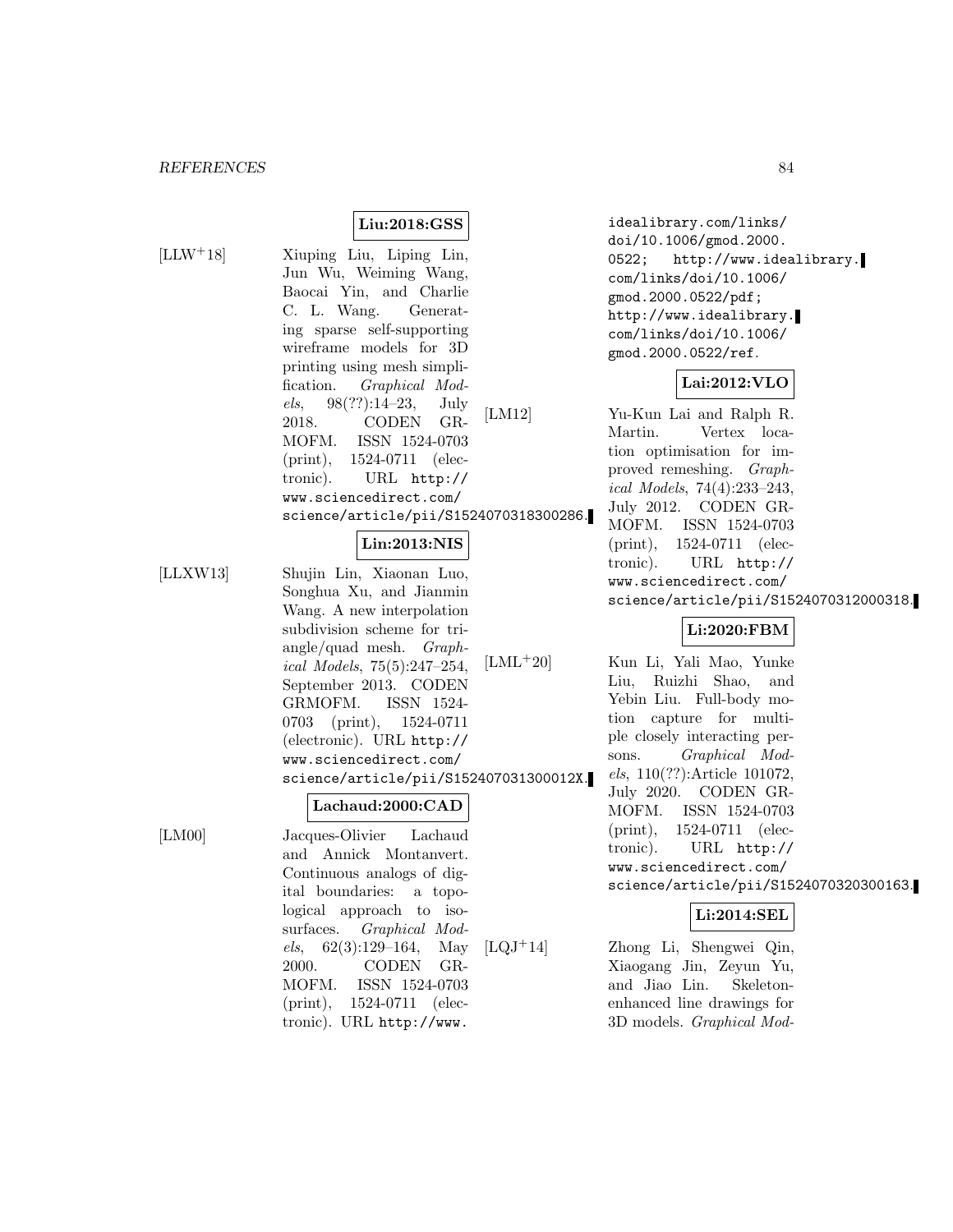**Liu:2018:GSS**

[LLW+18] Xiuping Liu, Liping Lin, Jun Wu, Weiming Wang, Baocai Yin, and Charlie C. L. Wang. Generating sparse self-supporting wireframe models for 3D printing using mesh simplification. *Graphical Models*, 98(??):14–23, July 2018. CODEN GRMOFM. ISSN 1524-0703 (print), 1524-0711 (electronic). URL http://www.sciencedirect.com/science/article/pii/S1524070318300286.

**Lin:2013:NIS**

[LLXW13] Shujin Lin, Xiaonan Luo, Songhua Xu, and Jianmin Wang. A new interpolation subdivision scheme for triangle/quad mesh. *Graphical Models*, 75(5):247–254, September 2013. CODEN GRMOFM. ISSN 1524-0703 (print), 1524-0711 (electronic). URL http://www.sciencedirect.com/science/article/pii/S152407031300012X.

**Lachaud:2000:CAD**

[LM00] Jacques-Olivier Lachaud and Annick Montanvert. Continuous analogs of digital boundaries: a topological approach to isosurfaces. *Graphical Models*, 62(3):129–164, May 2000. CODEN GRMOFM. ISSN 1524-0703 (print), 1524-0711 (electronic). URL http://www.idealibrary.com/links/doi/10.1006/gmod.2000.0522; http://www.idealibrary.com/links/doi/10.1006/gmod.2000.0522/pdf; http://www.idealibrary.com/links/doi/10.1006/gmod.2000.0522/ref.

**Lai:2012:VLO**

[LM12] Yu-Kun Lai and Ralph R. Martin. Vertex location optimisation for improved remeshing. *Graphical Models*, 74(4):233–243, July 2012. CODEN GRMOFM. ISSN 1524-0703 (print), 1524-0711 (electronic). URL http://www.sciencedirect.com/science/article/pii/S1524070312000318.

**Li:2020:FBM**

[LML+20] Kun Li, Yali Mao, Yunke Liu, Ruizhi Shao, and Yebin Liu. Full-body motion capture for multiple closely interacting persons. *Graphical Models*, 110(??):Article 101072, July 2020. CODEN GRMOFM. ISSN 1524-0703 (print), 1524-0711 (electronic). URL http://www.sciencedirect.com/science/article/pii/S1524070320300163.

**Li:2014:SEL**

[LQJ+14] Zhong Li, Shengwei Qin, Xiaogang Jin, Zeyun Yu, and Jiao Lin. Skeleton-enhanced line drawings for 3D models. *Graphical Mod-*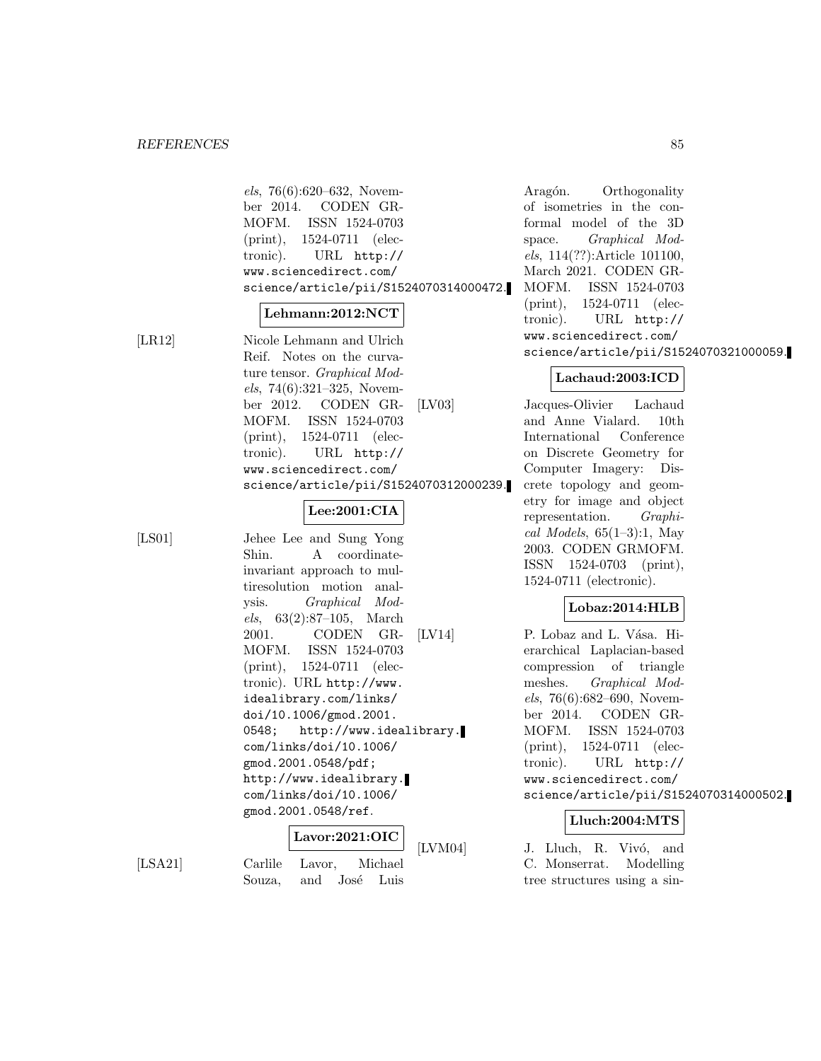*els*, 76(6):620–632, November 2014. CODEN GRMOFM. ISSN 1524-0703 (print), 1524-0711 (electronic). URL http://www.sciencedirect.com/science/article/pii/S1524070314000472.

**Lehmann:2012:NCT**

[LR12] Nicole Lehmann and Ulrich Reif. Notes on the curvature tensor. *Graphical Models*, 74(6):321–325, November 2012. CODEN GRMOFM. ISSN 1524-0703 (print), 1524-0711 (electronic). URL http://www.sciencedirect.com/science/article/pii/S1524070312000239.

**Lee:2001:CIA**

[LS01] Jehee Lee and Sung Yong Shin. A coordinate-invariant approach to multiresolution motion analysis. *Graphical Models*, 63(2):87–105, March 2001. CODEN GRMOFM. ISSN 1524-0703 (print), 1524-0711 (electronic). URL http://www.idealibrary.com/links/doi/10.1006/gmod.2001.0548; http://www.idealibrary.com/links/doi/10.1006/gmod.2001.0548/pdf; http://www.idealibrary.com/links/doi/10.1006/gmod.2001.0548/ref.

**Lavor:2021:OIC**

[LSA21] Carlile Lavor, Michael Souza, and José Luis Aragón. Orthogonality of isometries in the conformal model of the 3D space. *Graphical Models*, 114(??):Article 101100, March 2021. CODEN GRMOFM. ISSN 1524-0703 (print), 1524-0711 (electronic). URL http://www.sciencedirect.com/science/article/pii/S1524070321000059.

**Lachaud:2003:ICD**

[LV03] Jacques-Olivier Lachaud and Anne Vialard. 10th International Conference on Discrete Geometry for Computer Imagery: Discrete topology and geometry for image and object representation. *Graphical Models*, 65(1–3):1, May 2003. CODEN GRMOFM. ISSN 1524-0703 (print), 1524-0711 (electronic).

**Lobaz:2014:HLB**

[LV14] P. Lobaz and L. Vása. Hierarchical Laplacian-based compression of triangle meshes. *Graphical Models*, 76(6):682–690, November 2014. CODEN GRMOFM. ISSN 1524-0703 (print), 1524-0711 (electronic). URL http://www.sciencedirect.com/science/article/pii/S1524070314000502.

**Lluch:2004:MTS**

[LVM04] J. Lluch, R. Vivó, and C. Monserrat. Modelling tree structures using a sin-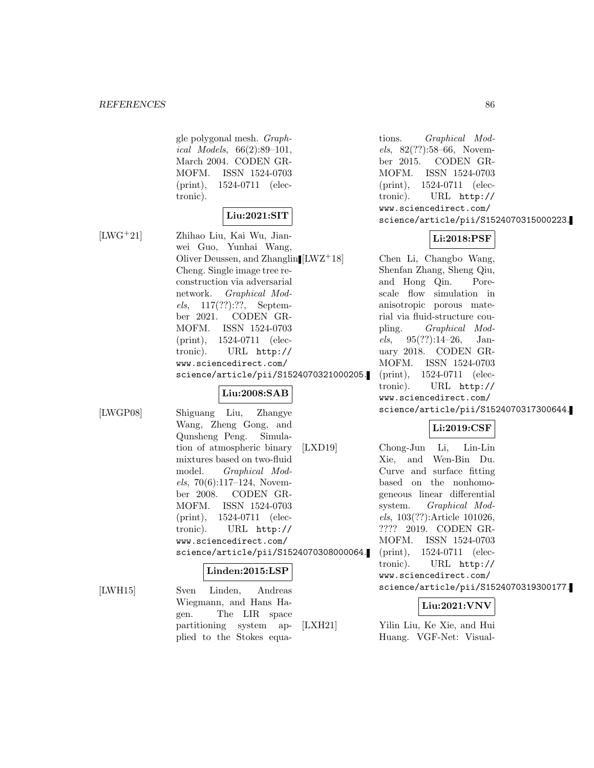gle polygonal mesh. *Graphical Models*, 66(2):89–101, March 2004. CODEN GRMOFM. ISSN 1524-0703 (print), 1524-0711 (electronic).

**Liu:2021:SIT**

[LWG+21] Zhihao Liu, Kai Wu, Jianwei Guo, Yunhai Wang, Oliver Deussen, and Zhanglin Cheng. Single image tree reconstruction via adversarial network. *Graphical Models*, 117(??):??, September 2021. CODEN GRMOFM. ISSN 1524-0703 (print), 1524-0711 (electronic). URL http://www.sciencedirect.com/science/article/pii/S1524070321000205.

**Liu:2008:SAB**

[LWGP08] Shiguang Liu, Zhangye Wang, Zheng Gong, and Qunsheng Peng. Simulation of atmospheric binary mixtures based on two-fluid model. *Graphical Models*, 70(6):117–124, November 2008. CODEN GRMOFM. ISSN 1524-0703 (print), 1524-0711 (electronic). URL http://www.sciencedirect.com/science/article/pii/S1524070308000064.

**Linden:2015:LSP**

[LWH15] Sven Linden, Andreas Wiegmann, and Hans Hagen. The LIR space partitioning system applied to the Stokes equations. *Graphical Models*, 82(??):58–66, November 2015. CODEN GRMOFM. ISSN 1524-0703 (print), 1524-0711 (electronic). URL http://www.sciencedirect.com/science/article/pii/S1524070315000223.

**Li:2018:PSF**

[LWZ+18] Chen Li, Changbo Wang, Shenfan Zhang, Sheng Qiu, and Hong Qin. Pore-scale flow simulation in anisotropic porous material via fluid-structure coupling. *Graphical Models*, 95(??):14–26, January 2018. CODEN GRMOFM. ISSN 1524-0703 (print), 1524-0711 (electronic). URL http://www.sciencedirect.com/science/article/pii/S1524070317300644.

**Li:2019:CSF**

[LXD19] Chong-Jun Li, Lin-Lin Xie, and Wen-Bin Du. Curve and surface fitting based on the nonhomogeneous linear differential system. *Graphical Models*, 103(??):Article 101026, ???? 2019. CODEN GRMOFM. ISSN 1524-0703 (print), 1524-0711 (electronic). URL http://www.sciencedirect.com/science/article/pii/S1524070319300177.

**Liu:2021:VNV**

[LXH21] Yilin Liu, Ke Xie, and Hui Huang. VGF-Net: Visual-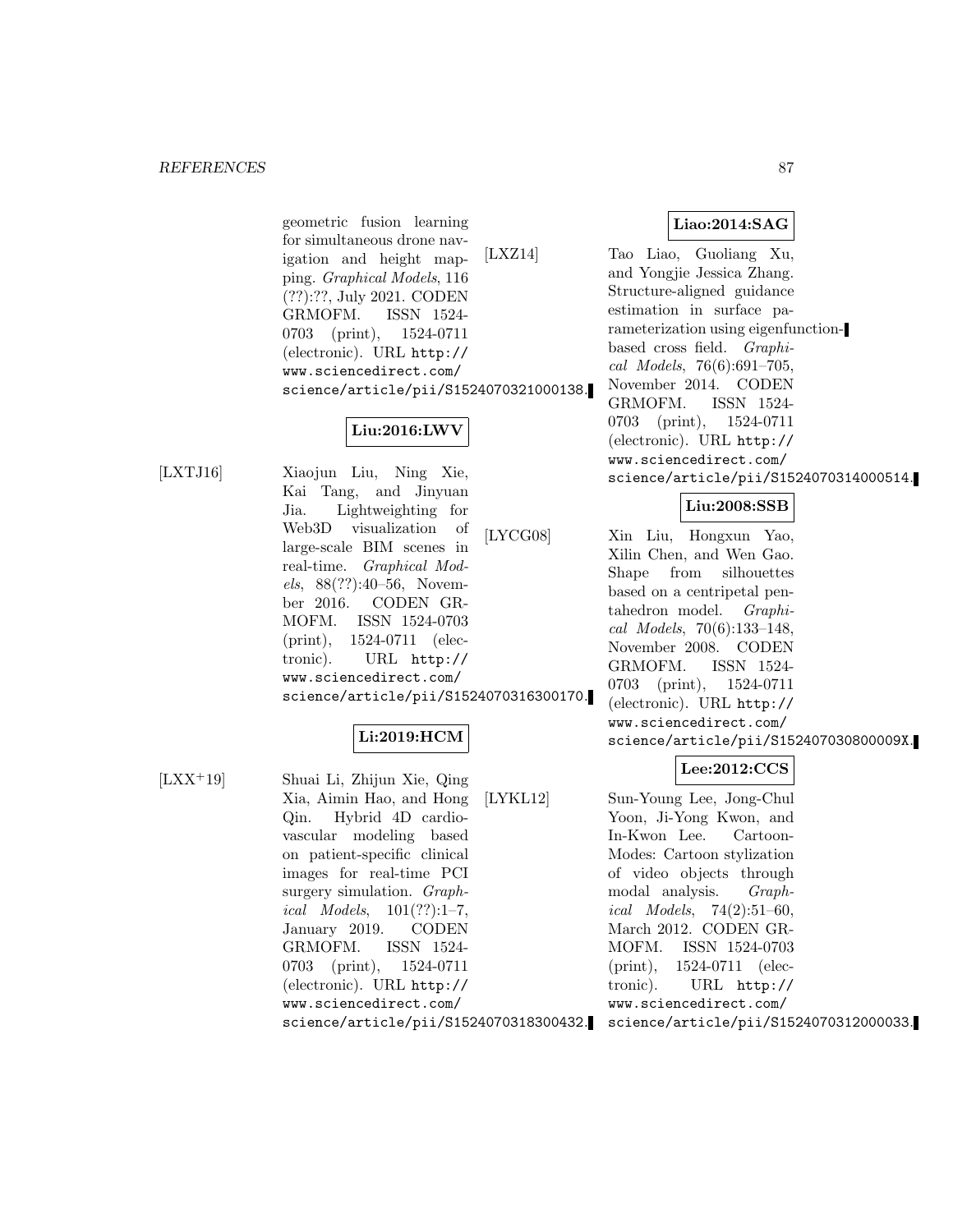geometric fusion learning for simultaneous drone navigation and height mapping. *Graphical Models*, 116 (??):??, July 2021. CODEN GRMOFM. ISSN 1524-0703 (print), 1524-0711 (electronic). URL `http://www.sciencedirect.com/science/article/pii/S1524070321000138`.

**Liu:2016:LWV**

[LXTJ16] Xiaojun Liu, Ning Xie, Kai Tang, and Jinyuan Jia. Lightweighting for Web3D visualization of large-scale BIM scenes in real-time. *Graphical Models*, 88(??):40–56, November 2016. CODEN GRMOFM. ISSN 1524-0703 (print), 1524-0711 (electronic). URL `http://www.sciencedirect.com/science/article/pii/S1524070316300170`.

**Li:2019:HCM**

[LXX+19] Shuai Li, Zhijun Xie, Qing Xia, Aimin Hao, and Hong Qin. Hybrid 4D cardiovascular modeling based on patient-specific clinical images for real-time PCI surgery simulation. *Graphical Models*, 101(??):1–7, January 2019. CODEN GRMOFM. ISSN 1524-0703 (print), 1524-0711 (electronic). URL `http://www.sciencedirect.com/science/article/pii/S1524070318300432`.

**Liao:2014:SAG**

[LXZ14] Tao Liao, Guoliang Xu, and Yongjie Jessica Zhang. Structure-aligned guidance estimation in surface parameterization using eigenfunction-based cross field. *Graphical Models*, 76(6):691–705, November 2014. CODEN GRMOFM. ISSN 1524-0703 (print), 1524-0711 (electronic). URL `http://www.sciencedirect.com/science/article/pii/S1524070314000514`.

**Liu:2008:SSB**

[LYCG08] Xin Liu, Hongxun Yao, Xilin Chen, and Wen Gao. Shape from silhouettes based on a centripetal pentahedron model. *Graphical Models*, 70(6):133–148, November 2008. CODEN GRMOFM. ISSN 1524-0703 (print), 1524-0711 (electronic). URL `http://www.sciencedirect.com/science/article/pii/S152407030800009X`.

**Lee:2012:CCS**

[LYKL12] Sun-Young Lee, Jong-Chul Yoon, Ji-Yong Kwon, and In-Kwon Lee. CartoonModes: Cartoon stylization of video objects through modal analysis. *Graphical Models*, 74(2):51–60, March 2012. CODEN GRMOFM. ISSN 1524-0703 (print), 1524-0711 (electronic). URL `http://www.sciencedirect.com/science/article/pii/S1524070312000033`.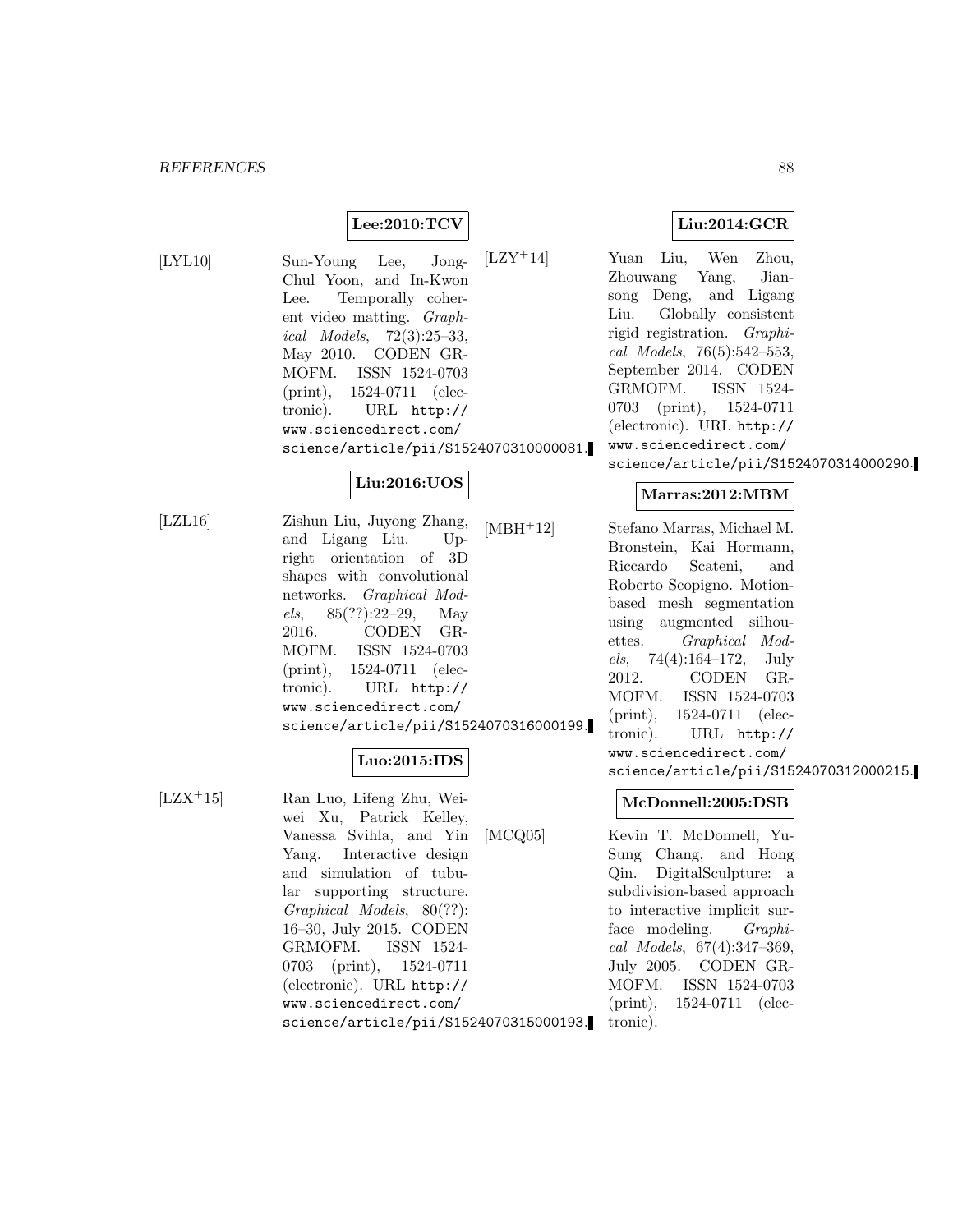**Lee:2010:TCV**

[LYL10] Sun-Young Lee, Jong-Chul Yoon, and In-Kwon Lee. Temporally coherent video matting. *Graphical Models*, 72(3):25–33, May 2010. CODEN GRMOFM. ISSN 1524-0703 (print), 1524-0711 (electronic). URL `http://www.sciencedirect.com/science/article/pii/S1524070310000081`.

**Liu:2016:UOS**

[LZL16] Zishun Liu, Juyong Zhang, and Ligang Liu. Upright orientation of 3D shapes with convolutional networks. *Graphical Models*, 85(??):22–29, May 2016. CODEN GRMOFM. ISSN 1524-0703 (print), 1524-0711 (electronic). URL `http://www.sciencedirect.com/science/article/pii/S1524070316000199`.

**Luo:2015:IDS**

[LZX+15] Ran Luo, Lifeng Zhu, Weiwei Xu, Patrick Kelley, Vanessa Svihla, and Yin Yang. Interactive design and simulation of tubular supporting structure. *Graphical Models*, 80(??): 16–30, July 2015. CODEN GRMOFM. ISSN 1524-0703 (print), 1524-0711 (electronic). URL `http://www.sciencedirect.com/science/article/pii/S1524070315000193`.

**Liu:2014:GCR**

[LZY+14] Yuan Liu, Wen Zhou, Zhouwang Yang, Jiansong Deng, and Ligang Liu. Globally consistent rigid registration. *Graphical Models*, 76(5):542–553, September 2014. CODEN GRMOFM. ISSN 1524-0703 (print), 1524-0711 (electronic). URL `http://www.sciencedirect.com/science/article/pii/S1524070314000290`.

**Marras:2012:MBM**

[MBH+12] Stefano Marras, Michael M. Bronstein, Kai Hormann, Riccardo Scateni, and Roberto Scopigno. Motion-based mesh segmentation using augmented silhouettes. *Graphical Models*, 74(4):164–172, July 2012. CODEN GRMOFM. ISSN 1524-0703 (print), 1524-0711 (electronic). URL `http://www.sciencedirect.com/science/article/pii/S1524070312000215`.

**McDonnell:2005:DSB**

[MCQ05] Kevin T. McDonnell, Yu-Sung Chang, and Hong Qin. DigitalSculpture: a subdivision-based approach to interactive implicit surface modeling. *Graphical Models*, 67(4):347–369, July 2005. CODEN GRMOFM. ISSN 1524-0703 (print), 1524-0711 (electronic).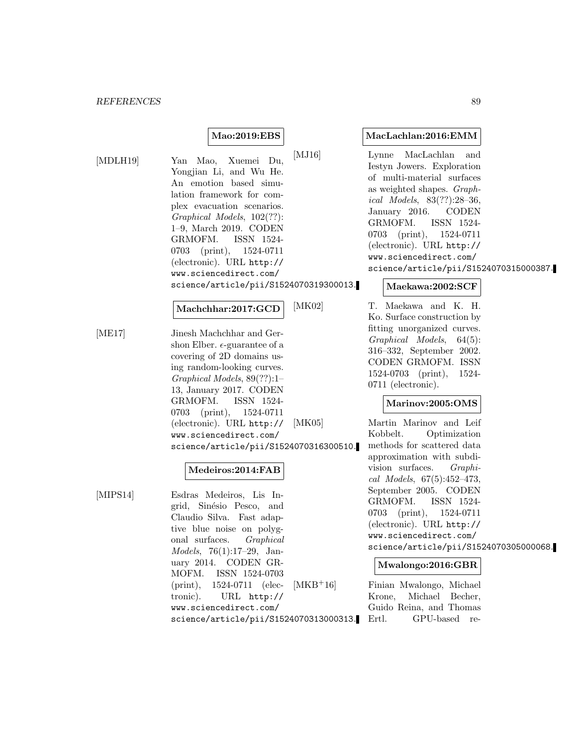**Mao:2019:EBS**

[MDLH19] Yan Mao, Xuemei Du, Yongjian Li, and Wu He. An emotion based simulation framework for complex evacuation scenarios. *Graphical Models*, 102(??): 1–9, March 2019. CODEN GRMOFM. ISSN 1524-0703 (print), 1524-0711 (electronic). URL http://www.sciencedirect.com/science/article/pii/S1524070319300013.

**Machchhar:2017:GCD**

[ME17] Jinesh Machchhar and Gershon Elber. $\epsilon$-guarantee of a covering of 2D domains using random-looking curves. *Graphical Models*, 89(??):1–13, January 2017. CODEN GRMOFM. ISSN 1524-0703 (print), 1524-0711 (electronic). URL http://www.sciencedirect.com/science/article/pii/S1524070316300510.

**Medeiros:2014:FAB**

[MIPS14] Esdras Medeiros, Lis Ingrid, Sinésio Pesco, and Claudio Silva. Fast adaptive blue noise on polygonal surfaces. *Graphical Models*, 76(1):17–29, January 2014. CODEN GRMOFM. ISSN 1524-0703 (print), 1524-0711 (electronic). URL http://www.sciencedirect.com/science/article/pii/S1524070313000313.

**MacLachlan:2016:EMM**

[MJ16] Lynne MacLachlan and Iestyn Jowers. Exploration of multi-material surfaces as weighted shapes. *Graphical Models*, 83(??):28–36, January 2016. CODEN GRMOFM. ISSN 1524-0703 (print), 1524-0711 (electronic). URL http://www.sciencedirect.com/science/article/pii/S1524070315000387.

**Maekawa:2002:SCF**

[MK02] T. Maekawa and K. H. Ko. Surface construction by fitting unorganized curves. *Graphical Models*, 64(5): 316–332, September 2002. CODEN GRMOFM. ISSN 1524-0703 (print), 1524-0711 (electronic).

**Marinov:2005:OMS**

[MK05] Martin Marinov and Leif Kobbelt. Optimization methods for scattered data approximation with subdivision surfaces. *Graphical Models*, 67(5):452–473, September 2005. CODEN GRMOFM. ISSN 1524-0703 (print), 1524-0711 (electronic). URL http://www.sciencedirect.com/science/article/pii/S1524070305000068.

**Mwalongo:2016:GBR**

[MKB+16] Finian Mwalongo, Michael Krone, Michael Becher, Guido Reina, and Thomas Ertl. GPU-based re-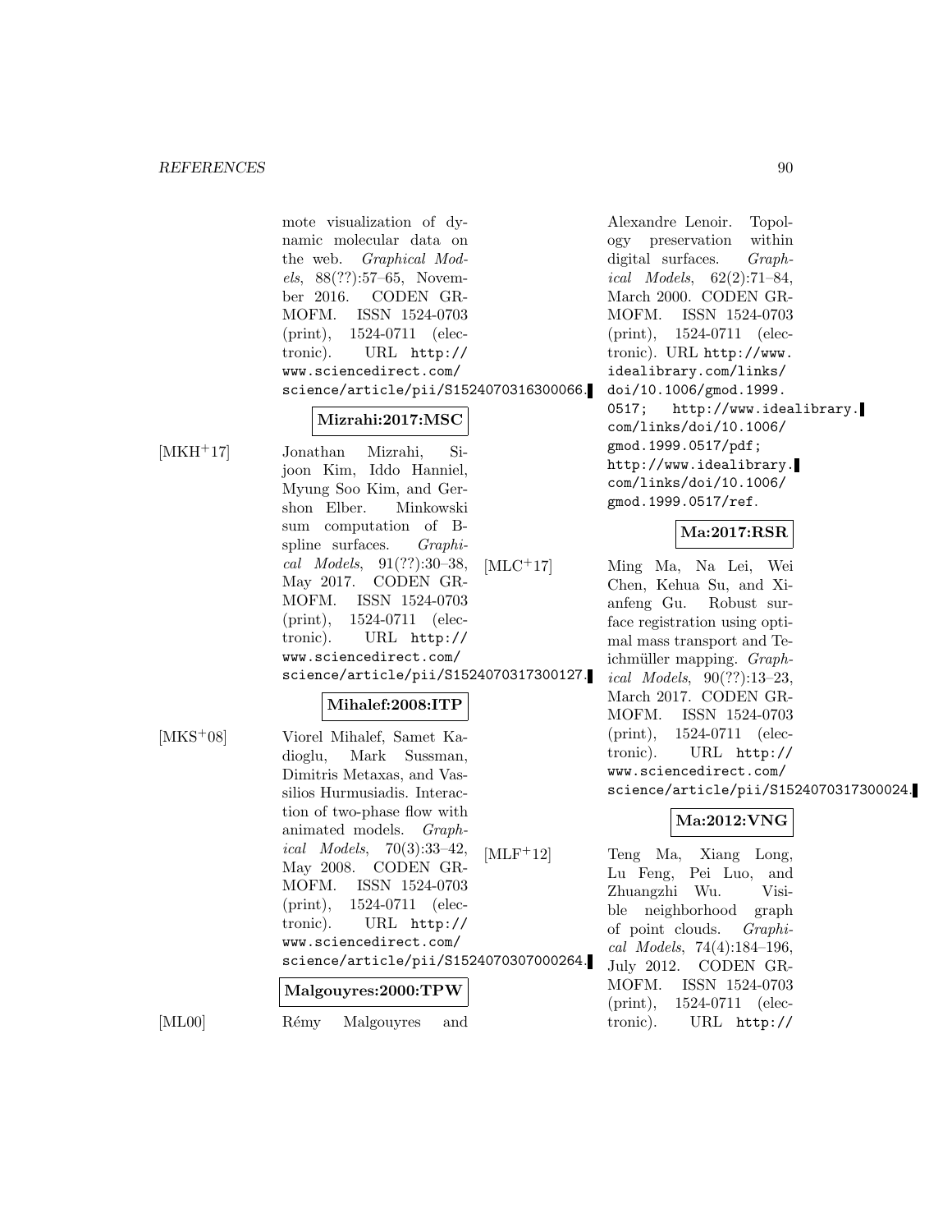mote visualization of dynamic molecular data on the web. *Graphical Models*, 88(??):57–65, November 2016. CODEN GRMOFM. ISSN 1524-0703 (print), 1524-0711 (electronic). URL http://www.sciencedirect.com/science/article/pii/S1524070316300066.

**Mizrahi:2017:MSC**

[MKH+17] Jonathan Mizrahi, Sijoon Kim, Iddo Hanniel, Myung Soo Kim, and Gershon Elber. Minkowski sum computation of B-spline surfaces. *Graphical Models*, 91(??):30–38, May 2017. CODEN GRMOFM. ISSN 1524-0703 (print), 1524-0711 (electronic). URL http://www.sciencedirect.com/science/article/pii/S1524070317300127.

**Mihalef:2008:ITP**

[MKS+08] Viorel Mihalef, Samet Kadioglu, Mark Sussman, Dimitris Metaxas, and Vassilios Hurmusiadis. Interaction of two-phase flow with animated models. *Graphical Models*, 70(3):33–42, May 2008. CODEN GRMOFM. ISSN 1524-0703 (print), 1524-0711 (electronic). URL http://www.sciencedirect.com/science/article/pii/S1524070307000264.

**Malgouyres:2000:TPW**

[ML00] Rémy Malgouyres and Alexandre Lenoir. Topology preservation within digital surfaces. *Graphical Models*, 62(2):71–84, March 2000. CODEN GRMOFM. ISSN 1524-0703 (print), 1524-0711 (electronic). URL http://www.idealibrary.com/links/doi/10.1006/gmod.1999.0517; http://www.idealibrary.com/links/doi/10.1006/gmod.1999.0517/pdf; http://www.idealibrary.com/links/doi/10.1006/gmod.1999.0517/ref.

**Ma:2017:RSR**

[MLC+17] Ming Ma, Na Lei, Wei Chen, Kehua Su, and Xianfeng Gu. Robust surface registration using optimal mass transport and Teichmüller mapping. *Graphical Models*, 90(??):13–23, March 2017. CODEN GRMOFM. ISSN 1524-0703 (print), 1524-0711 (electronic). URL http://www.sciencedirect.com/science/article/pii/S1524070317300024.

**Ma:2012:VNG**

[MLF+12] Teng Ma, Xiang Long, Lu Feng, Pei Luo, and Zhuangzhi Wu. Visible neighborhood graph of point clouds. *Graphical Models*, 74(4):184–196, July 2012. CODEN GRMOFM. ISSN 1524-0703 (print), 1524-0711 (electronic). URL http://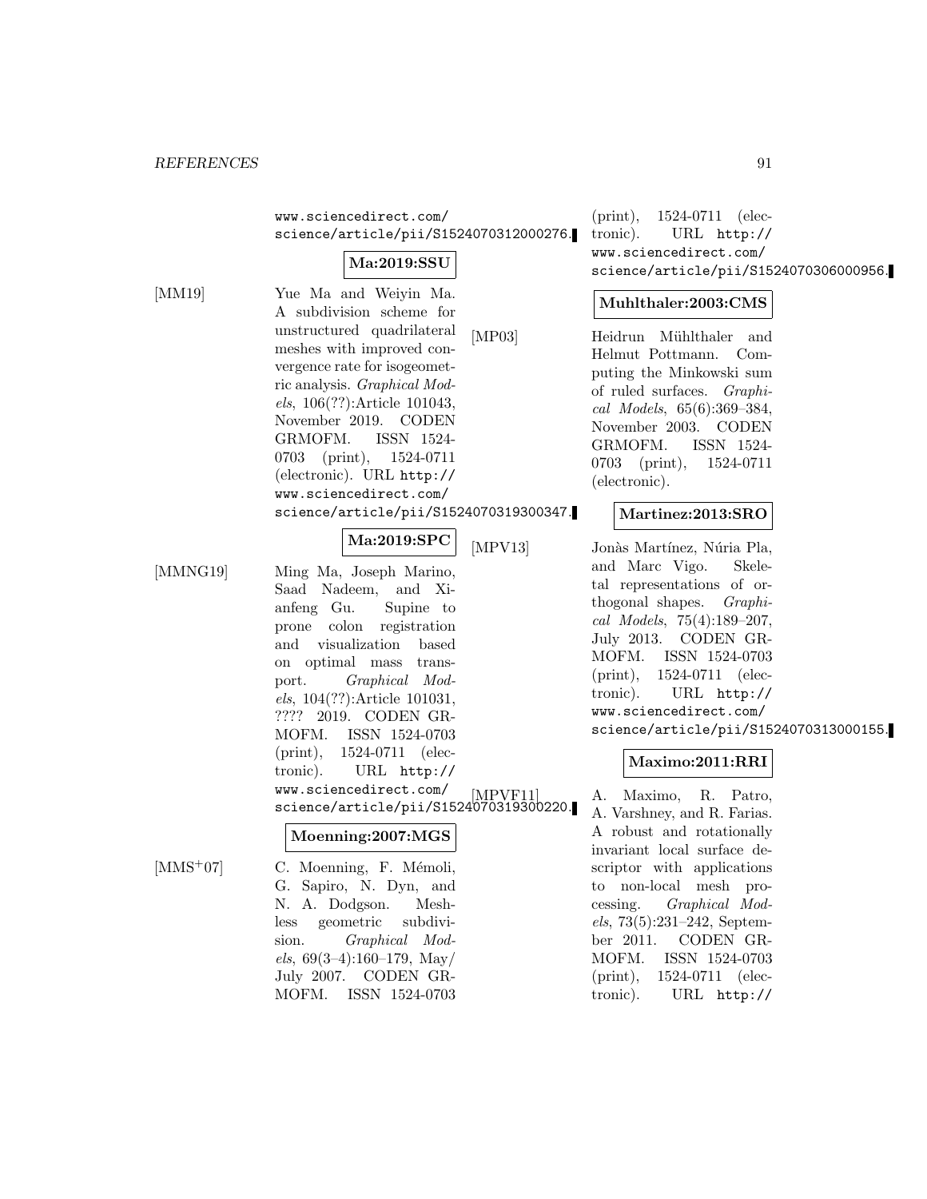www.sciencedirect.com/science/article/pii/S1524070312000276.

**Ma:2019:SSU**

[MM19] Yue Ma and Weiyin Ma. A subdivision scheme for unstructured quadrilateral meshes with improved convergence rate for isogeometric analysis. *Graphical Models*, 106(??):Article 101043, November 2019. CODEN GRMOFM. ISSN 1524-0703 (print), 1524-0711 (electronic). URL http://www.sciencedirect.com/science/article/pii/S1524070319300347.

**Ma:2019:SPC**

[MMNG19] Ming Ma, Joseph Marino, Saad Nadeem, and Xianfeng Gu. Supine to prone colon registration and visualization based on optimal mass transport. *Graphical Models*, 104(??):Article 101031, ???? 2019. CODEN GRMOFM. ISSN 1524-0703 (print), 1524-0711 (electronic). URL http://www.sciencedirect.com/science/article/pii/S1524070319300220.

**Moenning:2007:MGS**

[MMS+07] C. Moenning, F. Mémoli, G. Sapiro, N. Dyn, and N. A. Dodgson. Meshless geometric subdivision. *Graphical Models*, 69(3–4):160–179, May/July 2007. CODEN GRMOFM. ISSN 1524-0703 (print), 1524-0711 (electronic). URL http://www.sciencedirect.com/science/article/pii/S1524070306000956.

**Muhlthaler:2003:CMS**

[MP03] Heidrun Mühlthaler and Helmut Pottmann. Computing the Minkowski sum of ruled surfaces. *Graphical Models*, 65(6):369–384, November 2003. CODEN GRMOFM. ISSN 1524-0703 (print), 1524-0711 (electronic).

**Martinez:2013:SRO**

[MPV13] Jonàs Martínez, Núria Pla, and Marc Vigo. Skeletal representations of orthogonal shapes. *Graphical Models*, 75(4):189–207, July 2013. CODEN GRMOFM. ISSN 1524-0703 (print), 1524-0711 (electronic). URL http://www.sciencedirect.com/science/article/pii/S1524070313000155.

**Maximo:2011:RRI**

[MPVF11] A. Maximo, R. Patro, A. Varshney, and R. Farias. A robust and rotationally invariant local surface descriptor with applications to non-local mesh processing. *Graphical Models*, 73(5):231–242, September 2011. CODEN GRMOFM. ISSN 1524-0703 (print), 1524-0711 (electronic). URL http://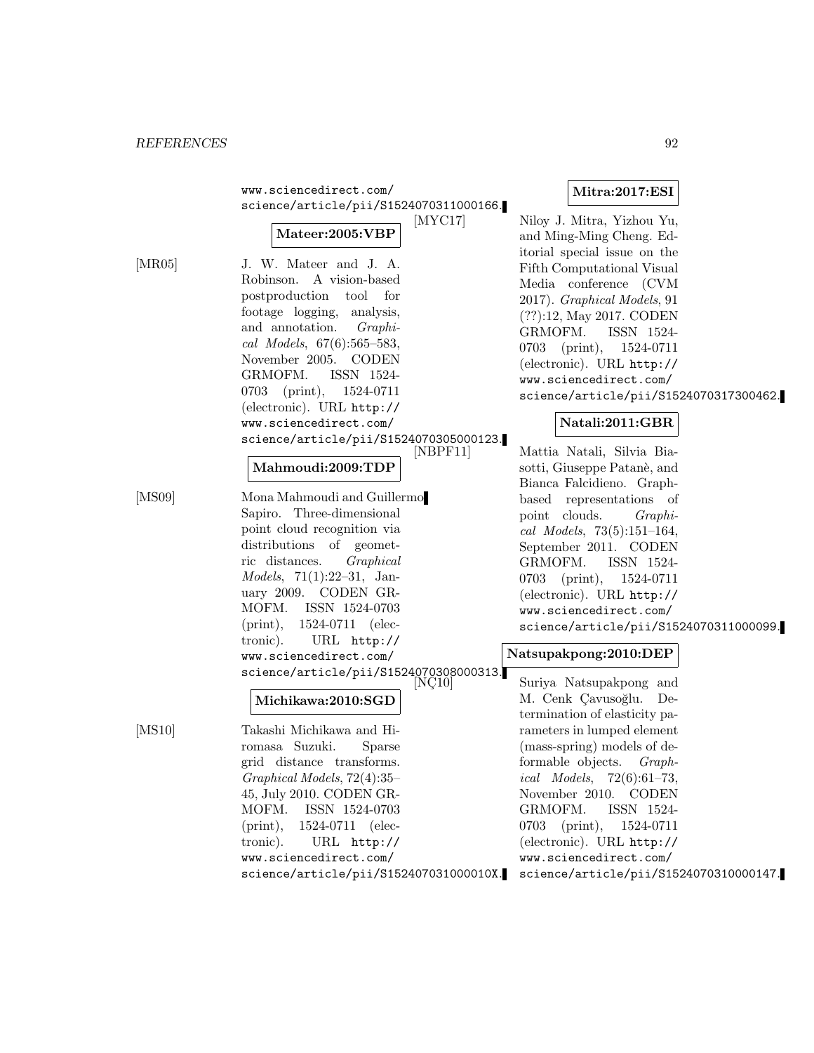www.sciencedirect.com/science/article/pii/S1524070311000166.

**Mateer:2005:VBP**

[MR05] J. W. Mateer and J. A. Robinson. A vision-based postproduction tool for footage logging, analysis, and annotation. *Graphical Models*, 67(6):565–583, November 2005. CODEN GRMOFM. ISSN 1524-0703 (print), 1524-0711 (electronic). URL http://www.sciencedirect.com/science/article/pii/S1524070305000123.

**Mahmoudi:2009:TDP**

[MS09] Mona Mahmoudi and Guillermo Sapiro. Three-dimensional point cloud recognition via distributions of geometric distances. *Graphical Models*, 71(1):22–31, January 2009. CODEN GRMOFM. ISSN 1524-0703 (print), 1524-0711 (electronic). URL http://www.sciencedirect.com/science/article/pii/S1524070308000313.

**Michikawa:2010:SGD**

[MS10] Takashi Michikawa and Hiromasa Suzuki. Sparse grid distance transforms. *Graphical Models*, 72(4):35–45, July 2010. CODEN GRMOFM. ISSN 1524-0703 (print), 1524-0711 (electronic). URL http://www.sciencedirect.com/science/article/pii/S152407031000010X.

**Mitra:2017:ESI**

[MYC17] Niloy J. Mitra, Yizhou Yu, and Ming-Ming Cheng. Editorial special issue on the Fifth Computational Visual Media conference (CVM 2017). *Graphical Models*, 91 (??):12, May 2017. CODEN GRMOFM. ISSN 1524-0703 (print), 1524-0711 (electronic). URL http://www.sciencedirect.com/science/article/pii/S1524070317300462.

**Natali:2011:GBR**

[NBPF11] Mattia Natali, Silvia Biasotti, Giuseppe Patanè, and Bianca Falcidieno. Graph-based representations of point clouds. *Graphical Models*, 73(5):151–164, September 2011. CODEN GRMOFM. ISSN 1524-0703 (print), 1524-0711 (electronic). URL http://www.sciencedirect.com/science/article/pii/S1524070311000099.

**Natsupakpong:2010:DEP**

[NÇ10] Suriya Natsupakpong and M. Cenk Çavusoğlu. Determination of elasticity parameters in lumped element (mass-spring) models of deformable objects. *Graphical Models*, 72(6):61–73, November 2010. CODEN GRMOFM. ISSN 1524-0703 (print), 1524-0711 (electronic). URL http://www.sciencedirect.com/science/article/pii/S1524070310000147.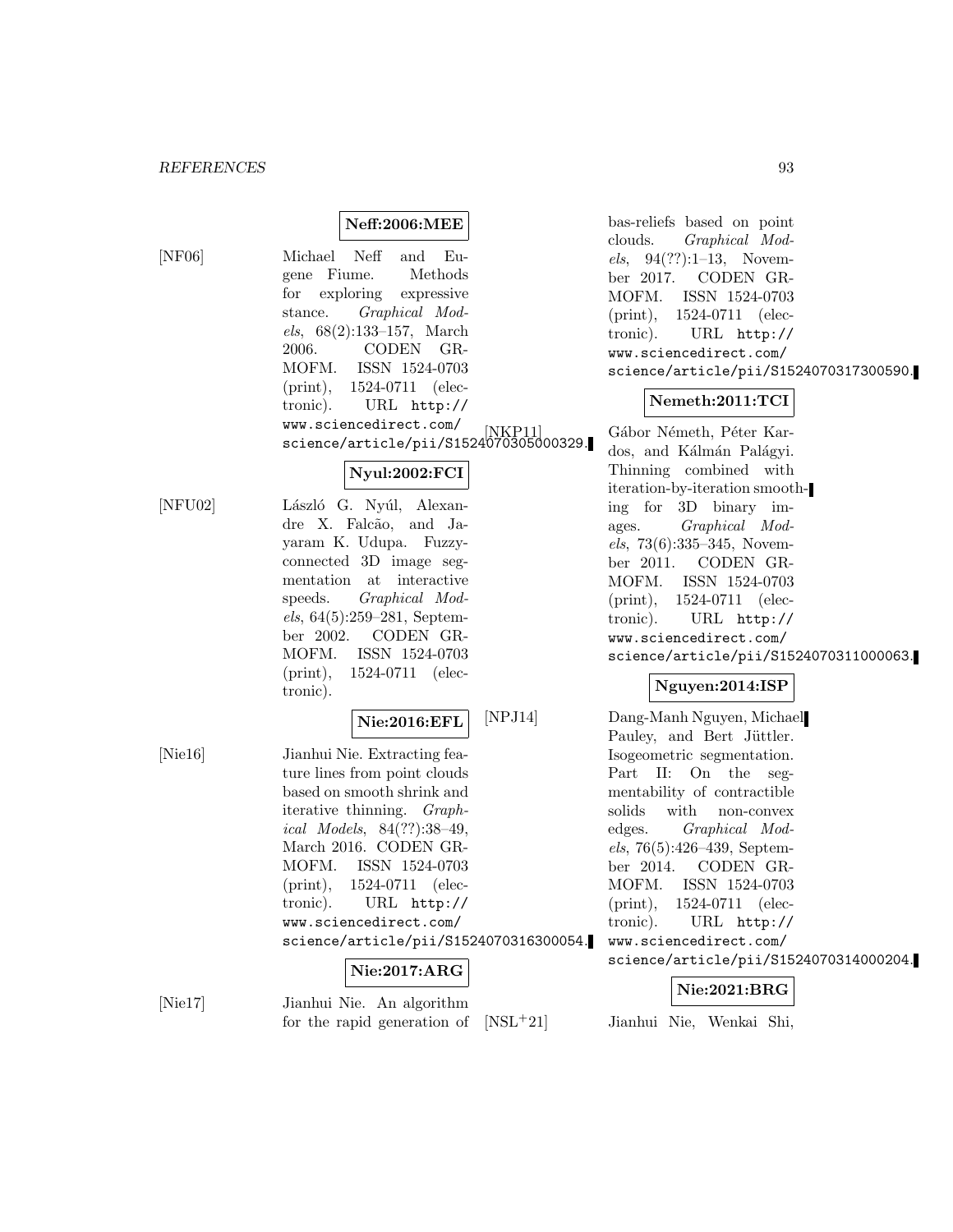**Neff:2006:MEE**

[NF06] Michael Neff and Eugene Fiume. Methods for exploring expressive stance. *Graphical Models*, 68(2):133–157, March 2006. CODEN GRMOFM. ISSN 1524-0703 (print), 1524-0711 (electronic). URL http://www.sciencedirect.com/science/article/pii/S1524070305000329.

**Nyul:2002:FCI**

[NFU02] László G. Nyúl, Alexandre X. Falcão, and Jayaram K. Udupa. Fuzzy-connected 3D image segmentation at interactive speeds. *Graphical Models*, 64(5):259–281, September 2002. CODEN GRMOFM. ISSN 1524-0703 (print), 1524-0711 (electronic).

**Nie:2016:EFL**

[Nie16] Jianhui Nie. Extracting feature lines from point clouds based on smooth shrink and iterative thinning. *Graphical Models*, 84(??):38–49, March 2016. CODEN GRMOFM. ISSN 1524-0703 (print), 1524-0711 (electronic). URL http://www.sciencedirect.com/science/article/pii/S1524070316300054.

**Nie:2017:ARG**

[Nie17] Jianhui Nie. An algorithm for the rapid generation of bas-reliefs based on point clouds. *Graphical Models*, 94(??):1–13, November 2017. CODEN GRMOFM. ISSN 1524-0703 (print), 1524-0711 (electronic). URL http://www.sciencedirect.com/science/article/pii/S1524070317300590.

**Nemeth:2011:TCI**

[NKP11] Gábor Németh, Péter Kardos, and Kálmán Palágyi. Thinning combined with iteration-by-iteration smoothing for 3D binary images. *Graphical Models*, 73(6):335–345, November 2011. CODEN GRMOFM. ISSN 1524-0703 (print), 1524-0711 (electronic). URL http://www.sciencedirect.com/science/article/pii/S1524070311000063.

**Nguyen:2014:ISP**

[NPJ14] Dang-Manh Nguyen, Michael Pauley, and Bert Jüttler. Isogeometric segmentation. Part II: On the segmentability of contractible solids with non-convex edges. *Graphical Models*, 76(5):426–439, September 2014. CODEN GRMOFM. ISSN 1524-0703 (print), 1524-0711 (electronic). URL http://www.sciencedirect.com/science/article/pii/S1524070314000204.

**Nie:2021:BRG**

[NSL+21] Jianhui Nie, Wenkai Shi,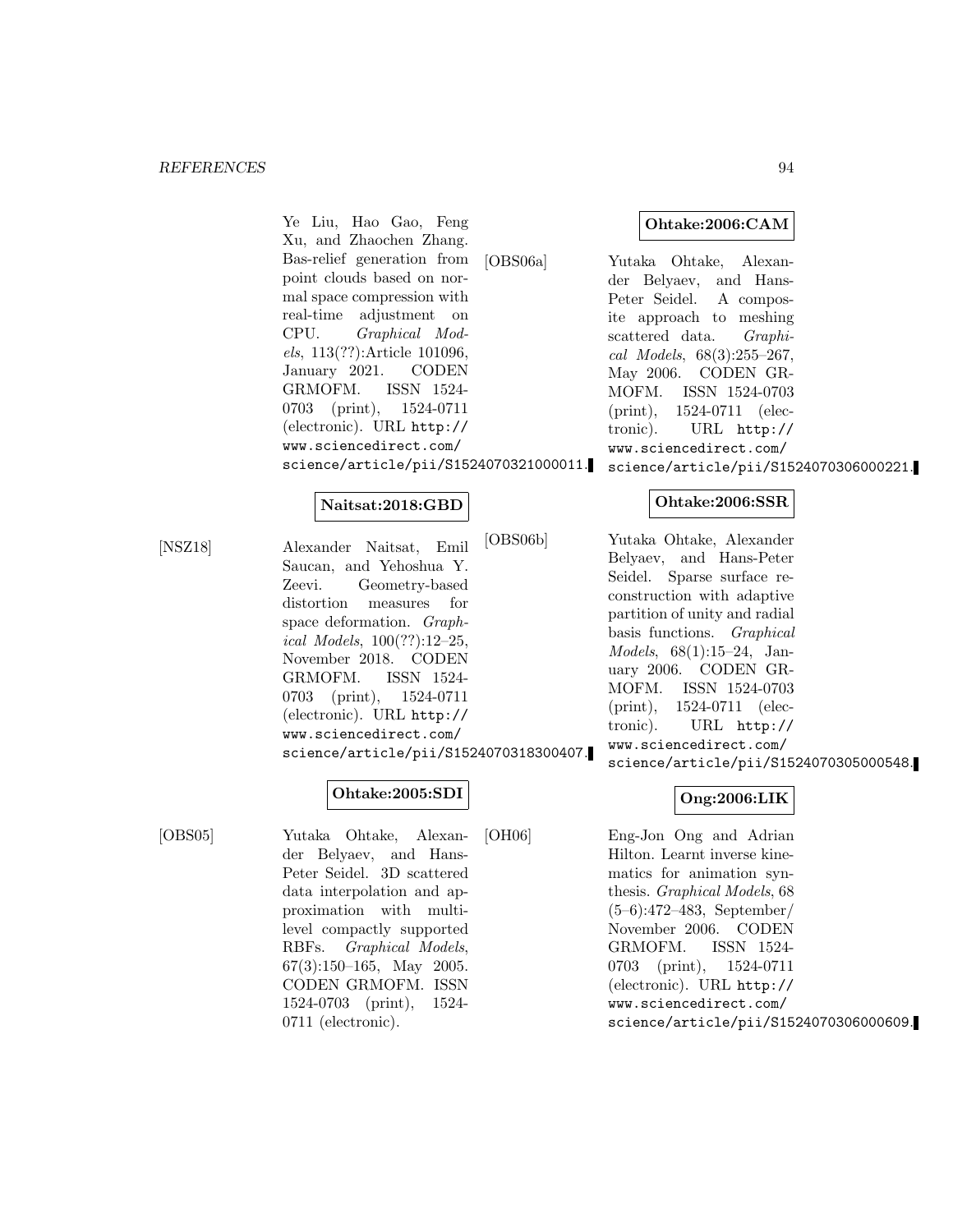Ye Liu, Hao Gao, Feng Xu, and Zhaochen Zhang. Bas-relief generation from point clouds based on normal space compression with real-time adjustment on CPU. *Graphical Models*, 113(??):Article 101096, January 2021. CODEN GRMOFM. ISSN 1524-0703 (print), 1524-0711 (electronic). URL `http://www.sciencedirect.com/science/article/pii/S1524070321000011`.

**Naitsat:2018:GBD**

[NSZ18] Alexander Naitsat, Emil Saucan, and Yehoshua Y. Zeevi. Geometry-based distortion measures for space deformation. *Graphical Models*, 100(??):12–25, November 2018. CODEN GRMOFM. ISSN 1524-0703 (print), 1524-0711 (electronic). URL `http://www.sciencedirect.com/science/article/pii/S1524070318300407`.

**Ohtake:2005:SDI**

[OBS05] Yutaka Ohtake, Alexander Belyaev, and Hans-Peter Seidel. 3D scattered data interpolation and approximation with multilevel compactly supported RBFs. *Graphical Models*, 67(3):150–165, May 2005. CODEN GRMOFM. ISSN 1524-0703 (print), 1524-0711 (electronic).

**Ohtake:2006:CAM**

[OBS06a] Yutaka Ohtake, Alexander Belyaev, and Hans-Peter Seidel. A composite approach to meshing scattered data. *Graphical Models*, 68(3):255–267, May 2006. CODEN GRMOFM. ISSN 1524-0703 (print), 1524-0711 (electronic). URL `http://www.sciencedirect.com/science/article/pii/S1524070306000221`.

**Ohtake:2006:SSR**

[OBS06b] Yutaka Ohtake, Alexander Belyaev, and Hans-Peter Seidel. Sparse surface reconstruction with adaptive partition of unity and radial basis functions. *Graphical Models*, 68(1):15–24, January 2006. CODEN GRMOFM. ISSN 1524-0703 (print), 1524-0711 (electronic). URL `http://www.sciencedirect.com/science/article/pii/S1524070305000548`.

**Ong:2006:LIK**

[OH06] Eng-Jon Ong and Adrian Hilton. Learnt inverse kinematics for animation synthesis. *Graphical Models*, 68 (5–6):472–483, September/November 2006. CODEN GRMOFM. ISSN 1524-0703 (print), 1524-0711 (electronic). URL `http://www.sciencedirect.com/science/article/pii/S1524070306000609`.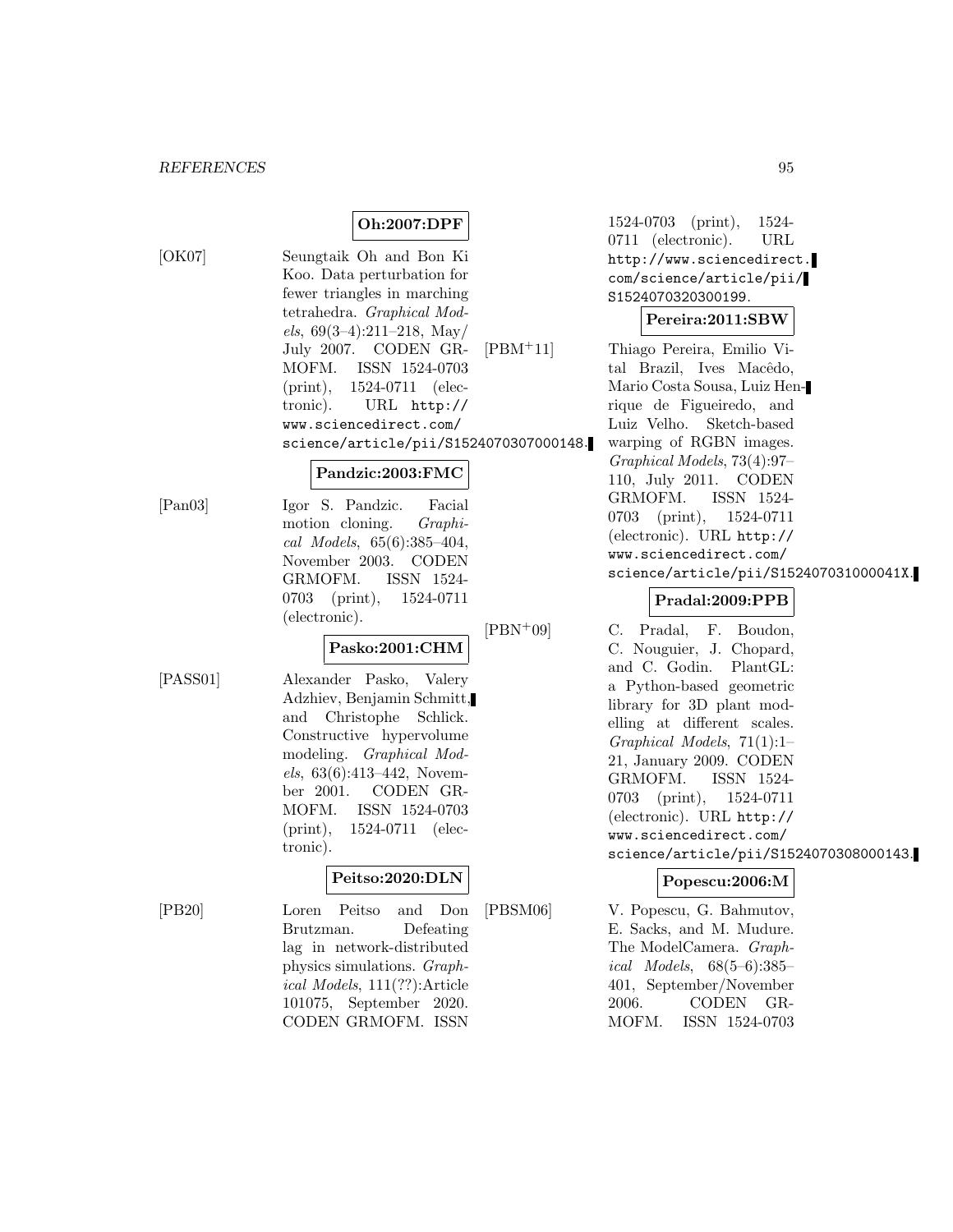**Oh:2007:DPF**

[OK07] Seungtaik Oh and Bon Ki Koo. Data perturbation for fewer triangles in marching tetrahedra. *Graphical Models*, 69(3–4):211–218, May/July 2007. CODEN GRMOFM. ISSN 1524-0703 (print), 1524-0711 (electronic). URL http://www.sciencedirect.com/science/article/pii/S1524070307000148.

**Pandzic:2003:FMC**

[Pan03] Igor S. Pandzic. Facial motion cloning. *Graphical Models*, 65(6):385–404, November 2003. CODEN GRMOFM. ISSN 1524-0703 (print), 1524-0711 (electronic).

**Pasko:2001:CHM**

[PASS01] Alexander Pasko, Valery Adzhiev, Benjamin Schmitt, and Christophe Schlick. Constructive hypervolume modeling. *Graphical Models*, 63(6):413–442, November 2001. CODEN GRMOFM. ISSN 1524-0703 (print), 1524-0711 (electronic).

**Peitso:2020:DLN**

[PB20] Loren Peitso and Don Brutzman. Defeating lag in network-distributed physics simulations. *Graphical Models*, 111(??):Article 101075, September 2020. CODEN GRMOFM. ISSN 1524-0703 (print), 1524-0711 (electronic). URL http://www.sciencedirect.com/science/article/pii/S1524070320300199.

**Pereira:2011:SBW**

[PBM+11] Thiago Pereira, Emilio Vital Brazil, Ives Macêdo, Mario Costa Sousa, Luiz Henrique de Figueiredo, and Luiz Velho. Sketch-based warping of RGBN images. *Graphical Models*, 73(4):97–110, July 2011. CODEN GRMOFM. ISSN 1524-0703 (print), 1524-0711 (electronic). URL http://www.sciencedirect.com/science/article/pii/S152407031000041X.

**Pradal:2009:PPB**

[PBN+09] C. Pradal, F. Boudon, C. Nouguier, J. Chopard, and C. Godin. PlantGL: a Python-based geometric library for 3D plant modelling at different scales. *Graphical Models*, 71(1):1–21, January 2009. CODEN GRMOFM. ISSN 1524-0703 (print), 1524-0711 (electronic). URL http://www.sciencedirect.com/science/article/pii/S1524070308000143.

**Popescu:2006:M**

[PBSM06] V. Popescu, G. Bahmutov, E. Sacks, and M. Mudure. The ModelCamera. *Graphical Models*, 68(5–6):385–401, September/November 2006. CODEN GRMOFM. ISSN 1524-0703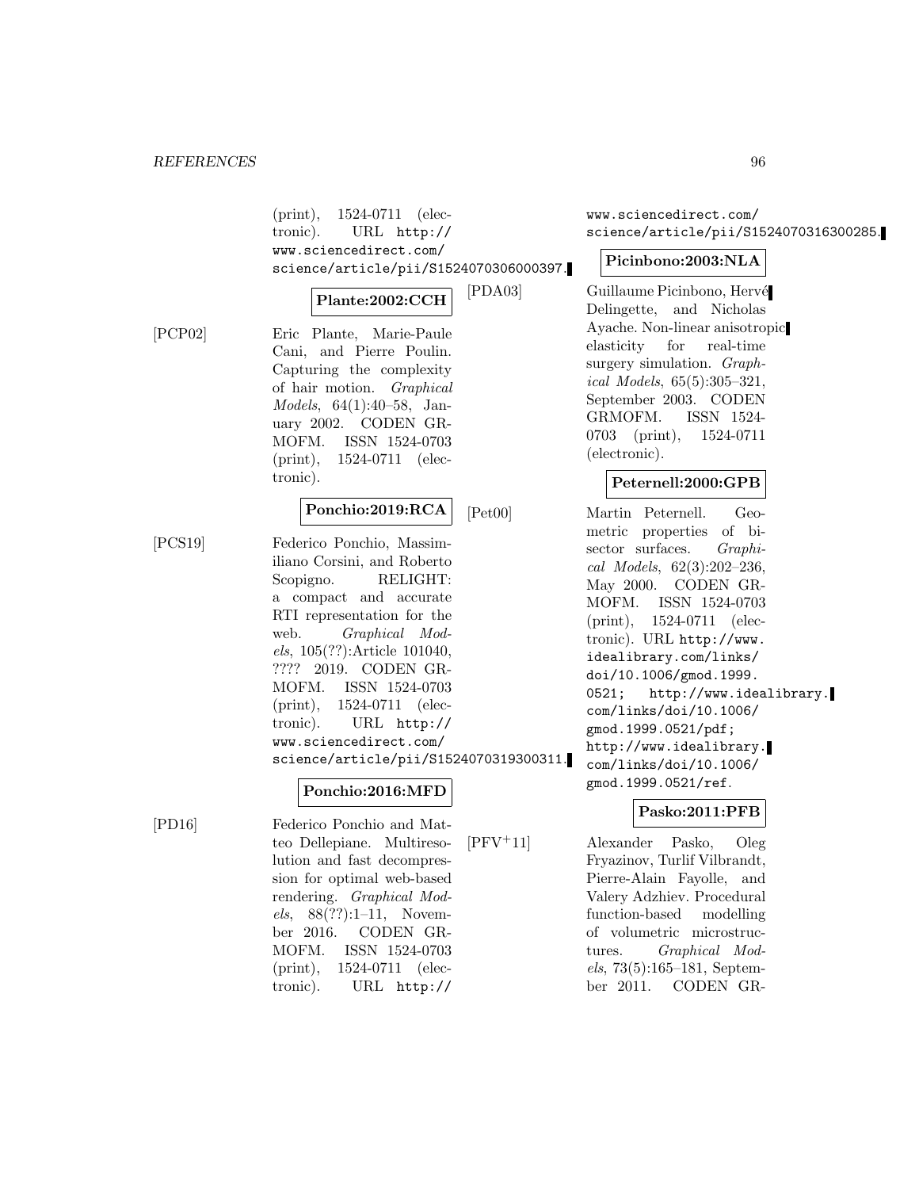(print), 1524-0711 (electronic). URL http://www.sciencedirect.com/science/article/pii/S1524070306000397.

**Plante:2002:CCH**

[PCP02] Eric Plante, Marie-Paule Cani, and Pierre Poulin. Capturing the complexity of hair motion. *Graphical Models*, 64(1):40–58, January 2002. CODEN GRMOFM. ISSN 1524-0703 (print), 1524-0711 (electronic).

**Ponchio:2019:RCA**

[PCS19] Federico Ponchio, Massimiliano Corsini, and Roberto Scopigno. RELIGHT: a compact and accurate RTI representation for the web. *Graphical Models*, 105(??):Article 101040, ???? 2019. CODEN GRMOFM. ISSN 1524-0703 (print), 1524-0711 (electronic). URL http://www.sciencedirect.com/science/article/pii/S1524070319300311.

**Ponchio:2016:MFD**

[PD16] Federico Ponchio and Matteo Dellepiane. Multiresolution and fast decompression for optimal web-based rendering. *Graphical Models*, 88(??):1–11, November 2016. CODEN GRMOFM. ISSN 1524-0703 (print), 1524-0711 (electronic). URL http://www.sciencedirect.com/science/article/pii/S1524070316300285.

**Picinbono:2003:NLA**

[PDA03] Guillaume Picinbono, Hervé Delingette, and Nicholas Ayache. Non-linear anisotropic elasticity for real-time surgery simulation. *Graphical Models*, 65(5):305–321, September 2003. CODEN GRMOFM. ISSN 1524-0703 (print), 1524-0711 (electronic).

**Peternell:2000:GPB**

[Pet00] Martin Peternell. Geometric properties of bisector surfaces. *Graphical Models*, 62(3):202–236, May 2000. CODEN GRMOFM. ISSN 1524-0703 (print), 1524-0711 (electronic). URL http://www.idealibrary.com/links/doi/10.1006/gmod.1999.0521; http://www.idealibrary.com/links/doi/10.1006/gmod.1999.0521/pdf; http://www.idealibrary.com/links/doi/10.1006/gmod.1999.0521/ref.

**Pasko:2011:PFB**

[PFV+11] Alexander Pasko, Oleg Fryazinov, Turlif Vilbrandt, Pierre-Alain Fayolle, and Valery Adzhiev. Procedural function-based modelling of volumetric microstructures. *Graphical Models*, 73(5):165–181, September 2011. CODEN GR-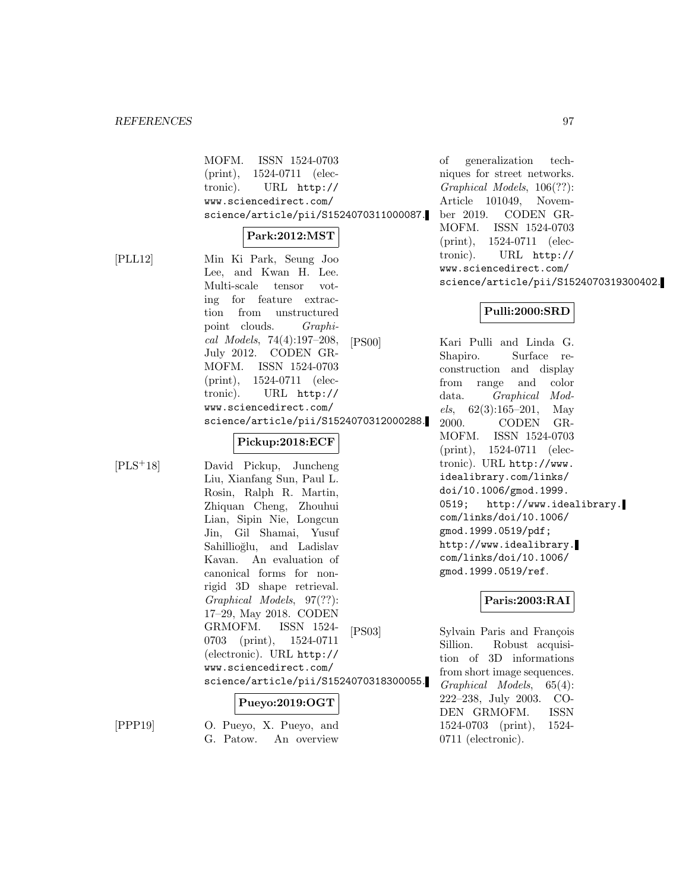MOFM. ISSN 1524-0703 (print), 1524-0711 (electronic). URL http://www.sciencedirect.com/science/article/pii/S1524070311000087.

**Park:2012:MST**

[PLL12] Min Ki Park, Seung Joo Lee, and Kwan H. Lee. Multi-scale tensor voting for feature extraction from unstructured point clouds. *Graphical Models*, 74(4):197–208, July 2012. CODEN GRMOFM. ISSN 1524-0703 (print), 1524-0711 (electronic). URL http://www.sciencedirect.com/science/article/pii/S1524070312000288.

**Pickup:2018:ECF**

[PLS+18] David Pickup, Juncheng Liu, Xianfang Sun, Paul L. Rosin, Ralph R. Martin, Zhiquan Cheng, Zhouhui Lian, Sipin Nie, Longcun Jin, Gil Shamai, Yusuf Sahillioğlu, and Ladislav Kavan. An evaluation of canonical forms for non-rigid 3D shape retrieval. *Graphical Models*, 97(??): 17–29, May 2018. CODEN GRMOFM. ISSN 1524-0703 (print), 1524-0711 (electronic). URL http://www.sciencedirect.com/science/article/pii/S1524070318300055.

**Pueyo:2019:OGT**

[PPP19] O. Pueyo, X. Pueyo, and G. Patow. An overview of generalization techniques for street networks. *Graphical Models*, 106(??): Article 101049, November 2019. CODEN GRMOFM. ISSN 1524-0703 (print), 1524-0711 (electronic). URL http://www.sciencedirect.com/science/article/pii/S1524070319300402.

**Pulli:2000:SRD**

[PS00] Kari Pulli and Linda G. Shapiro. Surface reconstruction and display from range and color data. *Graphical Models*, 62(3):165–201, May 2000. CODEN GRMOFM. ISSN 1524-0703 (print), 1524-0711 (electronic). URL http://www.idealibrary.com/links/doi/10.1006/gmod.1999.0519; http://www.idealibrary.com/links/doi/10.1006/gmod.1999.0519/pdf; http://www.idealibrary.com/links/doi/10.1006/gmod.1999.0519/ref.

**Paris:2003:RAI**

[PS03] Sylvain Paris and François Sillion. Robust acquisition of 3D informations from short image sequences. *Graphical Models*, 65(4): 222–238, July 2003. CODEN GRMOFM. ISSN 1524-0703 (print), 1524-0711 (electronic).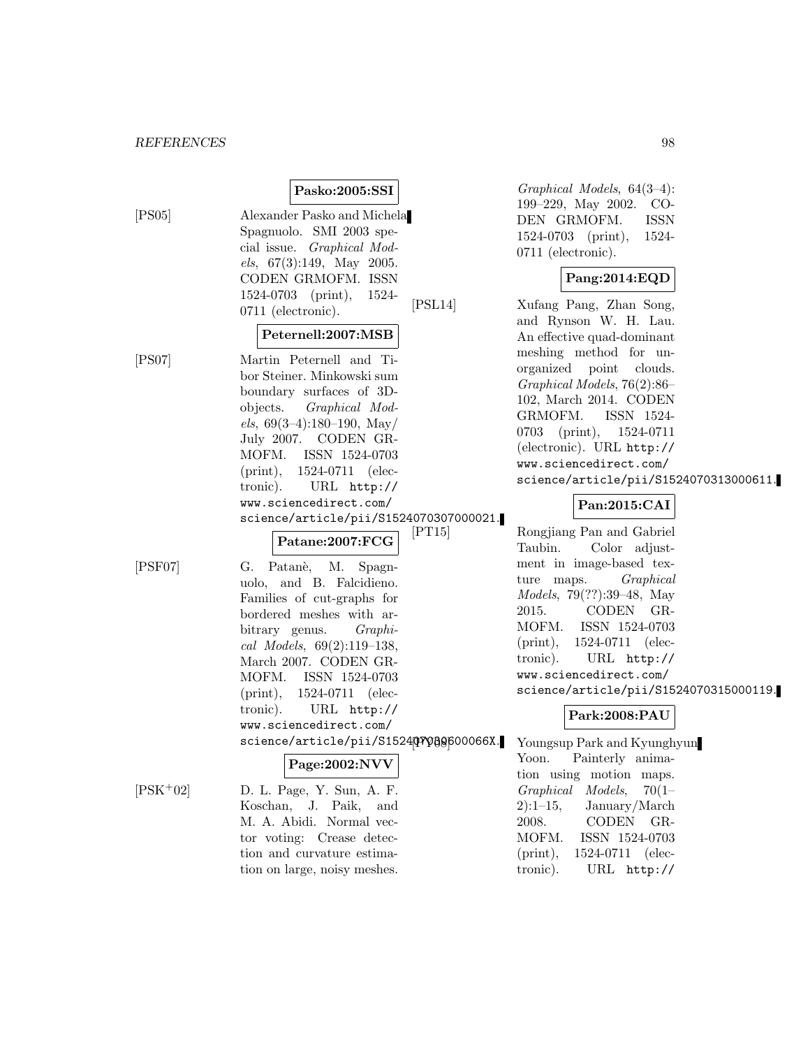**Pasko:2005:SSI**

[PS05] Alexander Pasko and Michela Spagnuolo. SMI 2003 special issue. *Graphical Models*, 67(3):149, May 2005. CODEN GRMOFM. ISSN 1524-0703 (print), 1524-0711 (electronic).

**Peternell:2007:MSB**

[PS07] Martin Peternell and Tibor Steiner. Minkowski sum boundary surfaces of 3D-objects. *Graphical Models*, 69(3–4):180–190, May/July 2007. CODEN GRMOFM. ISSN 1524-0703 (print), 1524-0711 (electronic). URL http://www.sciencedirect.com/science/article/pii/S1524070307000021.

**Patane:2007:FCG**

[PSF07] G. Patanè, M. Spagnuolo, and B. Falcidieno. Families of cut-graphs for bordered meshes with arbitrary genus. *Graphical Models*, 69(2):119–138, March 2007. CODEN GRMOFM. ISSN 1524-0703 (print), 1524-0711 (electronic). URL http://www.sciencedirect.com/science/article/pii/S152407030600066X.

**Page:2002:NVV**

[PSK+02] D. L. Page, Y. Sun, A. F. Koschan, J. Paik, and M. A. Abidi. Normal vector voting: Crease detection and curvature estimation on large, noisy meshes. *Graphical Models*, 64(3–4): 199–229, May 2002. CODEN GRMOFM. ISSN 1524-0703 (print), 1524-0711 (electronic).

**Pang:2014:EQD**

[PSL14] Xufang Pang, Zhan Song, and Rynson W. H. Lau. An effective quad-dominant meshing method for unorganized point clouds. *Graphical Models*, 76(2):86–102, March 2014. CODEN GRMOFM. ISSN 1524-0703 (print), 1524-0711 (electronic). URL http://www.sciencedirect.com/science/article/pii/S1524070313000611.

**Pan:2015:CAI**

[PT15] Rongjiang Pan and Gabriel Taubin. Color adjustment in image-based texture maps. *Graphical Models*, 79(??):39–48, May 2015. CODEN GRMOFM. ISSN 1524-0703 (print), 1524-0711 (electronic). URL http://www.sciencedirect.com/science/article/pii/S1524070315000119.

**Park:2008:PAU**

[PY08] Youngsup Park and Kyunghyun Yoon. Painterly animation using motion maps. *Graphical Models*, 70(1–2):1–15, January/March 2008. CODEN GRMOFM. ISSN 1524-0703 (print), 1524-0711 (electronic). URL http://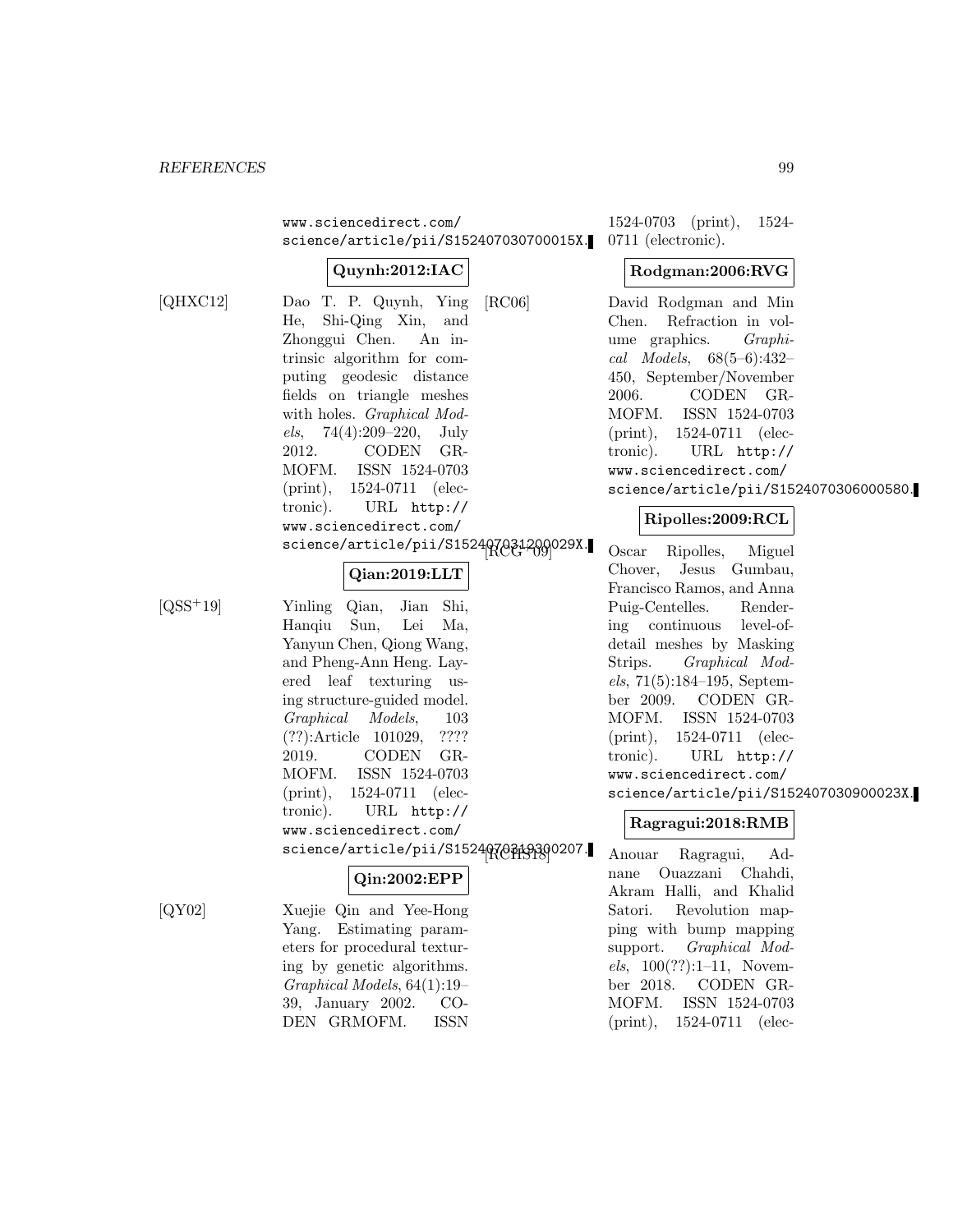www.sciencedirect.com/science/article/pii/S152407030700015X.

**Quynh:2012:IAC**

[QHXC12] Dao T. P. Quynh, Ying He, Shi-Qing Xin, and Zhonggui Chen. An intrinsic algorithm for computing geodesic distance fields on triangle meshes with holes. *Graphical Models*, 74(4):209–220, July 2012. CODEN GRMOFM. ISSN 1524-0703 (print), 1524-0711 (electronic). URL http://www.sciencedirect.com/science/article/pii/S152407031200029X.

**Qian:2019:LLT**

[QSS+19] Yinling Qian, Jian Shi, Hanqiu Sun, Lei Ma, Yanyun Chen, Qiong Wang, and Pheng-Ann Heng. Layered leaf texturing using structure-guided model. *Graphical Models*, 103 (??):Article 101029, ???? 2019. CODEN GRMOFM. ISSN 1524-0703 (print), 1524-0711 (electronic). URL http://www.sciencedirect.com/science/article/pii/S1524070319300207.

**Qin:2002:EPP**

[QY02] Xuejie Qin and Yee-Hong Yang. Estimating parameters for procedural texturing by genetic algorithms. *Graphical Models*, 64(1):19–39, January 2002. CODEN GRMOFM. ISSN 1524-0703 (print), 1524-0711 (electronic).

**Rodgman:2006:RVG**

[RC06] David Rodgman and Min Chen. Refraction in volume graphics. *Graphical Models*, 68(5–6):432–450, September/November 2006. CODEN GRMOFM. ISSN 1524-0703 (print), 1524-0711 (electronic). URL http://www.sciencedirect.com/science/article/pii/S1524070306000580.

**Ripolles:2009:RCL**

[RCG+09] Oscar Ripolles, Miguel Chover, Jesus Gumbau, Francisco Ramos, and Anna Puig-Centelles. Rendering continuous level-of-detail meshes by Masking Strips. *Graphical Models*, 71(5):184–195, September 2009. CODEN GRMOFM. ISSN 1524-0703 (print), 1524-0711 (electronic). URL http://www.sciencedirect.com/science/article/pii/S152407030900023X.

**Ragragui:2018:RMB**

[RCHS18] Anouar Ragragui, Adnane Ouazzani Chahdi, Akram Halli, and Khalid Satori. Revolution mapping with bump mapping support. *Graphical Models*, 100(??):1–11, November 2018. CODEN GRMOFM. ISSN 1524-0703 (print), 1524-0711 (elec-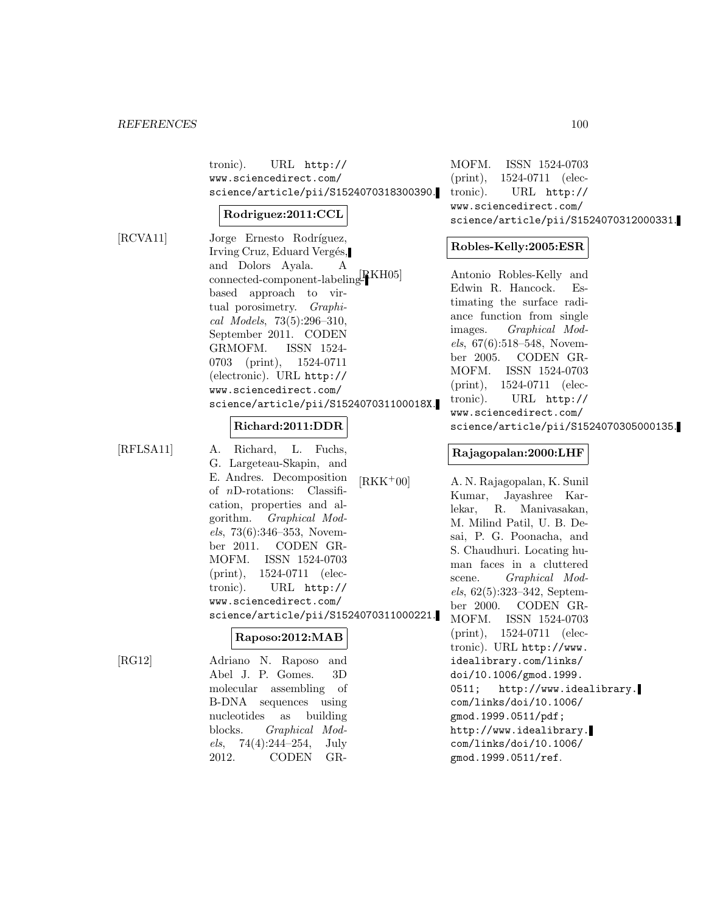tronic). URL http://www.sciencedirect.com/science/article/pii/S1524070318300390.

**Rodriguez:2011:CCL**

[RCVA11] Jorge Ernesto Rodríguez, Irving Cruz, Eduard Vergés, and Dolors Ayala. A connected-component-labeling-based approach to virtual porosimetry. *Graphical Models*, 73(5):296–310, September 2011. CODEN GRMOFM. ISSN 1524-0703 (print), 1524-0711 (electronic). URL http://www.sciencedirect.com/science/article/pii/S152407031100018X.

**Richard:2011:DDR**

[RFLSA11] A. Richard, L. Fuchs, G. Largeteau-Skapin, and E. Andres. Decomposition of $n$D-rotations: Classification, properties and algorithm. *Graphical Models*, 73(6):346–353, November 2011. CODEN GRMOFM. ISSN 1524-0703 (print), 1524-0711 (electronic). URL http://www.sciencedirect.com/science/article/pii/S1524070311000221.

**Raposo:2012:MAB**

[RG12] Adriano N. Raposo and Abel J. P. Gomes. 3D molecular assembling of B-DNA sequences using nucleotides as building blocks. *Graphical Models*, 74(4):244–254, July 2012. CODEN GRMOFM. ISSN 1524-0703 (print), 1524-0711 (electronic). URL http://www.sciencedirect.com/science/article/pii/S1524070312000331.

**Robles-Kelly:2005:ESR**

[RKH05] Antonio Robles-Kelly and Edwin R. Hancock. Estimating the surface radiance function from single images. *Graphical Models*, 67(6):518–548, November 2005. CODEN GRMOFM. ISSN 1524-0703 (print), 1524-0711 (electronic). URL http://www.sciencedirect.com/science/article/pii/S1524070305000135.

**Rajagopalan:2000:LHF**

[RKK+00] A. N. Rajagopalan, K. Sunil Kumar, Jayashree Karlekar, R. Manivasakan, M. Milind Patil, U. B. Desai, P. G. Poonacha, and S. Chaudhuri. Locating human faces in a cluttered scene. *Graphical Models*, 62(5):323–342, September 2000. CODEN GRMOFM. ISSN 1524-0703 (print), 1524-0711 (electronic). URL http://www.idealibrary.com/links/doi/10.1006/gmod.1999.0511; http://www.idealibrary.com/links/doi/10.1006/gmod.1999.0511/pdf; http://www.idealibrary.com/links/doi/10.1006/gmod.1999.0511/ref.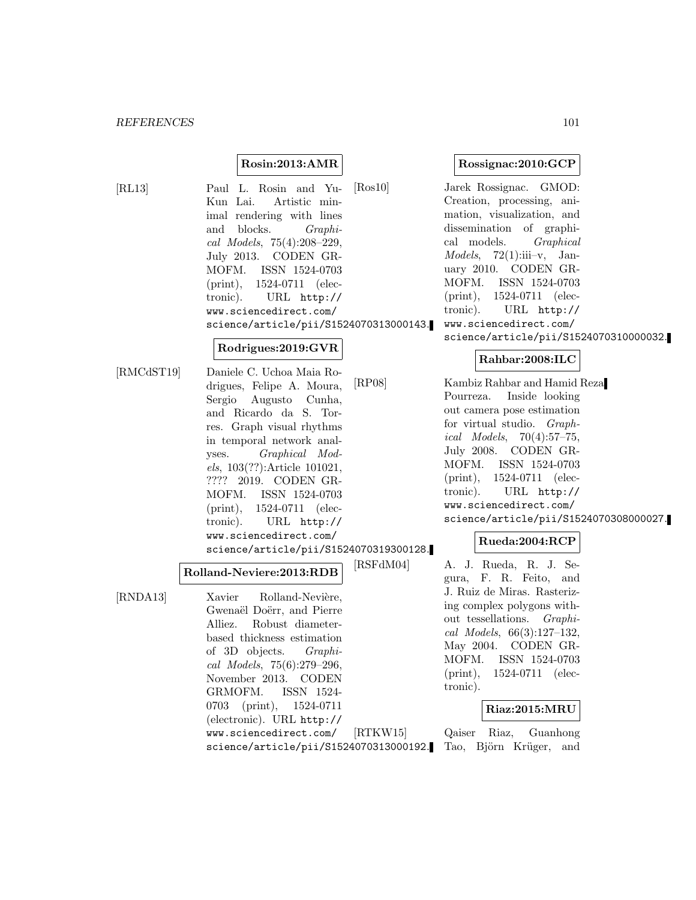**Rosin:2013:AMR**

[RL13] Paul L. Rosin and Yu-Kun Lai. Artistic minimal rendering with lines and blocks. *Graphical Models*, 75(4):208–229, July 2013. CODEN GRMOFM. ISSN 1524-0703 (print), 1524-0711 (electronic). URL http://www.sciencedirect.com/science/article/pii/S1524070313000143.

**Rodrigues:2019:GVR**

[RMCdST19] Daniele C. Uchoa Maia Rodrigues, Felipe A. Moura, Sergio Augusto Cunha, and Ricardo da S. Torres. Graph visual rhythms in temporal network analyses. *Graphical Models*, 103(??):Article 101021, ???? 2019. CODEN GRMOFM. ISSN 1524-0703 (print), 1524-0711 (electronic). URL http://www.sciencedirect.com/science/article/pii/S1524070319300128.

**Rolland-Neviere:2013:RDB**

[RNDA13] Xavier Rolland-Nevière, Gwenaël Doërr, and Pierre Alliez. Robust diameter-based thickness estimation of 3D objects. *Graphical Models*, 75(6):279–296, November 2013. CODEN GRMOFM. ISSN 1524-0703 (print), 1524-0711 (electronic). URL http://www.sciencedirect.com/science/article/pii/S1524070313000192.

**Rossignac:2010:GCP**

[Ros10] Jarek Rossignac. GMOD: Creation, processing, animation, visualization, and dissemination of graphical models. *Graphical Models*, 72(1):iii–v, January 2010. CODEN GRMOFM. ISSN 1524-0703 (print), 1524-0711 (electronic). URL http://www.sciencedirect.com/science/article/pii/S1524070310000032.

**Rahbar:2008:ILC**

[RP08] Kambiz Rahbar and Hamid Reza Pourreza. Inside looking out camera pose estimation for virtual studio. *Graphical Models*, 70(4):57–75, July 2008. CODEN GRMOFM. ISSN 1524-0703 (print), 1524-0711 (electronic). URL http://www.sciencedirect.com/science/article/pii/S1524070308000027.

**Rueda:2004:RCP**

[RSFdM04] A. J. Rueda, R. J. Segura, F. R. Feito, and J. Ruiz de Miras. Rasterizing complex polygons without tessellations. *Graphical Models*, 66(3):127–132, May 2004. CODEN GRMOFM. ISSN 1524-0703 (print), 1524-0711 (electronic).

**Riaz:2015:MRU**

[RTKW15] Qaiser Riaz, Guanhong Tao, Björn Krüger, and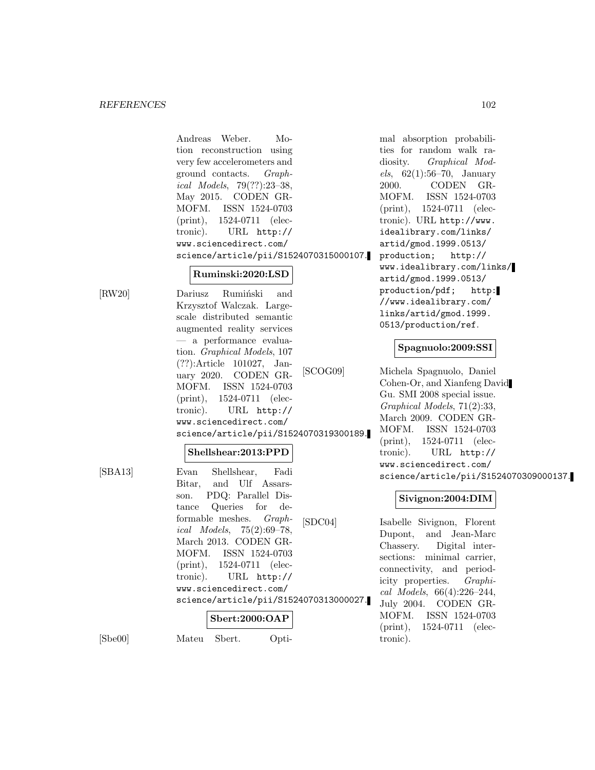Andreas Weber. Motion reconstruction using very few accelerometers and ground contacts. *Graphical Models*, 79(??):23–38, May 2015. CODEN GRMOFM. ISSN 1524-0703 (print), 1524-0711 (electronic). URL http://www.sciencedirect.com/science/article/pii/S1524070315000107.

**Ruminski:2020:LSD**

[RW20] Dariusz Rumiński and Krzysztof Walczak. Large-scale distributed semantic augmented reality services — a performance evaluation. *Graphical Models*, 107 (??):Article 101027, January 2020. CODEN GRMOFM. ISSN 1524-0703 (print), 1524-0711 (electronic). URL http://www.sciencedirect.com/science/article/pii/S1524070319300189.

**Shellshear:2013:PPD**

[SBA13] Evan Shellshear, Fadi Bitar, and Ulf Assarsson. PDQ: Parallel Distance Queries for deformable meshes. *Graphical Models*, 75(2):69–78, March 2013. CODEN GRMOFM. ISSN 1524-0703 (print), 1524-0711 (electronic). URL http://www.sciencedirect.com/science/article/pii/S1524070313000027.

**Sbert:2000:OAP**

[Sbe00] Mateu Sbert. Optimal absorption probabilities for random walk radiosity. *Graphical Models*, 62(1):56–70, January 2000. CODEN GRMOFM. ISSN 1524-0703 (print), 1524-0711 (electronic). URL http://www.idealibrary.com/links/artid/gmod.1999.0513/production; http://www.idealibrary.com/links/artid/gmod.1999.0513/production/pdf; http://www.idealibrary.com/links/artid/gmod.1999.0513/production/ref.

**Spagnuolo:2009:SSI**

[SCOG09] Michela Spagnuolo, Daniel Cohen-Or, and Xianfeng David Gu. SMI 2008 special issue. *Graphical Models*, 71(2):33, March 2009. CODEN GRMOFM. ISSN 1524-0703 (print), 1524-0711 (electronic). URL http://www.sciencedirect.com/science/article/pii/S1524070309000137.

**Sivignon:2004:DIM**

[SDC04] Isabelle Sivignon, Florent Dupont, and Jean-Marc Chassery. Digital intersections: minimal carrier, connectivity, and periodicity properties. *Graphical Models*, 66(4):226–244, July 2004. CODEN GRMOFM. ISSN 1524-0703 (print), 1524-0711 (electronic).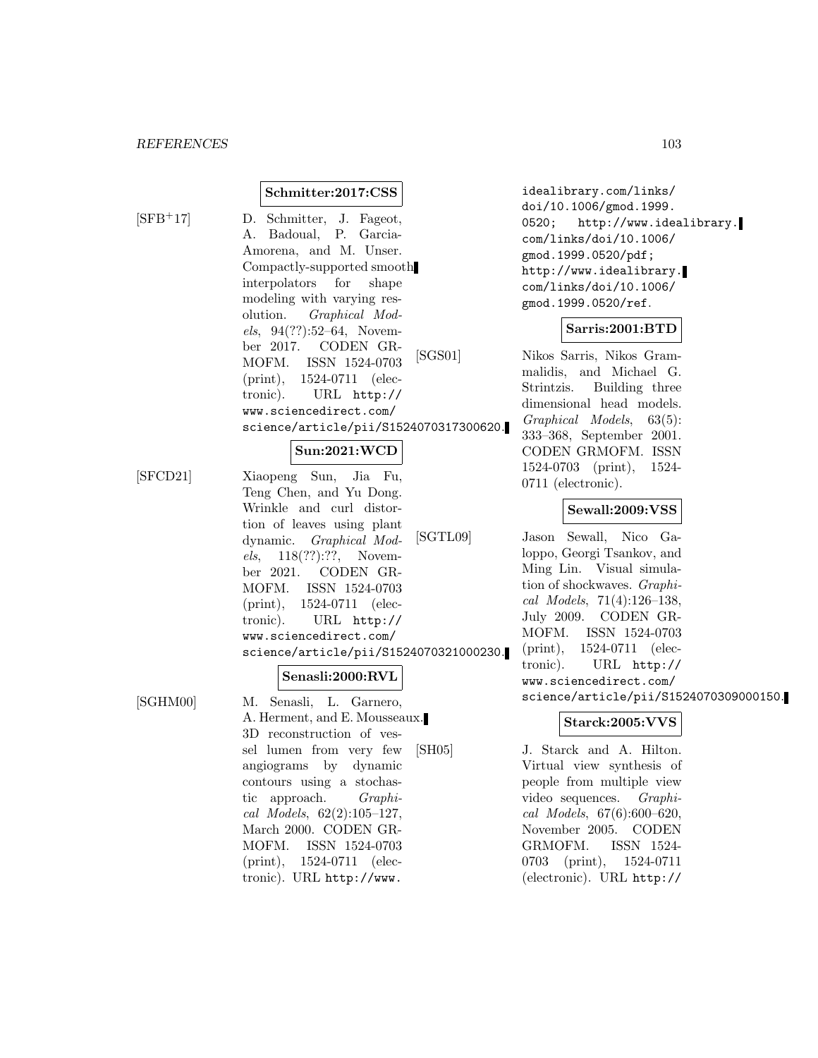**Schmitter:2017:CSS**

[SFB+17] D. Schmitter, J. Fageot, A. Badoual, P. Garcia-Amorena, and M. Unser. Compactly-supported smooth interpolators for shape modeling with varying resolution. *Graphical Models*, 94(??):52–64, November 2017. CODEN GRMOFM. ISSN 1524-0703 (print), 1524-0711 (electronic). URL http://www.sciencedirect.com/science/article/pii/S1524070317300620.

**Sun:2021:WCD**

[SFCD21] Xiaopeng Sun, Jia Fu, Teng Chen, and Yu Dong. Wrinkle and curl distortion of leaves using plant dynamic. *Graphical Models*, 118(??):??, November 2021. CODEN GRMOFM. ISSN 1524-0703 (print), 1524-0711 (electronic). URL http://www.sciencedirect.com/science/article/pii/S1524070321000230.

**Senasli:2000:RVL**

[SGHM00] M. Senasli, L. Garnero, A. Herment, and E. Mousseaux. 3D reconstruction of vessel lumen from very few angiograms by dynamic contours using a stochastic approach. *Graphical Models*, 62(2):105–127, March 2000. CODEN GRMOFM. ISSN 1524-0703 (print), 1524-0711 (electronic). URL http://www.idealibrary.com/links/doi/10.1006/gmod.1999.0520; http://www.idealibrary.com/links/doi/10.1006/gmod.1999.0520/pdf; http://www.idealibrary.com/links/doi/10.1006/gmod.1999.0520/ref.

**Sarris:2001:BTD**

[SGS01] Nikos Sarris, Nikos Grammalidis, and Michael G. Strintzis. Building three dimensional head models. *Graphical Models*, 63(5):333–368, September 2001. CODEN GRMOFM. ISSN 1524-0703 (print), 1524-0711 (electronic).

**Sewall:2009:VSS**

[SGTL09] Jason Sewall, Nico Galoppo, Georgi Tsankov, and Ming Lin. Visual simulation of shockwaves. *Graphical Models*, 71(4):126–138, July 2009. CODEN GRMOFM. ISSN 1524-0703 (print), 1524-0711 (electronic). URL http://www.sciencedirect.com/science/article/pii/S1524070309000150.

**Starck:2005:VVS**

[SH05] J. Starck and A. Hilton. Virtual view synthesis of people from multiple view video sequences. *Graphical Models*, 67(6):600–620, November 2005. CODEN GRMOFM. ISSN 1524-0703 (print), 1524-0711 (electronic). URL http://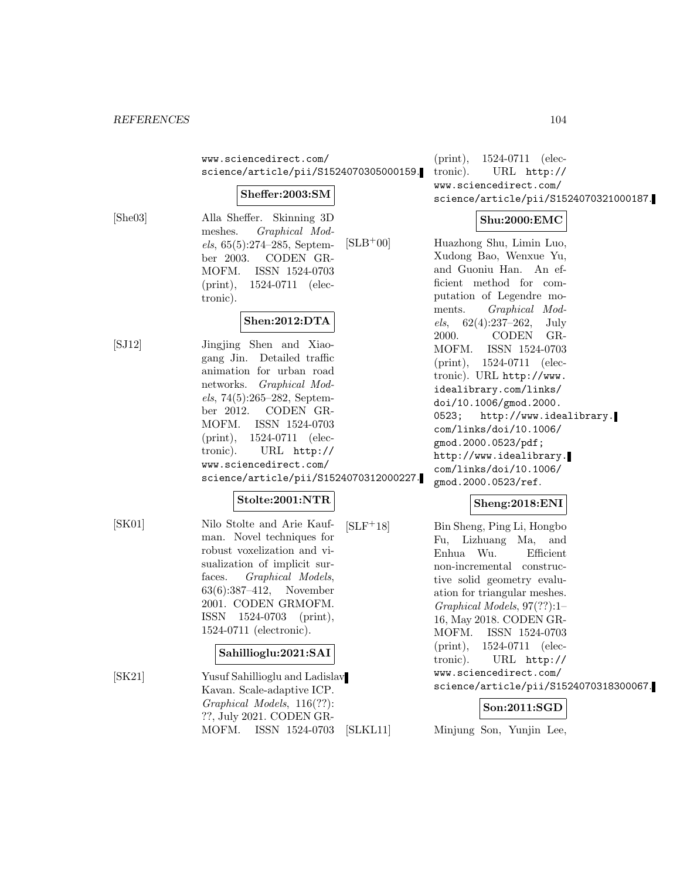www.sciencedirect.com/science/article/pii/S1524070305000159.

**Sheffer:2003:SM**

[She03] Alla Sheffer. Skinning 3D meshes. *Graphical Models*, 65(5):274–285, September 2003. CODEN GRMOFM. ISSN 1524-0703 (print), 1524-0711 (electronic).

**Shen:2012:DTA**

[SJ12] Jingjing Shen and Xiaogang Jin. Detailed traffic animation for urban road networks. *Graphical Models*, 74(5):265–282, September 2012. CODEN GRMOFM. ISSN 1524-0703 (print), 1524-0711 (electronic). URL http://www.sciencedirect.com/science/article/pii/S1524070312000227.

**Stolte:2001:NTR**

[SK01] Nilo Stolte and Arie Kaufman. Novel techniques for robust voxelization and visualization of implicit surfaces. *Graphical Models*, 63(6):387–412, November 2001. CODEN GRMOFM. ISSN 1524-0703 (print), 1524-0711 (electronic).

**Sahillioglu:2021:SAI**

[SK21] Yusuf Sahillioglu and Ladislav Kavan. Scale-adaptive ICP. *Graphical Models*, 116(??):??, July 2021. CODEN GRMOFM. ISSN 1524-0703 (print), 1524-0711 (electronic). URL http://www.sciencedirect.com/science/article/pii/S1524070321000187.

**Shu:2000:EMC**

[SLB+00] Huazhong Shu, Limin Luo, Xudong Bao, Wenxue Yu, and Guoniu Han. An efficient method for computation of Legendre moments. *Graphical Models*, 62(4):237–262, July 2000. CODEN GRMOFM. ISSN 1524-0703 (print), 1524-0711 (electronic). URL http://www.idealibrary.com/links/doi/10.1006/gmod.2000.0523; http://www.idealibrary.com/links/doi/10.1006/gmod.2000.0523/pdf; http://www.idealibrary.com/links/doi/10.1006/gmod.2000.0523/ref.

**Sheng:2018:ENI**

[SLF+18] Bin Sheng, Ping Li, Hongbo Fu, Lizhuang Ma, and Enhua Wu. Efficient non-incremental constructive solid geometry evaluation for triangular meshes. *Graphical Models*, 97(??):1–16, May 2018. CODEN GRMOFM. ISSN 1524-0703 (print), 1524-0711 (electronic). URL http://www.sciencedirect.com/science/article/pii/S1524070318300067.

**Son:2011:SGD**

[SLKL11] Minjung Son, Yunjin Lee,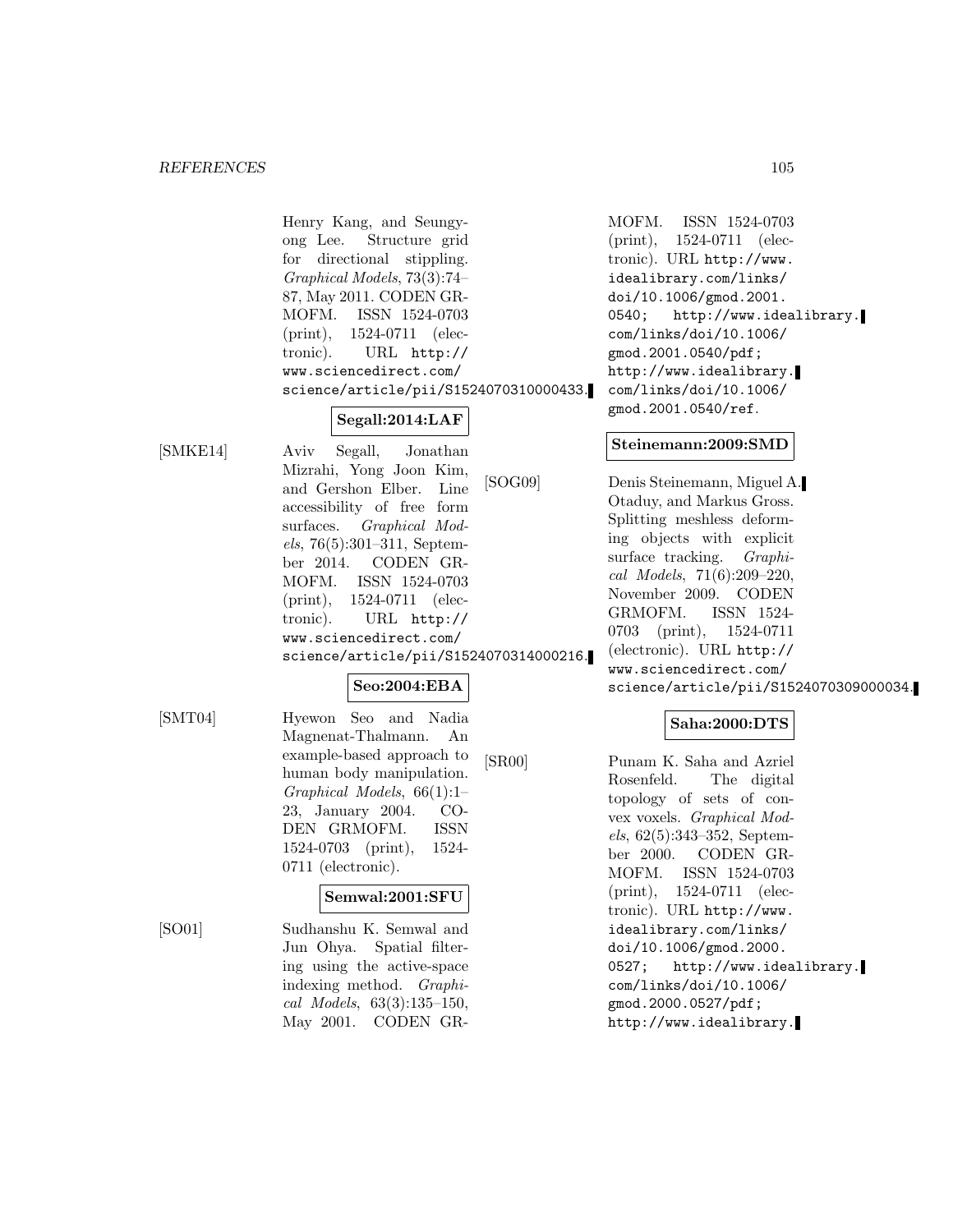Henry Kang, and Seungyong Lee. Structure grid for directional stippling. *Graphical Models*, 73(3):74–87, May 2011. CODEN GRMOFM. ISSN 1524-0703 (print), 1524-0711 (electronic). URL http://www.sciencedirect.com/science/article/pii/S1524070310000433.

**Segall:2014:LAF**

[SMKE14] Aviv Segall, Jonathan Mizrahi, Yong Joon Kim, and Gershon Elber. Line accessibility of free form surfaces. *Graphical Models*, 76(5):301–311, September 2014. CODEN GRMOFM. ISSN 1524-0703 (print), 1524-0711 (electronic). URL http://www.sciencedirect.com/science/article/pii/S1524070314000216.

**Seo:2004:EBA**

[SMT04] Hyewon Seo and Nadia Magnenat-Thalmann. An example-based approach to human body manipulation. *Graphical Models*, 66(1):1–23, January 2004. CODEN GRMOFM. ISSN 1524-0703 (print), 1524-0711 (electronic).

**Semwal:2001:SFU**

[SO01] Sudhanshu K. Semwal and Jun Ohya. Spatial filtering using the active-space indexing method. *Graphical Models*, 63(3):135–150, May 2001. CODEN GRMOFM. ISSN 1524-0703 (print), 1524-0711 (electronic). URL http://www.idealibrary.com/links/doi/10.1006/gmod.2001.0540; http://www.idealibrary.com/links/doi/10.1006/gmod.2001.0540/pdf; http://www.idealibrary.com/links/doi/10.1006/gmod.2001.0540/ref.

**Steinemann:2009:SMD**

[SOG09] Denis Steinemann, Miguel A. Otaduy, and Markus Gross. Splitting meshless deforming objects with explicit surface tracking. *Graphical Models*, 71(6):209–220, November 2009. CODEN GRMOFM. ISSN 1524-0703 (print), 1524-0711 (electronic). URL http://www.sciencedirect.com/science/article/pii/S1524070309000034.

**Saha:2000:DTS**

[SR00] Punam K. Saha and Azriel Rosenfeld. The digital topology of sets of convex voxels. *Graphical Models*, 62(5):343–352, September 2000. CODEN GRMOFM. ISSN 1524-0703 (print), 1524-0711 (electronic). URL http://www.idealibrary.com/links/doi/10.1006/gmod.2000.0527; http://www.idealibrary.com/links/doi/10.1006/gmod.2000.0527/pdf; http://www.idealibrary.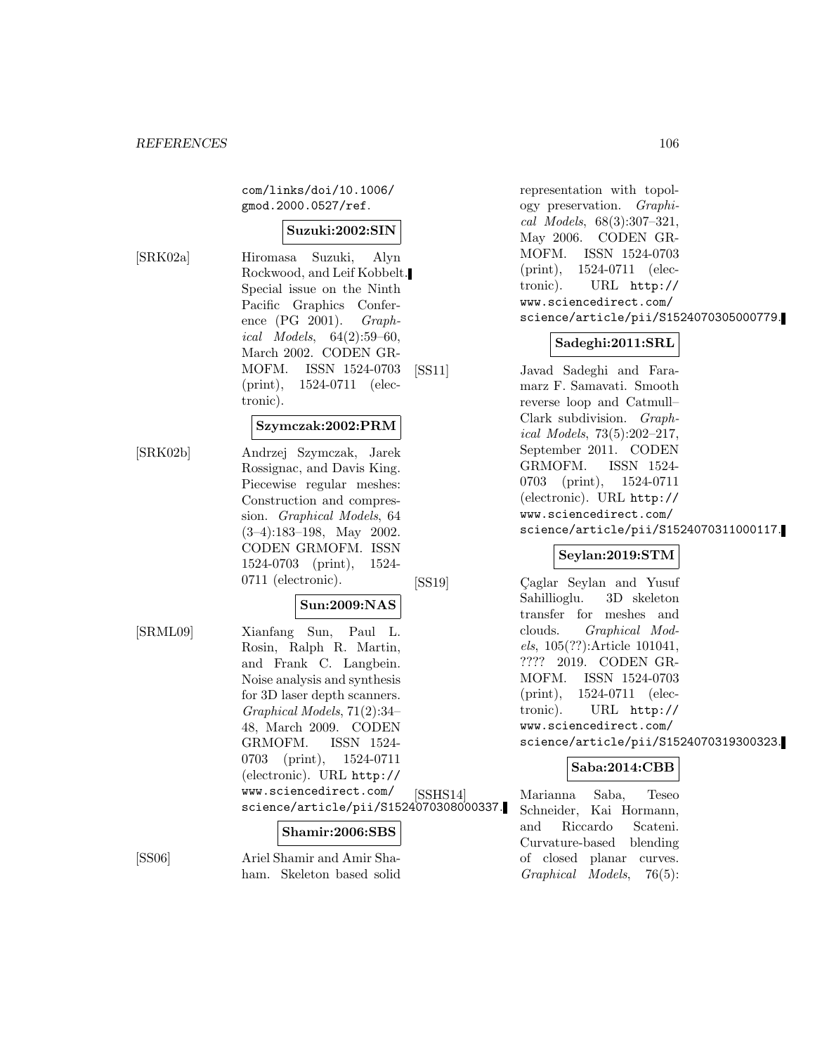com/links/doi/10.1006/gmod.2000.0527/ref.

**Suzuki:2002:SIN**

[SRK02a] Hiromasa Suzuki, Alyn Rockwood, and Leif Kobbelt. Special issue on the Ninth Pacific Graphics Conference (PG 2001). *Graphical Models*, 64(2):59–60, March 2002. CODEN GRMOFM. ISSN 1524-0703 (print), 1524-0711 (electronic).

**Szymczak:2002:PRM**

[SRK02b] Andrzej Szymczak, Jarek Rossignac, and Davis King. Piecewise regular meshes: Construction and compression. *Graphical Models*, 64 (3–4):183–198, May 2002. CODEN GRMOFM. ISSN 1524-0703 (print), 1524-0711 (electronic).

**Sun:2009:NAS**

[SRML09] Xianfang Sun, Paul L. Rosin, Ralph R. Martin, and Frank C. Langbein. Noise analysis and synthesis for 3D laser depth scanners. *Graphical Models*, 71(2):34–48, March 2009. CODEN GRMOFM. ISSN 1524-0703 (print), 1524-0711 (electronic). URL http://www.sciencedirect.com/science/article/pii/S1524070308000337.

**Shamir:2006:SBS**

[SS06] Ariel Shamir and Amir Shaham. Skeleton based solid representation with topology preservation. *Graphical Models*, 68(3):307–321, May 2006. CODEN GRMOFM. ISSN 1524-0703 (print), 1524-0711 (electronic). URL http://www.sciencedirect.com/science/article/pii/S1524070305000779.

**Sadeghi:2011:SRL**

[SS11] Javad Sadeghi and Faramarz F. Samavati. Smooth reverse loop and Catmull–Clark subdivision. *Graphical Models*, 73(5):202–217, September 2011. CODEN GRMOFM. ISSN 1524-0703 (print), 1524-0711 (electronic). URL http://www.sciencedirect.com/science/article/pii/S1524070311000117.

**Seylan:2019:STM**

[SS19] Çaglar Seylan and Yusuf Sahillioglu. 3D skeleton transfer for meshes and clouds. *Graphical Models*, 105(??):Article 101041, ???? 2019. CODEN GRMOFM. ISSN 1524-0703 (print), 1524-0711 (electronic). URL http://www.sciencedirect.com/science/article/pii/S1524070319300323.

**Saba:2014:CBB**

[SSHS14] Marianna Saba, Teseo Schneider, Kai Hormann, and Riccardo Scateni. Curvature-based blending of closed planar curves. *Graphical Models*, 76(5):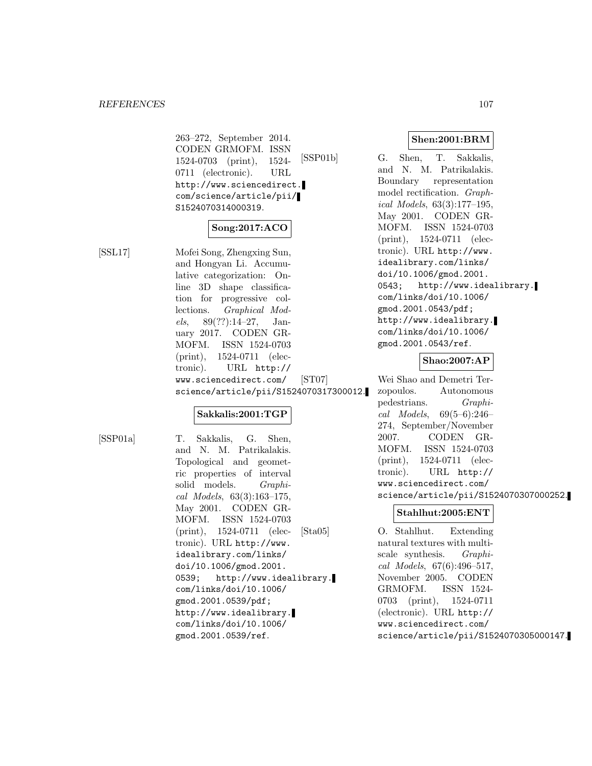263–272, September 2014. CODEN GRMOFM. ISSN 1524-0703 (print), 1524-0711 (electronic). URL http://www.sciencedirect.com/science/article/pii/S1524070314000319.

**Song:2017:ACO**

[SSL17] Mofei Song, Zhengxing Sun, and Hongyan Li. Accumulative categorization: Online 3D shape classification for progressive collections. *Graphical Models*, 89(??):14–27, January 2017. CODEN GRMOFM. ISSN 1524-0703 (print), 1524-0711 (electronic). URL http://www.sciencedirect.com/science/article/pii/S1524070317300012.

**Sakkalis:2001:TGP**

[SSP01a] T. Sakkalis, G. Shen, and N. M. Patrikalakis. Topological and geometric properties of interval solid models. *Graphical Models*, 63(3):163–175, May 2001. CODEN GRMOFM. ISSN 1524-0703 (print), 1524-0711 (electronic). URL http://www.idealibrary.com/links/doi/10.1006/gmod.2001.0539; http://www.idealibrary.com/links/doi/10.1006/gmod.2001.0539/pdf; http://www.idealibrary.com/links/doi/10.1006/gmod.2001.0539/ref.

**Shen:2001:BRM**

[SSP01b] G. Shen, T. Sakkalis, and N. M. Patrikalakis. Boundary representation model rectification. *Graphical Models*, 63(3):177–195, May 2001. CODEN GRMOFM. ISSN 1524-0703 (print), 1524-0711 (electronic). URL http://www.idealibrary.com/links/doi/10.1006/gmod.2001.0543; http://www.idealibrary.com/links/doi/10.1006/gmod.2001.0543/pdf; http://www.idealibrary.com/links/doi/10.1006/gmod.2001.0543/ref.

**Shao:2007:AP**

[ST07] Wei Shao and Demetri Terzopoulos. Autonomous pedestrians. *Graphical Models*, 69(5–6):246–274, September/November 2007. CODEN GRMOFM. ISSN 1524-0703 (print), 1524-0711 (electronic). URL http://www.sciencedirect.com/science/article/pii/S1524070307000252.

**Stahlhut:2005:ENT**

[Sta05] O. Stahlhut. Extending natural textures with multiscale synthesis. *Graphical Models*, 67(6):496–517, November 2005. CODEN GRMOFM. ISSN 1524-0703 (print), 1524-0711 (electronic). URL http://www.sciencedirect.com/science/article/pii/S1524070305000147.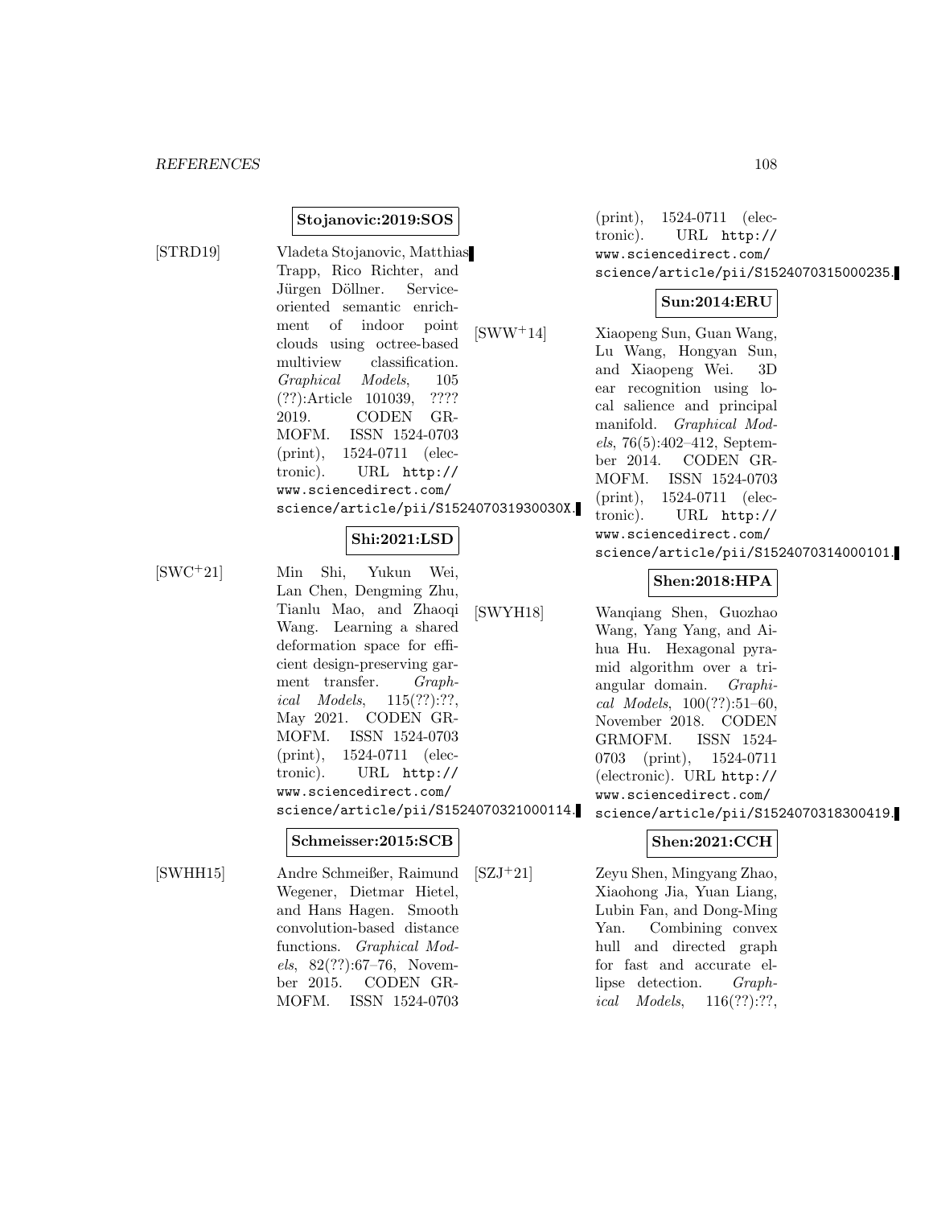**Stojanovic:2019:SOS**

[STRD19] Vladeta Stojanovic, Matthias Trapp, Rico Richter, and Jürgen Döllner. Service-oriented semantic enrichment of indoor point clouds using octree-based multiview classification. *Graphical Models*, 105 (??):Article 101039, ???? 2019. CODEN GRMOFM. ISSN 1524-0703 (print), 1524-0711 (electronic). URL http://www.sciencedirect.com/science/article/pii/S152407031930030X.

**Shi:2021:LSD**

[SWC+21] Min Shi, Yukun Wei, Lan Chen, Dengming Zhu, Tianlu Mao, and Zhaoqi Wang. Learning a shared deformation space for efficient design-preserving garment transfer. *Graphical Models*, 115(??):??, May 2021. CODEN GRMOFM. ISSN 1524-0703 (print), 1524-0711 (electronic). URL http://www.sciencedirect.com/science/article/pii/S1524070321000114.

**Schmeisser:2015:SCB**

[SWHH15] Andre Schmeißer, Raimund Wegener, Dietmar Hietel, and Hans Hagen. Smooth convolution-based distance functions. *Graphical Models*, 82(??):67–76, November 2015. CODEN GRMOFM. ISSN 1524-0703 (print), 1524-0711 (electronic). URL http://www.sciencedirect.com/science/article/pii/S1524070315000235.

**Sun:2014:ERU**

[SWW+14] Xiaopeng Sun, Guan Wang, Lu Wang, Hongyan Sun, and Xiaopeng Wei. 3D ear recognition using local salience and principal manifold. *Graphical Models*, 76(5):402–412, September 2014. CODEN GRMOFM. ISSN 1524-0703 (print), 1524-0711 (electronic). URL http://www.sciencedirect.com/science/article/pii/S1524070314000101.

**Shen:2018:HPA**

[SWYH18] Wanqiang Shen, Guozhao Wang, Yang Yang, and Aihua Hu. Hexagonal pyramid algorithm over a triangular domain. *Graphical Models*, 100(??):51–60, November 2018. CODEN GRMOFM. ISSN 1524-0703 (print), 1524-0711 (electronic). URL http://www.sciencedirect.com/science/article/pii/S1524070318300419.

**Shen:2021:CCH**

[SZJ+21] Zeyu Shen, Mingyang Zhao, Xiaohong Jia, Yuan Liang, Lubin Fan, and Dong-Ming Yan. Combining convex hull and directed graph for fast and accurate ellipse detection. *Graphical Models*, 116(??):??,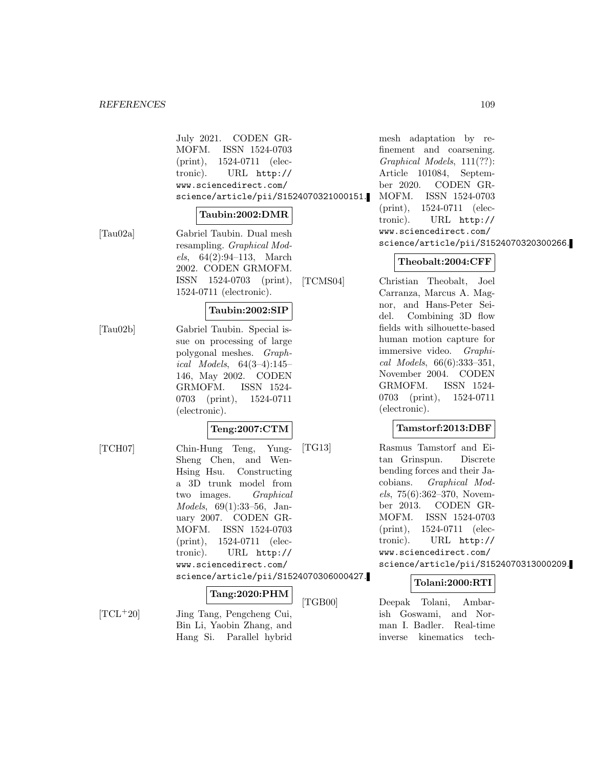July 2021. CODEN GRMOFM. ISSN 1524-0703 (print), 1524-0711 (electronic). URL http://www.sciencedirect.com/science/article/pii/S1524070321000151.

**Taubin:2002:DMR**

[Tau02a] Gabriel Taubin. Dual mesh resampling. *Graphical Models*, 64(2):94–113, March 2002. CODEN GRMOFM. ISSN 1524-0703 (print), 1524-0711 (electronic).

**Taubin:2002:SIP**

[Tau02b] Gabriel Taubin. Special issue on processing of large polygonal meshes. *Graphical Models*, 64(3–4):145–146, May 2002. CODEN GRMOFM. ISSN 1524-0703 (print), 1524-0711 (electronic).

**Teng:2007:CTM**

[TCH07] Chin-Hung Teng, Yung-Sheng Chen, and Wen-Hsing Hsu. Constructing a 3D trunk model from two images. *Graphical Models*, 69(1):33–56, January 2007. CODEN GRMOFM. ISSN 1524-0703 (print), 1524-0711 (electronic). URL http://www.sciencedirect.com/science/article/pii/S1524070306000427.

**Tang:2020:PHM**

[TCL+20] Jing Tang, Pengcheng Cui, Bin Li, Yaobin Zhang, and Hang Si. Parallel hybrid mesh adaptation by refinement and coarsening. *Graphical Models*, 111(??): Article 101084, September 2020. CODEN GRMOFM. ISSN 1524-0703 (print), 1524-0711 (electronic). URL http://www.sciencedirect.com/science/article/pii/S1524070320300266.

**Theobalt:2004:CFF**

[TCMS04] Christian Theobalt, Joel Carranza, Marcus A. Magnor, and Hans-Peter Seidel. Combining 3D flow fields with silhouette-based human motion capture for immersive video. *Graphical Models*, 66(6):333–351, November 2004. CODEN GRMOFM. ISSN 1524-0703 (print), 1524-0711 (electronic).

**Tamstorf:2013:DBF**

[TG13] Rasmus Tamstorf and Eitan Grinspun. Discrete bending forces and their Jacobians. *Graphical Models*, 75(6):362–370, November 2013. CODEN GRMOFM. ISSN 1524-0703 (print), 1524-0711 (electronic). URL http://www.sciencedirect.com/science/article/pii/S1524070313000209.

**Tolani:2000:RTI**

[TGB00] Deepak Tolani, Ambarish Goswami, and Norman I. Badler. Real-time inverse kinematics tech-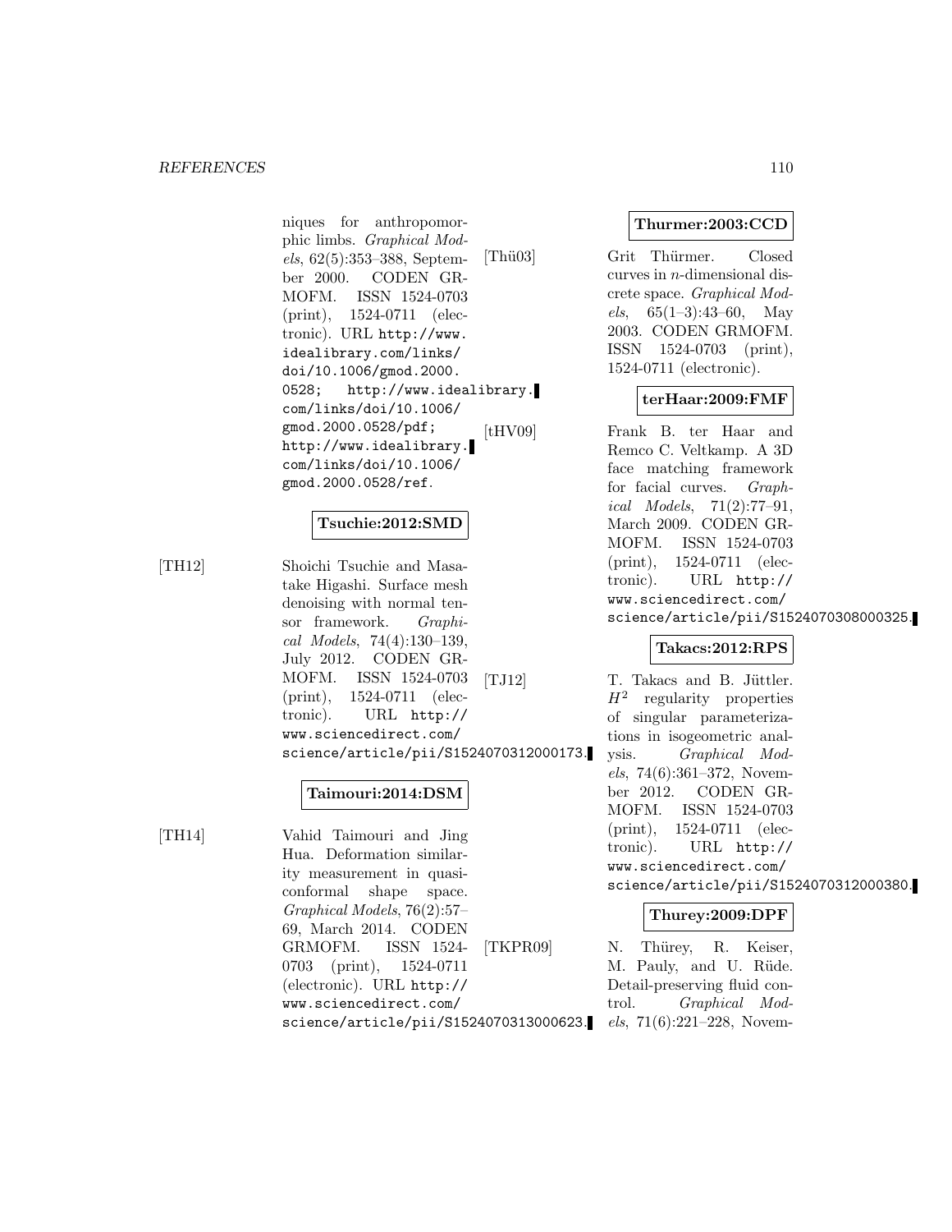niques for anthropomorphic limbs. *Graphical Models*, 62(5):353–388, September 2000. CODEN GRMOFM. ISSN 1524-0703 (print), 1524-0711 (electronic). URL http://www.idealibrary.com/links/doi/10.1006/gmod.2000.0528; http://www.idealibrary.com/links/doi/10.1006/gmod.2000.0528/pdf; http://www.idealibrary.com/links/doi/10.1006/gmod.2000.0528/ref.

**Tsuchie:2012:SMD**

[TH12] Shoichi Tsuchie and Masatake Higashi. Surface mesh denoising with normal tensor framework. *Graphical Models*, 74(4):130–139, July 2012. CODEN GRMOFM. ISSN 1524-0703 (print), 1524-0711 (electronic). URL http://www.sciencedirect.com/science/article/pii/S1524070312000173.

**Taimouri:2014:DSM**

[TH14] Vahid Taimouri and Jing Hua. Deformation similarity measurement in quasiconformal shape space. *Graphical Models*, 76(2):57–69, March 2014. CODEN GRMOFM. ISSN 1524-0703 (print), 1524-0711 (electronic). URL http://www.sciencedirect.com/science/article/pii/S1524070313000623.

**Thurmer:2003:CCD**

[Thü03] Grit Thürmer. Closed curves in $n$-dimensional discrete space. *Graphical Models*, 65(1–3):43–60, May 2003. CODEN GRMOFM. ISSN 1524-0703 (print), 1524-0711 (electronic).

**terHaar:2009:FMF**

[tHV09] Frank B. ter Haar and Remco C. Veltkamp. A 3D face matching framework for facial curves. *Graphical Models*, 71(2):77–91, March 2009. CODEN GRMOFM. ISSN 1524-0703 (print), 1524-0711 (electronic). URL http://www.sciencedirect.com/science/article/pii/S1524070308000325.

**Takacs:2012:RPS**

[TJ12] T. Takacs and B. Jüttler. $H^2$ regularity properties of singular parameterizations in isogeometric analysis. *Graphical Models*, 74(6):361–372, November 2012. CODEN GRMOFM. ISSN 1524-0703 (print), 1524-0711 (electronic). URL http://www.sciencedirect.com/science/article/pii/S1524070312000380.

**Thurey:2009:DPF**

[TKPR09] N. Thürey, R. Keiser, M. Pauly, and U. Rüde. Detail-preserving fluid control. *Graphical Models*, 71(6):221–228, Novem-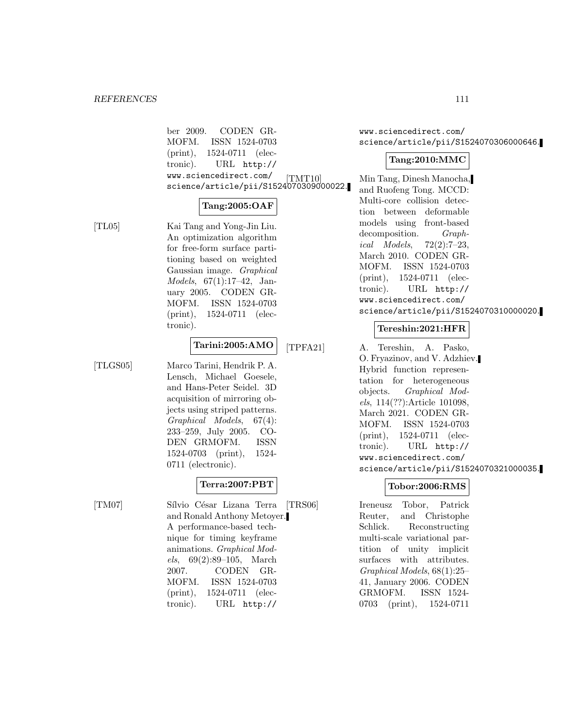ber 2009. CODEN GRMOFM. ISSN 1524-0703 (print), 1524-0711 (electronic). URL http://www.sciencedirect.com/science/article/pii/S1524070309000022.

**Tang:2005:OAF**

[TL05] Kai Tang and Yong-Jin Liu. An optimization algorithm for free-form surface partitioning based on weighted Gaussian image. *Graphical Models*, 67(1):17–42, January 2005. CODEN GRMOFM. ISSN 1524-0703 (print), 1524-0711 (electronic).

**Tarini:2005:AMO**

[TLGS05] Marco Tarini, Hendrik P. A. Lensch, Michael Goesele, and Hans-Peter Seidel. 3D acquisition of mirroring objects using striped patterns. *Graphical Models*, 67(4): 233–259, July 2005. CODEN GRMOFM. ISSN 1524-0703 (print), 1524-0711 (electronic).

**Terra:2007:PBT**

[TM07] Sílvio César Lizana Terra and Ronald Anthony Metoyer. A performance-based technique for timing keyframe animations. *Graphical Models*, 69(2):89–105, March 2007. CODEN GRMOFM. ISSN 1524-0703 (print), 1524-0711 (electronic). URL http://www.sciencedirect.com/science/article/pii/S1524070306000646.

**Tang:2010:MMC**

[TMT10] Min Tang, Dinesh Manocha, and Ruofeng Tong. MCCD: Multi-core collision detection between deformable models using front-based decomposition. *Graphical Models*, 72(2):7–23, March 2010. CODEN GRMOFM. ISSN 1524-0703 (print), 1524-0711 (electronic). URL http://www.sciencedirect.com/science/article/pii/S1524070310000020.

**Tereshin:2021:HFR**

[TPFA21] A. Tereshin, A. Pasko, O. Fryazinov, and V. Adzhiev. Hybrid function representation for heterogeneous objects. *Graphical Models*, 114(??):Article 101098, March 2021. CODEN GRMOFM. ISSN 1524-0703 (print), 1524-0711 (electronic). URL http://www.sciencedirect.com/science/article/pii/S1524070321000035.

**Tobor:2006:RMS**

[TRS06] Ireneusz Tobor, Patrick Reuter, and Christophe Schlick. Reconstructing multi-scale variational partition of unity implicit surfaces with attributes. *Graphical Models*, 68(1):25–41, January 2006. CODEN GRMOFM. ISSN 1524-0703 (print), 1524-0711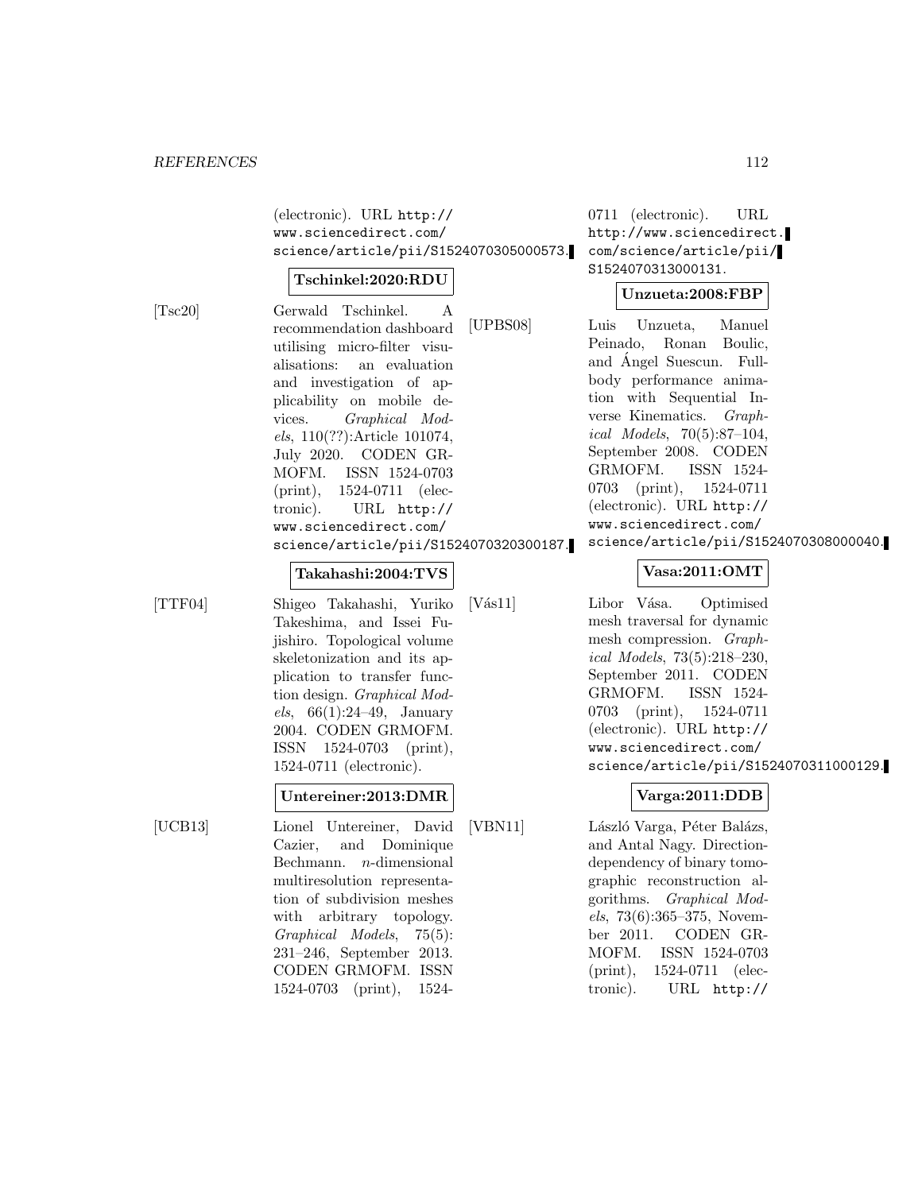(electronic). URL http://www.sciencedirect.com/science/article/pii/S1524070305000573.

**Tschinkel:2020:RDU**

[Tsc20] Gerwald Tschinkel. A recommendation dashboard utilising micro-filter visualisations: an evaluation and investigation of applicability on mobile devices. *Graphical Models*, 110(??):Article 101074, July 2020. CODEN GRMOFM. ISSN 1524-0703 (print), 1524-0711 (electronic). URL http://www.sciencedirect.com/science/article/pii/S1524070320300187.

**Takahashi:2004:TVS**

[TTF04] Shigeo Takahashi, Yuriko Takeshima, and Issei Fujishiro. Topological volume skeletonization and its application to transfer function design. *Graphical Models*, 66(1):24–49, January 2004. CODEN GRMOFM. ISSN 1524-0703 (print), 1524-0711 (electronic).

**Untereiner:2013:DMR**

[UCB13] Lionel Untereiner, David Cazier, and Dominique Bechmann. $n$-dimensional multiresolution representation of subdivision meshes with arbitrary topology. *Graphical Models*, 75(5): 231–246, September 2013. CODEN GRMOFM. ISSN 1524-0703 (print), 1524-0711 (electronic). URL http://www.sciencedirect.com/science/article/pii/S1524070313000131.

**Unzueta:2008:FBP**

[UPBS08] Luis Unzueta, Manuel Peinado, Ronan Boulic, and Ángel Suescun. Full-body performance animation with Sequential Inverse Kinematics. *Graphical Models*, 70(5):87–104, September 2008. CODEN GRMOFM. ISSN 1524-0703 (print), 1524-0711 (electronic). URL http://www.sciencedirect.com/science/article/pii/S1524070308000040.

**Vasa:2011:OMT**

[Vás11] Libor Vása. Optimised mesh traversal for dynamic mesh compression. *Graphical Models*, 73(5):218–230, September 2011. CODEN GRMOFM. ISSN 1524-0703 (print), 1524-0711 (electronic). URL http://www.sciencedirect.com/science/article/pii/S1524070311000129.

**Varga:2011:DDB**

[VBN11] László Varga, Péter Balázs, and Antal Nagy. Direction-dependency of binary tomographic reconstruction algorithms. *Graphical Models*, 73(6):365–375, November 2011. CODEN GRMOFM. ISSN 1524-0703 (print), 1524-0711 (electronic). URL http://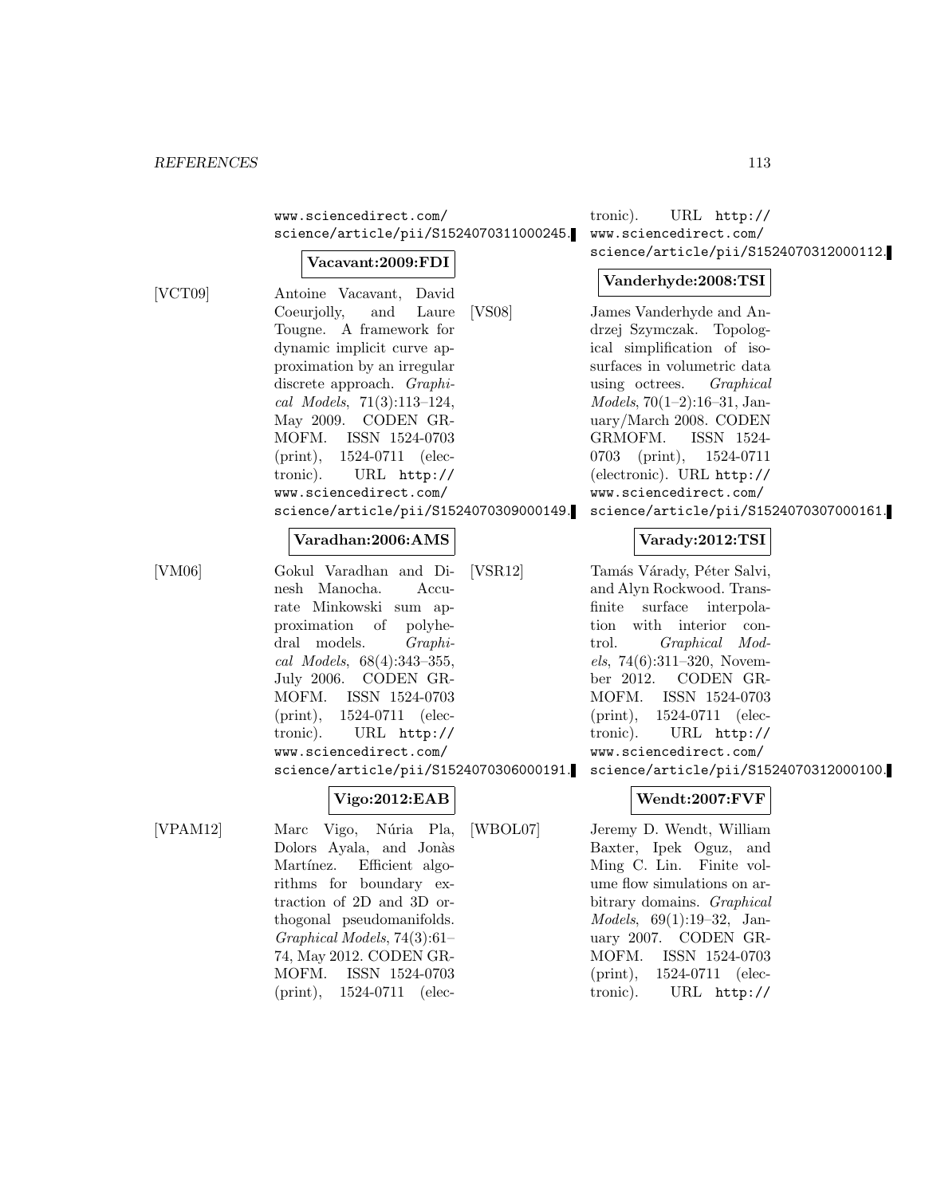www.sciencedirect.com/science/article/pii/S1524070311000245.

**Vacavant:2009:FDI**

[VCT09] Antoine Vacavant, David Coeurjolly, and Laure Tougne. A framework for dynamic implicit curve approximation by an irregular discrete approach. *Graphical Models*, 71(3):113–124, May 2009. CODEN GRMOFM. ISSN 1524-0703 (print), 1524-0711 (electronic). URL http://www.sciencedirect.com/science/article/pii/S1524070309000149.

**Varadhan:2006:AMS**

[VM06] Gokul Varadhan and Dinesh Manocha. Accurate Minkowski sum approximation of polyhedral models. *Graphical Models*, 68(4):343–355, July 2006. CODEN GRMOFM. ISSN 1524-0703 (print), 1524-0711 (electronic). URL http://www.sciencedirect.com/science/article/pii/S1524070306000191.

**Vigo:2012:EAB**

[VPAM12] Marc Vigo, Núria Pla, Dolors Ayala, and Jonàs Martínez. Efficient algorithms for boundary extraction of 2D and 3D orthogonal pseudomanifolds. *Graphical Models*, 74(3):61–74, May 2012. CODEN GRMOFM. ISSN 1524-0703 (print), 1524-0711 (electronic). URL http://www.sciencedirect.com/science/article/pii/S1524070312000112.

**Vanderhyde:2008:TSI**

[VS08] James Vanderhyde and Andrzej Szymczak. Topological simplification of isosurfaces in volumetric data using octrees. *Graphical Models*, 70(1–2):16–31, January/March 2008. CODEN GRMOFM. ISSN 1524-0703 (print), 1524-0711 (electronic). URL http://www.sciencedirect.com/science/article/pii/S1524070307000161.

**Varady:2012:TSI**

[VSR12] Tamás Várady, Péter Salvi, and Alyn Rockwood. Transfinite surface interpolation with interior control. *Graphical Models*, 74(6):311–320, November 2012. CODEN GRMOFM. ISSN 1524-0703 (print), 1524-0711 (electronic). URL http://www.sciencedirect.com/science/article/pii/S1524070312000100.

**Wendt:2007:FVF**

[WBOL07] Jeremy D. Wendt, William Baxter, Ipek Oguz, and Ming C. Lin. Finite volume flow simulations on arbitrary domains. *Graphical Models*, 69(1):19–32, January 2007. CODEN GRMOFM. ISSN 1524-0703 (print), 1524-0711 (electronic). URL http://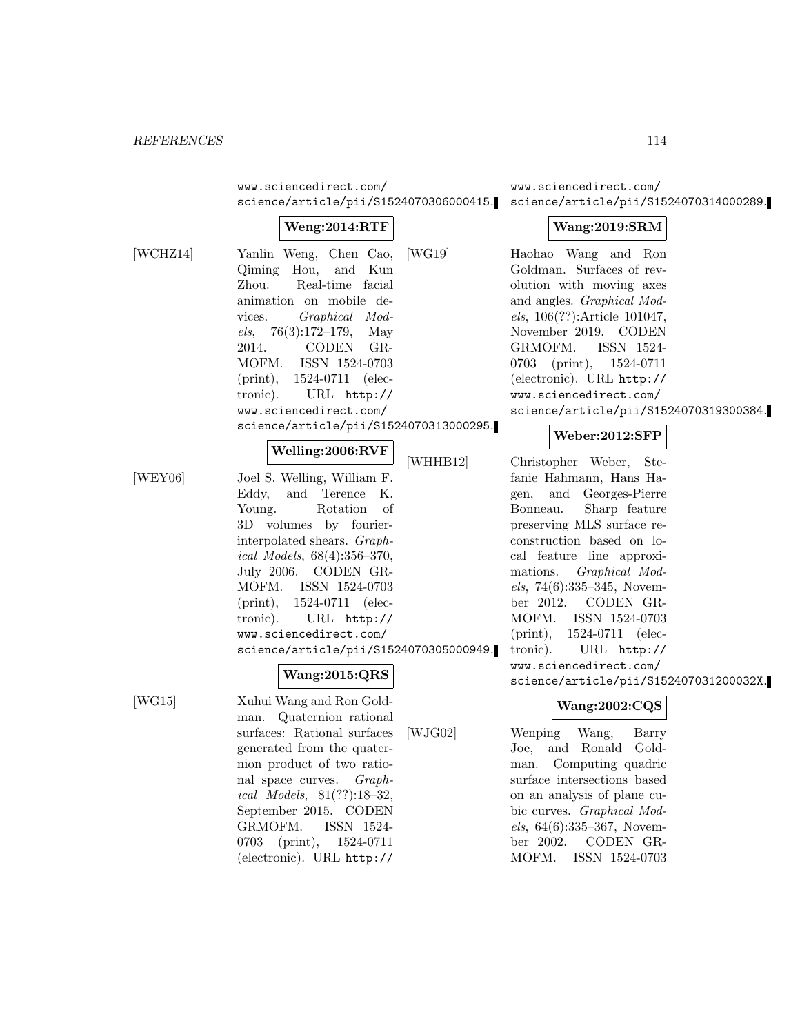www.sciencedirect.com/science/article/pii/S1524070306000415.

**Weng:2014:RTF**

[WCHZ14] Yanlin Weng, Chen Cao, Qiming Hou, and Kun Zhou. Real-time facial animation on mobile devices. *Graphical Models*, 76(3):172–179, May 2014. CODEN GRMOFM. ISSN 1524-0703 (print), 1524-0711 (electronic). URL http://www.sciencedirect.com/science/article/pii/S1524070313000295.

**Welling:2006:RVF**

[WEY06] Joel S. Welling, William F. Eddy, and Terence K. Young. Rotation of 3D volumes by fourier-interpolated shears. *Graphical Models*, 68(4):356–370, July 2006. CODEN GRMOFM. ISSN 1524-0703 (print), 1524-0711 (electronic). URL http://www.sciencedirect.com/science/article/pii/S1524070305000949.

**Wang:2015:QRS**

[WG15] Xuhui Wang and Ron Goldman. Quaternion rational surfaces: Rational surfaces generated from the quaternion product of two rational space curves. *Graphical Models*, 81(??):18–32, September 2015. CODEN GRMOFM. ISSN 1524-0703 (print), 1524-0711 (electronic). URL http://www.sciencedirect.com/science/article/pii/S1524070314000289.

**Wang:2019:SRM**

[WG19] Haohao Wang and Ron Goldman. Surfaces of revolution with moving axes and angles. *Graphical Models*, 106(??):Article 101047, November 2019. CODEN GRMOFM. ISSN 1524-0703 (print), 1524-0711 (electronic). URL http://www.sciencedirect.com/science/article/pii/S1524070319300384.

**Weber:2012:SFP**

[WHHB12] Christopher Weber, Stefanie Hahmann, Hans Hagen, and Georges-Pierre Bonneau. Sharp feature preserving MLS surface reconstruction based on local feature line approximations. *Graphical Models*, 74(6):335–345, November 2012. CODEN GRMOFM. ISSN 1524-0703 (print), 1524-0711 (electronic). URL http://www.sciencedirect.com/science/article/pii/S152407031200032X.

**Wang:2002:CQS**

[WJG02] Wenping Wang, Barry Joe, and Ronald Goldman. Computing quadric surface intersections based on an analysis of plane cubic curves. *Graphical Models*, 64(6):335–367, November 2002. CODEN GRMOFM. ISSN 1524-0703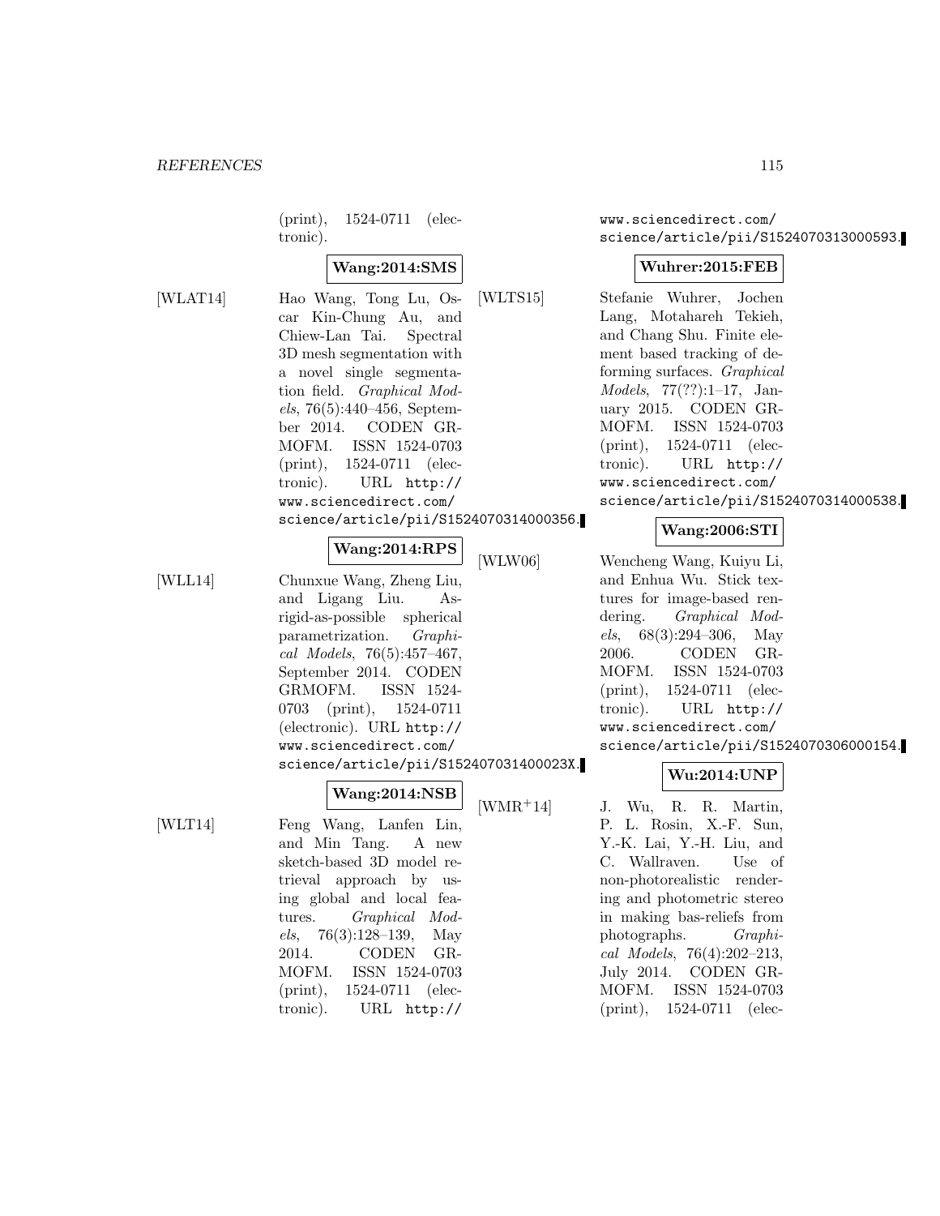(print), 1524-0711 (electronic).

**Wang:2014:SMS**

[WLAT14] Hao Wang, Tong Lu, Oscar Kin-Chung Au, and Chiew-Lan Tai. Spectral 3D mesh segmentation with a novel single segmentation field. *Graphical Models*, 76(5):440–456, September 2014. CODEN GRMOFM. ISSN 1524-0703 (print), 1524-0711 (electronic). URL http://www.sciencedirect.com/science/article/pii/S1524070314000356.

**Wang:2014:RPS**

[WLL14] Chunxue Wang, Zheng Liu, and Ligang Liu. As-rigid-as-possible spherical parametrization. *Graphical Models*, 76(5):457–467, September 2014. CODEN GRMOFM. ISSN 1524-0703 (print), 1524-0711 (electronic). URL http://www.sciencedirect.com/science/article/pii/S152407031400023X.

**Wang:2014:NSB**

[WLT14] Feng Wang, Lanfen Lin, and Min Tang. A new sketch-based 3D model retrieval approach by using global and local features. *Graphical Models*, 76(3):128–139, May 2014. CODEN GRMOFM. ISSN 1524-0703 (print), 1524-0711 (electronic). URL http://www.sciencedirect.com/science/article/pii/S1524070313000593.

**Wuhrer:2015:FEB**

[WLTS15] Stefanie Wuhrer, Jochen Lang, Motahareh Tekieh, and Chang Shu. Finite element based tracking of deforming surfaces. *Graphical Models*, 77(??):1–17, January 2015. CODEN GRMOFM. ISSN 1524-0703 (print), 1524-0711 (electronic). URL http://www.sciencedirect.com/science/article/pii/S1524070314000538.

**Wang:2006:STI**

[WLW06] Wencheng Wang, Kuiyu Li, and Enhua Wu. Stick textures for image-based rendering. *Graphical Models*, 68(3):294–306, May 2006. CODEN GRMOFM. ISSN 1524-0703 (print), 1524-0711 (electronic). URL http://www.sciencedirect.com/science/article/pii/S1524070306000154.

**Wu:2014:UNP**

[WMR+14] J. Wu, R. R. Martin, P. L. Rosin, X.-F. Sun, Y.-K. Lai, Y.-H. Liu, and C. Wallraven. Use of non-photorealistic rendering and photometric stereo in making bas-reliefs from photographs. *Graphical Models*, 76(4):202–213, July 2014. CODEN GRMOFM. ISSN 1524-0703 (print), 1524-0711 (elec-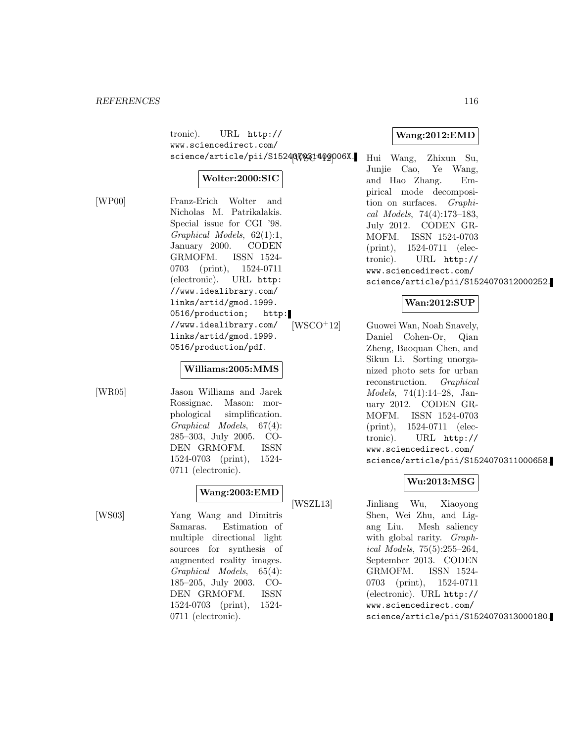tronic). URL http://www.sciencedirect.com/science/article/pii/S152407031400006X.

**Wolter:2000:SIC**

[WP00] Franz-Erich Wolter and Nicholas M. Patrikalakis. Special issue for CGI '98. *Graphical Models*, 62(1):1, January 2000. CODEN GRMOFM. ISSN 1524-0703 (print), 1524-0711 (electronic). URL http://www.idealibrary.com/links/artid/gmod.1999.0516/production; http://www.idealibrary.com/links/artid/gmod.1999.0516/production/pdf.

**Williams:2005:MMS**

[WR05] Jason Williams and Jarek Rossignac. Mason: morphological simplification. *Graphical Models*, 67(4):285–303, July 2005. CODEN GRMOFM. ISSN 1524-0703 (print), 1524-0711 (electronic).

**Wang:2003:EMD**

[WS03] Yang Wang and Dimitris Samaras. Estimation of multiple directional light sources for synthesis of augmented reality images. *Graphical Models*, 65(4):185–205, July 2003. CODEN GRMOFM. ISSN 1524-0703 (print), 1524-0711 (electronic).

**Wang:2012:EMD**

[WSC+12] Hui Wang, Zhixun Su, Junjie Cao, Ye Wang, and Hao Zhang. Empirical mode decomposition on surfaces. *Graphical Models*, 74(4):173–183, July 2012. CODEN GRMOFM. ISSN 1524-0703 (print), 1524-0711 (electronic). URL http://www.sciencedirect.com/science/article/pii/S1524070312000252.

**Wan:2012:SUP**

[WSCO+12] Guowei Wan, Noah Snavely, Daniel Cohen-Or, Qian Zheng, Baoquan Chen, and Sikun Li. Sorting unorganized photo sets for urban reconstruction. *Graphical Models*, 74(1):14–28, January 2012. CODEN GRMOFM. ISSN 1524-0703 (print), 1524-0711 (electronic). URL http://www.sciencedirect.com/science/article/pii/S1524070311000658.

**Wu:2013:MSG**

[WSZL13] Jinliang Wu, Xiaoyong Shen, Wei Zhu, and Ligang Liu. Mesh saliency with global rarity. *Graphical Models*, 75(5):255–264, September 2013. CODEN GRMOFM. ISSN 1524-0703 (print), 1524-0711 (electronic). URL http://www.sciencedirect.com/science/article/pii/S1524070313000180.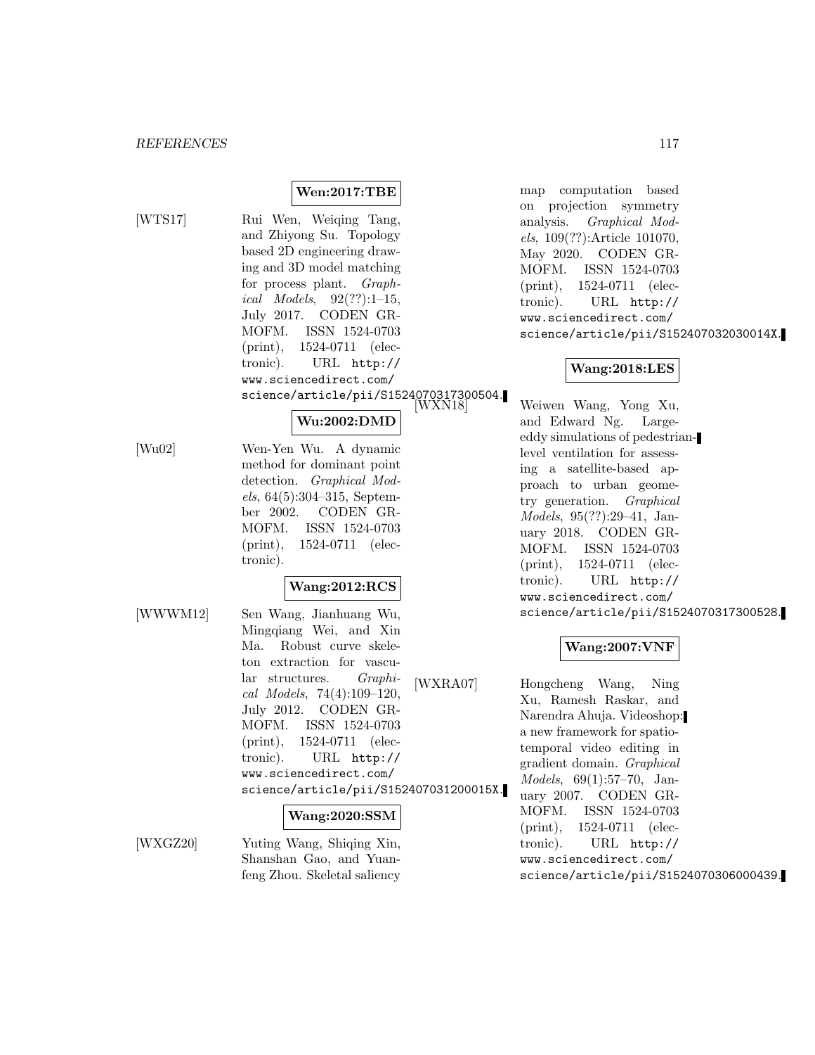**Wen:2017:TBE**

[WTS17] Rui Wen, Weiqing Tang, and Zhiyong Su. Topology based 2D engineering drawing and 3D model matching for process plant. *Graphical Models*, 92(??):1–15, July 2017. CODEN GRMOFM. ISSN 1524-0703 (print), 1524-0711 (electronic). URL http://www.sciencedirect.com/science/article/pii/S1524070317300504.

**Wu:2002:DMD**

[Wu02] Wen-Yen Wu. A dynamic method for dominant point detection. *Graphical Models*, 64(5):304–315, September 2002. CODEN GRMOFM. ISSN 1524-0703 (print), 1524-0711 (electronic).

**Wang:2012:RCS**

[WWWM12] Sen Wang, Jianhuang Wu, Mingqiang Wei, and Xin Ma. Robust curve skeleton extraction for vascular structures. *Graphical Models*, 74(4):109–120, July 2012. CODEN GRMOFM. ISSN 1524-0703 (print), 1524-0711 (electronic). URL http://www.sciencedirect.com/science/article/pii/S152407031200015X.

**Wang:2020:SSM**

[WXGZ20] Yuting Wang, Shiqing Xin, Shanshan Gao, and Yuanfeng Zhou. Skeletal saliency map computation based on projection symmetry analysis. *Graphical Models*, 109(??):Article 101070, May 2020. CODEN GRMOFM. ISSN 1524-0703 (print), 1524-0711 (electronic). URL http://www.sciencedirect.com/science/article/pii/S152407032030014X.

**Wang:2018:LES**

[WXN18] Weiwen Wang, Yong Xu, and Edward Ng. Large-eddy simulations of pedestrian-level ventilation for assessing a satellite-based approach to urban geometry generation. *Graphical Models*, 95(??):29–41, January 2018. CODEN GRMOFM. ISSN 1524-0703 (print), 1524-0711 (electronic). URL http://www.sciencedirect.com/science/article/pii/S1524070317300528.

**Wang:2007:VNF**

[WXRA07] Hongcheng Wang, Ning Xu, Ramesh Raskar, and Narendra Ahuja. Videoshop: a new framework for spatio-temporal video editing in gradient domain. *Graphical Models*, 69(1):57–70, January 2007. CODEN GRMOFM. ISSN 1524-0703 (print), 1524-0711 (electronic). URL http://www.sciencedirect.com/science/article/pii/S1524070306000439.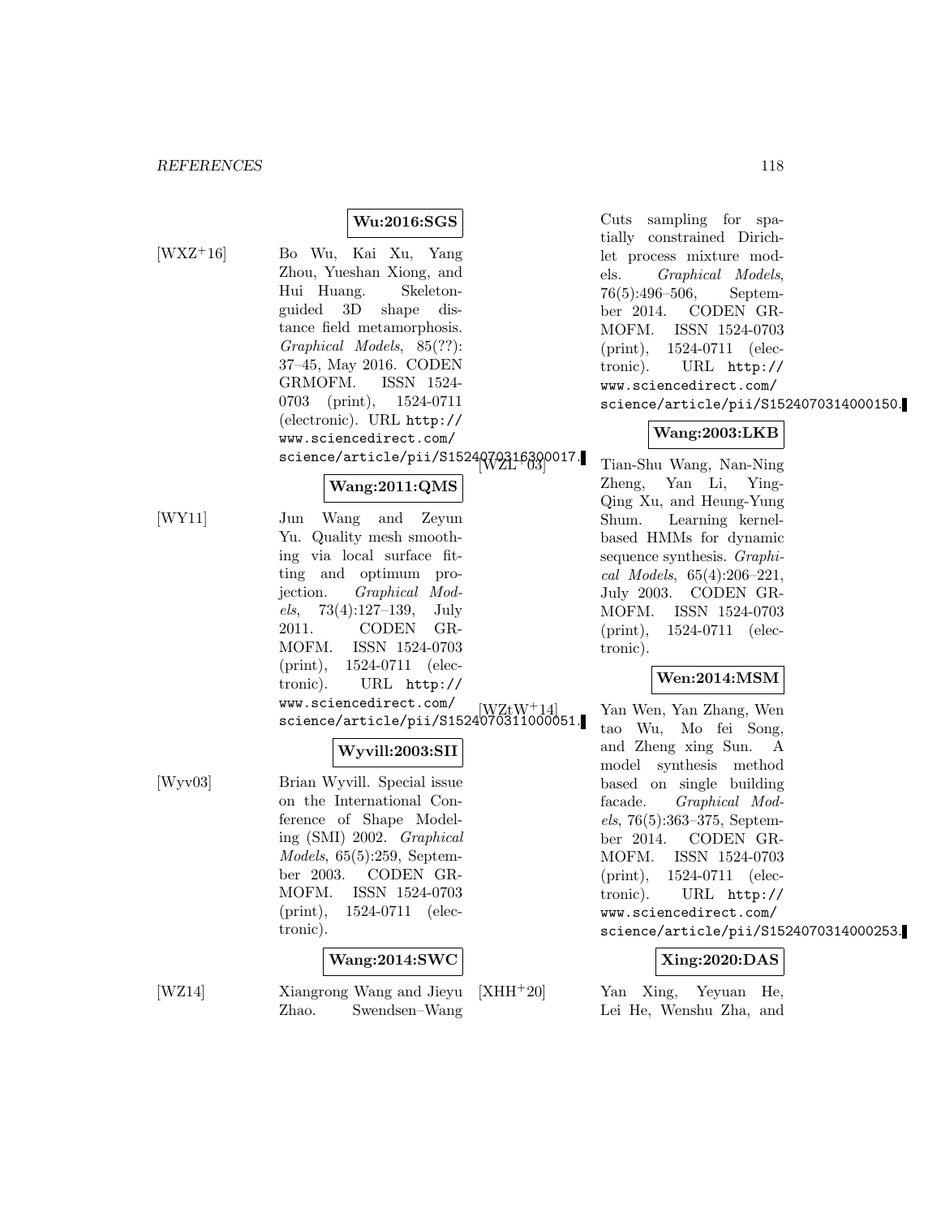**Wu:2016:SGS**

[WXZ+16] Bo Wu, Kai Xu, Yang Zhou, Yueshan Xiong, and Hui Huang. Skeleton-guided 3D shape distance field metamorphosis. *Graphical Models*, 85(??): 37–45, May 2016. CODEN GRMOFM. ISSN 1524-0703 (print), 1524-0711 (electronic). URL http://www.sciencedirect.com/science/article/pii/S1524070316300017.

**Wang:2011:QMS**

[WY11] Jun Wang and Zeyun Yu. Quality mesh smoothing via local surface fitting and optimum projection. *Graphical Models*, 73(4):127–139, July 2011. CODEN GRMOFM. ISSN 1524-0703 (print), 1524-0711 (electronic). URL http://www.sciencedirect.com/science/article/pii/S1524070311000051.

**Wyvill:2003:SII**

[Wyv03] Brian Wyvill. Special issue on the International Conference of Shape Modeling (SMI) 2002. *Graphical Models*, 65(5):259, September 2003. CODEN GRMOFM. ISSN 1524-0703 (print), 1524-0711 (electronic).

**Wang:2014:SWC**

[WZ14] Xiangrong Wang and Jieyu Zhao. Swendsen–Wang Cuts sampling for spatially constrained Dirichlet process mixture models. *Graphical Models*, 76(5):496–506, September 2014. CODEN GRMOFM. ISSN 1524-0703 (print), 1524-0711 (electronic). URL http://www.sciencedirect.com/science/article/pii/S1524070314000150.

**Wang:2003:LKB**

[WZL+03] Tian-Shu Wang, Nan-Ning Zheng, Yan Li, Ying-Qing Xu, and Heung-Yung Shum. Learning kernel-based HMMs for dynamic sequence synthesis. *Graphical Models*, 65(4):206–221, July 2003. CODEN GRMOFM. ISSN 1524-0703 (print), 1524-0711 (electronic).

**Wen:2014:MSM**

[WZtW+14] Yan Wen, Yan Zhang, Wen tao Wu, Mo fei Song, and Zheng xing Sun. A model synthesis method based on single building facade. *Graphical Models*, 76(5):363–375, September 2014. CODEN GRMOFM. ISSN 1524-0703 (print), 1524-0711 (electronic). URL http://www.sciencedirect.com/science/article/pii/S1524070314000253.

**Xing:2020:DAS**

[XHH+20] Yan Xing, Yeyuan He, Lei He, Wenshu Zha, and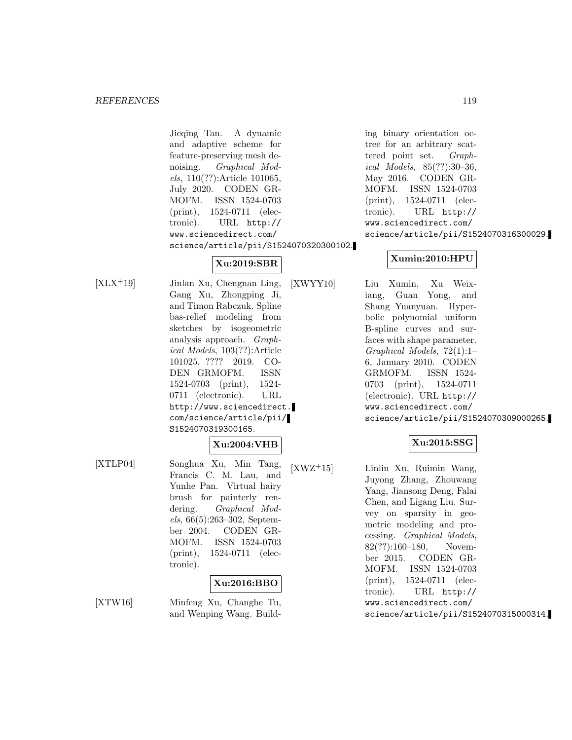Jieqing Tan. A dynamic and adaptive scheme for feature-preserving mesh denoising. *Graphical Models*, 110(??):Article 101065, July 2020. CODEN GRMOFM. ISSN 1524-0703 (print), 1524-0711 (electronic). URL http://www.sciencedirect.com/science/article/pii/S1524070320300102.

**Xu:2019:SBR**

[XLX+19] Jinlan Xu, Chengnan Ling, Gang Xu, Zhongping Ji, and Timon Rabczuk. Spline bas-relief modeling from sketches by isogeometric analysis approach. *Graphical Models*, 103(??):Article 101025, ???? 2019. CODEN GRMOFM. ISSN 1524-0703 (print), 1524-0711 (electronic). URL http://www.sciencedirect.com/science/article/pii/S1524070319300165.

**Xu:2004:VHB**

[XTLP04] Songhua Xu, Min Tang, Francis C. M. Lau, and Yunhe Pan. Virtual hairy brush for painterly rendering. *Graphical Models*, 66(5):263–302, September 2004. CODEN GRMOFM. ISSN 1524-0703 (print), 1524-0711 (electronic).

**Xu:2016:BBO**

[XTW16] Minfeng Xu, Changhe Tu, and Wenping Wang. Building binary orientation octree for an arbitrary scattered point set. *Graphical Models*, 85(??):30–36, May 2016. CODEN GRMOFM. ISSN 1524-0703 (print), 1524-0711 (electronic). URL http://www.sciencedirect.com/science/article/pii/S1524070316300029.

**Xumin:2010:HPU**

[XWYY10] Liu Xumin, Xu Weixiang, Guan Yong, and Shang Yuanyuan. Hyperbolic polynomial uniform B-spline curves and surfaces with shape parameter. *Graphical Models*, 72(1):1–6, January 2010. CODEN GRMOFM. ISSN 1524-0703 (print), 1524-0711 (electronic). URL http://www.sciencedirect.com/science/article/pii/S1524070309000265.

**Xu:2015:SSG**

[XWZ+15] Linlin Xu, Ruimin Wang, Juyong Zhang, Zhouwang Yang, Jiansong Deng, Falai Chen, and Ligang Liu. Survey on sparsity in geometric modeling and processing. *Graphical Models*, 82(??):160–180, November 2015. CODEN GRMOFM. ISSN 1524-0703 (print), 1524-0711 (electronic). URL http://www.sciencedirect.com/science/article/pii/S1524070315000314.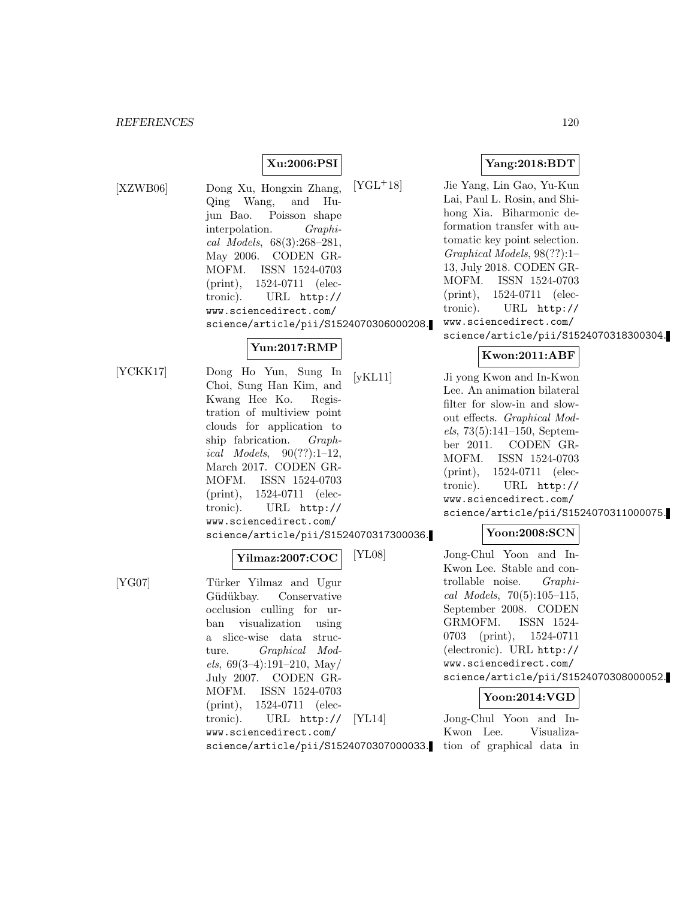**Xu:2006:PSI**

[XZWB06] Dong Xu, Hongxin Zhang, Qing Wang, and Hujun Bao. Poisson shape interpolation. *Graphical Models*, 68(3):268–281, May 2006. CODEN GRMOFM. ISSN 1524-0703 (print), 1524-0711 (electronic). URL http://www.sciencedirect.com/science/article/pii/S1524070306000208.

**Yun:2017:RMP**

[YCKK17] Dong Ho Yun, Sung In Choi, Sung Han Kim, and Kwang Hee Ko. Registration of multiview point clouds for application to ship fabrication. *Graphical Models*, 90(??):1–12, March 2017. CODEN GRMOFM. ISSN 1524-0703 (print), 1524-0711 (electronic). URL http://www.sciencedirect.com/science/article/pii/S1524070317300036.

**Yilmaz:2007:COC**

[YG07] Türker Yilmaz and Ugur Güdükbay. Conservative occlusion culling for urban visualization using a slice-wise data structure. *Graphical Models*, 69(3–4):191–210, May/July 2007. CODEN GRMOFM. ISSN 1524-0703 (print), 1524-0711 (electronic). URL http://www.sciencedirect.com/science/article/pii/S1524070307000033.

**Yang:2018:BDT**

[YGL+18] Jie Yang, Lin Gao, Yu-Kun Lai, Paul L. Rosin, and Shihong Xia. Biharmonic deformation transfer with automatic key point selection. *Graphical Models*, 98(??):1–13, July 2018. CODEN GRMOFM. ISSN 1524-0703 (print), 1524-0711 (electronic). URL http://www.sciencedirect.com/science/article/pii/S1524070318300304.

**Kwon:2011:ABF**

[yKL11] Ji yong Kwon and In-Kwon Lee. An animation bilateral filter for slow-in and slow-out effects. *Graphical Models*, 73(5):141–150, September 2011. CODEN GRMOFM. ISSN 1524-0703 (print), 1524-0711 (electronic). URL http://www.sciencedirect.com/science/article/pii/S1524070311000075.

**Yoon:2008:SCN**

[YL08] Jong-Chul Yoon and In-Kwon Lee. Stable and controllable noise. *Graphical Models*, 70(5):105–115, September 2008. CODEN GRMOFM. ISSN 1524-0703 (print), 1524-0711 (electronic). URL http://www.sciencedirect.com/science/article/pii/S1524070308000052.

**Yoon:2014:VGD**

[YL14] Jong-Chul Yoon and In-Kwon Lee. Visualization of graphical data in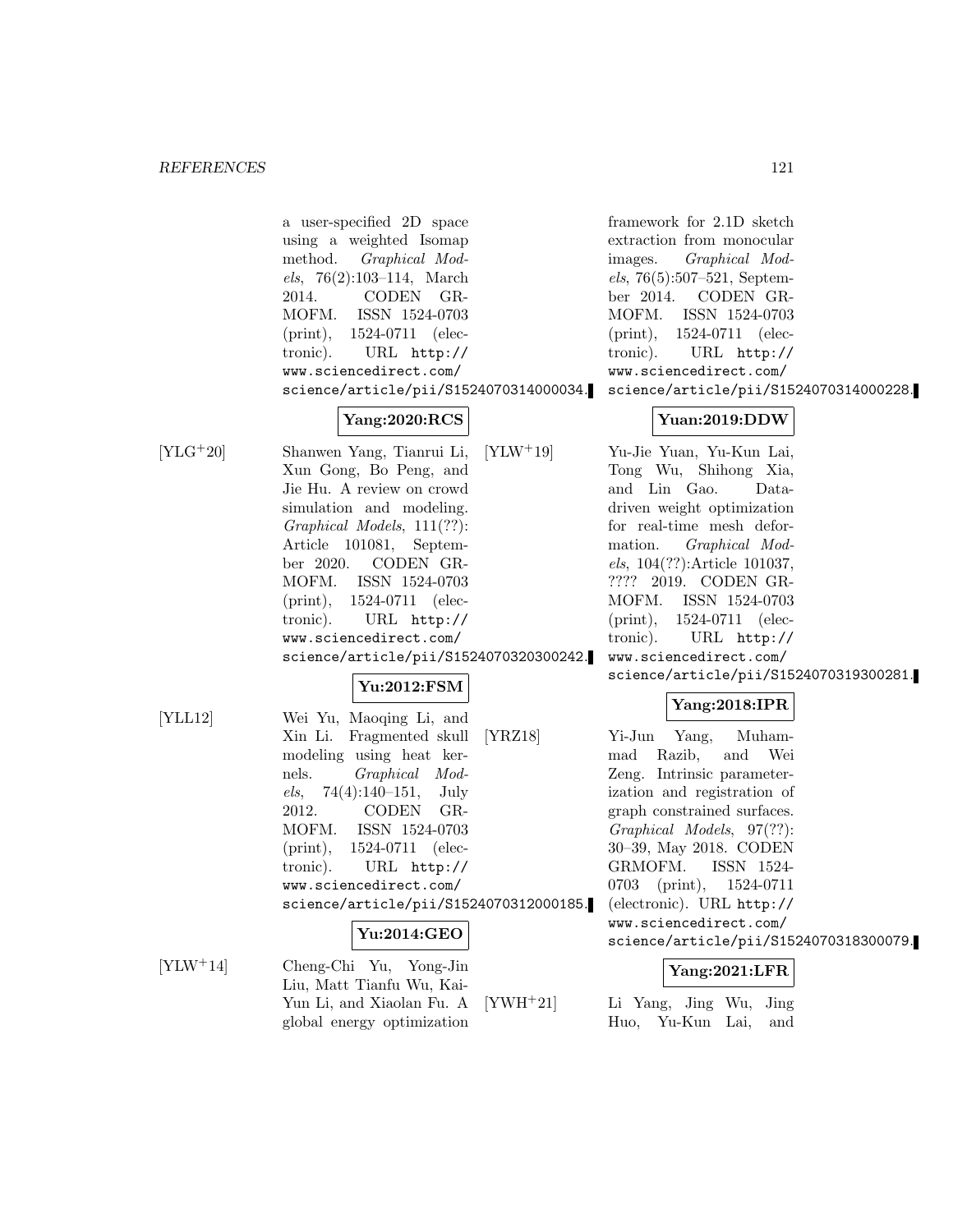a user-specified 2D space using a weighted Isomap method. *Graphical Models*, 76(2):103–114, March 2014. CODEN GRMOFM. ISSN 1524-0703 (print), 1524-0711 (electronic). URL http://www.sciencedirect.com/science/article/pii/S1524070314000034.

**Yang:2020:RCS**

[YLG+20] Shanwen Yang, Tianrui Li, Xun Gong, Bo Peng, and Jie Hu. A review on crowd simulation and modeling. *Graphical Models*, 111(??): Article 101081, September 2020. CODEN GRMOFM. ISSN 1524-0703 (print), 1524-0711 (electronic). URL http://www.sciencedirect.com/science/article/pii/S1524070320300242.

**Yu:2012:FSM**

[YLL12] Wei Yu, Maoqing Li, and Xin Li. Fragmented skull modeling using heat kernels. *Graphical Models*, 74(4):140–151, July 2012. CODEN GRMOFM. ISSN 1524-0703 (print), 1524-0711 (electronic). URL http://www.sciencedirect.com/science/article/pii/S1524070312000185.

**Yu:2014:GEO**

[YLW+14] Cheng-Chi Yu, Yong-Jin Liu, Matt Tianfu Wu, Kai-Yun Li, and Xiaolan Fu. A global energy optimization framework for 2.1D sketch extraction from monocular images. *Graphical Models*, 76(5):507–521, September 2014. CODEN GRMOFM. ISSN 1524-0703 (print), 1524-0711 (electronic). URL http://www.sciencedirect.com/science/article/pii/S1524070314000228.

**Yuan:2019:DDW**

[YLW+19] Yu-Jie Yuan, Yu-Kun Lai, Tong Wu, Shihong Xia, and Lin Gao. Data-driven weight optimization for real-time mesh deformation. *Graphical Models*, 104(??):Article 101037, ???? 2019. CODEN GRMOFM. ISSN 1524-0703 (print), 1524-0711 (electronic). URL http://www.sciencedirect.com/science/article/pii/S1524070319300281.

**Yang:2018:IPR**

[YRZ18] Yi-Jun Yang, Muhammad Razib, and Wei Zeng. Intrinsic parameterization and registration of graph constrained surfaces. *Graphical Models*, 97(??): 30–39, May 2018. CODEN GRMOFM. ISSN 1524-0703 (print), 1524-0711 (electronic). URL http://www.sciencedirect.com/science/article/pii/S1524070318300079.

**Yang:2021:LFR**

[YWH+21] Li Yang, Jing Wu, Jing Huo, Yu-Kun Lai, and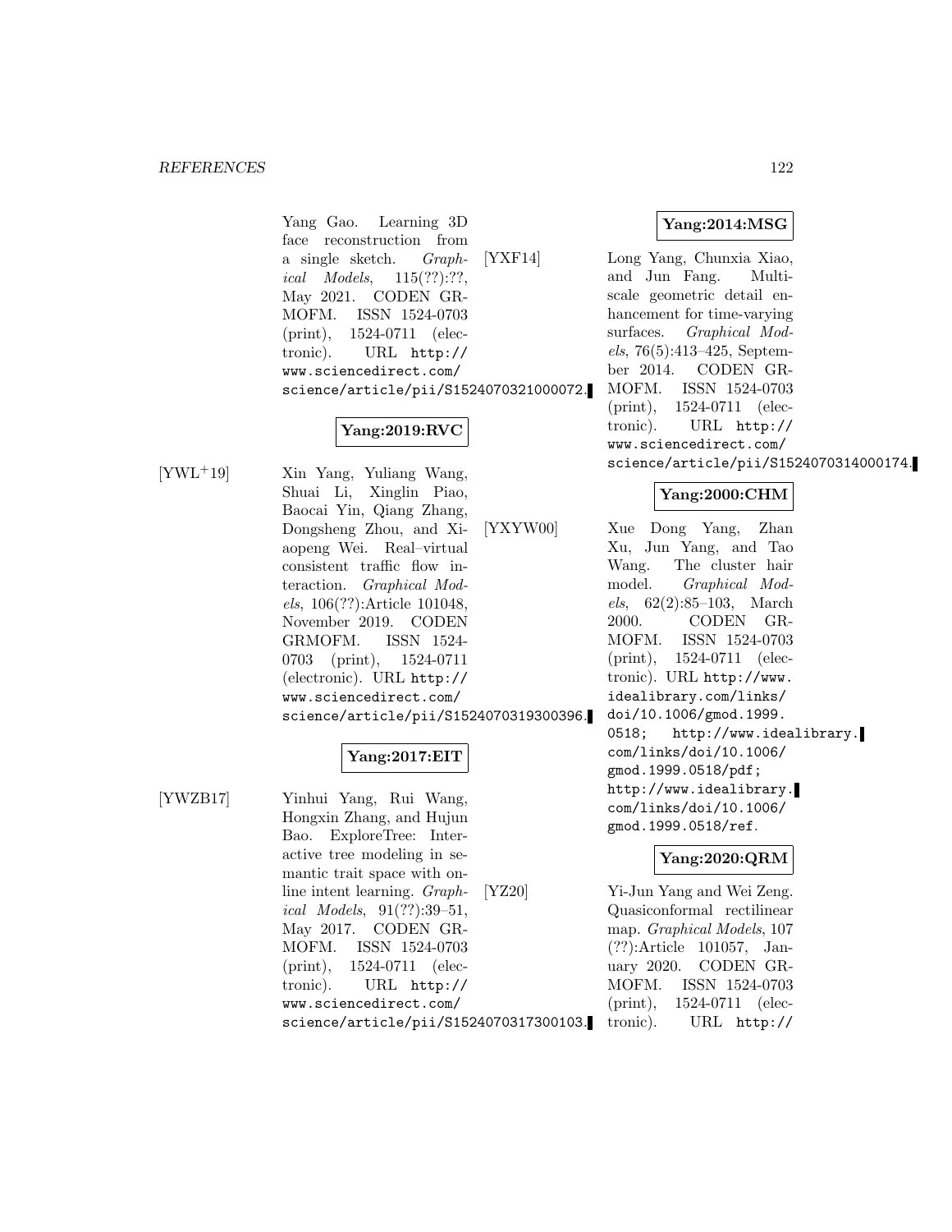Yang Gao. Learning 3D face reconstruction from a single sketch. *Graphical Models*, 115(??):??, May 2021. CODEN GRMOFM. ISSN 1524-0703 (print), 1524-0711 (electronic). URL http://www.sciencedirect.com/science/article/pii/S1524070321000072.

**Yang:2019:RVC**

[YWL+19] Xin Yang, Yuliang Wang, Shuai Li, Xinglin Piao, Baocai Yin, Qiang Zhang, Dongsheng Zhou, and Xiaopeng Wei. Real–virtual consistent traffic flow interaction. *Graphical Models*, 106(??):Article 101048, November 2019. CODEN GRMOFM. ISSN 1524-0703 (print), 1524-0711 (electronic). URL http://www.sciencedirect.com/science/article/pii/S1524070319300396.

**Yang:2017:EIT**

[YWZB17] Yinhui Yang, Rui Wang, Hongxin Zhang, and Hujun Bao. ExploreTree: Interactive tree modeling in semantic trait space with online intent learning. *Graphical Models*, 91(??):39–51, May 2017. CODEN GRMOFM. ISSN 1524-0703 (print), 1524-0711 (electronic). URL http://www.sciencedirect.com/science/article/pii/S1524070317300103.

**Yang:2014:MSG**

[YXF14] Long Yang, Chunxia Xiao, and Jun Fang. Multiscale geometric detail enhancement for time-varying surfaces. *Graphical Models*, 76(5):413–425, September 2014. CODEN GRMOFM. ISSN 1524-0703 (print), 1524-0711 (electronic). URL http://www.sciencedirect.com/science/article/pii/S1524070314000174.

**Yang:2000:CHM**

[YXYW00] Xue Dong Yang, Zhan Xu, Jun Yang, and Tao Wang. The cluster hair model. *Graphical Models*, 62(2):85–103, March 2000. CODEN GRMOFM. ISSN 1524-0703 (print), 1524-0711 (electronic). URL http://www.idealibrary.com/links/doi/10.1006/gmod.1999.0518; http://www.idealibrary.com/links/doi/10.1006/gmod.1999.0518/pdf; http://www.idealibrary.com/links/doi/10.1006/gmod.1999.0518/ref.

**Yang:2020:QRM**

[YZ20] Yi-Jun Yang and Wei Zeng. Quasiconformal rectilinear map. *Graphical Models*, 107(??):Article 101057, January 2020. CODEN GRMOFM. ISSN 1524-0703 (print), 1524-0711 (electronic). URL http://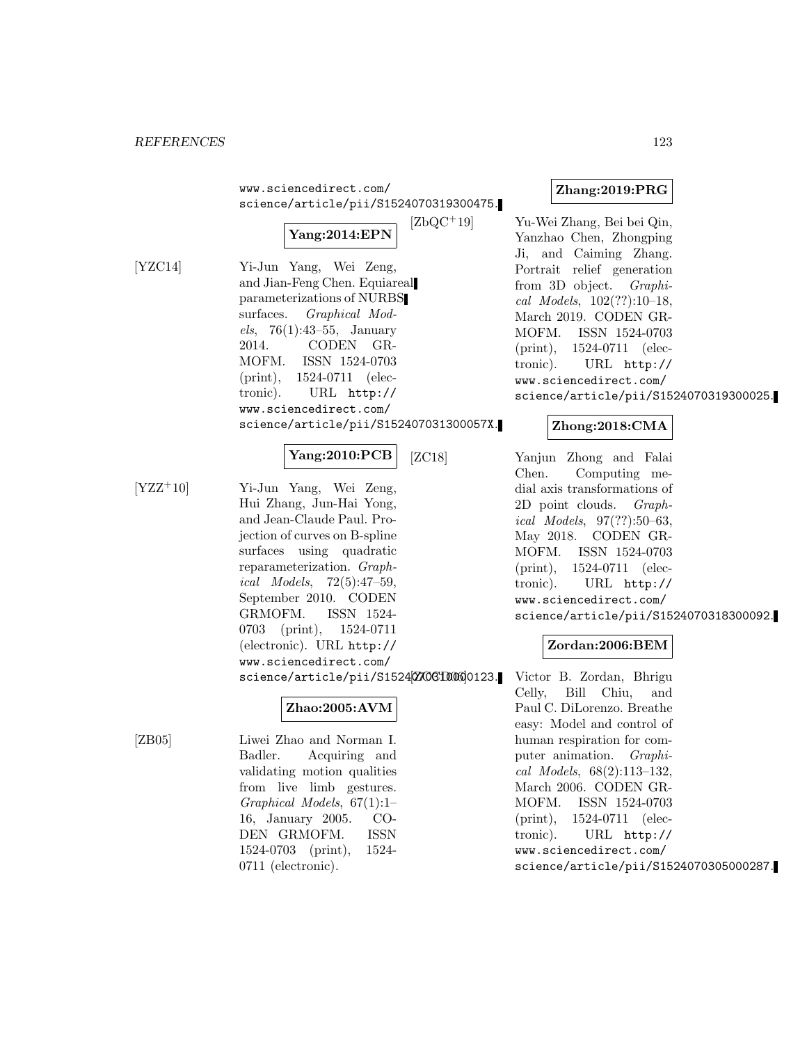www.sciencedirect.com/science/article/pii/S1524070319300475.

**Yang:2014:EPN**

[YZC14] Yi-Jun Yang, Wei Zeng, and Jian-Feng Chen. Equiareal parameterizations of NURBS surfaces. *Graphical Models*, 76(1):43–55, January 2014. CODEN GRMOFM. ISSN 1524-0703 (print), 1524-0711 (electronic). URL http://www.sciencedirect.com/science/article/pii/S152407031300057X.

**Yang:2010:PCB**

[YZZ+10] Yi-Jun Yang, Wei Zeng, Hui Zhang, Jun-Hai Yong, and Jean-Claude Paul. Projection of curves on B-spline surfaces using quadratic reparameterization. *Graphical Models*, 72(5):47–59, September 2010. CODEN GRMOFM. ISSN 1524-0703 (print), 1524-0711 (electronic). URL http://www.sciencedirect.com/science/article/pii/S1524070310000123.

**Zhao:2005:AVM**

[ZB05] Liwei Zhao and Norman I. Badler. Acquiring and validating motion qualities from live limb gestures. *Graphical Models*, 67(1):1–16, January 2005. CODEN GRMOFM. ISSN 1524-0703 (print), 1524-0711 (electronic).

**Zhang:2019:PRG**

[ZbQC+19] Yu-Wei Zhang, Bei bei Qin, Yanzhao Chen, Zhongping Ji, and Caiming Zhang. Portrait relief generation from 3D object. *Graphical Models*, 102(??):10–18, March 2019. CODEN GRMOFM. ISSN 1524-0703 (print), 1524-0711 (electronic). URL http://www.sciencedirect.com/science/article/pii/S1524070319300025.

**Zhong:2018:CMA**

[ZC18] Yanjun Zhong and Falai Chen. Computing medial axis transformations of 2D point clouds. *Graphical Models*, 97(??):50–63, May 2018. CODEN GRMOFM. ISSN 1524-0703 (print), 1524-0711 (electronic). URL http://www.sciencedirect.com/science/article/pii/S1524070318300092.

**Zordan:2006:BEM**

[ZCCD06] Victor B. Zordan, Bhrigu Celly, Bill Chiu, and Paul C. DiLorenzo. Breathe easy: Model and control of human respiration for computer animation. *Graphical Models*, 68(2):113–132, March 2006. CODEN GRMOFM. ISSN 1524-0703 (print), 1524-0711 (electronic). URL http://www.sciencedirect.com/science/article/pii/S1524070305000287.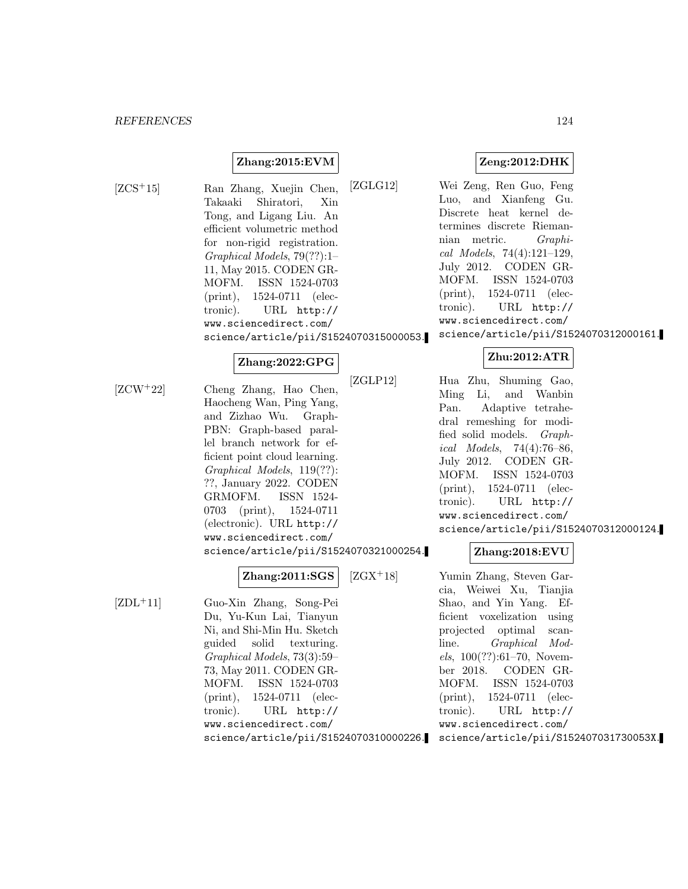**Zhang:2015:EVM**

[ZCS+15] Ran Zhang, Xuejin Chen, Takaaki Shiratori, Xin Tong, and Ligang Liu. An efficient volumetric method for non-rigid registration. *Graphical Models*, 79(??):1–11, May 2015. CODEN GRMOFM. ISSN 1524-0703 (print), 1524-0711 (electronic). URL http://www.sciencedirect.com/science/article/pii/S1524070315000053.

**Zhang:2022:GPG**

[ZCW+22] Cheng Zhang, Hao Chen, Haocheng Wan, Ping Yang, and Zizhao Wu. Graph-PBN: Graph-based parallel branch network for efficient point cloud learning. *Graphical Models*, 119(??):??, January 2022. CODEN GRMOFM. ISSN 1524-0703 (print), 1524-0711 (electronic). URL http://www.sciencedirect.com/science/article/pii/S1524070321000254.

**Zhang:2011:SGS**

[ZDL+11] Guo-Xin Zhang, Song-Pei Du, Yu-Kun Lai, Tianyun Ni, and Shi-Min Hu. Sketch guided solid texturing. *Graphical Models*, 73(3):59–73, May 2011. CODEN GRMOFM. ISSN 1524-0703 (print), 1524-0711 (electronic). URL http://www.sciencedirect.com/science/article/pii/S1524070310000226.

**Zeng:2012:DHK**

[ZGLG12] Wei Zeng, Ren Guo, Feng Luo, and Xianfeng Gu. Discrete heat kernel determines discrete Riemannian metric. *Graphical Models*, 74(4):121–129, July 2012. CODEN GRMOFM. ISSN 1524-0703 (print), 1524-0711 (electronic). URL http://www.sciencedirect.com/science/article/pii/S1524070312000161.

**Zhu:2012:ATR**

[ZGLP12] Hua Zhu, Shuming Gao, Ming Li, and Wanbin Pan. Adaptive tetrahedral remeshing for modified solid models. *Graphical Models*, 74(4):76–86, July 2012. CODEN GRMOFM. ISSN 1524-0703 (print), 1524-0711 (electronic). URL http://www.sciencedirect.com/science/article/pii/S1524070312000124.

**Zhang:2018:EVU**

[ZGX+18] Yumin Zhang, Steven Garcia, Weiwei Xu, Tianjia Shao, and Yin Yang. Efficient voxelization using projected optimal scanline. *Graphical Models*, 100(??):61–70, November 2018. CODEN GRMOFM. ISSN 1524-0703 (print), 1524-0711 (electronic). URL http://www.sciencedirect.com/science/article/pii/S152407031730053X.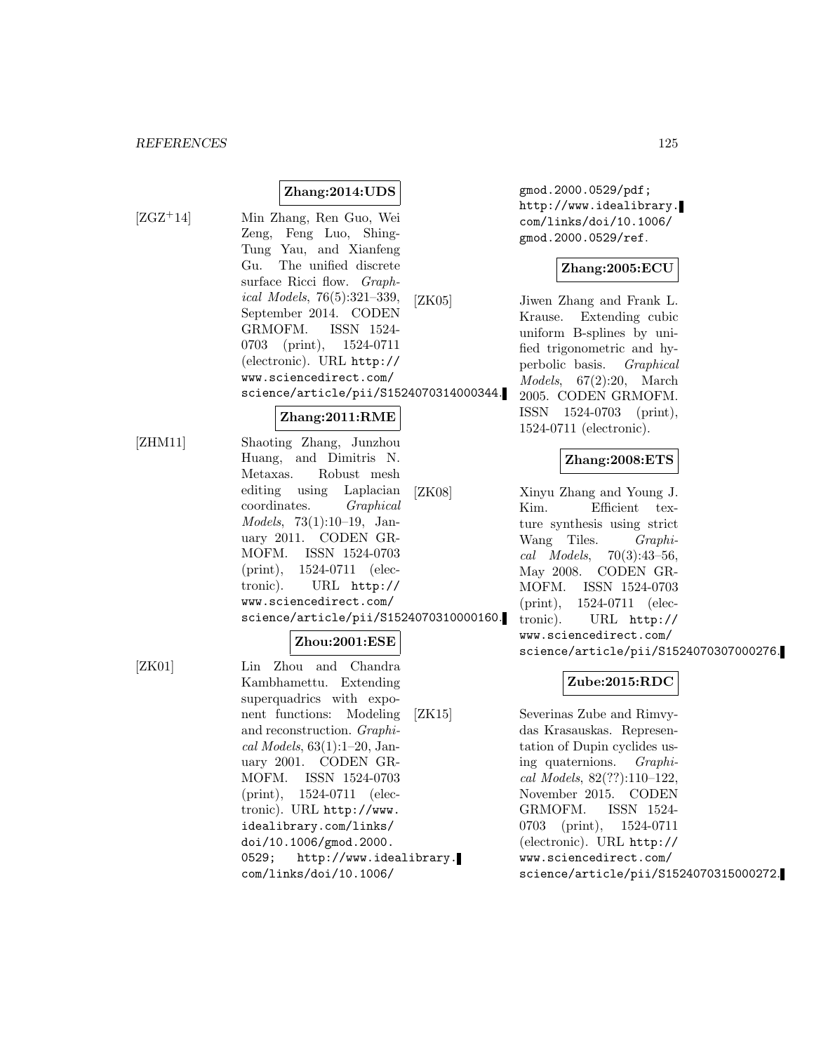**Zhang:2014:UDS**

[ZGZ+14] Min Zhang, Ren Guo, Wei Zeng, Feng Luo, Shing-Tung Yau, and Xianfeng Gu. The unified discrete surface Ricci flow. *Graphical Models*, 76(5):321–339, September 2014. CODEN GRMOFM. ISSN 1524-0703 (print), 1524-0711 (electronic). URL `http://www.sciencedirect.com/science/article/pii/S1524070314000344`.

**Zhang:2011:RME**

[ZHM11] Shaoting Zhang, Junzhou Huang, and Dimitris N. Metaxas. Robust mesh editing using Laplacian coordinates. *Graphical Models*, 73(1):10–19, January 2011. CODEN GRMOFM. ISSN 1524-0703 (print), 1524-0711 (electronic). URL `http://www.sciencedirect.com/science/article/pii/S1524070310000160`.

**Zhou:2001:ESE**

[ZK01] Lin Zhou and Chandra Kambhamettu. Extending superquadrics with exponent functions: Modeling and reconstruction. *Graphical Models*, 63(1):1–20, January 2001. CODEN GRMOFM. ISSN 1524-0703 (print), 1524-0711 (electronic). URL `http://www.idealibrary.com/links/doi/10.1006/gmod.2000.0529; http://www.idealibrary.com/links/doi/10.1006/gmod.2000.0529/pdf; http://www.idealibrary.com/links/doi/10.1006/gmod.2000.0529/ref`.

**Zhang:2005:ECU**

[ZK05] Jiwen Zhang and Frank L. Krause. Extending cubic uniform B-splines by unified trigonometric and hyperbolic basis. *Graphical Models*, 67(2):20, March 2005. CODEN GRMOFM. ISSN 1524-0703 (print), 1524-0711 (electronic).

**Zhang:2008:ETS**

[ZK08] Xinyu Zhang and Young J. Kim. Efficient texture synthesis using strict Wang Tiles. *Graphical Models*, 70(3):43–56, May 2008. CODEN GRMOFM. ISSN 1524-0703 (print), 1524-0711 (electronic). URL `http://www.sciencedirect.com/science/article/pii/S1524070307000276`.

**Zube:2015:RDC**

[ZK15] Severinas Zube and Rimvydas Krasauskas. Representation of Dupin cyclides using quaternions. *Graphical Models*, 82(??):110–122, November 2015. CODEN GRMOFM. ISSN 1524-0703 (print), 1524-0711 (electronic). URL `http://www.sciencedirect.com/science/article/pii/S1524070315000272`.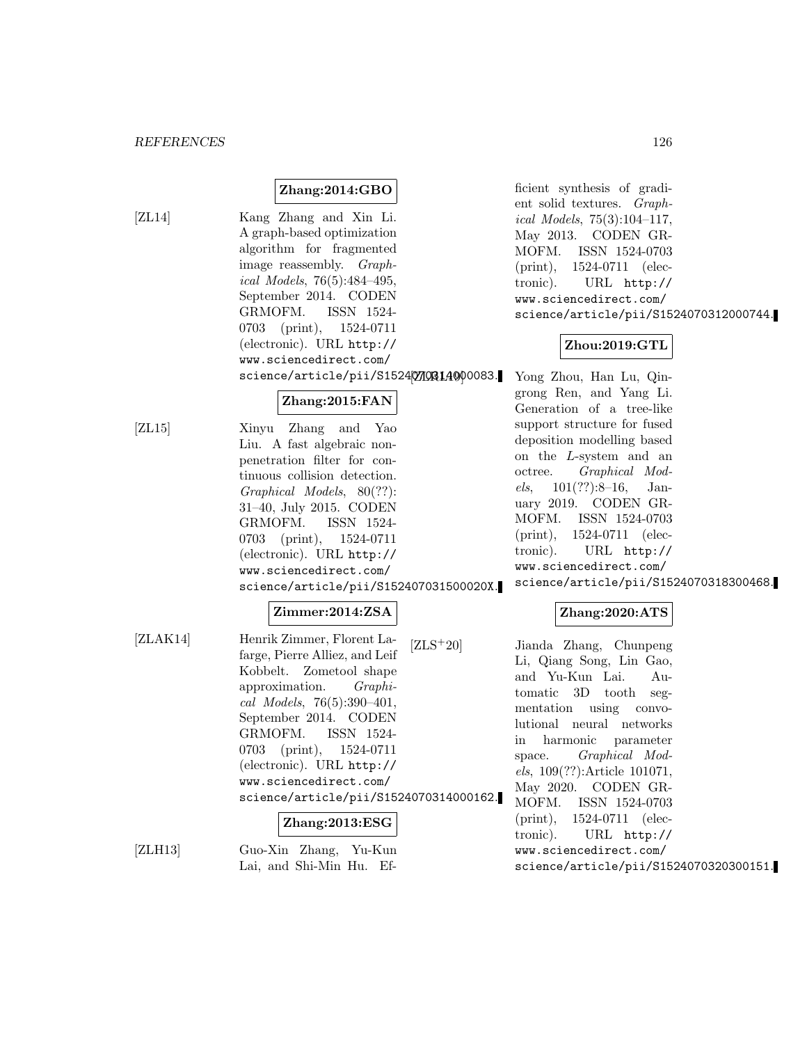**Zhang:2014:GBO**

[ZL14] Kang Zhang and Xin Li. A graph-based optimization algorithm for fragmented image reassembly. *Graphical Models*, 76(5):484–495, September 2014. CODEN GRMOFM. ISSN 1524-0703 (print), 1524-0711 (electronic). URL `http://www.sciencedirect.com/science/article/pii/S1524070314000083`.

**Zhang:2015:FAN**

[ZL15] Xinyu Zhang and Yao Liu. A fast algebraic non-penetration filter for continuous collision detection. *Graphical Models*, 80(??):31–40, July 2015. CODEN GRMOFM. ISSN 1524-0703 (print), 1524-0711 (electronic). URL `http://www.sciencedirect.com/science/article/pii/S152407031500020X`.

**Zimmer:2014:ZSA**

[ZLAK14] Henrik Zimmer, Florent Lafarge, Pierre Alliez, and Leif Kobbelt. Zometool shape approximation. *Graphical Models*, 76(5):390–401, September 2014. CODEN GRMOFM. ISSN 1524-0703 (print), 1524-0711 (electronic). URL `http://www.sciencedirect.com/science/article/pii/S1524070314000162`.

**Zhang:2013:ESG**

[ZLH13] Guo-Xin Zhang, Yu-Kun Lai, and Shi-Min Hu. Efficient synthesis of gradient solid textures. *Graphical Models*, 75(3):104–117, May 2013. CODEN GRMOFM. ISSN 1524-0703 (print), 1524-0711 (electronic). URL `http://www.sciencedirect.com/science/article/pii/S1524070312000744`.

**Zhou:2019:GTL**

[ZLRL19] Yong Zhou, Han Lu, Qingrong Ren, and Yang Li. Generation of a tree-like support structure for fused deposition modelling based on the *L*-system and an octree. *Graphical Models*, 101(??):8–16, January 2019. CODEN GRMOFM. ISSN 1524-0703 (print), 1524-0711 (electronic). URL `http://www.sciencedirect.com/science/article/pii/S1524070318300468`.

**Zhang:2020:ATS**

[ZLS+20] Jianda Zhang, Chunpeng Li, Qiang Song, Lin Gao, and Yu-Kun Lai. Automatic 3D tooth segmentation using convolutional neural networks in harmonic parameter space. *Graphical Models*, 109(??):Article 101071, May 2020. CODEN GRMOFM. ISSN 1524-0703 (print), 1524-0711 (electronic). URL `http://www.sciencedirect.com/science/article/pii/S1524070320300151`.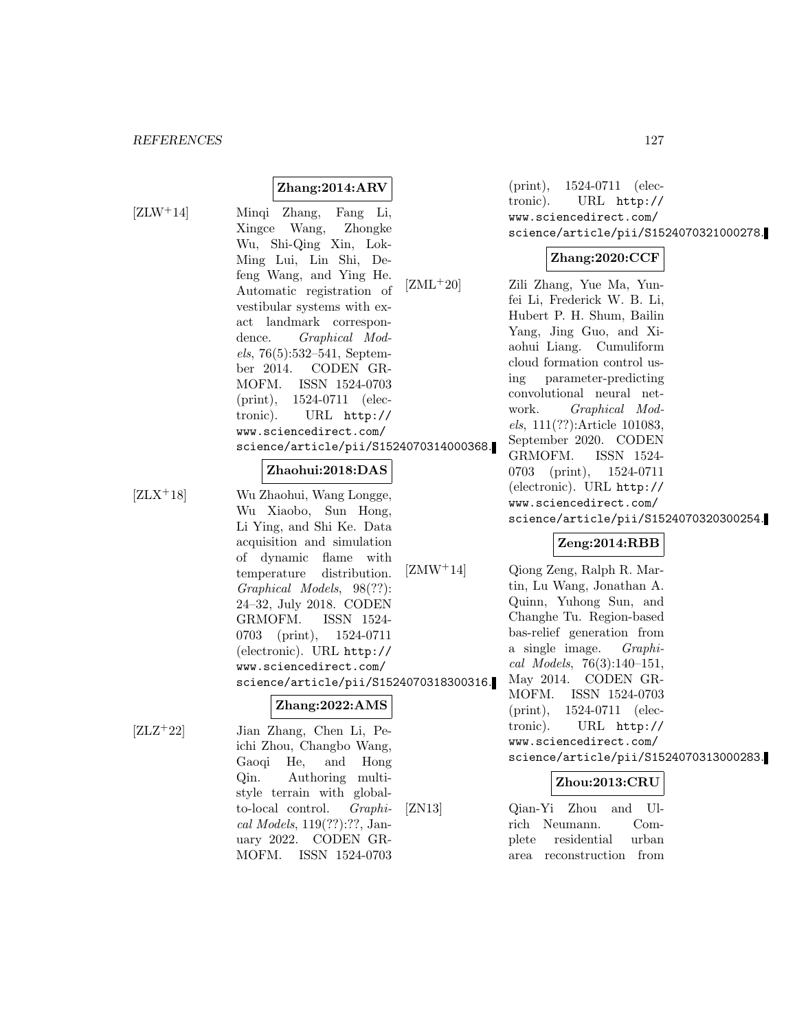**Zhang:2014:ARV**

[ZLW+14] Minqi Zhang, Fang Li, Xingce Wang, Zhongke Wu, Shi-Qing Xin, Lok-Ming Lui, Lin Shi, Defeng Wang, and Ying He. Automatic registration of vestibular systems with exact landmark correspondence. *Graphical Models*, 76(5):532–541, September 2014. CODEN GRMOFM. ISSN 1524-0703 (print), 1524-0711 (electronic). URL http://www.sciencedirect.com/science/article/pii/S1524070314000368.

**Zhaohui:2018:DAS**

[ZLX+18] Wu Zhaohui, Wang Longge, Wu Xiaobo, Sun Hong, Li Ying, and Shi Ke. Data acquisition and simulation of dynamic flame with temperature distribution. *Graphical Models*, 98(??): 24–32, July 2018. CODEN GRMOFM. ISSN 1524-0703 (print), 1524-0711 (electronic). URL http://www.sciencedirect.com/science/article/pii/S1524070318300316.

**Zhang:2022:AMS**

[ZLZ+22] Jian Zhang, Chen Li, Peichi Zhou, Changbo Wang, Gaoqi He, and Hong Qin. Authoring multi-style terrain with global-to-local control. *Graphical Models*, 119(??):??, January 2022. CODEN GRMOFM. ISSN 1524-0703 (print), 1524-0711 (electronic). URL http://www.sciencedirect.com/science/article/pii/S1524070321000278.

**Zhang:2020:CCF**

[ZML+20] Zili Zhang, Yue Ma, Yunfei Li, Frederick W. B. Li, Hubert P. H. Shum, Bailin Yang, Jing Guo, and Xiaohui Liang. Cumuliform cloud formation control using parameter-predicting convolutional neural network. *Graphical Models*, 111(??):Article 101083, September 2020. CODEN GRMOFM. ISSN 1524-0703 (print), 1524-0711 (electronic). URL http://www.sciencedirect.com/science/article/pii/S1524070320300254.

**Zeng:2014:RBB**

[ZMW+14] Qiong Zeng, Ralph R. Martin, Lu Wang, Jonathan A. Quinn, Yuhong Sun, and Changhe Tu. Region-based bas-relief generation from a single image. *Graphical Models*, 76(3):140–151, May 2014. CODEN GRMOFM. ISSN 1524-0703 (print), 1524-0711 (electronic). URL http://www.sciencedirect.com/science/article/pii/S1524070313000283.

**Zhou:2013:CRU**

[ZN13] Qian-Yi Zhou and Ulrich Neumann. Complete residential urban area reconstruction from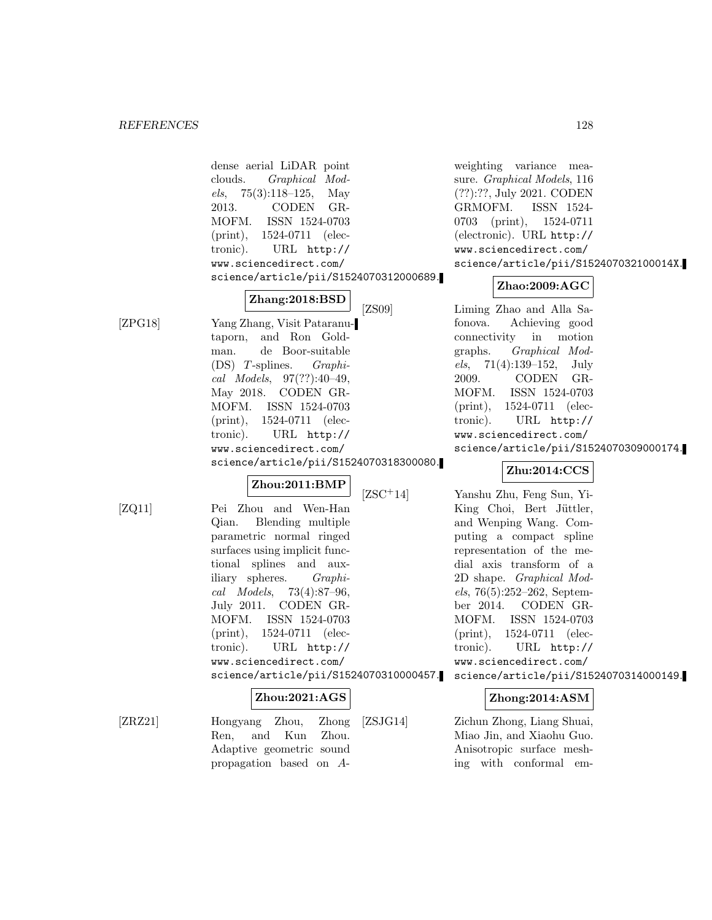dense aerial LiDAR point clouds. *Graphical Models*, 75(3):118–125, May 2013. CODEN GRMOFM. ISSN 1524-0703 (print), 1524-0711 (electronic). URL http://www.sciencedirect.com/science/article/pii/S1524070312000689.

**Zhang:2018:BSD**

[ZPG18] Yang Zhang, Visit Pataranutaporn, and Ron Goldman. de Boor-suitable (DS) *T*-splines. *Graphical Models*, 97(??):40–49, May 2018. CODEN GRMOFM. ISSN 1524-0703 (print), 1524-0711 (electronic). URL http://www.sciencedirect.com/science/article/pii/S1524070318300080.

**Zhou:2011:BMP**

[ZQ11] Pei Zhou and Wen-Han Qian. Blending multiple parametric normal ringed surfaces using implicit functional splines and auxiliary spheres. *Graphical Models*, 73(4):87–96, July 2011. CODEN GRMOFM. ISSN 1524-0703 (print), 1524-0711 (electronic). URL http://www.sciencedirect.com/science/article/pii/S1524070310000457.

**Zhou:2021:AGS**

[ZRZ21] Hongyang Zhou, Zhong Ren, and Kun Zhou. Adaptive geometric sound propagation based on *A*-weighting variance measure. *Graphical Models*, 116 (??):??, July 2021. CODEN GRMOFM. ISSN 1524-0703 (print), 1524-0711 (electronic). URL http://www.sciencedirect.com/science/article/pii/S152407032100014X.

**Zhao:2009:AGC**

[ZS09] Liming Zhao and Alla Safonova. Achieving good connectivity in motion graphs. *Graphical Models*, 71(4):139–152, July 2009. CODEN GRMOFM. ISSN 1524-0703 (print), 1524-0711 (electronic). URL http://www.sciencedirect.com/science/article/pii/S1524070309000174.

**Zhu:2014:CCS**

[ZSC+14] Yanshu Zhu, Feng Sun, Yi-King Choi, Bert Jüttler, and Wenping Wang. Computing a compact spline representation of the medial axis transform of a 2D shape. *Graphical Models*, 76(5):252–262, September 2014. CODEN GRMOFM. ISSN 1524-0703 (print), 1524-0711 (electronic). URL http://www.sciencedirect.com/science/article/pii/S1524070314000149.

**Zhong:2014:ASM**

[ZSJG14] Zichun Zhong, Liang Shuai, Miao Jin, and Xiaohu Guo. Anisotropic surface meshing with conformal em-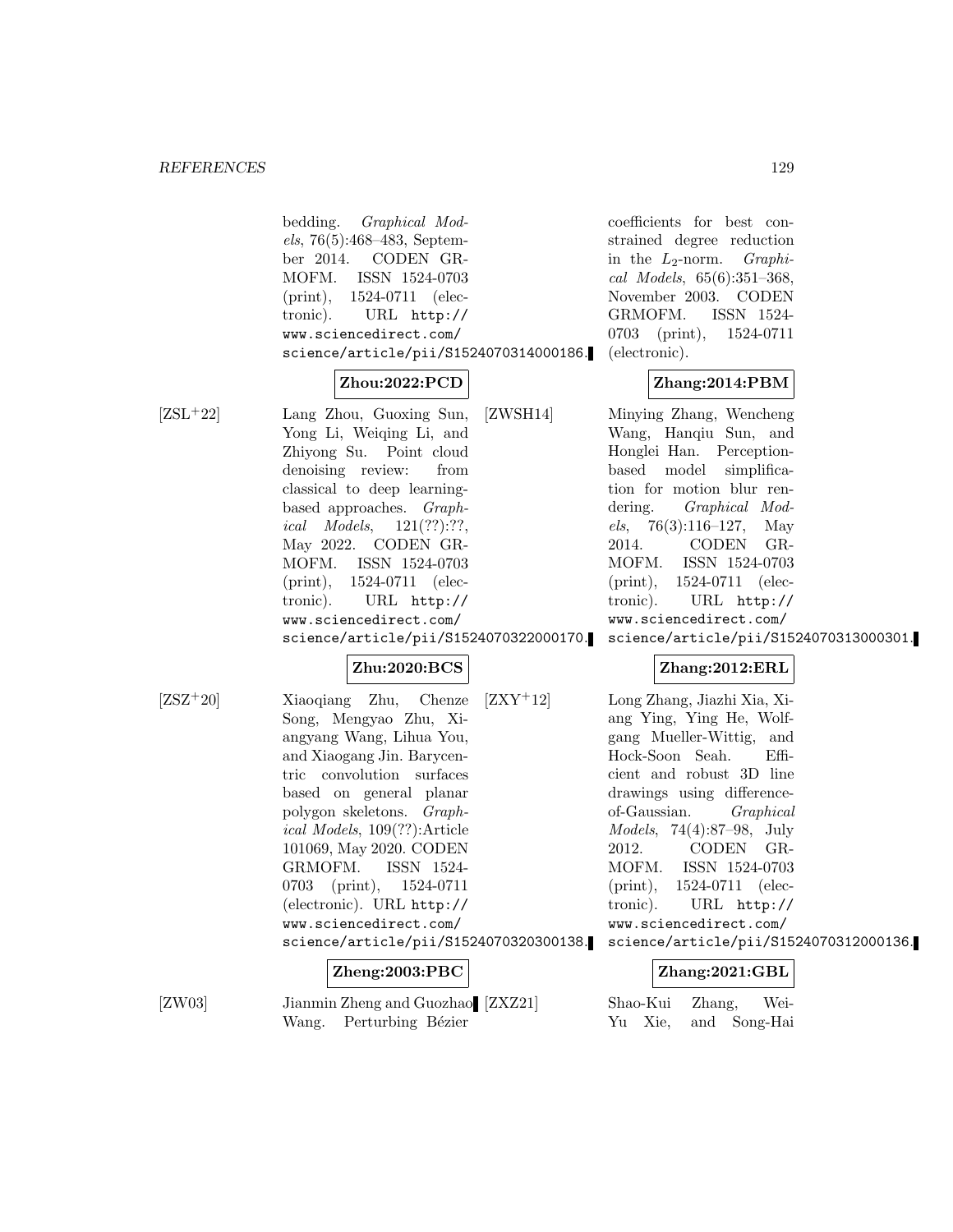bedding. *Graphical Models*, 76(5):468–483, September 2014. CODEN GRMOFM. ISSN 1524-0703 (print), 1524-0711 (electronic). URL http://www.sciencedirect.com/science/article/pii/S1524070314000186.

**Zhou:2022:PCD**

[ZSL+22] Lang Zhou, Guoxing Sun, Yong Li, Weiqing Li, and Zhiyong Su. Point cloud denoising review: from classical to deep learning-based approaches. *Graphical Models*, 121(??):??, May 2022. CODEN GRMOFM. ISSN 1524-0703 (print), 1524-0711 (electronic). URL http://www.sciencedirect.com/science/article/pii/S1524070322000170.

**Zhu:2020:BCS**

[ZSZ+20] Xiaoqiang Zhu, Chenze Song, Mengyao Zhu, Xiangyang Wang, Lihua You, and Xiaogang Jin. Barycentric convolution surfaces based on general planar polygon skeletons. *Graphical Models*, 109(??):Article 101069, May 2020. CODEN GRMOFM. ISSN 1524-0703 (print), 1524-0711 (electronic). URL http://www.sciencedirect.com/science/article/pii/S1524070320300138.

**Zheng:2003:PBC**

[ZW03] Jianmin Zheng and Guozhao Wang. Perturbing Bézier coefficients for best constrained degree reduction in the $L_2$-norm. *Graphical Models*, 65(6):351–368, November 2003. CODEN GRMOFM. ISSN 1524-0703 (print), 1524-0711 (electronic).

**Zhang:2014:PBM**

[ZWSH14] Minying Zhang, Wencheng Wang, Hanqiu Sun, and Honglei Han. Perception-based model simplification for motion blur rendering. *Graphical Models*, 76(3):116–127, May 2014. CODEN GRMOFM. ISSN 1524-0703 (print), 1524-0711 (electronic). URL http://www.sciencedirect.com/science/article/pii/S1524070313000301.

**Zhang:2012:ERL**

[ZXY+12] Long Zhang, Jiazhi Xia, Xiang Ying, Ying He, Wolfgang Mueller-Wittig, and Hock-Soon Seah. Efficient and robust 3D line drawings using difference-of-Gaussian. *Graphical Models*, 74(4):87–98, July 2012. CODEN GRMOFM. ISSN 1524-0703 (print), 1524-0711 (electronic). URL http://www.sciencedirect.com/science/article/pii/S1524070312000136.

**Zhang:2021:GBL**

[ZXZ21] Shao-Kui Zhang, Wei-Yu Xie, and Song-Hai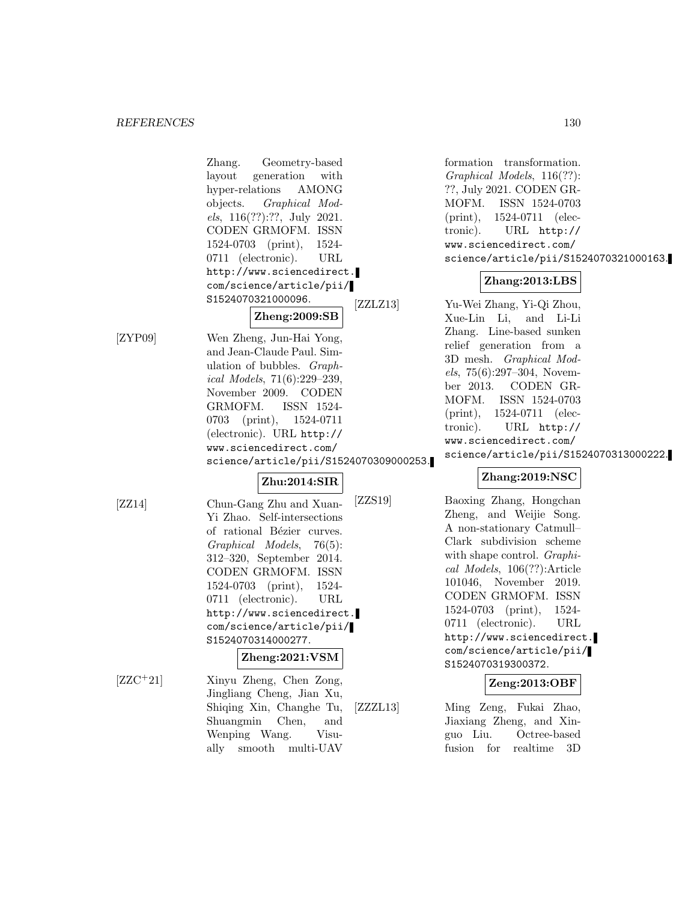Zhang. Geometry-based layout generation with hyper-relations AMONG objects. *Graphical Models*, 116(??):??, July 2021. CODEN GRMOFM. ISSN 1524-0703 (print), 1524-0711 (electronic). URL http://www.sciencedirect.com/science/article/pii/S1524070321000096.

**Zheng:2009:SB**

[ZYP09] Wen Zheng, Jun-Hai Yong, and Jean-Claude Paul. Simulation of bubbles. *Graphical Models*, 71(6):229–239, November 2009. CODEN GRMOFM. ISSN 1524-0703 (print), 1524-0711 (electronic). URL http://www.sciencedirect.com/science/article/pii/S1524070309000253.

**Zhu:2014:SIR**

[ZZ14] Chun-Gang Zhu and Xuan-Yi Zhao. Self-intersections of rational Bézier curves. *Graphical Models*, 76(5):312–320, September 2014. CODEN GRMOFM. ISSN 1524-0703 (print), 1524-0711 (electronic). URL http://www.sciencedirect.com/science/article/pii/S1524070314000277.

**Zheng:2021:VSM**

[ZZC+21] Xinyu Zheng, Chen Zong, Jingliang Cheng, Jian Xu, Shiqing Xin, Changhe Tu, Shuangmin Chen, and Wenping Wang. Visually smooth multi-UAV formation transformation. *Graphical Models*, 116(??):??, July 2021. CODEN GRMOFM. ISSN 1524-0703 (print), 1524-0711 (electronic). URL http://www.sciencedirect.com/science/article/pii/S1524070321000163.

**Zhang:2013:LBS**

[ZZLZ13] Yu-Wei Zhang, Yi-Qi Zhou, Xue-Lin Li, and Li-Li Zhang. Line-based sunken relief generation from a 3D mesh. *Graphical Models*, 75(6):297–304, November 2013. CODEN GRMOFM. ISSN 1524-0703 (print), 1524-0711 (electronic). URL http://www.sciencedirect.com/science/article/pii/S1524070313000222.

**Zhang:2019:NSC**

[ZZS19] Baoxing Zhang, Hongchan Zheng, and Weijie Song. A non-stationary Catmull–Clark subdivision scheme with shape control. *Graphical Models*, 106(??):Article 101046, November 2019. CODEN GRMOFM. ISSN 1524-0703 (print), 1524-0711 (electronic). URL http://www.sciencedirect.com/science/article/pii/S1524070319300372.

**Zeng:2013:OBF**

[ZZZL13] Ming Zeng, Fukai Zhao, Jiaxiang Zheng, and Xinguo Liu. Octree-based fusion for realtime 3D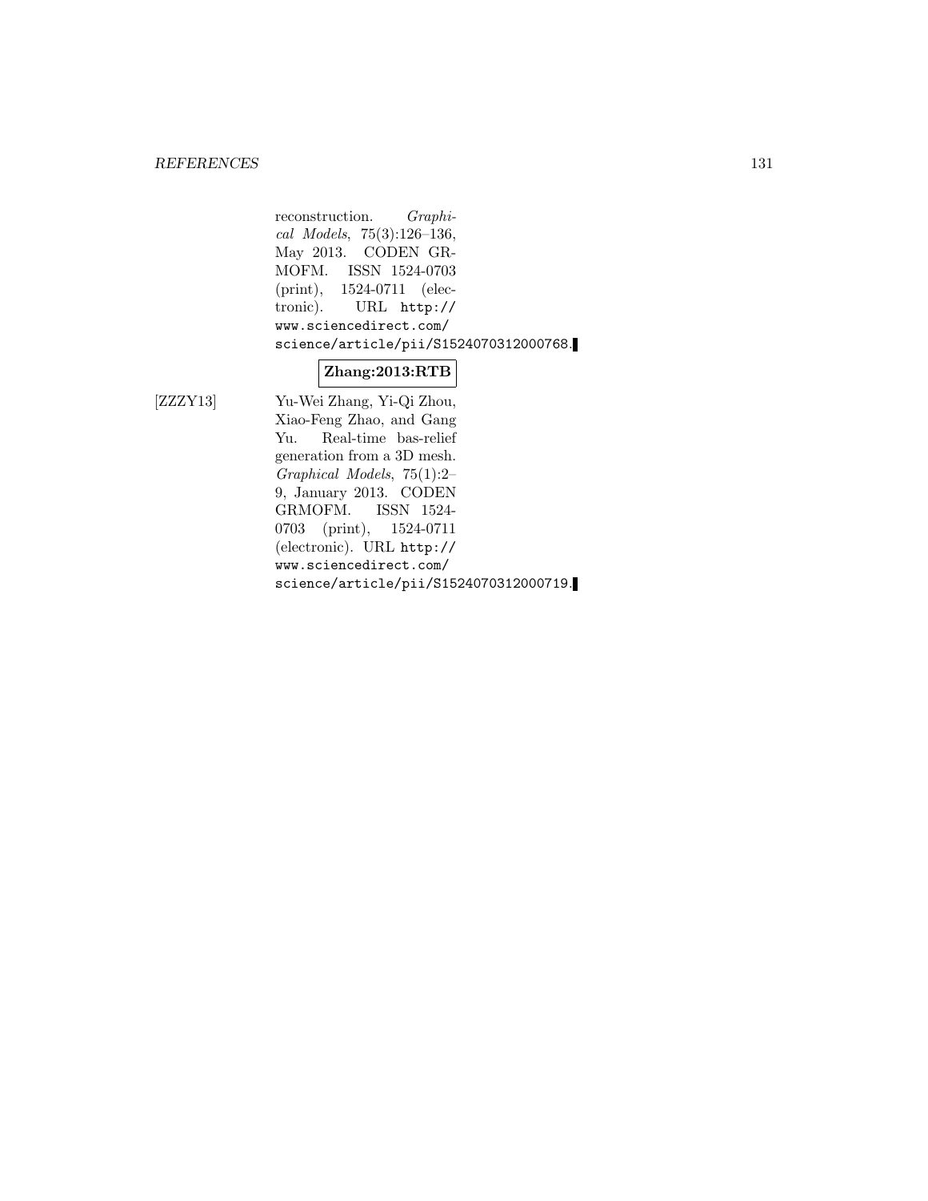reconstruction. *Graphical Models*, 75(3):126–136, May 2013. CODEN GRMOFM. ISSN 1524-0703 (print), 1524-0711 (electronic). URL http://www.sciencedirect.com/science/article/pii/S1524070312000768.

**Zhang:2013:RTB**

[ZZZY13] Yu-Wei Zhang, Yi-Qi Zhou, Xiao-Feng Zhao, and Gang Yu. Real-time bas-relief generation from a 3D mesh. *Graphical Models*, 75(1):2–9, January 2013. CODEN GRMOFM. ISSN 1524-0703 (print), 1524-0711 (electronic). URL http://www.sciencedirect.com/science/article/pii/S1524070312000719.